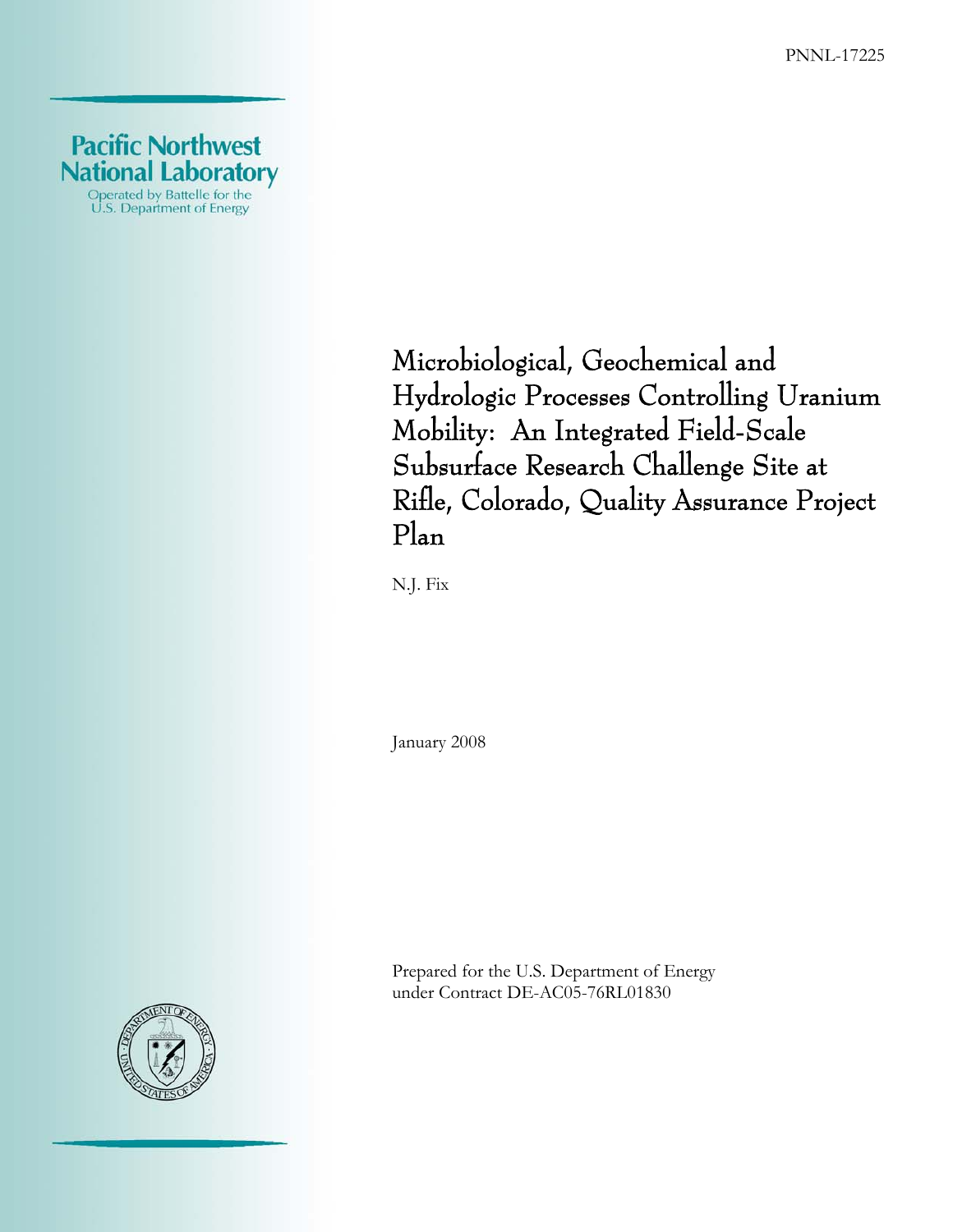PNNL-17225

Pacific Northwest National Laboratory

Operated by Battelle for the U.S. Department of Energy

# Microbiological, Geochemical and Hydrologic Processes Controlling Uranium Mobility: An Integrated Field-Scale Subsurface Research Challenge Site at Rifle, Colorado, Quality Assurance Project Plan

N.J. Fix

January 2008

Prepared for the U.S. Department of Energy under Contract DE-AC05-76RL01830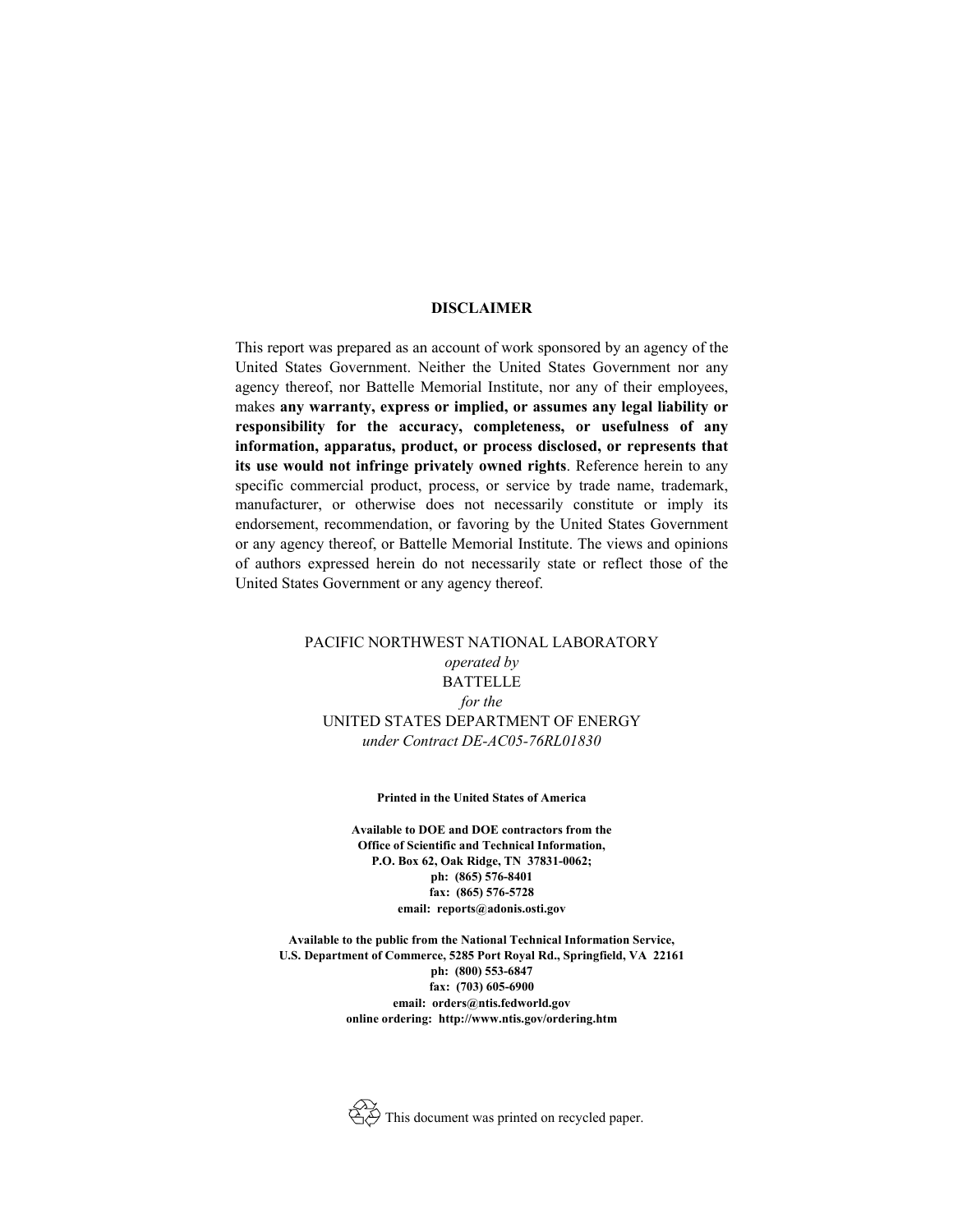**DISCLAIMER**

This report was prepared as an account of work sponsored by an agency of the United States Government. Neither the United States Government nor any agency thereof, nor Battelle Memorial Institute, nor any of their employees, makes **any warranty, express or implied, or assumes any legal liability or responsibility for the accuracy, completeness, or usefulness of any information, apparatus, product, or process disclosed, or represents that its use would not infringe privately owned rights**. Reference herein to any specific commercial product, process, or service by trade name, trademark, manufacturer, or otherwise does not necessarily constitute or imply its endorsement, recommendation, or favoring by the United States Government or any agency thereof, or Battelle Memorial Institute. The views and opinions of authors expressed herein do not necessarily state or reflect those of the United States Government or any agency thereof.

PACIFIC NORTHWEST NATIONAL LABORATORY
*operated by*
BATTELLE
*for the*
UNITED STATES DEPARTMENT OF ENERGY
*under Contract DE-AC05-76RL01830*

**Printed in the United States of America**

**Available to DOE and DOE contractors from the**
**Office of Scientific and Technical Information,**
**P.O. Box 62, Oak Ridge, TN 37831-0062;**
**ph: (865) 576-8401**
**fax: (865) 576-5728**
**email: reports@adonis.osti.gov**

**Available to the public from the National Technical Information Service,**
**U.S. Department of Commerce, 5285 Port Royal Rd., Springfield, VA 22161**
**ph: (800) 553-6847**
**fax: (703) 605-6900**
**email: orders@ntis.fedworld.gov**
**online ordering: http://www.ntis.gov/ordering.htm**

This document was printed on recycled paper.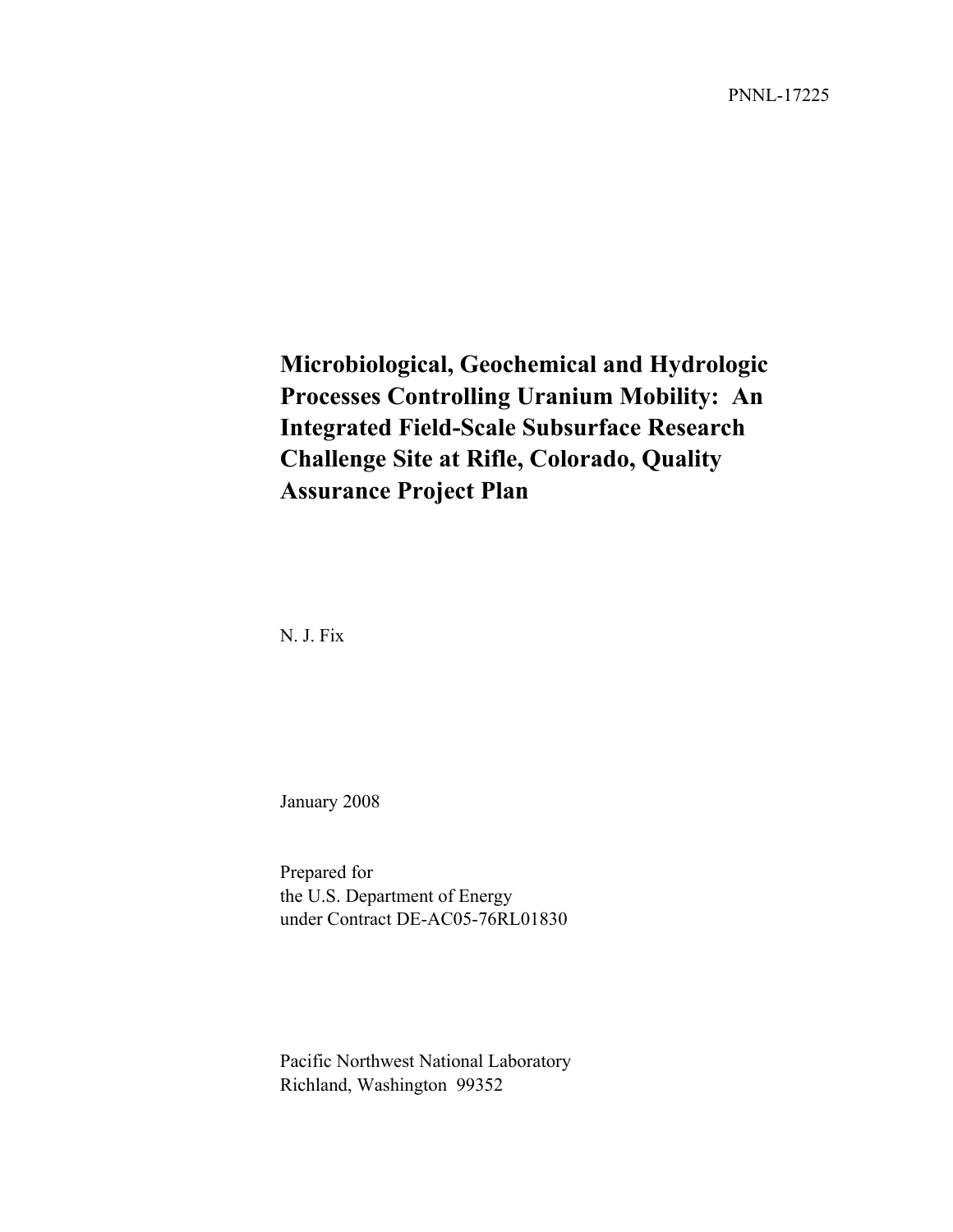PNNL-17225

# Microbiological, Geochemical and Hydrologic Processes Controlling Uranium Mobility: An Integrated Field-Scale Subsurface Research Challenge Site at Rifle, Colorado, Quality Assurance Project Plan

N. J. Fix

January 2008

Prepared for
the U.S. Department of Energy
under Contract DE-AC05-76RL01830

Pacific Northwest National Laboratory
Richland, Washington 99352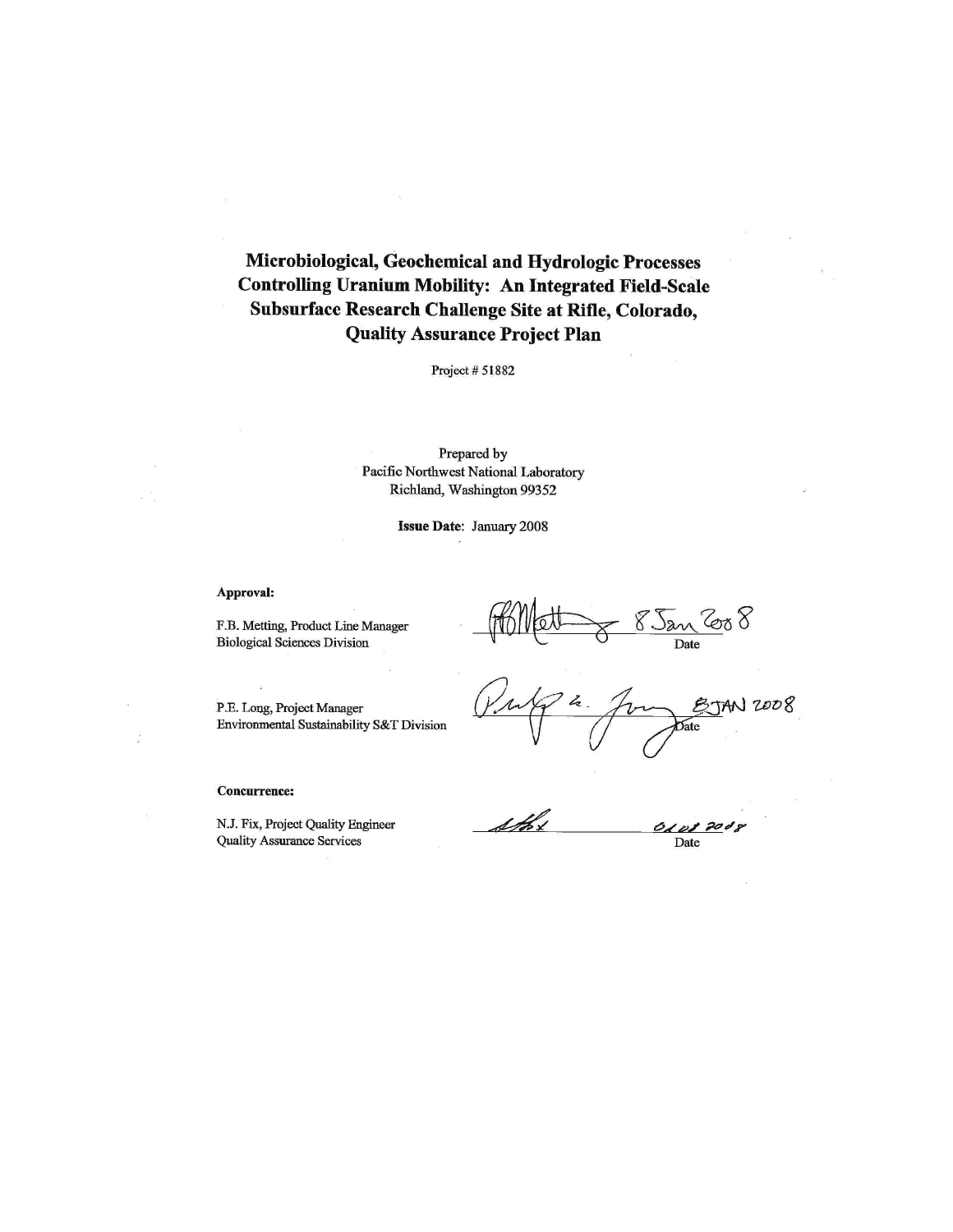# Microbiological, Geochemical and Hydrologic Processes Controlling Uranium Mobility: An Integrated Field-Scale Subsurface Research Challenge Site at Rifle, Colorado, Quality Assurance Project Plan

Project # 51882

Prepared by
Pacific Northwest National Laboratory
Richland, Washington 99352

**Issue Date:** January 2008

**Approval:**

F.B. Metting, Product Line Manager
Biological Sciences Division

8 Jan 2008
Date

P.E. Long, Project Manager
Environmental Sustainability S&T Division

8 JAN 2008
Date

**Concurrence:**

N.J. Fix, Project Quality Engineer
Quality Assurance Services

01 08 2008
Date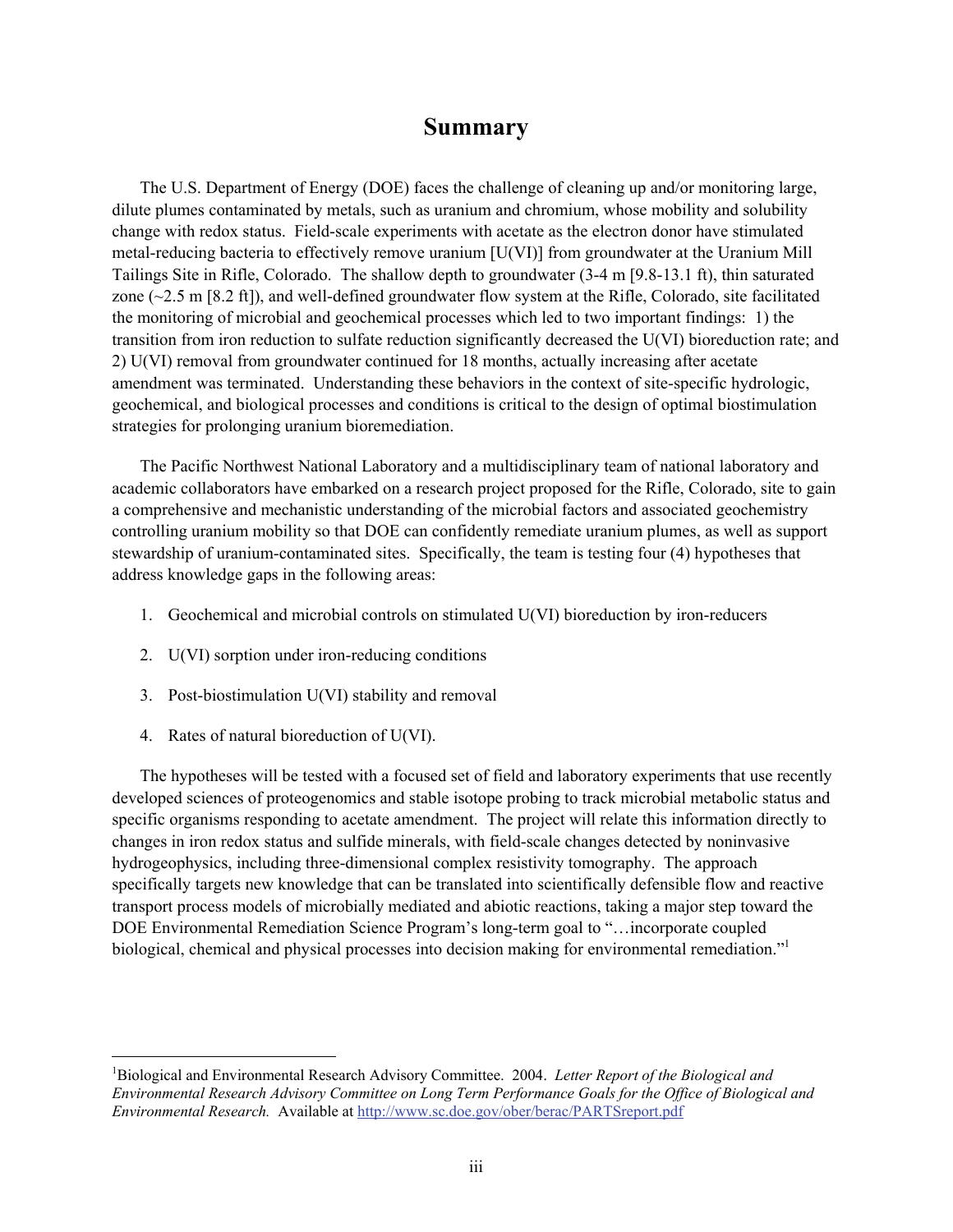# Summary

The U.S. Department of Energy (DOE) faces the challenge of cleaning up and/or monitoring large, dilute plumes contaminated by metals, such as uranium and chromium, whose mobility and solubility change with redox status. Field-scale experiments with acetate as the electron donor have stimulated metal-reducing bacteria to effectively remove uranium [U(VI)] from groundwater at the Uranium Mill Tailings Site in Rifle, Colorado. The shallow depth to groundwater (3-4 m [9.8-13.1 ft), thin saturated zone (~2.5 m [8.2 ft]), and well-defined groundwater flow system at the Rifle, Colorado, site facilitated the monitoring of microbial and geochemical processes which led to two important findings: 1) the transition from iron reduction to sulfate reduction significantly decreased the U(VI) bioreduction rate; and 2) U(VI) removal from groundwater continued for 18 months, actually increasing after acetate amendment was terminated. Understanding these behaviors in the context of site-specific hydrologic, geochemical, and biological processes and conditions is critical to the design of optimal biostimulation strategies for prolonging uranium bioremediation.

The Pacific Northwest National Laboratory and a multidisciplinary team of national laboratory and academic collaborators have embarked on a research project proposed for the Rifle, Colorado, site to gain a comprehensive and mechanistic understanding of the microbial factors and associated geochemistry controlling uranium mobility so that DOE can confidently remediate uranium plumes, as well as support stewardship of uranium-contaminated sites. Specifically, the team is testing four (4) hypotheses that address knowledge gaps in the following areas:

1. Geochemical and microbial controls on stimulated U(VI) bioreduction by iron-reducers
2. U(VI) sorption under iron-reducing conditions
3. Post-biostimulation U(VI) stability and removal
4. Rates of natural bioreduction of U(VI).

The hypotheses will be tested with a focused set of field and laboratory experiments that use recently developed sciences of proteogenomics and stable isotope probing to track microbial metabolic status and specific organisms responding to acetate amendment. The project will relate this information directly to changes in iron redox status and sulfide minerals, with field-scale changes detected by noninvasive hydrogeophysics, including three-dimensional complex resistivity tomography. The approach specifically targets new knowledge that can be translated into scientifically defensible flow and reactive transport process models of microbially mediated and abiotic reactions, taking a major step toward the DOE Environmental Remediation Science Program's long-term goal to "…incorporate coupled biological, chemical and physical processes into decision making for environmental remediation."[1]

---

[1]Biological and Environmental Research Advisory Committee. 2004. *Letter Report of the Biological and Environmental Research Advisory Committee on Long Term Performance Goals for the Office of Biological and Environmental Research.* Available at http://www.sc.doe.gov/ober/berac/PARTSreport.pdf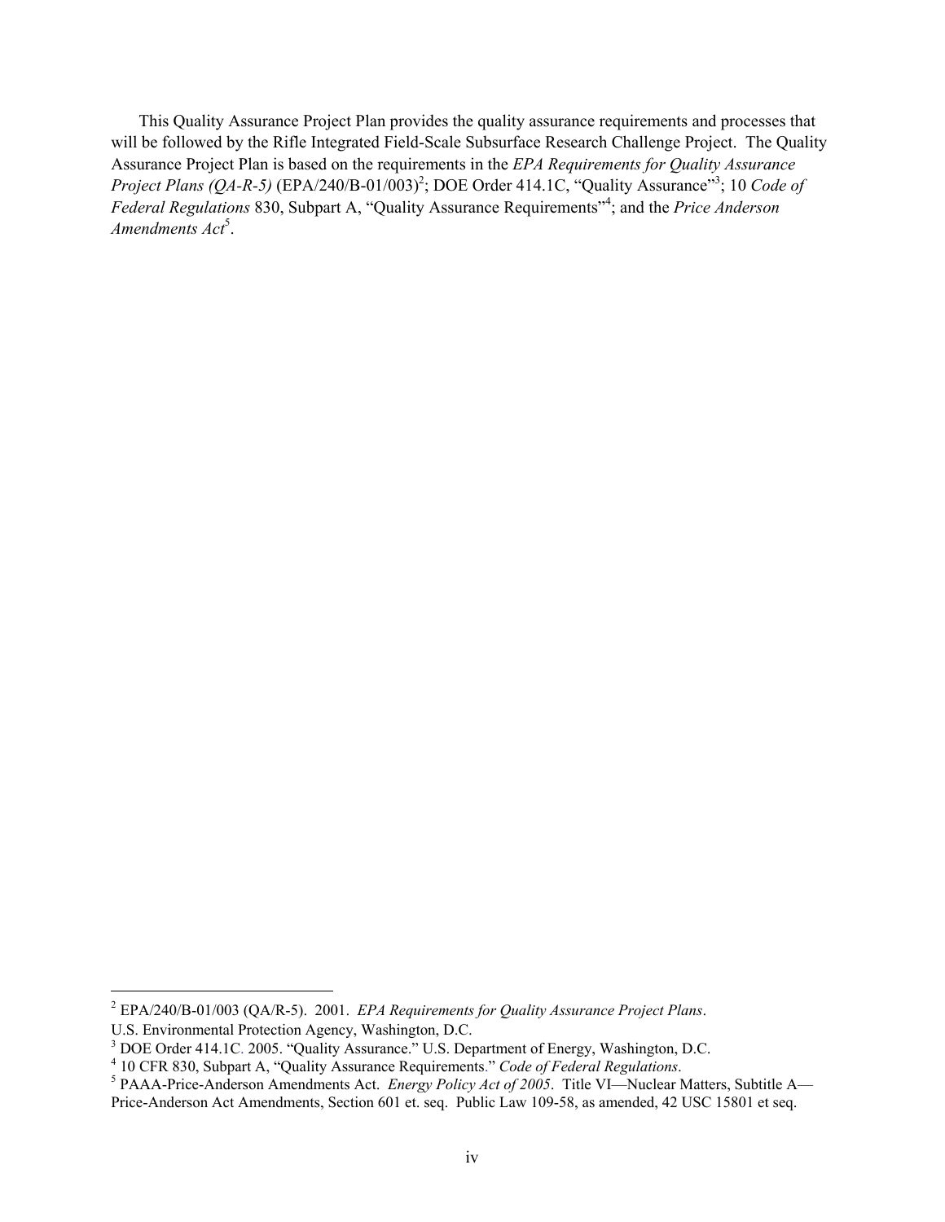This Quality Assurance Project Plan provides the quality assurance requirements and processes that will be followed by the Rifle Integrated Field-Scale Subsurface Research Challenge Project. The Quality Assurance Project Plan is based on the requirements in the *EPA Requirements for Quality Assurance Project Plans (QA-R-5)* (EPA/240/B-01/003)[2]; DOE Order 414.1C, "Quality Assurance"[3]; 10 *Code of Federal Regulations* 830, Subpart A, "Quality Assurance Requirements"[4]; and the *Price Anderson Amendments Act*[5].

---

[2] EPA/240/B-01/003 (QA/R-5). 2001. *EPA Requirements for Quality Assurance Project Plans*. U.S. Environmental Protection Agency, Washington, D.C.

[3] DOE Order 414.1C. 2005. "Quality Assurance." U.S. Department of Energy, Washington, D.C.

[4] 10 CFR 830, Subpart A, "Quality Assurance Requirements." *Code of Federal Regulations*.

[5] PAAA-Price-Anderson Amendments Act. *Energy Policy Act of 2005*. Title VI—Nuclear Matters, Subtitle A—Price-Anderson Act Amendments, Section 601 et. seq. Public Law 109-58, as amended, 42 USC 15801 et seq.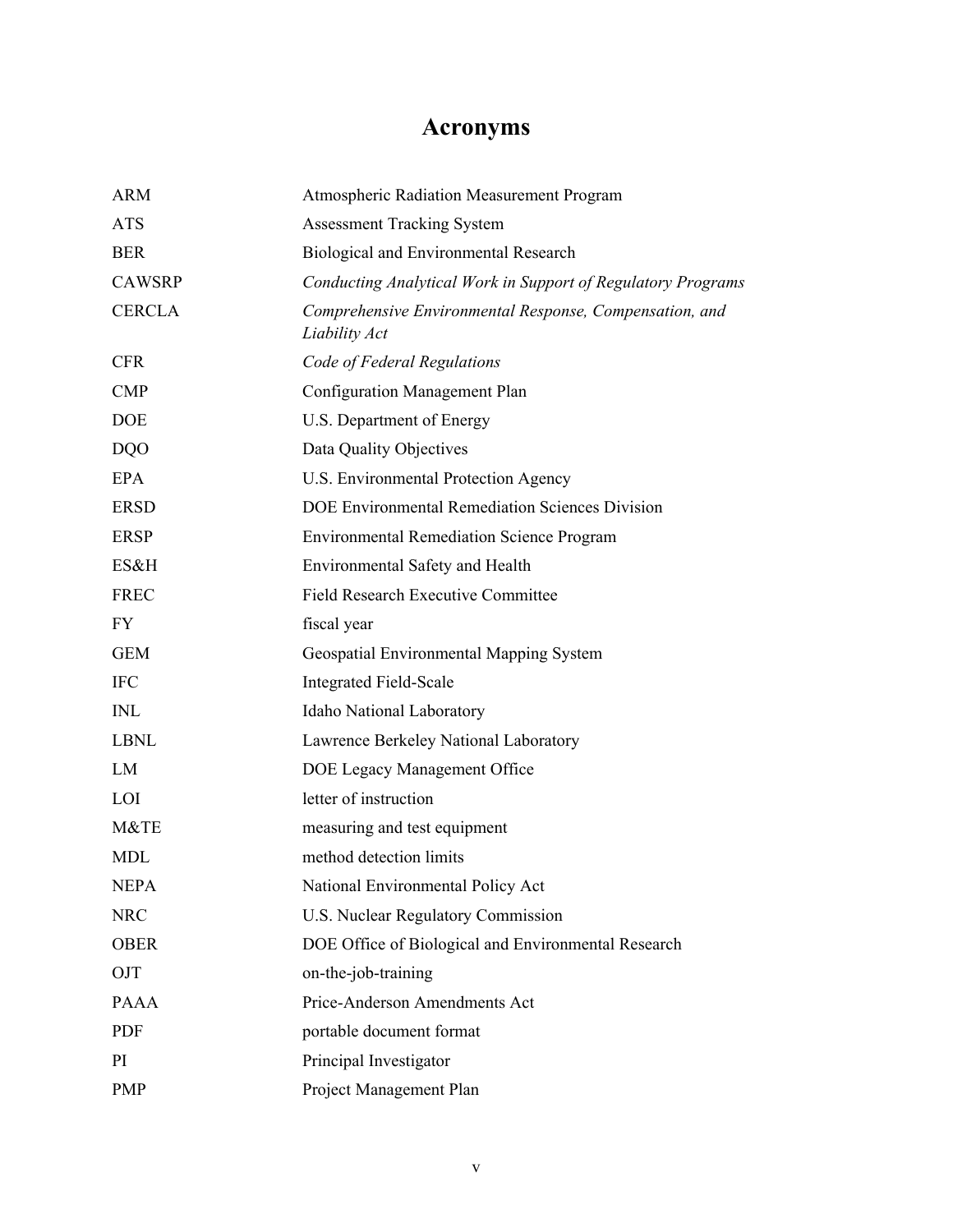# Acronyms

| | |
|---|---|
| ARM | Atmospheric Radiation Measurement Program |
| ATS | Assessment Tracking System |
| BER | Biological and Environmental Research |
| CAWSRP | *Conducting Analytical Work in Support of Regulatory Programs* |
| CERCLA | *Comprehensive Environmental Response, Compensation, and Liability Act* |
| CFR | *Code of Federal Regulations* |
| CMP | Configuration Management Plan |
| DOE | U.S. Department of Energy |
| DQO | Data Quality Objectives |
| EPA | U.S. Environmental Protection Agency |
| ERSD | DOE Environmental Remediation Sciences Division |
| ERSP | Environmental Remediation Science Program |
| ES&H | Environmental Safety and Health |
| FREC | Field Research Executive Committee |
| FY | fiscal year |
| GEM | Geospatial Environmental Mapping System |
| IFC | Integrated Field-Scale |
| INL | Idaho National Laboratory |
| LBNL | Lawrence Berkeley National Laboratory |
| LM | DOE Legacy Management Office |
| LOI | letter of instruction |
| M&TE | measuring and test equipment |
| MDL | method detection limits |
| NEPA | National Environmental Policy Act |
| NRC | U.S. Nuclear Regulatory Commission |
| OBER | DOE Office of Biological and Environmental Research |
| OJT | on-the-job-training |
| PAAA | Price-Anderson Amendments Act |
| PDF | portable document format |
| PI | Principal Investigator |
| PMP | Project Management Plan |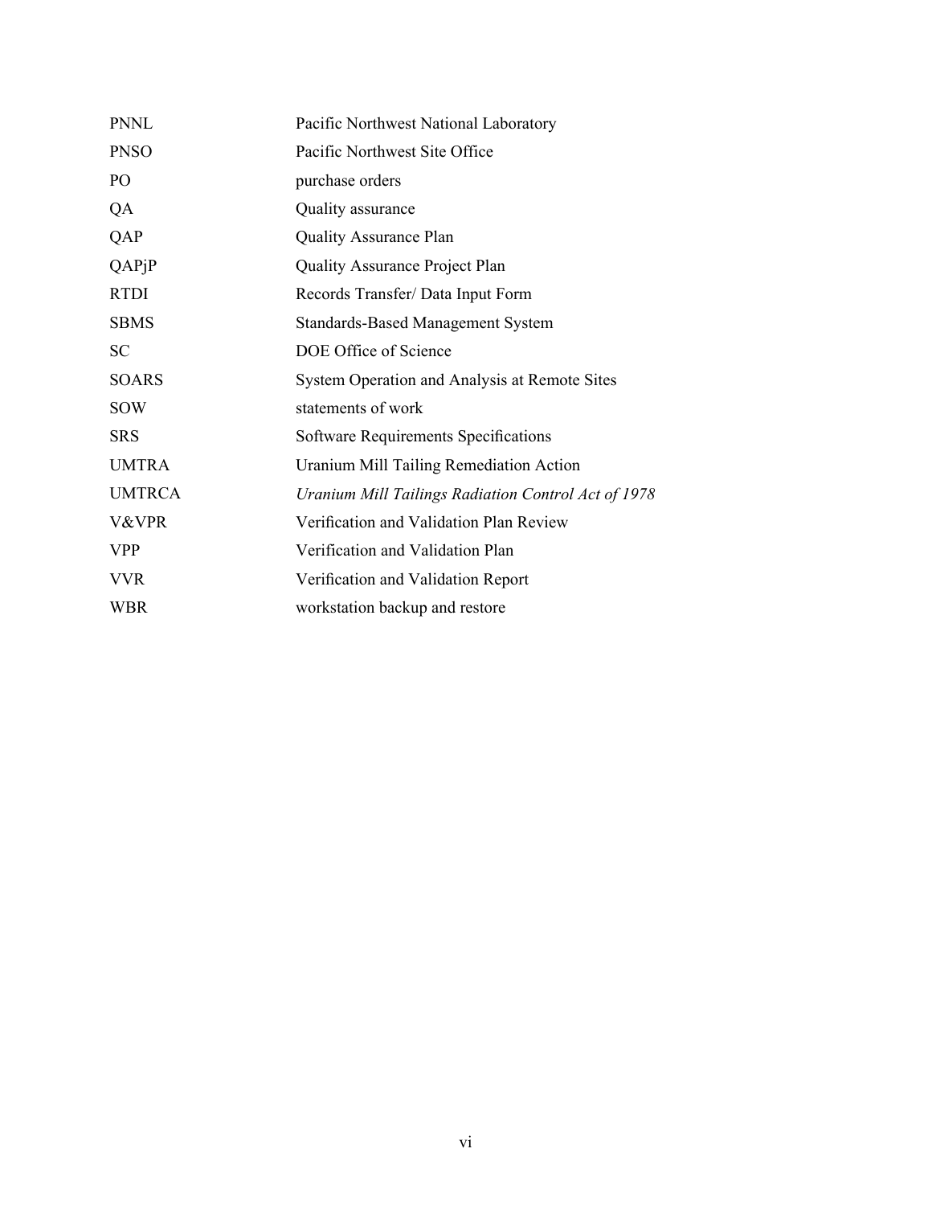| | |
|---|---|
| PNNL | Pacific Northwest National Laboratory |
| PNSO | Pacific Northwest Site Office |
| PO | purchase orders |
| QA | Quality assurance |
| QAP | Quality Assurance Plan |
| QAPjP | Quality Assurance Project Plan |
| RTDI | Records Transfer/ Data Input Form |
| SBMS | Standards-Based Management System |
| SC | DOE Office of Science |
| SOARS | System Operation and Analysis at Remote Sites |
| SOW | statements of work |
| SRS | Software Requirements Specifications |
| UMTRA | Uranium Mill Tailing Remediation Action |
| UMTRCA | *Uranium Mill Tailings Radiation Control Act of 1978* |
| V&VPR | Verification and Validation Plan Review |
| VPP | Verification and Validation Plan |
| VVR | Verification and Validation Report |
| WBR | workstation backup and restore |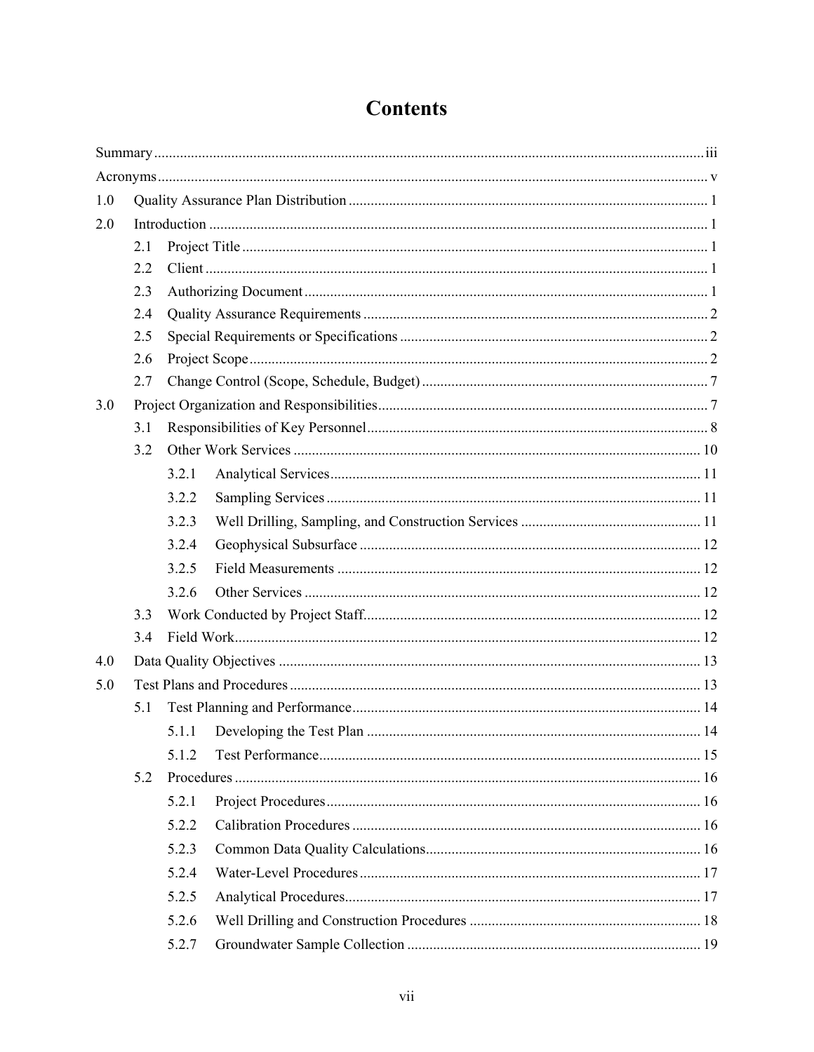# Contents

Summary .......... iii

Acronyms .......... v

1.0 Quality Assurance Plan Distribution .......... 1

2.0 Introduction .......... 1

- 2.1 Project Title .......... 1
- 2.2 Client .......... 1
- 2.3 Authorizing Document .......... 1
- 2.4 Quality Assurance Requirements .......... 2
- 2.5 Special Requirements or Specifications .......... 2
- 2.6 Project Scope .......... 2
- 2.7 Change Control (Scope, Schedule, Budget) .......... 7

3.0 Project Organization and Responsibilities .......... 7

- 3.1 Responsibilities of Key Personnel .......... 8
- 3.2 Other Work Services .......... 10
  - 3.2.1 Analytical Services .......... 11
  - 3.2.2 Sampling Services .......... 11
  - 3.2.3 Well Drilling, Sampling, and Construction Services .......... 11
  - 3.2.4 Geophysical Subsurface .......... 12
  - 3.2.5 Field Measurements .......... 12
  - 3.2.6 Other Services .......... 12
- 3.3 Work Conducted by Project Staff .......... 12
- 3.4 Field Work .......... 12

4.0 Data Quality Objectives .......... 13

5.0 Test Plans and Procedures .......... 13

- 5.1 Test Planning and Performance .......... 14
  - 5.1.1 Developing the Test Plan .......... 14
  - 5.1.2 Test Performance .......... 15
- 5.2 Procedures .......... 16
  - 5.2.1 Project Procedures .......... 16
  - 5.2.2 Calibration Procedures .......... 16
  - 5.2.3 Common Data Quality Calculations .......... 16
  - 5.2.4 Water-Level Procedures .......... 17
  - 5.2.5 Analytical Procedures .......... 17
  - 5.2.6 Well Drilling and Construction Procedures .......... 18
  - 5.2.7 Groundwater Sample Collection .......... 19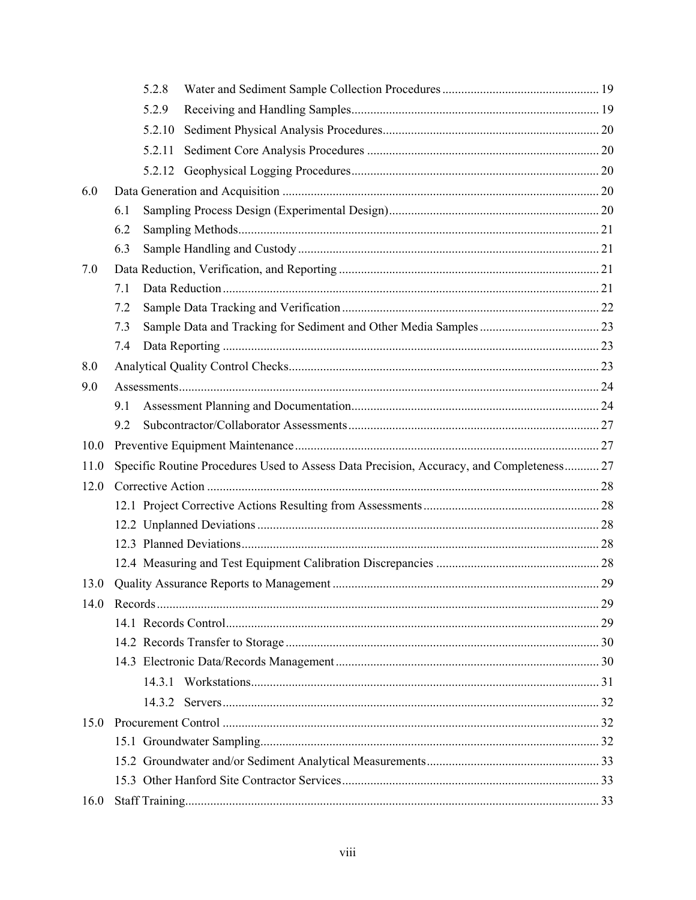- 5.2.8 Water and Sediment Sample Collection Procedures ..... 19
- 5.2.9 Receiving and Handling Samples ..... 19
- 5.2.10 Sediment Physical Analysis Procedures ..... 20
- 5.2.11 Sediment Core Analysis Procedures ..... 20
- 5.2.12 Geophysical Logging Procedures ..... 20

6.0 Data Generation and Acquisition ..... 20
- 6.1 Sampling Process Design (Experimental Design) ..... 20
- 6.2 Sampling Methods ..... 21
- 6.3 Sample Handling and Custody ..... 21

7.0 Data Reduction, Verification, and Reporting ..... 21
- 7.1 Data Reduction ..... 21
- 7.2 Sample Data Tracking and Verification ..... 22
- 7.3 Sample Data and Tracking for Sediment and Other Media Samples ..... 23
- 7.4 Data Reporting ..... 23

8.0 Analytical Quality Control Checks ..... 23

9.0 Assessments ..... 24
- 9.1 Assessment Planning and Documentation ..... 24
- 9.2 Subcontractor/Collaborator Assessments ..... 27

10.0 Preventive Equipment Maintenance ..... 27

11.0 Specific Routine Procedures Used to Assess Data Precision, Accuracy, and Completeness ..... 27

12.0 Corrective Action ..... 28
- 12.1 Project Corrective Actions Resulting from Assessments ..... 28
- 12.2 Unplanned Deviations ..... 28
- 12.3 Planned Deviations ..... 28
- 12.4 Measuring and Test Equipment Calibration Discrepancies ..... 28

13.0 Quality Assurance Reports to Management ..... 29

14.0 Records ..... 29
- 14.1 Records Control ..... 29
- 14.2 Records Transfer to Storage ..... 30
- 14.3 Electronic Data/Records Management ..... 30
  - 14.3.1 Workstations ..... 31
  - 14.3.2 Servers ..... 32

15.0 Procurement Control ..... 32
- 15.1 Groundwater Sampling ..... 32
- 15.2 Groundwater and/or Sediment Analytical Measurements ..... 33
- 15.3 Other Hanford Site Contractor Services ..... 33

16.0 Staff Training ..... 33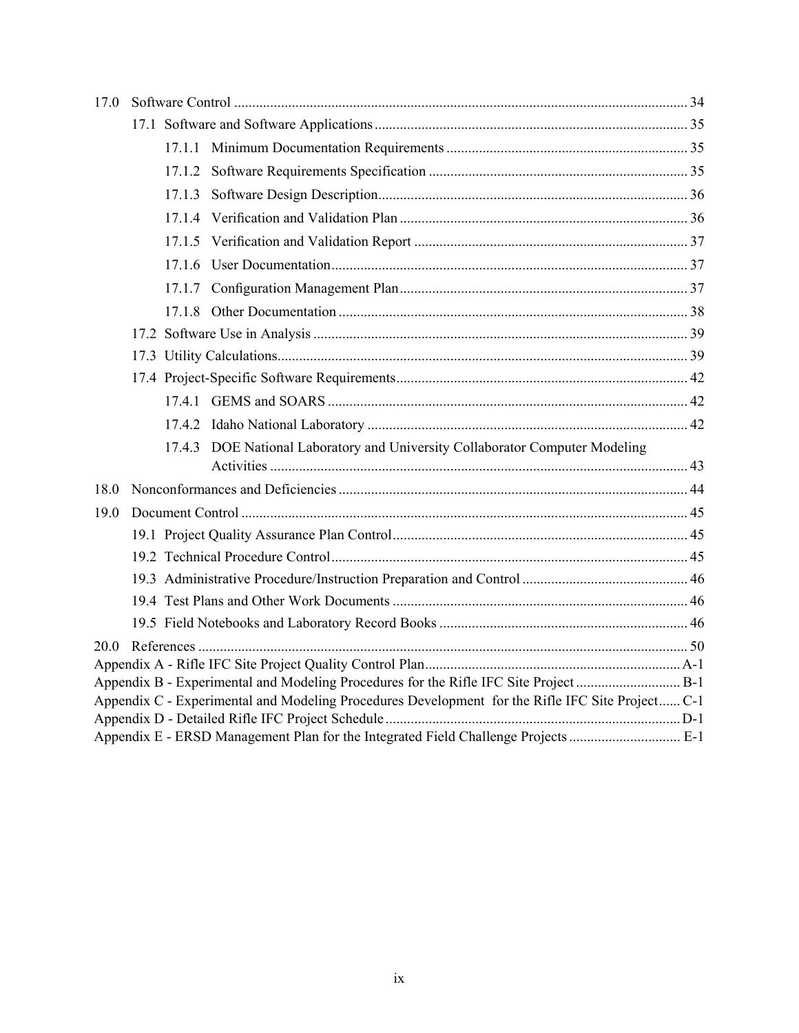17.0 Software Control ............................................................................................................................ 34

17.1 Software and Software Applications ...................................................................................... 35

17.1.1 Minimum Documentation Requirements .................................................................. 35

17.1.2 Software Requirements Specification ....................................................................... 35

17.1.3 Software Design Description..................................................................................... 36

17.1.4 Verification and Validation Plan ............................................................................... 36

17.1.5 Verification and Validation Report ........................................................................... 37

17.1.6 User Documentation.................................................................................................. 37

17.1.7 Configuration Management Plan............................................................................... 37

17.1.8 Other Documentation ................................................................................................ 38

17.2 Software Use in Analysis ....................................................................................................... 39

17.3 Utility Calculations................................................................................................................. 39

17.4 Project-Specific Software Requirements................................................................................ 42

17.4.1 GEMS and SOARS ................................................................................................... 42

17.4.2 Idaho National Laboratory ........................................................................................ 42

17.4.3 DOE National Laboratory and University Collaborator Computer Modeling Activities ................................................................................................................... 43

18.0 Nonconformances and Deficiencies ................................................................................................ 44

19.0 Document Control ........................................................................................................................... 45

19.1 Project Quality Assurance Plan Control................................................................................. 45

19.2 Technical Procedure Control.................................................................................................. 45

19.3 Administrative Procedure/Instruction Preparation and Control ............................................. 46

19.4 Test Plans and Other Work Documents ................................................................................. 46

19.5 Field Notebooks and Laboratory Record Books .................................................................... 46

20.0 References ....................................................................................................................................... 50

Appendix A - Rifle IFC Site Project Quality Control Plan...................................................................... A-1

Appendix B - Experimental and Modeling Procedures for the Rifle IFC Site Project ............................ B-1

Appendix C - Experimental and Modeling Procedures Development for the Rifle IFC Site Project...... C-1

Appendix D - Detailed Rifle IFC Project Schedule ................................................................................. D-1

Appendix E - ERSD Management Plan for the Integrated Field Challenge Projects .............................. E-1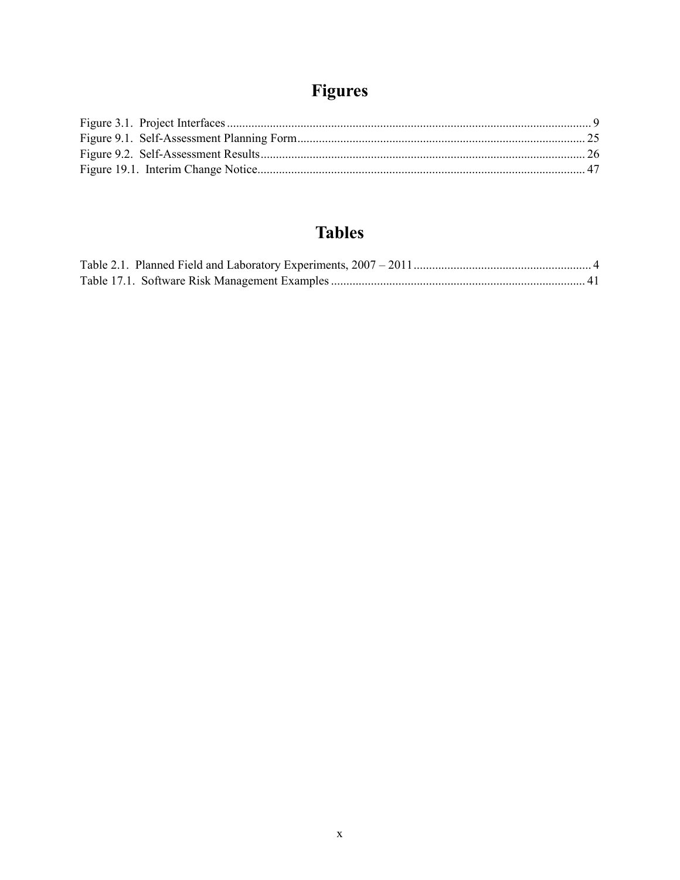# Figures

Figure 3.1. Project Interfaces ...................................................................................................................... 9
Figure 9.1. Self-Assessment Planning Form............................................................................................. 25
Figure 9.2. Self-Assessment Results......................................................................................................... 26
Figure 19.1. Interim Change Notice.......................................................................................................... 47

# Tables

Table 2.1. Planned Field and Laboratory Experiments, 2007 – 2011 .......................................................... 4
Table 17.1. Software Risk Management Examples .................................................................................. 41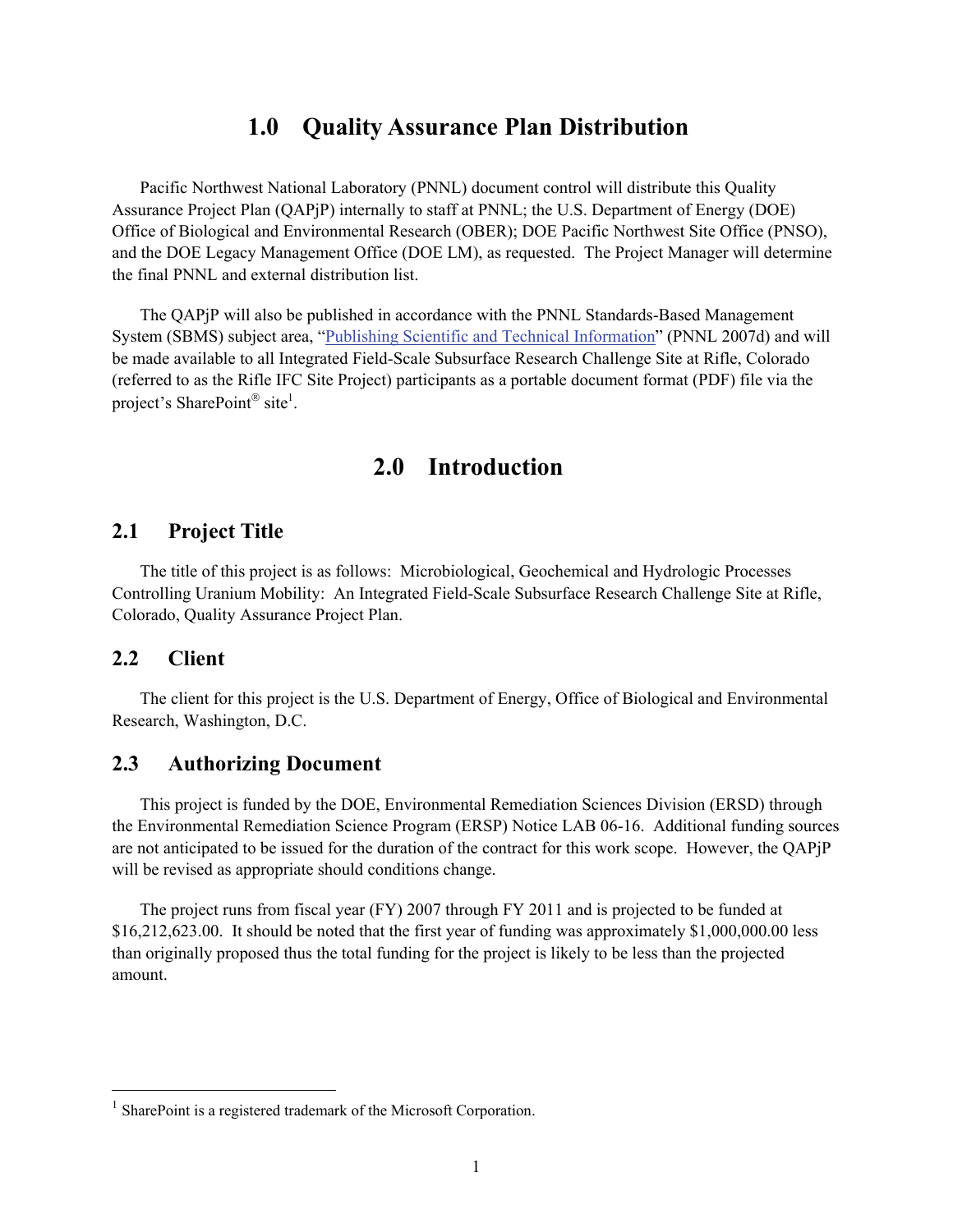# 1.0 Quality Assurance Plan Distribution

Pacific Northwest National Laboratory (PNNL) document control will distribute this Quality Assurance Project Plan (QAPjP) internally to staff at PNNL; the U.S. Department of Energy (DOE) Office of Biological and Environmental Research (OBER); DOE Pacific Northwest Site Office (PNSO), and the DOE Legacy Management Office (DOE LM), as requested. The Project Manager will determine the final PNNL and external distribution list.

The QAPjP will also be published in accordance with the PNNL Standards-Based Management System (SBMS) subject area, "Publishing Scientific and Technical Information" (PNNL 2007d) and will be made available to all Integrated Field-Scale Subsurface Research Challenge Site at Rifle, Colorado (referred to as the Rifle IFC Site Project) participants as a portable document format (PDF) file via the project's SharePoint® site[1].

# 2.0 Introduction

## 2.1 Project Title

The title of this project is as follows: Microbiological, Geochemical and Hydrologic Processes Controlling Uranium Mobility: An Integrated Field-Scale Subsurface Research Challenge Site at Rifle, Colorado, Quality Assurance Project Plan.

## 2.2 Client

The client for this project is the U.S. Department of Energy, Office of Biological and Environmental Research, Washington, D.C.

## 2.3 Authorizing Document

This project is funded by the DOE, Environmental Remediation Sciences Division (ERSD) through the Environmental Remediation Science Program (ERSP) Notice LAB 06-16. Additional funding sources are not anticipated to be issued for the duration of the contract for this work scope. However, the QAPjP will be revised as appropriate should conditions change.

The project runs from fiscal year (FY) 2007 through FY 2011 and is projected to be funded at $16,212,623.00. It should be noted that the first year of funding was approximately $1,000,000.00 less than originally proposed thus the total funding for the project is likely to be less than the projected amount.

---

[1] SharePoint is a registered trademark of the Microsoft Corporation.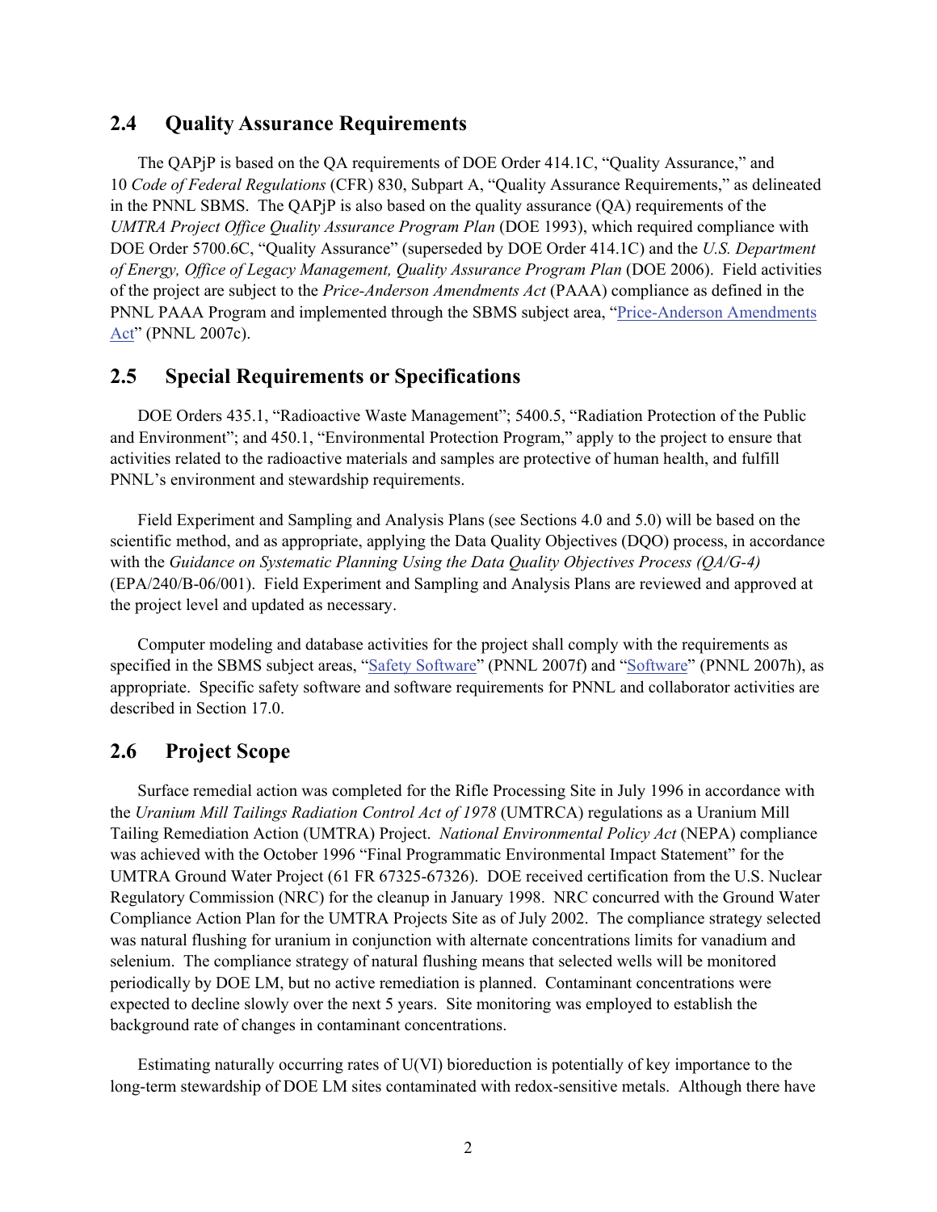## 2.4 Quality Assurance Requirements

The QAPjP is based on the QA requirements of DOE Order 414.1C, "Quality Assurance," and 10 *Code of Federal Regulations* (CFR) 830, Subpart A, "Quality Assurance Requirements," as delineated in the PNNL SBMS. The QAPjP is also based on the quality assurance (QA) requirements of the *UMTRA Project Office Quality Assurance Program Plan* (DOE 1993), which required compliance with DOE Order 5700.6C, "Quality Assurance" (superseded by DOE Order 414.1C) and the *U.S. Department of Energy, Office of Legacy Management, Quality Assurance Program Plan* (DOE 2006). Field activities of the project are subject to the *Price-Anderson Amendments Act* (PAAA) compliance as defined in the PNNL PAAA Program and implemented through the SBMS subject area, "Price-Anderson Amendments Act" (PNNL 2007c).

## 2.5 Special Requirements or Specifications

DOE Orders 435.1, "Radioactive Waste Management"; 5400.5, "Radiation Protection of the Public and Environment"; and 450.1, "Environmental Protection Program," apply to the project to ensure that activities related to the radioactive materials and samples are protective of human health, and fulfill PNNL's environment and stewardship requirements.

Field Experiment and Sampling and Analysis Plans (see Sections 4.0 and 5.0) will be based on the scientific method, and as appropriate, applying the Data Quality Objectives (DQO) process, in accordance with the *Guidance on Systematic Planning Using the Data Quality Objectives Process (QA/G-4)* (EPA/240/B-06/001). Field Experiment and Sampling and Analysis Plans are reviewed and approved at the project level and updated as necessary.

Computer modeling and database activities for the project shall comply with the requirements as specified in the SBMS subject areas, "Safety Software" (PNNL 2007f) and "Software" (PNNL 2007h), as appropriate. Specific safety software and software requirements for PNNL and collaborator activities are described in Section 17.0.

## 2.6 Project Scope

Surface remedial action was completed for the Rifle Processing Site in July 1996 in accordance with the *Uranium Mill Tailings Radiation Control Act of 1978* (UMTRCA) regulations as a Uranium Mill Tailing Remediation Action (UMTRA) Project. *National Environmental Policy Act* (NEPA) compliance was achieved with the October 1996 "Final Programmatic Environmental Impact Statement" for the UMTRA Ground Water Project (61 FR 67325-67326). DOE received certification from the U.S. Nuclear Regulatory Commission (NRC) for the cleanup in January 1998. NRC concurred with the Ground Water Compliance Action Plan for the UMTRA Projects Site as of July 2002. The compliance strategy selected was natural flushing for uranium in conjunction with alternate concentrations limits for vanadium and selenium. The compliance strategy of natural flushing means that selected wells will be monitored periodically by DOE LM, but no active remediation is planned. Contaminant concentrations were expected to decline slowly over the next 5 years. Site monitoring was employed to establish the background rate of changes in contaminant concentrations.

Estimating naturally occurring rates of U(VI) bioreduction is potentially of key importance to the long-term stewardship of DOE LM sites contaminated with redox-sensitive metals. Although there have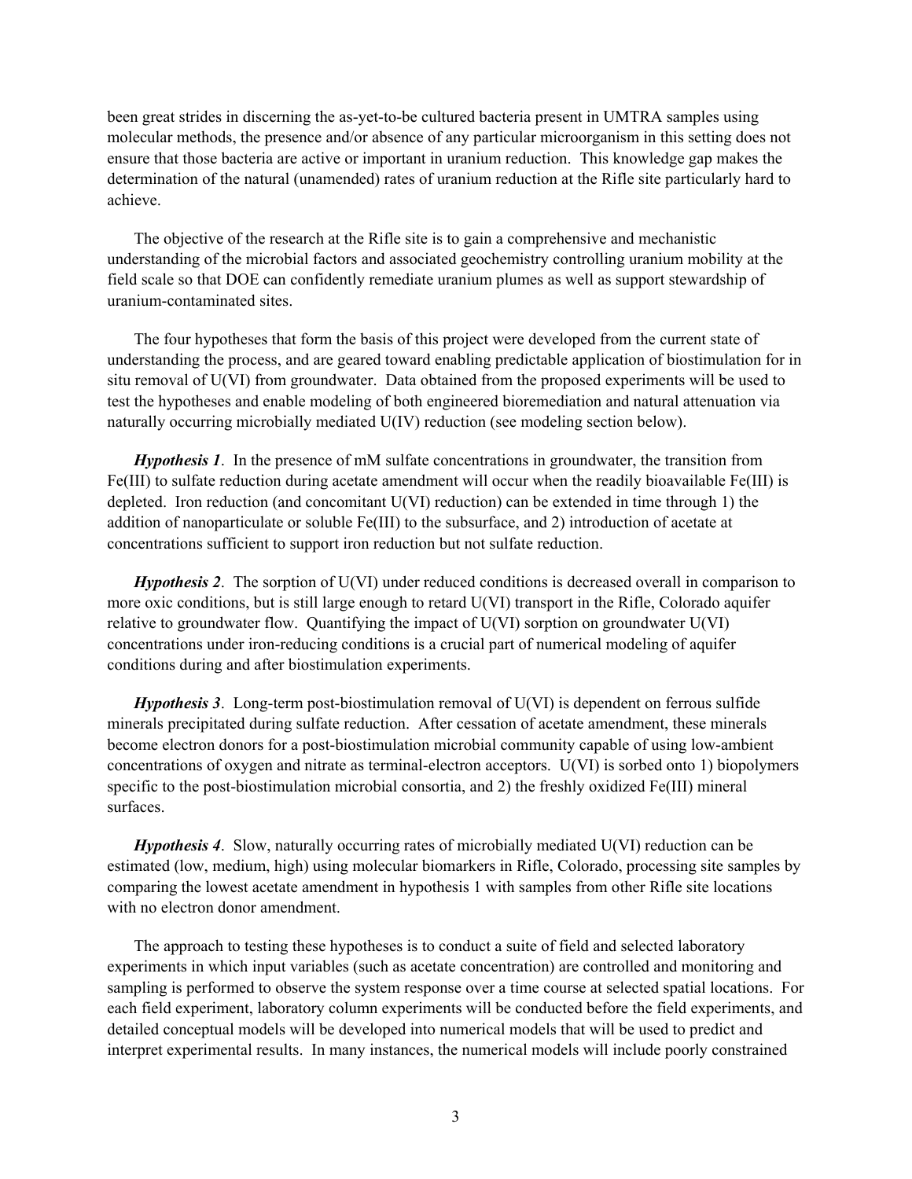been great strides in discerning the as-yet-to-be cultured bacteria present in UMTRA samples using molecular methods, the presence and/or absence of any particular microorganism in this setting does not ensure that those bacteria are active or important in uranium reduction. This knowledge gap makes the determination of the natural (unamended) rates of uranium reduction at the Rifle site particularly hard to achieve.

The objective of the research at the Rifle site is to gain a comprehensive and mechanistic understanding of the microbial factors and associated geochemistry controlling uranium mobility at the field scale so that DOE can confidently remediate uranium plumes as well as support stewardship of uranium-contaminated sites.

The four hypotheses that form the basis of this project were developed from the current state of understanding the process, and are geared toward enabling predictable application of biostimulation for in situ removal of U(VI) from groundwater. Data obtained from the proposed experiments will be used to test the hypotheses and enable modeling of both engineered bioremediation and natural attenuation via naturally occurring microbially mediated U(IV) reduction (see modeling section below).

***Hypothesis 1***. In the presence of mM sulfate concentrations in groundwater, the transition from Fe(III) to sulfate reduction during acetate amendment will occur when the readily bioavailable Fe(III) is depleted. Iron reduction (and concomitant U(VI) reduction) can be extended in time through 1) the addition of nanoparticulate or soluble Fe(III) to the subsurface, and 2) introduction of acetate at concentrations sufficient to support iron reduction but not sulfate reduction.

***Hypothesis 2***. The sorption of U(VI) under reduced conditions is decreased overall in comparison to more oxic conditions, but is still large enough to retard U(VI) transport in the Rifle, Colorado aquifer relative to groundwater flow. Quantifying the impact of U(VI) sorption on groundwater U(VI) concentrations under iron-reducing conditions is a crucial part of numerical modeling of aquifer conditions during and after biostimulation experiments.

***Hypothesis 3***. Long-term post-biostimulation removal of U(VI) is dependent on ferrous sulfide minerals precipitated during sulfate reduction. After cessation of acetate amendment, these minerals become electron donors for a post-biostimulation microbial community capable of using low-ambient concentrations of oxygen and nitrate as terminal-electron acceptors. U(VI) is sorbed onto 1) biopolymers specific to the post-biostimulation microbial consortia, and 2) the freshly oxidized Fe(III) mineral surfaces.

***Hypothesis 4***. Slow, naturally occurring rates of microbially mediated U(VI) reduction can be estimated (low, medium, high) using molecular biomarkers in Rifle, Colorado, processing site samples by comparing the lowest acetate amendment in hypothesis 1 with samples from other Rifle site locations with no electron donor amendment.

The approach to testing these hypotheses is to conduct a suite of field and selected laboratory experiments in which input variables (such as acetate concentration) are controlled and monitoring and sampling is performed to observe the system response over a time course at selected spatial locations. For each field experiment, laboratory column experiments will be conducted before the field experiments, and detailed conceptual models will be developed into numerical models that will be used to predict and interpret experimental results. In many instances, the numerical models will include poorly constrained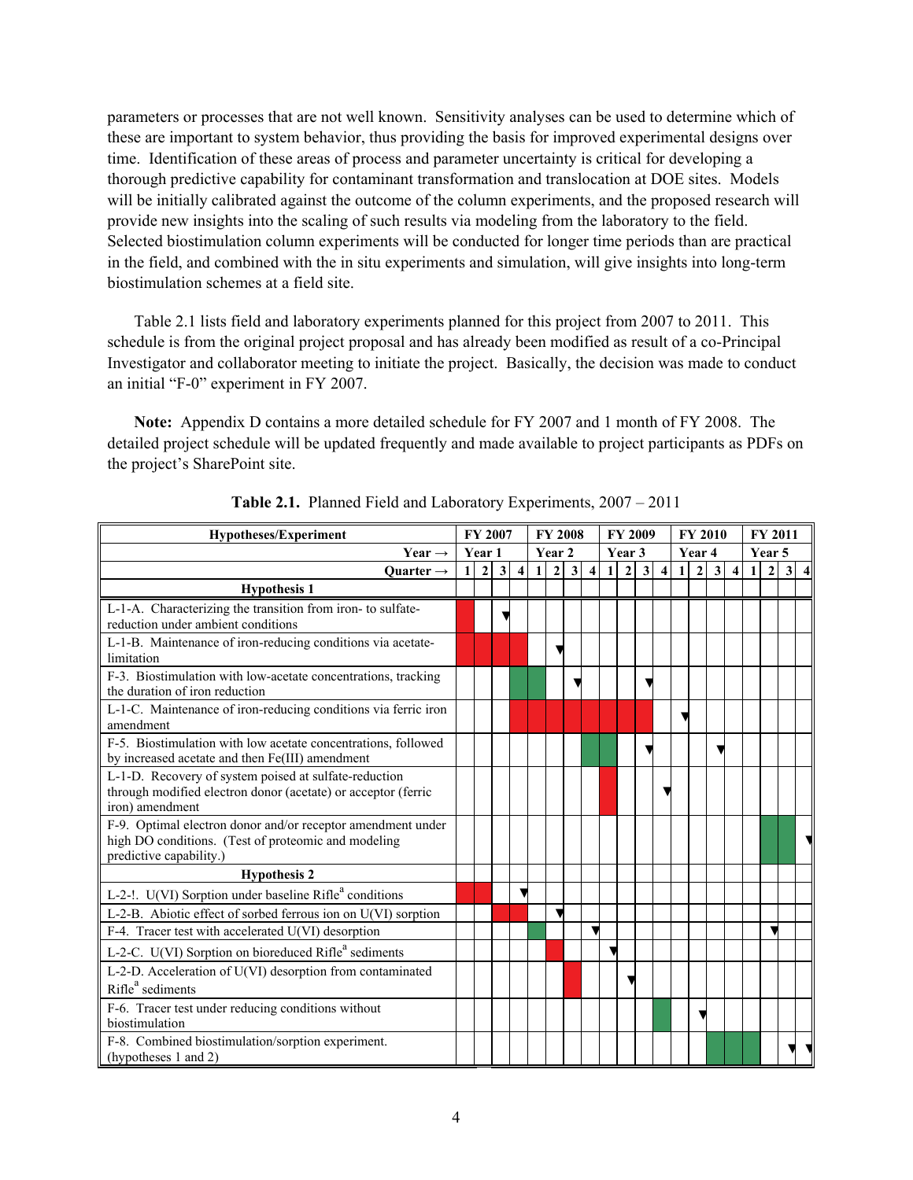parameters or processes that are not well known. Sensitivity analyses can be used to determine which of these are important to system behavior, thus providing the basis for improved experimental designs over time. Identification of these areas of process and parameter uncertainty is critical for developing a thorough predictive capability for contaminant transformation and translocation at DOE sites. Models will be initially calibrated against the outcome of the column experiments, and the proposed research will provide new insights into the scaling of such results via modeling from the laboratory to the field. Selected biostimulation column experiments will be conducted for longer time periods than are practical in the field, and combined with the in situ experiments and simulation, will give insights into long-term biostimulation schemes at a field site.

Table 2.1 lists field and laboratory experiments planned for this project from 2007 to 2011. This schedule is from the original project proposal and has already been modified as result of a co-Principal Investigator and collaborator meeting to initiate the project. Basically, the decision was made to conduct an initial "F-0" experiment in FY 2007.

**Note:** Appendix D contains a more detailed schedule for FY 2007 and 1 month of FY 2008. The detailed project schedule will be updated frequently and made available to project participants as PDFs on the project's SharePoint site.

**Table 2.1.** Planned Field and Laboratory Experiments, 2007 – 2011

| Hypotheses/Experiment | FY 2007 | | | | FY 2008 | | | | FY 2009 | | | | FY 2010 | | | | FY 2011 | | | |
|---|---|---|---|---|---|---|---|---|---|---|---|---|---|---|---|---|---|---|---|---|
| Year → | Year 1 | | | | Year 2 | | | | Year 3 | | | | Year 4 | | | | Year 5 | | | |
| Quarter → | 1 | 2 | 3 | 4 | 1 | 2 | 3 | 4 | 1 | 2 | 3 | 4 | 1 | 2 | 3 | 4 | 1 | 2 | 3 | 4 |
| **Hypothesis 1** | | | | | | | | | | | | | | | | | | | | |
| L-1-A. Characterizing the transition from iron- to sulfate-reduction under ambient conditions | ■ | | ▼ | | | | | | | | | | | | | | | | | |
| L-1-B. Maintenance of iron-reducing conditions via acetate-limitation | ■ | ■ | ■ | ■ | | ▼ | | | | | | | | | | | | | | |
| F-3. Biostimulation with low-acetate concentrations, tracking the duration of iron reduction | | | | ■ | ■ | | ▼ | | | | ▼ | | | | | | | | | |
| L-1-C. Maintenance of iron-reducing conditions via ferric iron amendment | | | | ■ | ■ | ■ | ■ | ■ | ■ | ■ | ■ | | ▼ | | | | | | | |
| F-5. Biostimulation with low acetate concentrations, followed by increased acetate and then Fe(III) amendment | | | | | | | | ■ | ■ | | ▼ | | | | ▼ | | | | | |
| L-1-D. Recovery of system poised at sulfate-reduction through modified electron donor (acetate) or acceptor (ferric iron) amendment | | | | | | | | | ■ | | | ▼ | | | | | | | | |
| F-9. Optimal electron donor and/or receptor amendment under high DO conditions. (Test of proteomic and modeling predictive capability.) | | | | | | | | | | | | | | | | | | ■ | ■ | ▼ |
| **Hypothesis 2** | | | | | | | | | | | | | | | | | | | | |
| L-2-!. U(VI) Sorption under baseline Rifle[a] conditions | ■ | ■ | | ▼ | | | | | | | | | | | | | | | | |
| L-2-B. Abiotic effect of sorbed ferrous ion on U(VI) sorption | | | ■ | ■ | | ▼ | | | | | | | | | | | | | | |
| F-4. Tracer test with accelerated U(VI) desorption | | | | | ■ | | | ▼ | | | | | | | | | | ▼ | | |
| L-2-C. U(VI) Sorption on bioreduced Rifle[a] sediments | | | | | | ■ | | | ▼ | | | | | | | | | | | |
| L-2-D. Acceleration of U(VI) desorption from contaminated Rifle[a] sediments | | | | | | | ■ | | | ▼ | | | | | | | | | | |
| F-6. Tracer test under reducing conditions without biostimulation | | | | | | | | | | | | ■ | | ▼ | | | | | | |
| F-8. Combined biostimulation/sorption experiment. (hypotheses 1 and 2) | | | | | | | | | | | | | | | ■ | ■ | ■ | | ▼ | ▼ |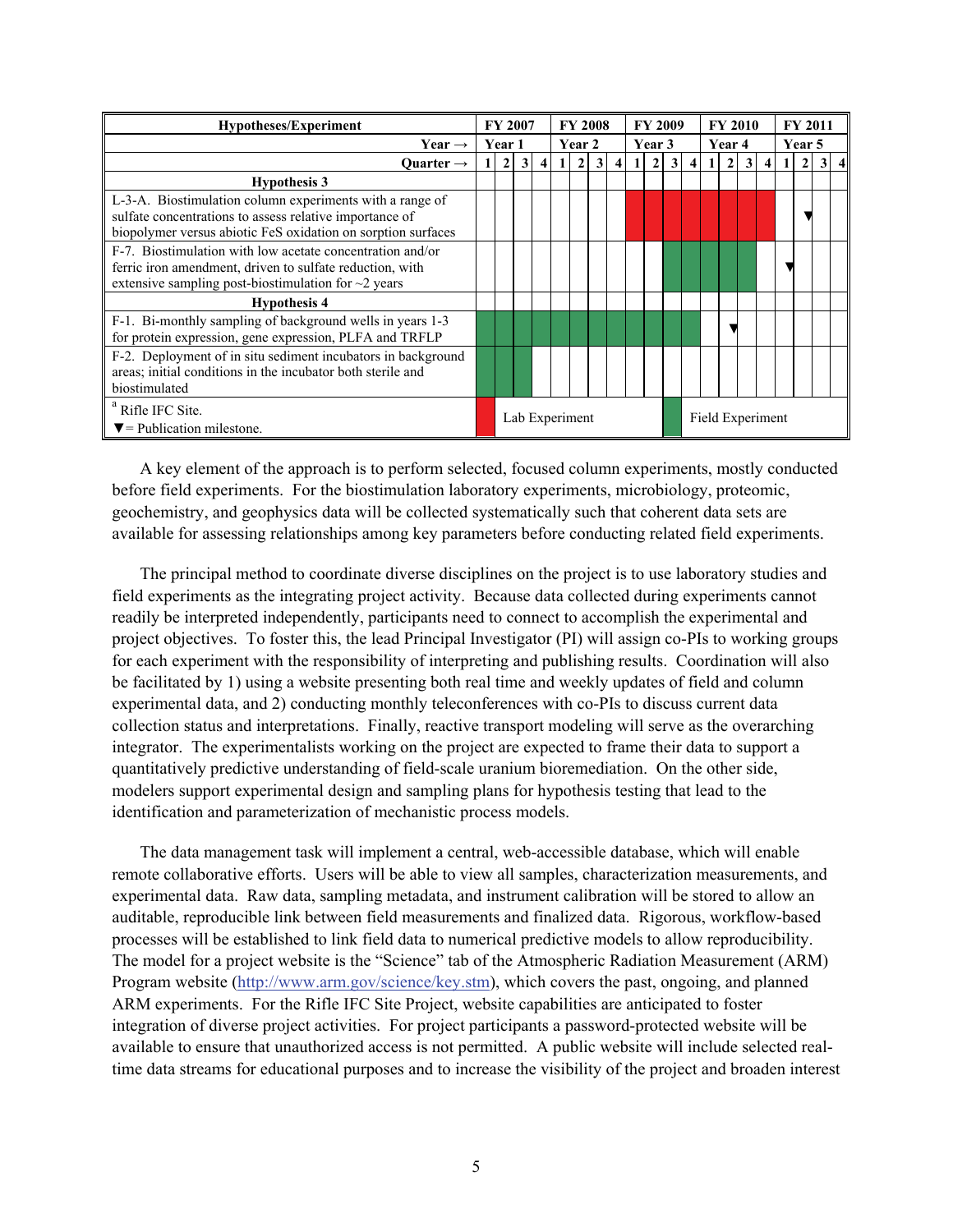| Hypotheses/Experiment | FY 2007 | | | | FY 2008 | | | | FY 2009 | | | | FY 2010 | | | | FY 2011 | | | |
|---|---|---|---|---|---|---|---|---|---|---|---|---|---|---|---|---|---|---|---|---|
| Year → | Year 1 | | | | Year 2 | | | | Year 3 | | | | Year 4 | | | | Year 5 | | | |
| Quarter → | 1 | 2 | 3 | 4 | 1 | 2 | 3 | 4 | 1 | 2 | 3 | 4 | 1 | 2 | 3 | 4 | 1 | 2 | 3 | 4 |
| **Hypothesis 3** | | | | | | | | | | | | | | | | | | | | |
| L-3-A. Biostimulation column experiments with a range of sulfate concentrations to assess relative importance of biopolymer versus abiotic FeS oxidation on sorption surfaces | | | | | | | | | Lab | Lab | Lab | Lab | Lab | Lab | Lab | Lab | | ▼ | | |
| F-7. Biostimulation with low acetate concentration and/or ferric iron amendment, driven to sulfate reduction, with extensive sampling post-biostimulation for ~2 years | | | | | | | | | | | Field | Field | Field | Field | Field | | ▼ | | | |
| **Hypothesis 4** | | | | | | | | | | | | | | | | | | | | |
| F-1. Bi-monthly sampling of background wells in years 1-3 for protein expression, gene expression, PLFA and TRFLP | Field | Field | Field | Field | Field | Field | Field | Field | Field | Field | Field | Field | | ▼ | | | | | | |
| F-2. Deployment of in situ sediment incubators in background areas; initial conditions in the incubator both sterile and biostimulated | Field | Field | Field | | | | | | | | | | | | | | | | | |
| [a] Rifle IFC Site. ▼ = Publication milestone. | Lab = Lab Experiment (red) | | | | | | | | | | Field = Field Experiment (green) | | | | | | | | | |

A key element of the approach is to perform selected, focused column experiments, mostly conducted before field experiments. For the biostimulation laboratory experiments, microbiology, proteomic, geochemistry, and geophysics data will be collected systematically such that coherent data sets are available for assessing relationships among key parameters before conducting related field experiments.

The principal method to coordinate diverse disciplines on the project is to use laboratory studies and field experiments as the integrating project activity. Because data collected during experiments cannot readily be interpreted independently, participants need to connect to accomplish the experimental and project objectives. To foster this, the lead Principal Investigator (PI) will assign co-PIs to working groups for each experiment with the responsibility of interpreting and publishing results. Coordination will also be facilitated by 1) using a website presenting both real time and weekly updates of field and column experimental data, and 2) conducting monthly teleconferences with co-PIs to discuss current data collection status and interpretations. Finally, reactive transport modeling will serve as the overarching integrator. The experimentalists working on the project are expected to frame their data to support a quantitatively predictive understanding of field-scale uranium bioremediation. On the other side, modelers support experimental design and sampling plans for hypothesis testing that lead to the identification and parameterization of mechanistic process models.

The data management task will implement a central, web-accessible database, which will enable remote collaborative efforts. Users will be able to view all samples, characterization measurements, and experimental data. Raw data, sampling metadata, and instrument calibration will be stored to allow an auditable, reproducible link between field measurements and finalized data. Rigorous, workflow-based processes will be established to link field data to numerical predictive models to allow reproducibility. The model for a project website is the "Science" tab of the Atmospheric Radiation Measurement (ARM) Program website (http://www.arm.gov/science/key.stm), which covers the past, ongoing, and planned ARM experiments. For the Rifle IFC Site Project, website capabilities are anticipated to foster integration of diverse project activities. For project participants a password-protected website will be available to ensure that unauthorized access is not permitted. A public website will include selected real-time data streams for educational purposes and to increase the visibility of the project and broaden interest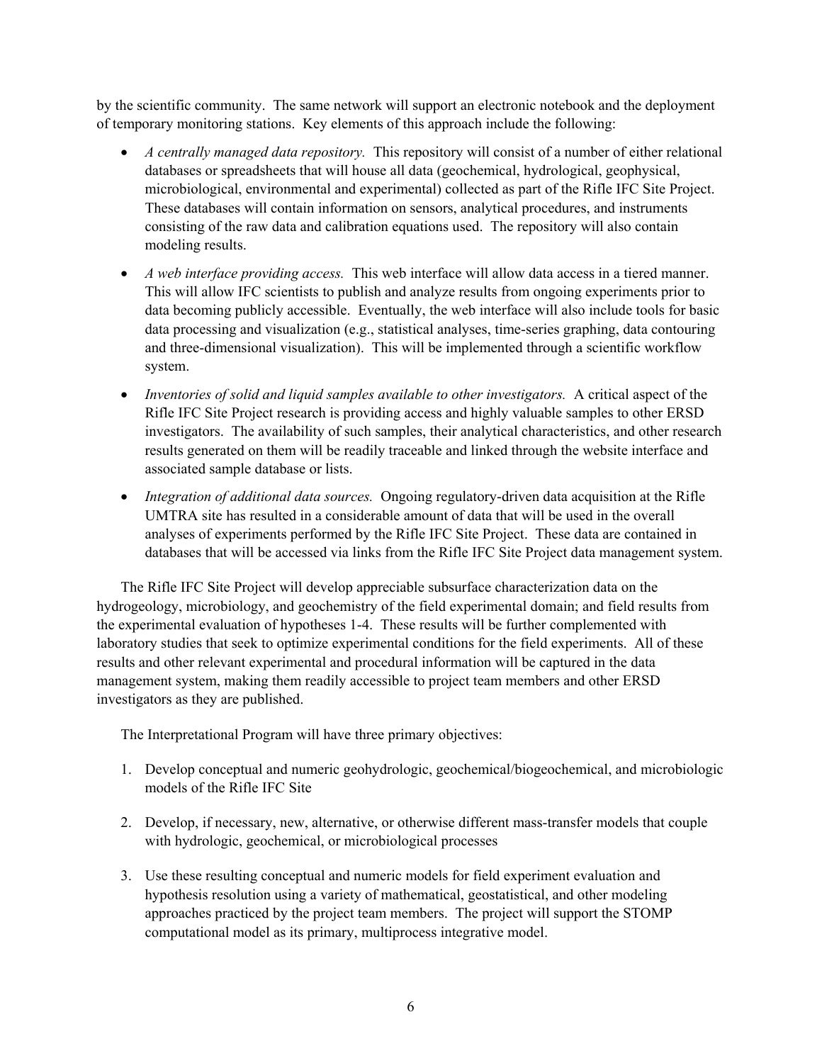by the scientific community. The same network will support an electronic notebook and the deployment of temporary monitoring stations. Key elements of this approach include the following:

- *A centrally managed data repository.* This repository will consist of a number of either relational databases or spreadsheets that will house all data (geochemical, hydrological, geophysical, microbiological, environmental and experimental) collected as part of the Rifle IFC Site Project. These databases will contain information on sensors, analytical procedures, and instruments consisting of the raw data and calibration equations used. The repository will also contain modeling results.

- *A web interface providing access.* This web interface will allow data access in a tiered manner. This will allow IFC scientists to publish and analyze results from ongoing experiments prior to data becoming publicly accessible. Eventually, the web interface will also include tools for basic data processing and visualization (e.g., statistical analyses, time-series graphing, data contouring and three-dimensional visualization). This will be implemented through a scientific workflow system.

- *Inventories of solid and liquid samples available to other investigators.* A critical aspect of the Rifle IFC Site Project research is providing access and highly valuable samples to other ERSD investigators. The availability of such samples, their analytical characteristics, and other research results generated on them will be readily traceable and linked through the website interface and associated sample database or lists.

- *Integration of additional data sources.* Ongoing regulatory-driven data acquisition at the Rifle UMTRA site has resulted in a considerable amount of data that will be used in the overall analyses of experiments performed by the Rifle IFC Site Project. These data are contained in databases that will be accessed via links from the Rifle IFC Site Project data management system.

The Rifle IFC Site Project will develop appreciable subsurface characterization data on the hydrogeology, microbiology, and geochemistry of the field experimental domain; and field results from the experimental evaluation of hypotheses 1-4. These results will be further complemented with laboratory studies that seek to optimize experimental conditions for the field experiments. All of these results and other relevant experimental and procedural information will be captured in the data management system, making them readily accessible to project team members and other ERSD investigators as they are published.

The Interpretational Program will have three primary objectives:

1. Develop conceptual and numeric geohydrologic, geochemical/biogeochemical, and microbiologic models of the Rifle IFC Site

2. Develop, if necessary, new, alternative, or otherwise different mass-transfer models that couple with hydrologic, geochemical, or microbiological processes

3. Use these resulting conceptual and numeric models for field experiment evaluation and hypothesis resolution using a variety of mathematical, geostatistical, and other modeling approaches practiced by the project team members. The project will support the STOMP computational model as its primary, multiprocess integrative model.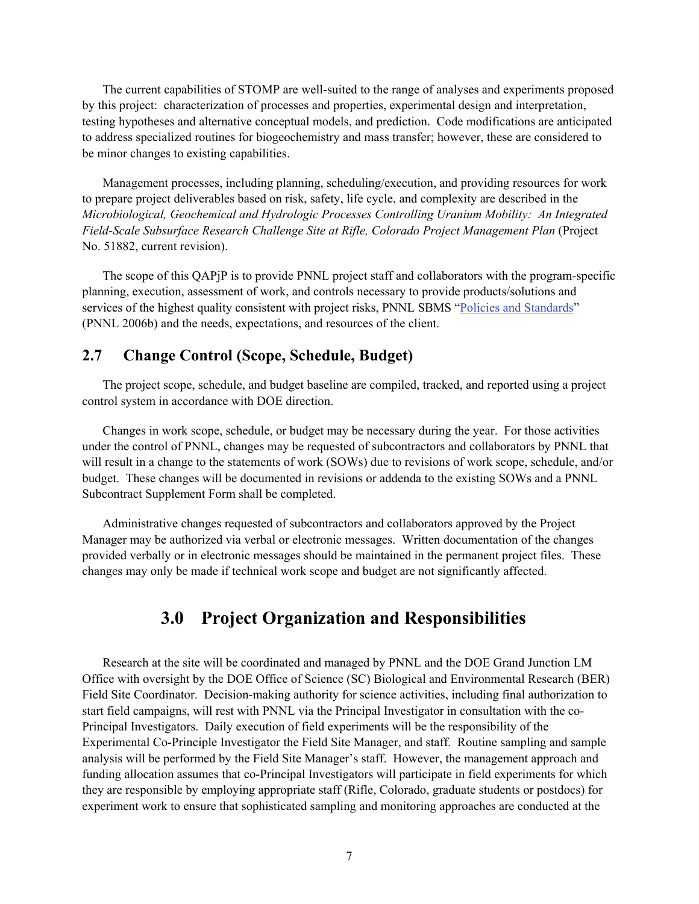The current capabilities of STOMP are well-suited to the range of analyses and experiments proposed by this project: characterization of processes and properties, experimental design and interpretation, testing hypotheses and alternative conceptual models, and prediction. Code modifications are anticipated to address specialized routines for biogeochemistry and mass transfer; however, these are considered to be minor changes to existing capabilities.

Management processes, including planning, scheduling/execution, and providing resources for work to prepare project deliverables based on risk, safety, life cycle, and complexity are described in the *Microbiological, Geochemical and Hydrologic Processes Controlling Uranium Mobility: An Integrated Field-Scale Subsurface Research Challenge Site at Rifle, Colorado Project Management Plan* (Project No. 51882, current revision).

The scope of this QAPjP is to provide PNNL project staff and collaborators with the program-specific planning, execution, assessment of work, and controls necessary to provide products/solutions and services of the highest quality consistent with project risks, PNNL SBMS "Policies and Standards" (PNNL 2006b) and the needs, expectations, and resources of the client.

## 2.7 Change Control (Scope, Schedule, Budget)

The project scope, schedule, and budget baseline are compiled, tracked, and reported using a project control system in accordance with DOE direction.

Changes in work scope, schedule, or budget may be necessary during the year. For those activities under the control of PNNL, changes may be requested of subcontractors and collaborators by PNNL that will result in a change to the statements of work (SOWs) due to revisions of work scope, schedule, and/or budget. These changes will be documented in revisions or addenda to the existing SOWs and a PNNL Subcontract Supplement Form shall be completed.

Administrative changes requested of subcontractors and collaborators approved by the Project Manager may be authorized via verbal or electronic messages. Written documentation of the changes provided verbally or in electronic messages should be maintained in the permanent project files. These changes may only be made if technical work scope and budget are not significantly affected.

# 3.0 Project Organization and Responsibilities

Research at the site will be coordinated and managed by PNNL and the DOE Grand Junction LM Office with oversight by the DOE Office of Science (SC) Biological and Environmental Research (BER) Field Site Coordinator. Decision-making authority for science activities, including final authorization to start field campaigns, will rest with PNNL via the Principal Investigator in consultation with the co-Principal Investigators. Daily execution of field experiments will be the responsibility of the Experimental Co-Principle Investigator the Field Site Manager, and staff. Routine sampling and sample analysis will be performed by the Field Site Manager's staff. However, the management approach and funding allocation assumes that co-Principal Investigators will participate in field experiments for which they are responsible by employing appropriate staff (Rifle, Colorado, graduate students or postdocs) for experiment work to ensure that sophisticated sampling and monitoring approaches are conducted at the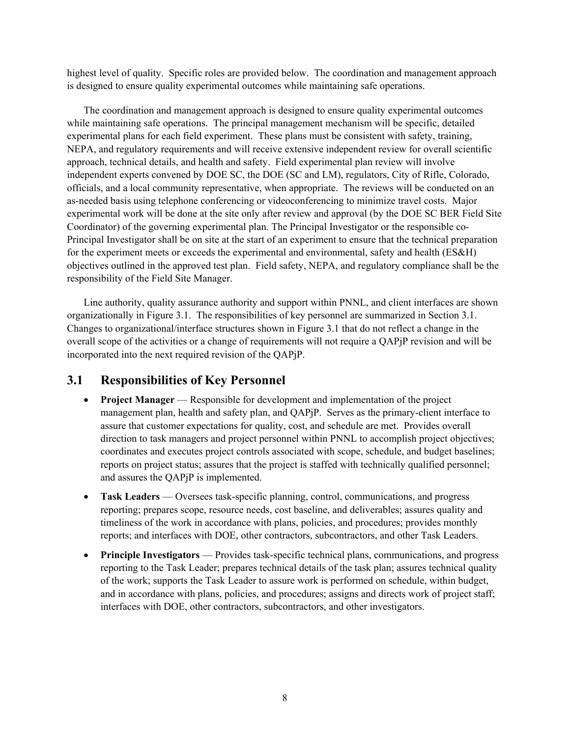highest level of quality. Specific roles are provided below. The coordination and management approach is designed to ensure quality experimental outcomes while maintaining safe operations.

The coordination and management approach is designed to ensure quality experimental outcomes while maintaining safe operations. The principal management mechanism will be specific, detailed experimental plans for each field experiment. These plans must be consistent with safety, training, NEPA, and regulatory requirements and will receive extensive independent review for overall scientific approach, technical details, and health and safety. Field experimental plan review will involve independent experts convened by DOE SC, the DOE (SC and LM), regulators, City of Rifle, Colorado, officials, and a local community representative, when appropriate. The reviews will be conducted on an as-needed basis using telephone conferencing or videoconferencing to minimize travel costs. Major experimental work will be done at the site only after review and approval (by the DOE SC BER Field Site Coordinator) of the governing experimental plan. The Principal Investigator or the responsible co-Principal Investigator shall be on site at the start of an experiment to ensure that the technical preparation for the experiment meets or exceeds the experimental and environmental, safety and health (ES&H) objectives outlined in the approved test plan. Field safety, NEPA, and regulatory compliance shall be the responsibility of the Field Site Manager.

Line authority, quality assurance authority and support within PNNL, and client interfaces are shown organizationally in Figure 3.1. The responsibilities of key personnel are summarized in Section 3.1. Changes to organizational/interface structures shown in Figure 3.1 that do not reflect a change in the overall scope of the activities or a change of requirements will not require a QAPjP revision and will be incorporated into the next required revision of the QAPjP.

## 3.1 Responsibilities of Key Personnel

- **Project Manager** — Responsible for development and implementation of the project management plan, health and safety plan, and QAPjP. Serves as the primary-client interface to assure that customer expectations for quality, cost, and schedule are met. Provides overall direction to task managers and project personnel within PNNL to accomplish project objectives; coordinates and executes project controls associated with scope, schedule, and budget baselines; reports on project status; assures that the project is staffed with technically qualified personnel; and assures the QAPjP is implemented.
- **Task Leaders** — Oversees task-specific planning, control, communications, and progress reporting; prepares scope, resource needs, cost baseline, and deliverables; assures quality and timeliness of the work in accordance with plans, policies, and procedures; provides monthly reports; and interfaces with DOE, other contractors, subcontractors, and other Task Leaders.
- **Principle Investigators** — Provides task-specific technical plans, communications, and progress reporting to the Task Leader; prepares technical details of the task plan; assures technical quality of the work; supports the Task Leader to assure work is performed on schedule, within budget, and in accordance with plans, policies, and procedures; assigns and directs work of project staff; interfaces with DOE, other contractors, subcontractors, and other investigators.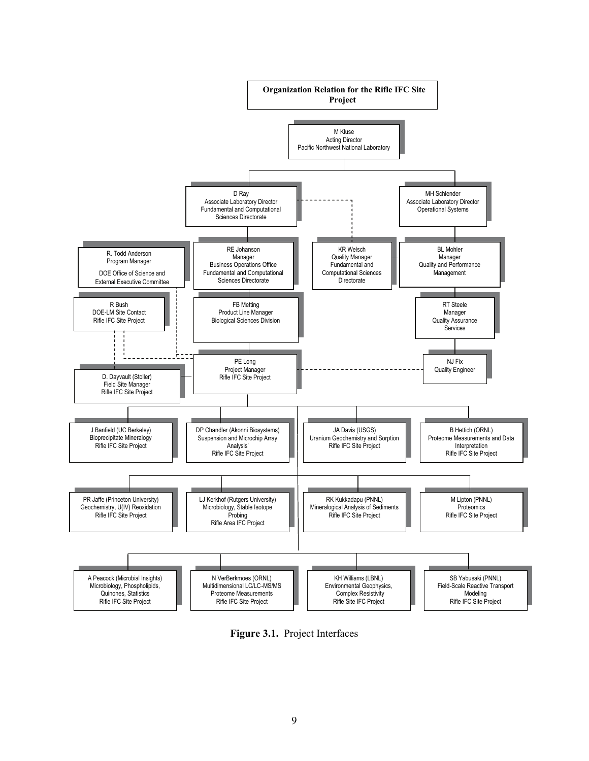**Organization Relation for the Rifle IFC Site Project**

M Kluse
Acting Director
Pacific Northwest National Laboratory

D Ray
Associate Laboratory Director
Fundamental and Computational Sciences Directorate

MH Schlender
Associate Laboratory Director
Operational Systems

R. Todd Anderson
Program Manager
DOE Office of Science and External Executive Committee

RE Johanson
Manager
Business Operations Office
Fundamental and Computational Sciences Directorate

KR Welsch
Quality Manager
Fundamental and Computational Sciences Directorate

BL Mohler
Manager
Quality and Performance Management

R Bush
DOE-LM Site Contact
Rifle IFC Site Project

FB Metting
Product Line Manager
Biological Sciences Division

RT Steele
Manager
Quality Assurance Services

D. Dayvault (Stoller)
Field Site Manager
Rifle IFC Site Project

PE Long
Project Manager
Rifle IFC Site Project

NJ Fix
Quality Engineer

J Banfield (UC Berkeley)
Bioprecipitate Mineralogy
Rifle IFC Site Project

DP Chandler (Akonni Biosystems)
Suspension and Microchip Array Analysis'
Rifle IFC Site Project

JA Davis (USGS)
Uranium Geochemistry and Sorption
Rifle IFC Site Project

B Hettich (ORNL)
Proteome Measurements and Data Interpretation
Rifle IFC Site Project

PR Jaffe (Princeton University)
Geochemistry, U(IV) Reoxidation
Rifle IFC Site Project

LJ Kerkhof (Rutgers University)
Microbiology, Stable Isotope Probing
Rifle Area IFC Project

RK Kukkadapu (PNNL)
Mineralogical Analysis of Sediments
Rifle IFC Site Project

M Lipton (PNNL)
Proteomics
Rifle IFC Site Project

A Peacock (Microbial Insights)
Microbiology, Phospholipids, Quinones, Statistics
Rifle IFC Site Project

N VerBerkmoes (ORNL)
Multidimensional LC/LC-MS/MS Proteome Measurements
Rifle IFC Site Project

KH Williams (LBNL)
Environmental Geophysics, Complex Resistivity
Rifle Site IFC Project

SB Yabusaki (PNNL)
Field-Scale Reactive Transport Modeling
Rifle IFC Site Project

**Figure 3.1.** Project Interfaces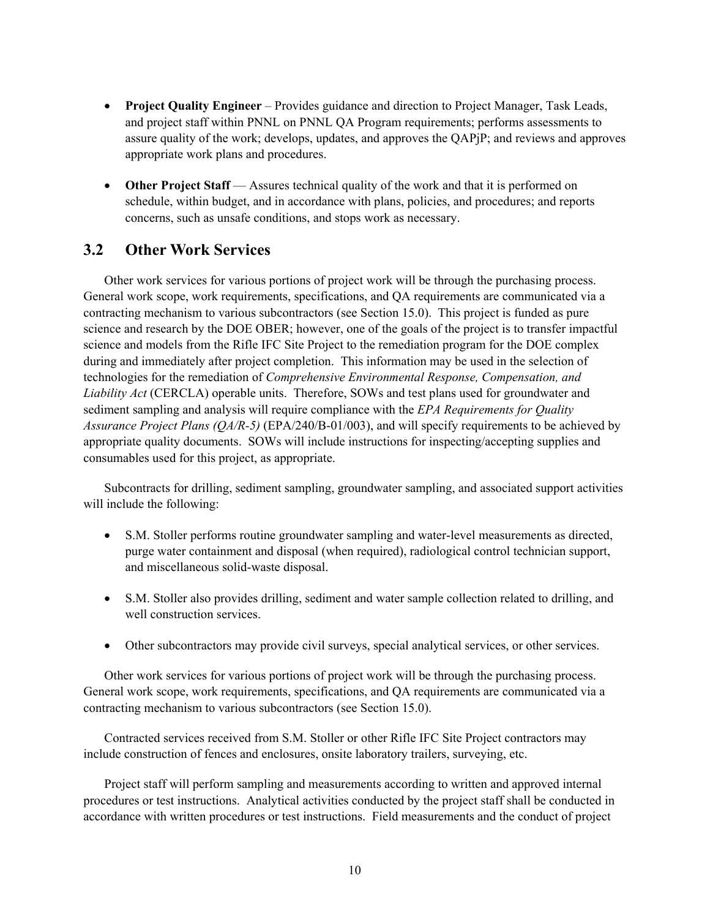- **Project Quality Engineer** – Provides guidance and direction to Project Manager, Task Leads, and project staff within PNNL on PNNL QA Program requirements; performs assessments to assure quality of the work; develops, updates, and approves the QAPjP; and reviews and approves appropriate work plans and procedures.

- **Other Project Staff** — Assures technical quality of the work and that it is performed on schedule, within budget, and in accordance with plans, policies, and procedures; and reports concerns, such as unsafe conditions, and stops work as necessary.

## 3.2 Other Work Services

Other work services for various portions of project work will be through the purchasing process. General work scope, work requirements, specifications, and QA requirements are communicated via a contracting mechanism to various subcontractors (see Section 15.0). This project is funded as pure science and research by the DOE OBER; however, one of the goals of the project is to transfer impactful science and models from the Rifle IFC Site Project to the remediation program for the DOE complex during and immediately after project completion. This information may be used in the selection of technologies for the remediation of *Comprehensive Environmental Response, Compensation, and Liability Act* (CERCLA) operable units. Therefore, SOWs and test plans used for groundwater and sediment sampling and analysis will require compliance with the *EPA Requirements for Quality Assurance Project Plans (QA/R-5)* (EPA/240/B-01/003), and will specify requirements to be achieved by appropriate quality documents. SOWs will include instructions for inspecting/accepting supplies and consumables used for this project, as appropriate.

Subcontracts for drilling, sediment sampling, groundwater sampling, and associated support activities will include the following:

- S.M. Stoller performs routine groundwater sampling and water-level measurements as directed, purge water containment and disposal (when required), radiological control technician support, and miscellaneous solid-waste disposal.

- S.M. Stoller also provides drilling, sediment and water sample collection related to drilling, and well construction services.

- Other subcontractors may provide civil surveys, special analytical services, or other services.

Other work services for various portions of project work will be through the purchasing process. General work scope, work requirements, specifications, and QA requirements are communicated via a contracting mechanism to various subcontractors (see Section 15.0).

Contracted services received from S.M. Stoller or other Rifle IFC Site Project contractors may include construction of fences and enclosures, onsite laboratory trailers, surveying, etc.

Project staff will perform sampling and measurements according to written and approved internal procedures or test instructions. Analytical activities conducted by the project staff shall be conducted in accordance with written procedures or test instructions. Field measurements and the conduct of project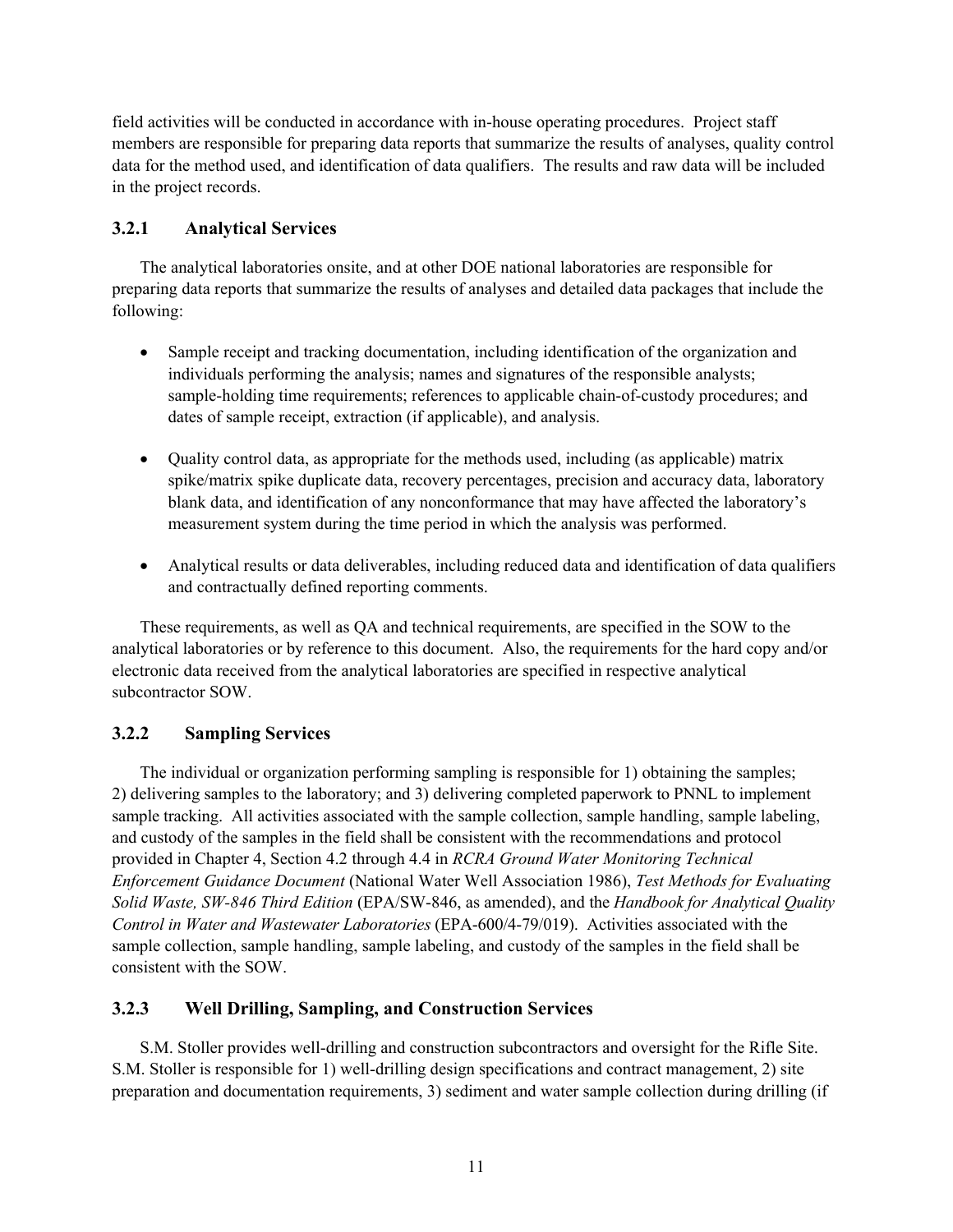field activities will be conducted in accordance with in-house operating procedures. Project staff members are responsible for preparing data reports that summarize the results of analyses, quality control data for the method used, and identification of data qualifiers. The results and raw data will be included in the project records.

### 3.2.1 Analytical Services

The analytical laboratories onsite, and at other DOE national laboratories are responsible for preparing data reports that summarize the results of analyses and detailed data packages that include the following:

- Sample receipt and tracking documentation, including identification of the organization and individuals performing the analysis; names and signatures of the responsible analysts; sample-holding time requirements; references to applicable chain-of-custody procedures; and dates of sample receipt, extraction (if applicable), and analysis.

- Quality control data, as appropriate for the methods used, including (as applicable) matrix spike/matrix spike duplicate data, recovery percentages, precision and accuracy data, laboratory blank data, and identification of any nonconformance that may have affected the laboratory's measurement system during the time period in which the analysis was performed.

- Analytical results or data deliverables, including reduced data and identification of data qualifiers and contractually defined reporting comments.

These requirements, as well as QA and technical requirements, are specified in the SOW to the analytical laboratories or by reference to this document. Also, the requirements for the hard copy and/or electronic data received from the analytical laboratories are specified in respective analytical subcontractor SOW.

### 3.2.2 Sampling Services

The individual or organization performing sampling is responsible for 1) obtaining the samples; 2) delivering samples to the laboratory; and 3) delivering completed paperwork to PNNL to implement sample tracking. All activities associated with the sample collection, sample handling, sample labeling, and custody of the samples in the field shall be consistent with the recommendations and protocol provided in Chapter 4, Section 4.2 through 4.4 in *RCRA Ground Water Monitoring Technical Enforcement Guidance Document* (National Water Well Association 1986), *Test Methods for Evaluating Solid Waste, SW-846 Third Edition* (EPA/SW-846, as amended), and the *Handbook for Analytical Quality Control in Water and Wastewater Laboratories* (EPA-600/4-79/019). Activities associated with the sample collection, sample handling, sample labeling, and custody of the samples in the field shall be consistent with the SOW.

### 3.2.3 Well Drilling, Sampling, and Construction Services

S.M. Stoller provides well-drilling and construction subcontractors and oversight for the Rifle Site. S.M. Stoller is responsible for 1) well-drilling design specifications and contract management, 2) site preparation and documentation requirements, 3) sediment and water sample collection during drilling (if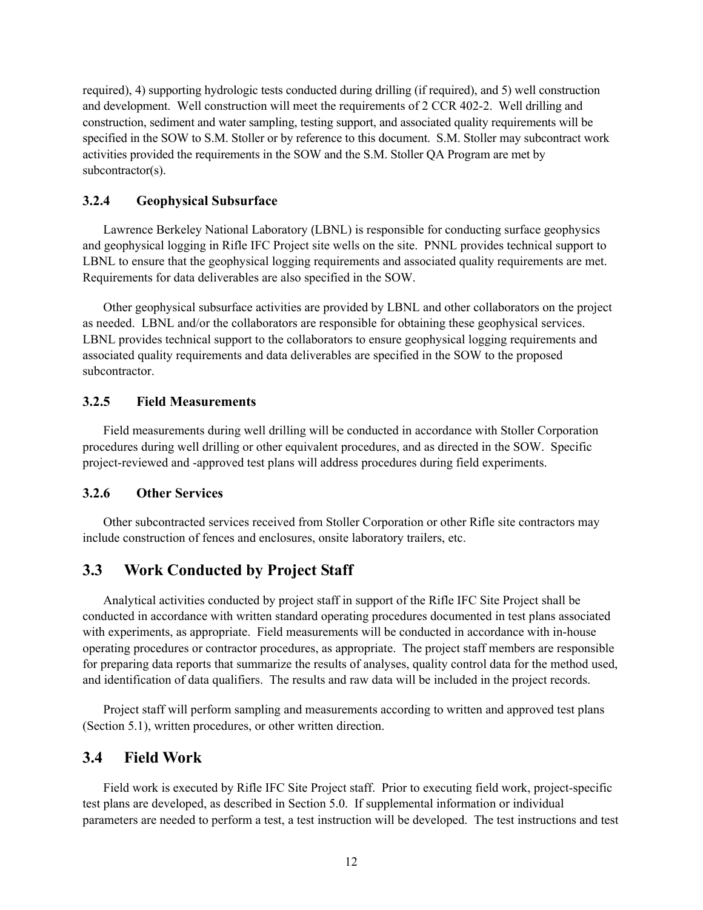required), 4) supporting hydrologic tests conducted during drilling (if required), and 5) well construction and development. Well construction will meet the requirements of 2 CCR 402-2. Well drilling and construction, sediment and water sampling, testing support, and associated quality requirements will be specified in the SOW to S.M. Stoller or by reference to this document. S.M. Stoller may subcontract work activities provided the requirements in the SOW and the S.M. Stoller QA Program are met by subcontractor(s).

### 3.2.4 Geophysical Subsurface

Lawrence Berkeley National Laboratory (LBNL) is responsible for conducting surface geophysics and geophysical logging in Rifle IFC Project site wells on the site. PNNL provides technical support to LBNL to ensure that the geophysical logging requirements and associated quality requirements are met. Requirements for data deliverables are also specified in the SOW.

Other geophysical subsurface activities are provided by LBNL and other collaborators on the project as needed. LBNL and/or the collaborators are responsible for obtaining these geophysical services. LBNL provides technical support to the collaborators to ensure geophysical logging requirements and associated quality requirements and data deliverables are specified in the SOW to the proposed subcontractor.

### 3.2.5 Field Measurements

Field measurements during well drilling will be conducted in accordance with Stoller Corporation procedures during well drilling or other equivalent procedures, and as directed in the SOW. Specific project-reviewed and -approved test plans will address procedures during field experiments.

### 3.2.6 Other Services

Other subcontracted services received from Stoller Corporation or other Rifle site contractors may include construction of fences and enclosures, onsite laboratory trailers, etc.

## 3.3 Work Conducted by Project Staff

Analytical activities conducted by project staff in support of the Rifle IFC Site Project shall be conducted in accordance with written standard operating procedures documented in test plans associated with experiments, as appropriate. Field measurements will be conducted in accordance with in-house operating procedures or contractor procedures, as appropriate. The project staff members are responsible for preparing data reports that summarize the results of analyses, quality control data for the method used, and identification of data qualifiers. The results and raw data will be included in the project records.

Project staff will perform sampling and measurements according to written and approved test plans (Section 5.1), written procedures, or other written direction.

## 3.4 Field Work

Field work is executed by Rifle IFC Site Project staff. Prior to executing field work, project-specific test plans are developed, as described in Section 5.0. If supplemental information or individual parameters are needed to perform a test, a test instruction will be developed. The test instructions and test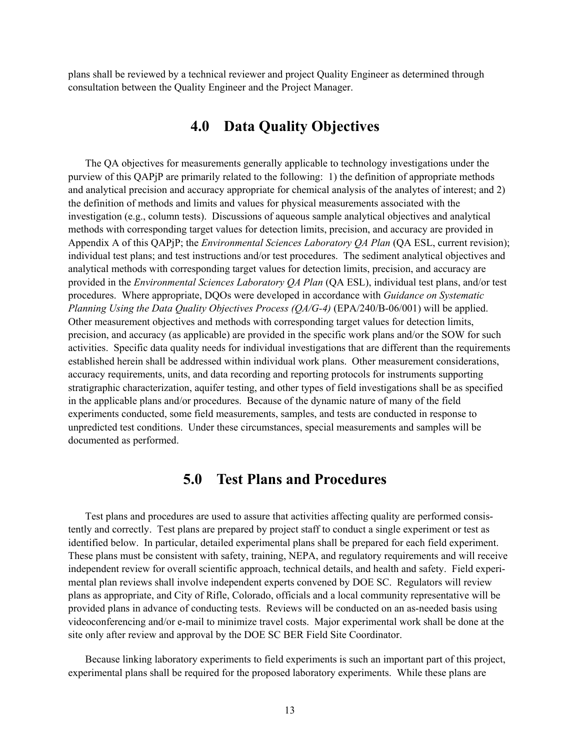plans shall be reviewed by a technical reviewer and project Quality Engineer as determined through consultation between the Quality Engineer and the Project Manager.

# 4.0 Data Quality Objectives

The QA objectives for measurements generally applicable to technology investigations under the purview of this QAPjP are primarily related to the following: 1) the definition of appropriate methods and analytical precision and accuracy appropriate for chemical analysis of the analytes of interest; and 2) the definition of methods and limits and values for physical measurements associated with the investigation (e.g., column tests). Discussions of aqueous sample analytical objectives and analytical methods with corresponding target values for detection limits, precision, and accuracy are provided in Appendix A of this QAPjP; the *Environmental Sciences Laboratory QA Plan* (QA ESL, current revision); individual test plans; and test instructions and/or test procedures. The sediment analytical objectives and analytical methods with corresponding target values for detection limits, precision, and accuracy are provided in the *Environmental Sciences Laboratory QA Plan* (QA ESL), individual test plans, and/or test procedures. Where appropriate, DQOs were developed in accordance with *Guidance on Systematic Planning Using the Data Quality Objectives Process (QA/G-4)* (EPA/240/B-06/001) will be applied. Other measurement objectives and methods with corresponding target values for detection limits, precision, and accuracy (as applicable) are provided in the specific work plans and/or the SOW for such activities. Specific data quality needs for individual investigations that are different than the requirements established herein shall be addressed within individual work plans. Other measurement considerations, accuracy requirements, units, and data recording and reporting protocols for instruments supporting stratigraphic characterization, aquifer testing, and other types of field investigations shall be as specified in the applicable plans and/or procedures. Because of the dynamic nature of many of the field experiments conducted, some field measurements, samples, and tests are conducted in response to unpredicted test conditions. Under these circumstances, special measurements and samples will be documented as performed.

# 5.0 Test Plans and Procedures

Test plans and procedures are used to assure that activities affecting quality are performed consistently and correctly. Test plans are prepared by project staff to conduct a single experiment or test as identified below. In particular, detailed experimental plans shall be prepared for each field experiment. These plans must be consistent with safety, training, NEPA, and regulatory requirements and will receive independent review for overall scientific approach, technical details, and health and safety. Field experimental plan reviews shall involve independent experts convened by DOE SC. Regulators will review plans as appropriate, and City of Rifle, Colorado, officials and a local community representative will be provided plans in advance of conducting tests. Reviews will be conducted on an as-needed basis using videoconferencing and/or e-mail to minimize travel costs. Major experimental work shall be done at the site only after review and approval by the DOE SC BER Field Site Coordinator.

Because linking laboratory experiments to field experiments is such an important part of this project, experimental plans shall be required for the proposed laboratory experiments. While these plans are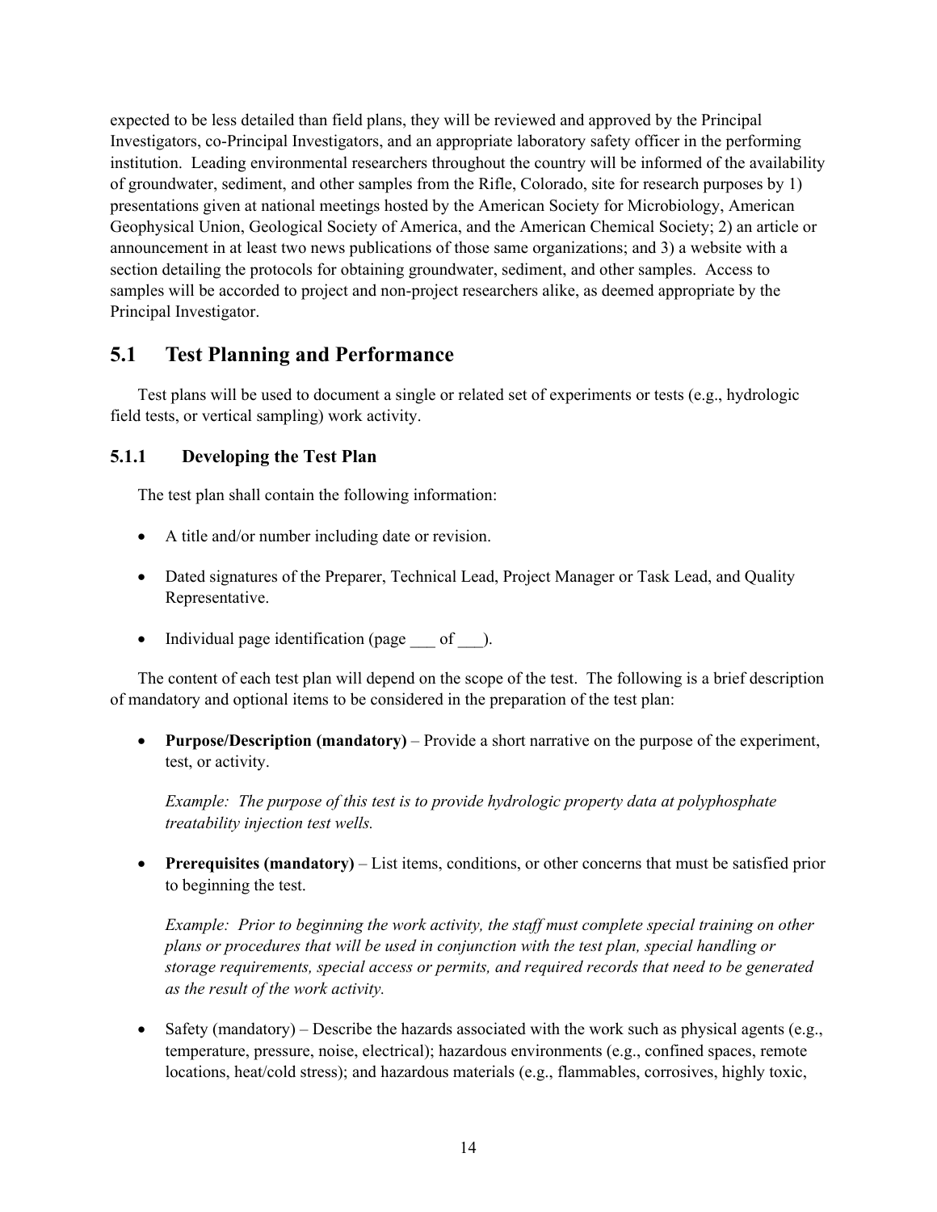expected to be less detailed than field plans, they will be reviewed and approved by the Principal Investigators, co-Principal Investigators, and an appropriate laboratory safety officer in the performing institution. Leading environmental researchers throughout the country will be informed of the availability of groundwater, sediment, and other samples from the Rifle, Colorado, site for research purposes by 1) presentations given at national meetings hosted by the American Society for Microbiology, American Geophysical Union, Geological Society of America, and the American Chemical Society; 2) an article or announcement in at least two news publications of those same organizations; and 3) a website with a section detailing the protocols for obtaining groundwater, sediment, and other samples. Access to samples will be accorded to project and non-project researchers alike, as deemed appropriate by the Principal Investigator.

## 5.1 Test Planning and Performance

Test plans will be used to document a single or related set of experiments or tests (e.g., hydrologic field tests, or vertical sampling) work activity.

### 5.1.1 Developing the Test Plan

The test plan shall contain the following information:

- A title and/or number including date or revision.
- Dated signatures of the Preparer, Technical Lead, Project Manager or Task Lead, and Quality Representative.
- Individual page identification (page ___ of ___).

The content of each test plan will depend on the scope of the test. The following is a brief description of mandatory and optional items to be considered in the preparation of the test plan:

- **Purpose/Description (mandatory)** – Provide a short narrative on the purpose of the experiment, test, or activity.

  *Example: The purpose of this test is to provide hydrologic property data at polyphosphate treatability injection test wells.*

- **Prerequisites (mandatory)** – List items, conditions, or other concerns that must be satisfied prior to beginning the test.

  *Example: Prior to beginning the work activity, the staff must complete special training on other plans or procedures that will be used in conjunction with the test plan, special handling or storage requirements, special access or permits, and required records that need to be generated as the result of the work activity.*

- Safety (mandatory) – Describe the hazards associated with the work such as physical agents (e.g., temperature, pressure, noise, electrical); hazardous environments (e.g., confined spaces, remote locations, heat/cold stress); and hazardous materials (e.g., flammables, corrosives, highly toxic,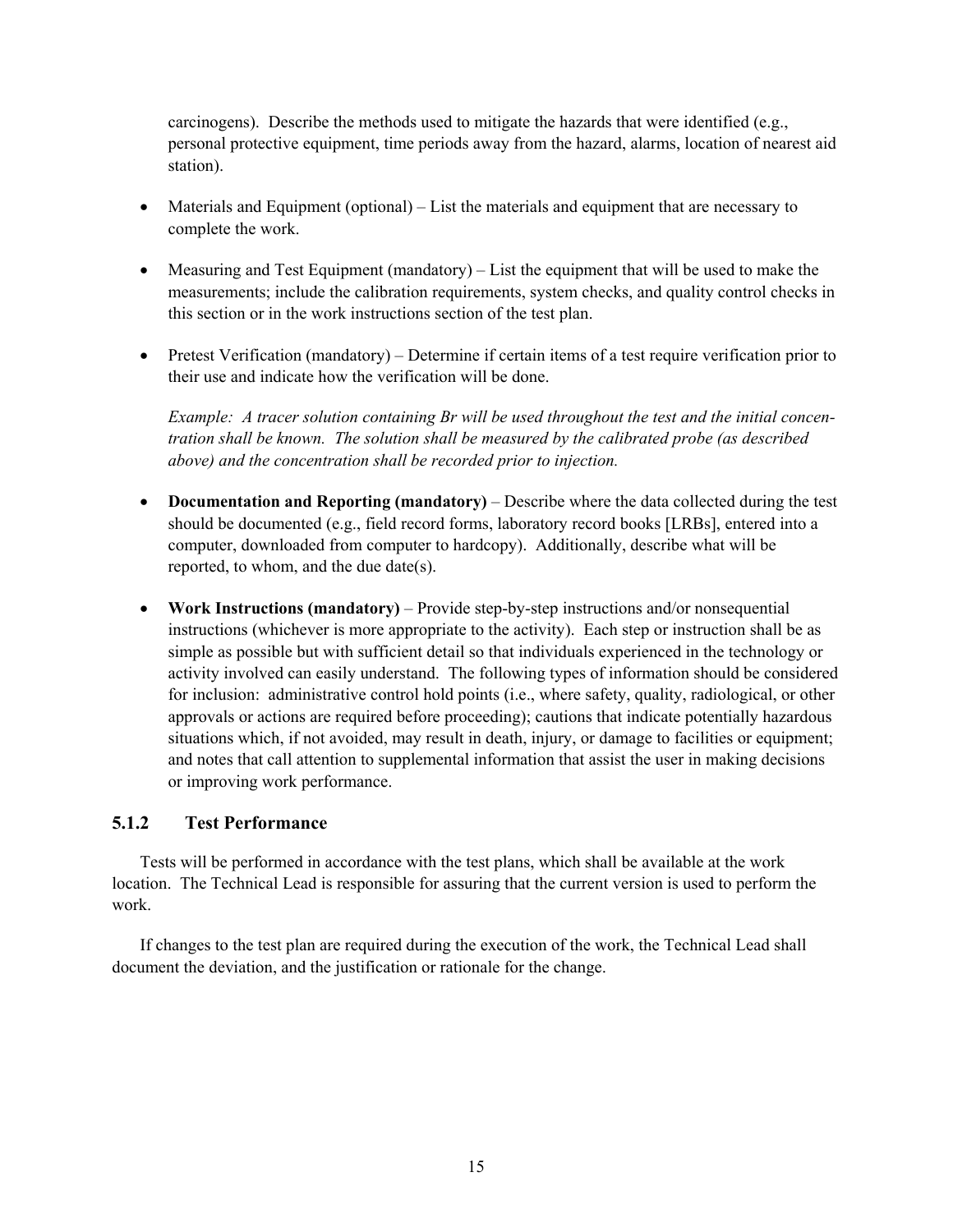carcinogens). Describe the methods used to mitigate the hazards that were identified (e.g., personal protective equipment, time periods away from the hazard, alarms, location of nearest aid station).

- Materials and Equipment (optional) – List the materials and equipment that are necessary to complete the work.

- Measuring and Test Equipment (mandatory) – List the equipment that will be used to make the measurements; include the calibration requirements, system checks, and quality control checks in this section or in the work instructions section of the test plan.

- Pretest Verification (mandatory) – Determine if certain items of a test require verification prior to their use and indicate how the verification will be done.

  *Example: A tracer solution containing Br will be used throughout the test and the initial concentration shall be known. The solution shall be measured by the calibrated probe (as described above) and the concentration shall be recorded prior to injection.*

- **Documentation and Reporting (mandatory)** – Describe where the data collected during the test should be documented (e.g., field record forms, laboratory record books [LRBs], entered into a computer, downloaded from computer to hardcopy). Additionally, describe what will be reported, to whom, and the due date(s).

- **Work Instructions (mandatory)** – Provide step-by-step instructions and/or nonsequential instructions (whichever is more appropriate to the activity). Each step or instruction shall be as simple as possible but with sufficient detail so that individuals experienced in the technology or activity involved can easily understand. The following types of information should be considered for inclusion: administrative control hold points (i.e., where safety, quality, radiological, or other approvals or actions are required before proceeding); cautions that indicate potentially hazardous situations which, if not avoided, may result in death, injury, or damage to facilities or equipment; and notes that call attention to supplemental information that assist the user in making decisions or improving work performance.

### 5.1.2 Test Performance

Tests will be performed in accordance with the test plans, which shall be available at the work location. The Technical Lead is responsible for assuring that the current version is used to perform the work.

If changes to the test plan are required during the execution of the work, the Technical Lead shall document the deviation, and the justification or rationale for the change.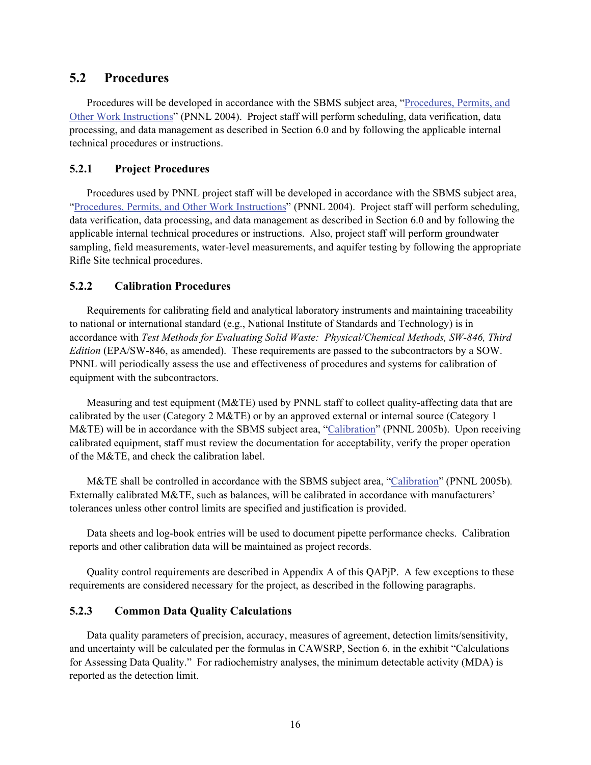## 5.2 Procedures

Procedures will be developed in accordance with the SBMS subject area, "Procedures, Permits, and Other Work Instructions" (PNNL 2004). Project staff will perform scheduling, data verification, data processing, and data management as described in Section 6.0 and by following the applicable internal technical procedures or instructions.

### 5.2.1 Project Procedures

Procedures used by PNNL project staff will be developed in accordance with the SBMS subject area, "Procedures, Permits, and Other Work Instructions" (PNNL 2004). Project staff will perform scheduling, data verification, data processing, and data management as described in Section 6.0 and by following the applicable internal technical procedures or instructions. Also, project staff will perform groundwater sampling, field measurements, water-level measurements, and aquifer testing by following the appropriate Rifle Site technical procedures.

### 5.2.2 Calibration Procedures

Requirements for calibrating field and analytical laboratory instruments and maintaining traceability to national or international standard (e.g., National Institute of Standards and Technology) is in accordance with *Test Methods for Evaluating Solid Waste: Physical/Chemical Methods, SW-846, Third Edition* (EPA/SW-846, as amended). These requirements are passed to the subcontractors by a SOW. PNNL will periodically assess the use and effectiveness of procedures and systems for calibration of equipment with the subcontractors.

Measuring and test equipment (M&TE) used by PNNL staff to collect quality-affecting data that are calibrated by the user (Category 2 M&TE) or by an approved external or internal source (Category 1 M&TE) will be in accordance with the SBMS subject area, "Calibration" (PNNL 2005b). Upon receiving calibrated equipment, staff must review the documentation for acceptability, verify the proper operation of the M&TE, and check the calibration label.

M&TE shall be controlled in accordance with the SBMS subject area, "Calibration" (PNNL 2005b). Externally calibrated M&TE, such as balances, will be calibrated in accordance with manufacturers' tolerances unless other control limits are specified and justification is provided.

Data sheets and log-book entries will be used to document pipette performance checks. Calibration reports and other calibration data will be maintained as project records.

Quality control requirements are described in Appendix A of this QAPjP. A few exceptions to these requirements are considered necessary for the project, as described in the following paragraphs.

### 5.2.3 Common Data Quality Calculations

Data quality parameters of precision, accuracy, measures of agreement, detection limits/sensitivity, and uncertainty will be calculated per the formulas in CAWSRP, Section 6, in the exhibit "Calculations for Assessing Data Quality." For radiochemistry analyses, the minimum detectable activity (MDA) is reported as the detection limit.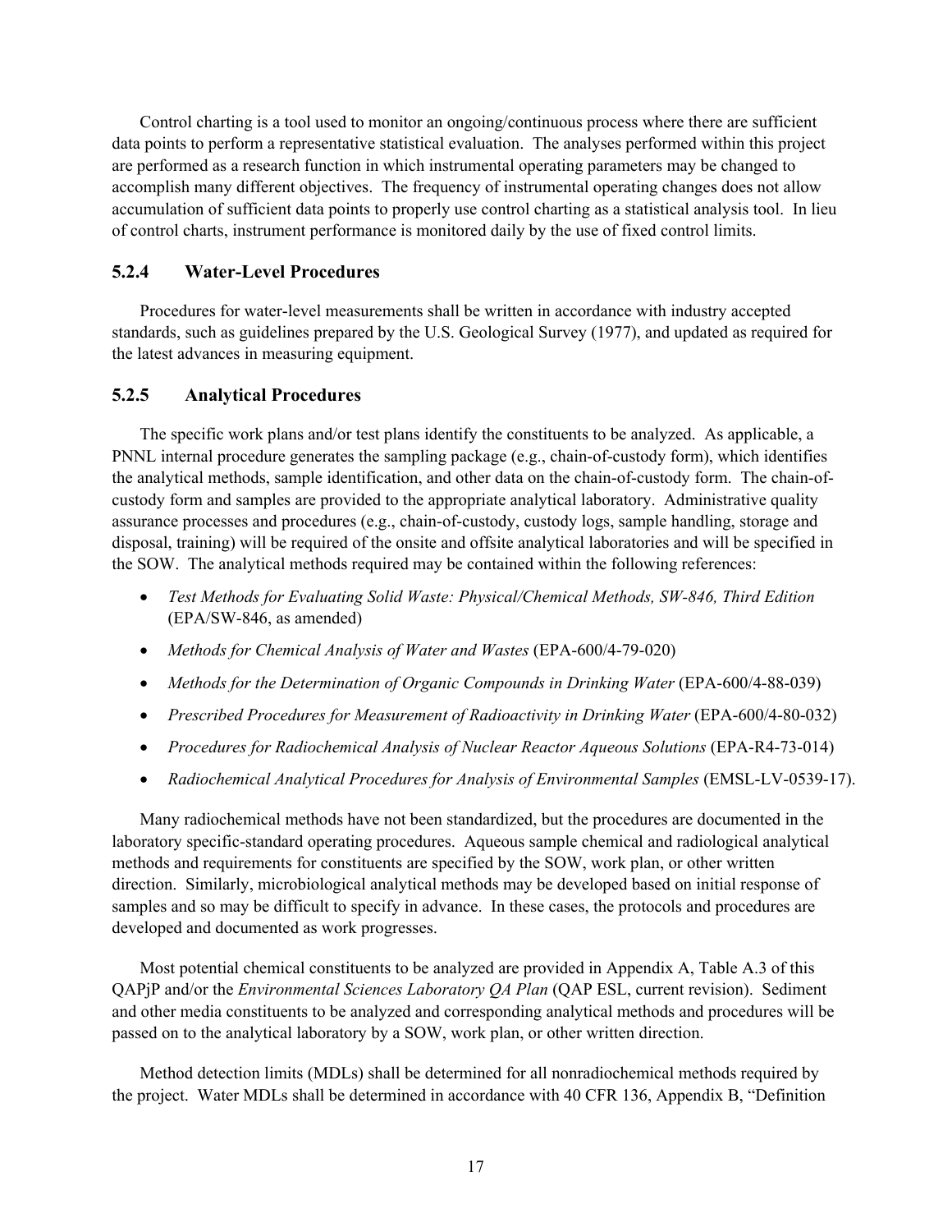Control charting is a tool used to monitor an ongoing/continuous process where there are sufficient data points to perform a representative statistical evaluation. The analyses performed within this project are performed as a research function in which instrumental operating parameters may be changed to accomplish many different objectives. The frequency of instrumental operating changes does not allow accumulation of sufficient data points to properly use control charting as a statistical analysis tool. In lieu of control charts, instrument performance is monitored daily by the use of fixed control limits.

### 5.2.4 Water-Level Procedures

Procedures for water-level measurements shall be written in accordance with industry accepted standards, such as guidelines prepared by the U.S. Geological Survey (1977), and updated as required for the latest advances in measuring equipment.

### 5.2.5 Analytical Procedures

The specific work plans and/or test plans identify the constituents to be analyzed. As applicable, a PNNL internal procedure generates the sampling package (e.g., chain-of-custody form), which identifies the analytical methods, sample identification, and other data on the chain-of-custody form. The chain-of-custody form and samples are provided to the appropriate analytical laboratory. Administrative quality assurance processes and procedures (e.g., chain-of-custody, custody logs, sample handling, storage and disposal, training) will be required of the onsite and offsite analytical laboratories and will be specified in the SOW. The analytical methods required may be contained within the following references:

- *Test Methods for Evaluating Solid Waste: Physical/Chemical Methods, SW-846, Third Edition* (EPA/SW-846, as amended)
- *Methods for Chemical Analysis of Water and Wastes* (EPA-600/4-79-020)
- *Methods for the Determination of Organic Compounds in Drinking Water* (EPA-600/4-88-039)
- *Prescribed Procedures for Measurement of Radioactivity in Drinking Water* (EPA-600/4-80-032)
- *Procedures for Radiochemical Analysis of Nuclear Reactor Aqueous Solutions* (EPA-R4-73-014)
- *Radiochemical Analytical Procedures for Analysis of Environmental Samples* (EMSL-LV-0539-17).

Many radiochemical methods have not been standardized, but the procedures are documented in the laboratory specific-standard operating procedures. Aqueous sample chemical and radiological analytical methods and requirements for constituents are specified by the SOW, work plan, or other written direction. Similarly, microbiological analytical methods may be developed based on initial response of samples and so may be difficult to specify in advance. In these cases, the protocols and procedures are developed and documented as work progresses.

Most potential chemical constituents to be analyzed are provided in Appendix A, Table A.3 of this QAPjP and/or the *Environmental Sciences Laboratory QA Plan* (QAP ESL, current revision). Sediment and other media constituents to be analyzed and corresponding analytical methods and procedures will be passed on to the analytical laboratory by a SOW, work plan, or other written direction.

Method detection limits (MDLs) shall be determined for all nonradiochemical methods required by the project. Water MDLs shall be determined in accordance with 40 CFR 136, Appendix B, "Definition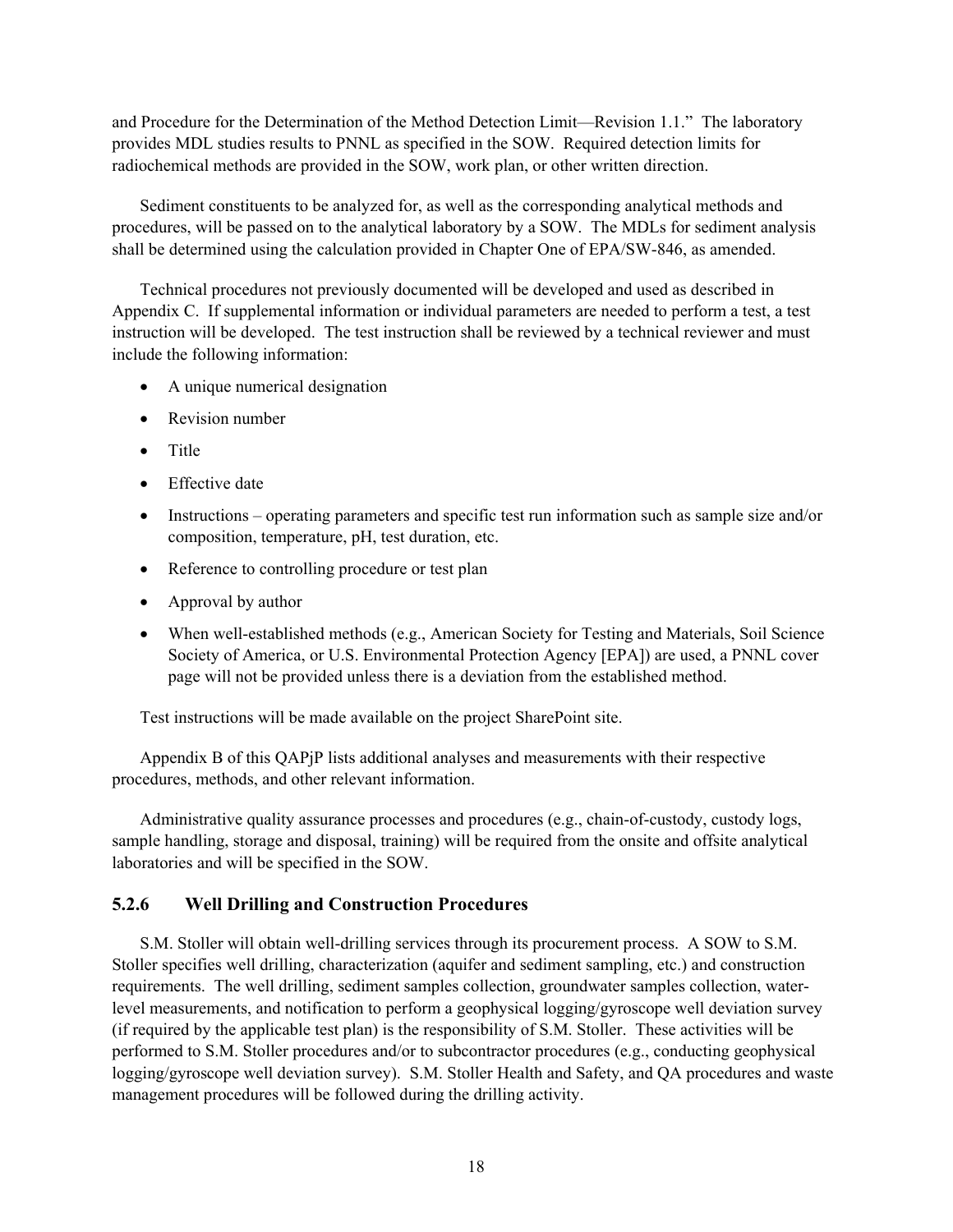and Procedure for the Determination of the Method Detection Limit—Revision 1.1." The laboratory provides MDL studies results to PNNL as specified in the SOW. Required detection limits for radiochemical methods are provided in the SOW, work plan, or other written direction.

Sediment constituents to be analyzed for, as well as the corresponding analytical methods and procedures, will be passed on to the analytical laboratory by a SOW. The MDLs for sediment analysis shall be determined using the calculation provided in Chapter One of EPA/SW-846, as amended.

Technical procedures not previously documented will be developed and used as described in Appendix C. If supplemental information or individual parameters are needed to perform a test, a test instruction will be developed. The test instruction shall be reviewed by a technical reviewer and must include the following information:

- A unique numerical designation
- Revision number
- Title
- Effective date
- Instructions – operating parameters and specific test run information such as sample size and/or composition, temperature, pH, test duration, etc.
- Reference to controlling procedure or test plan
- Approval by author
- When well-established methods (e.g., American Society for Testing and Materials, Soil Science Society of America, or U.S. Environmental Protection Agency [EPA]) are used, a PNNL cover page will not be provided unless there is a deviation from the established method.

Test instructions will be made available on the project SharePoint site.

Appendix B of this QAPjP lists additional analyses and measurements with their respective procedures, methods, and other relevant information.

Administrative quality assurance processes and procedures (e.g., chain-of-custody, custody logs, sample handling, storage and disposal, training) will be required from the onsite and offsite analytical laboratories and will be specified in the SOW.

### 5.2.6 Well Drilling and Construction Procedures

S.M. Stoller will obtain well-drilling services through its procurement process. A SOW to S.M. Stoller specifies well drilling, characterization (aquifer and sediment sampling, etc.) and construction requirements. The well drilling, sediment samples collection, groundwater samples collection, water-level measurements, and notification to perform a geophysical logging/gyroscope well deviation survey (if required by the applicable test plan) is the responsibility of S.M. Stoller. These activities will be performed to S.M. Stoller procedures and/or to subcontractor procedures (e.g., conducting geophysical logging/gyroscope well deviation survey). S.M. Stoller Health and Safety, and QA procedures and waste management procedures will be followed during the drilling activity.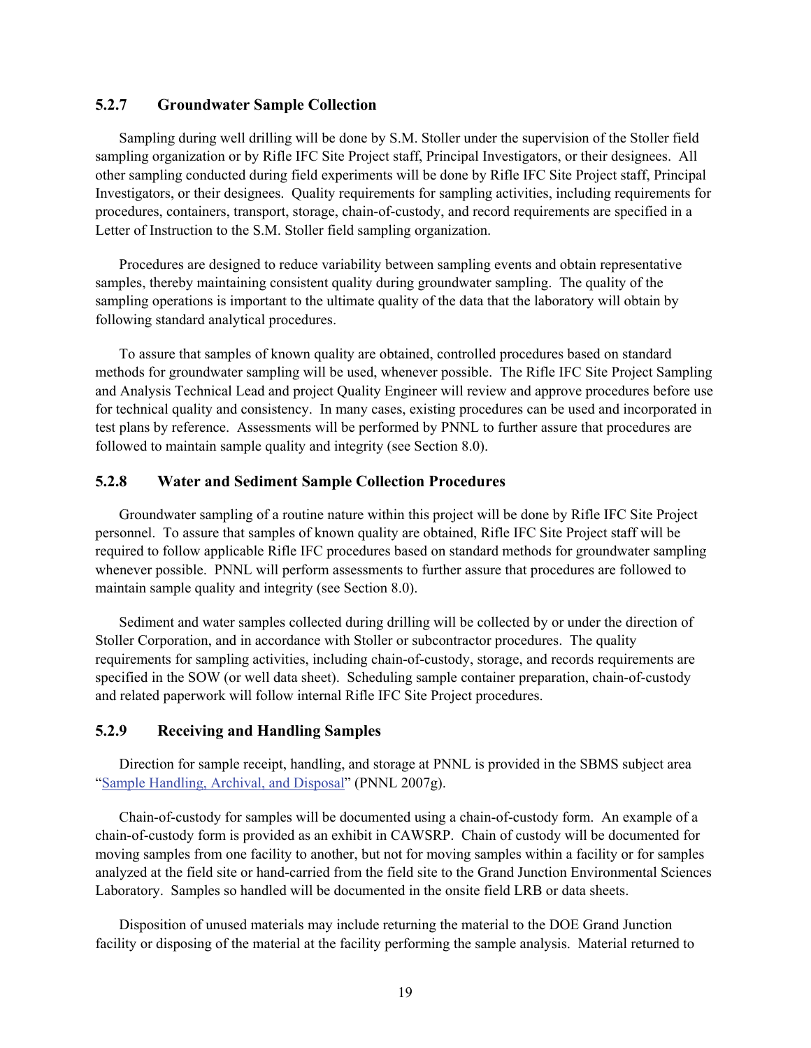### 5.2.7 Groundwater Sample Collection

Sampling during well drilling will be done by S.M. Stoller under the supervision of the Stoller field sampling organization or by Rifle IFC Site Project staff, Principal Investigators, or their designees. All other sampling conducted during field experiments will be done by Rifle IFC Site Project staff, Principal Investigators, or their designees. Quality requirements for sampling activities, including requirements for procedures, containers, transport, storage, chain-of-custody, and record requirements are specified in a Letter of Instruction to the S.M. Stoller field sampling organization.

Procedures are designed to reduce variability between sampling events and obtain representative samples, thereby maintaining consistent quality during groundwater sampling. The quality of the sampling operations is important to the ultimate quality of the data that the laboratory will obtain by following standard analytical procedures.

To assure that samples of known quality are obtained, controlled procedures based on standard methods for groundwater sampling will be used, whenever possible. The Rifle IFC Site Project Sampling and Analysis Technical Lead and project Quality Engineer will review and approve procedures before use for technical quality and consistency. In many cases, existing procedures can be used and incorporated in test plans by reference. Assessments will be performed by PNNL to further assure that procedures are followed to maintain sample quality and integrity (see Section 8.0).

### 5.2.8 Water and Sediment Sample Collection Procedures

Groundwater sampling of a routine nature within this project will be done by Rifle IFC Site Project personnel. To assure that samples of known quality are obtained, Rifle IFC Site Project staff will be required to follow applicable Rifle IFC procedures based on standard methods for groundwater sampling whenever possible. PNNL will perform assessments to further assure that procedures are followed to maintain sample quality and integrity (see Section 8.0).

Sediment and water samples collected during drilling will be collected by or under the direction of Stoller Corporation, and in accordance with Stoller or subcontractor procedures. The quality requirements for sampling activities, including chain-of-custody, storage, and records requirements are specified in the SOW (or well data sheet). Scheduling sample container preparation, chain-of-custody and related paperwork will follow internal Rifle IFC Site Project procedures.

### 5.2.9 Receiving and Handling Samples

Direction for sample receipt, handling, and storage at PNNL is provided in the SBMS subject area "Sample Handling, Archival, and Disposal" (PNNL 2007g).

Chain-of-custody for samples will be documented using a chain-of-custody form. An example of a chain-of-custody form is provided as an exhibit in CAWSRP. Chain of custody will be documented for moving samples from one facility to another, but not for moving samples within a facility or for samples analyzed at the field site or hand-carried from the field site to the Grand Junction Environmental Sciences Laboratory. Samples so handled will be documented in the onsite field LRB or data sheets.

Disposition of unused materials may include returning the material to the DOE Grand Junction facility or disposing of the material at the facility performing the sample analysis. Material returned to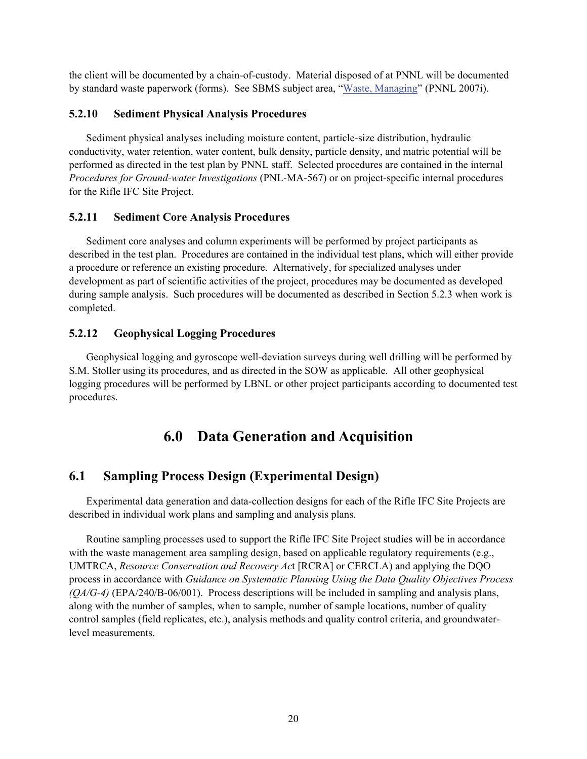the client will be documented by a chain-of-custody. Material disposed of at PNNL will be documented by standard waste paperwork (forms). See SBMS subject area, "Waste, Managing" (PNNL 2007i).

### 5.2.10 Sediment Physical Analysis Procedures

Sediment physical analyses including moisture content, particle-size distribution, hydraulic conductivity, water retention, water content, bulk density, particle density, and matric potential will be performed as directed in the test plan by PNNL staff. Selected procedures are contained in the internal *Procedures for Ground-water Investigations* (PNL-MA-567) or on project-specific internal procedures for the Rifle IFC Site Project.

### 5.2.11 Sediment Core Analysis Procedures

Sediment core analyses and column experiments will be performed by project participants as described in the test plan. Procedures are contained in the individual test plans, which will either provide a procedure or reference an existing procedure. Alternatively, for specialized analyses under development as part of scientific activities of the project, procedures may be documented as developed during sample analysis. Such procedures will be documented as described in Section 5.2.3 when work is completed.

### 5.2.12 Geophysical Logging Procedures

Geophysical logging and gyroscope well-deviation surveys during well drilling will be performed by S.M. Stoller using its procedures, and as directed in the SOW as applicable. All other geophysical logging procedures will be performed by LBNL or other project participants according to documented test procedures.

# 6.0 Data Generation and Acquisition

## 6.1 Sampling Process Design (Experimental Design)

Experimental data generation and data-collection designs for each of the Rifle IFC Site Projects are described in individual work plans and sampling and analysis plans.

Routine sampling processes used to support the Rifle IFC Site Project studies will be in accordance with the waste management area sampling design, based on applicable regulatory requirements (e.g., UMTRCA, *Resource Conservation and Recovery Ac*t [RCRA] or CERCLA) and applying the DQO process in accordance with *Guidance on Systematic Planning Using the Data Quality Objectives Process (QA/G-4)* (EPA/240/B-06/001). Process descriptions will be included in sampling and analysis plans, along with the number of samples, when to sample, number of sample locations, number of quality control samples (field replicates, etc.), analysis methods and quality control criteria, and groundwater-level measurements.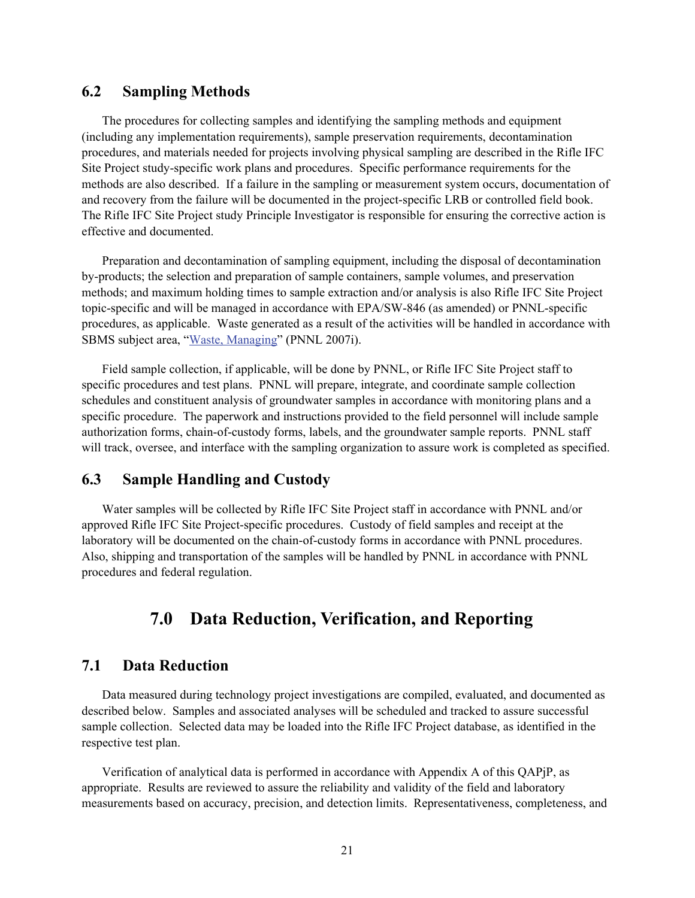## 6.2 Sampling Methods

The procedures for collecting samples and identifying the sampling methods and equipment (including any implementation requirements), sample preservation requirements, decontamination procedures, and materials needed for projects involving physical sampling are described in the Rifle IFC Site Project study-specific work plans and procedures. Specific performance requirements for the methods are also described. If a failure in the sampling or measurement system occurs, documentation of and recovery from the failure will be documented in the project-specific LRB or controlled field book. The Rifle IFC Site Project study Principle Investigator is responsible for ensuring the corrective action is effective and documented.

Preparation and decontamination of sampling equipment, including the disposal of decontamination by-products; the selection and preparation of sample containers, sample volumes, and preservation methods; and maximum holding times to sample extraction and/or analysis is also Rifle IFC Site Project topic-specific and will be managed in accordance with EPA/SW-846 (as amended) or PNNL-specific procedures, as applicable. Waste generated as a result of the activities will be handled in accordance with SBMS subject area, "Waste, Managing" (PNNL 2007i).

Field sample collection, if applicable, will be done by PNNL, or Rifle IFC Site Project staff to specific procedures and test plans. PNNL will prepare, integrate, and coordinate sample collection schedules and constituent analysis of groundwater samples in accordance with monitoring plans and a specific procedure. The paperwork and instructions provided to the field personnel will include sample authorization forms, chain-of-custody forms, labels, and the groundwater sample reports. PNNL staff will track, oversee, and interface with the sampling organization to assure work is completed as specified.

## 6.3 Sample Handling and Custody

Water samples will be collected by Rifle IFC Site Project staff in accordance with PNNL and/or approved Rifle IFC Site Project-specific procedures. Custody of field samples and receipt at the laboratory will be documented on the chain-of-custody forms in accordance with PNNL procedures. Also, shipping and transportation of the samples will be handled by PNNL in accordance with PNNL procedures and federal regulation.

# 7.0 Data Reduction, Verification, and Reporting

## 7.1 Data Reduction

Data measured during technology project investigations are compiled, evaluated, and documented as described below. Samples and associated analyses will be scheduled and tracked to assure successful sample collection. Selected data may be loaded into the Rifle IFC Project database, as identified in the respective test plan.

Verification of analytical data is performed in accordance with Appendix A of this QAPjP, as appropriate. Results are reviewed to assure the reliability and validity of the field and laboratory measurements based on accuracy, precision, and detection limits. Representativeness, completeness, and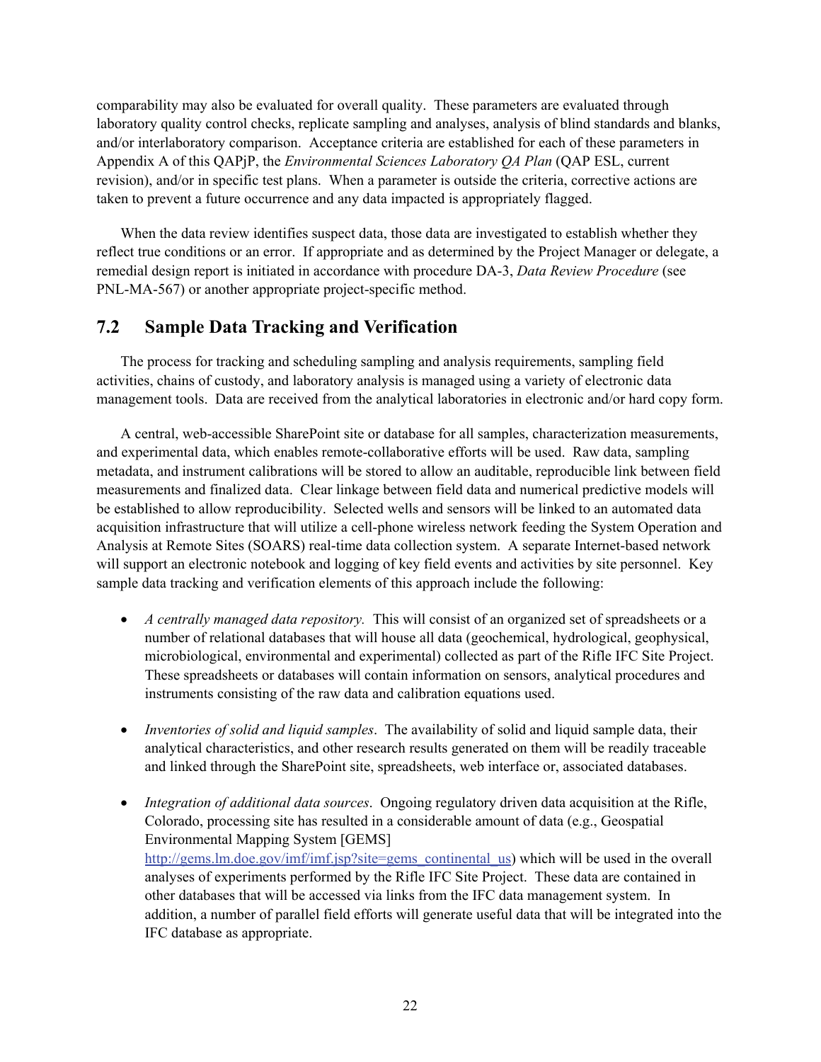comparability may also be evaluated for overall quality. These parameters are evaluated through laboratory quality control checks, replicate sampling and analyses, analysis of blind standards and blanks, and/or interlaboratory comparison. Acceptance criteria are established for each of these parameters in Appendix A of this QAPjP, the *Environmental Sciences Laboratory QA Plan* (QAP ESL, current revision), and/or in specific test plans. When a parameter is outside the criteria, corrective actions are taken to prevent a future occurrence and any data impacted is appropriately flagged.

When the data review identifies suspect data, those data are investigated to establish whether they reflect true conditions or an error. If appropriate and as determined by the Project Manager or delegate, a remedial design report is initiated in accordance with procedure DA-3, *Data Review Procedure* (see PNL-MA-567) or another appropriate project-specific method.

## 7.2 Sample Data Tracking and Verification

The process for tracking and scheduling sampling and analysis requirements, sampling field activities, chains of custody, and laboratory analysis is managed using a variety of electronic data management tools. Data are received from the analytical laboratories in electronic and/or hard copy form.

A central, web-accessible SharePoint site or database for all samples, characterization measurements, and experimental data, which enables remote-collaborative efforts will be used. Raw data, sampling metadata, and instrument calibrations will be stored to allow an auditable, reproducible link between field measurements and finalized data. Clear linkage between field data and numerical predictive models will be established to allow reproducibility. Selected wells and sensors will be linked to an automated data acquisition infrastructure that will utilize a cell-phone wireless network feeding the System Operation and Analysis at Remote Sites (SOARS) real-time data collection system. A separate Internet-based network will support an electronic notebook and logging of key field events and activities by site personnel. Key sample data tracking and verification elements of this approach include the following:

- *A centrally managed data repository.* This will consist of an organized set of spreadsheets or a number of relational databases that will house all data (geochemical, hydrological, geophysical, microbiological, environmental and experimental) collected as part of the Rifle IFC Site Project. These spreadsheets or databases will contain information on sensors, analytical procedures and instruments consisting of the raw data and calibration equations used.

- *Inventories of solid and liquid samples*. The availability of solid and liquid sample data, their analytical characteristics, and other research results generated on them will be readily traceable and linked through the SharePoint site, spreadsheets, web interface or, associated databases.

- *Integration of additional data sources*. Ongoing regulatory driven data acquisition at the Rifle, Colorado, processing site has resulted in a considerable amount of data (e.g., Geospatial Environmental Mapping System [GEMS] http://gems.lm.doe.gov/imf/imf.jsp?site=gems_continental_us) which will be used in the overall analyses of experiments performed by the Rifle IFC Site Project. These data are contained in other databases that will be accessed via links from the IFC data management system. In addition, a number of parallel field efforts will generate useful data that will be integrated into the IFC database as appropriate.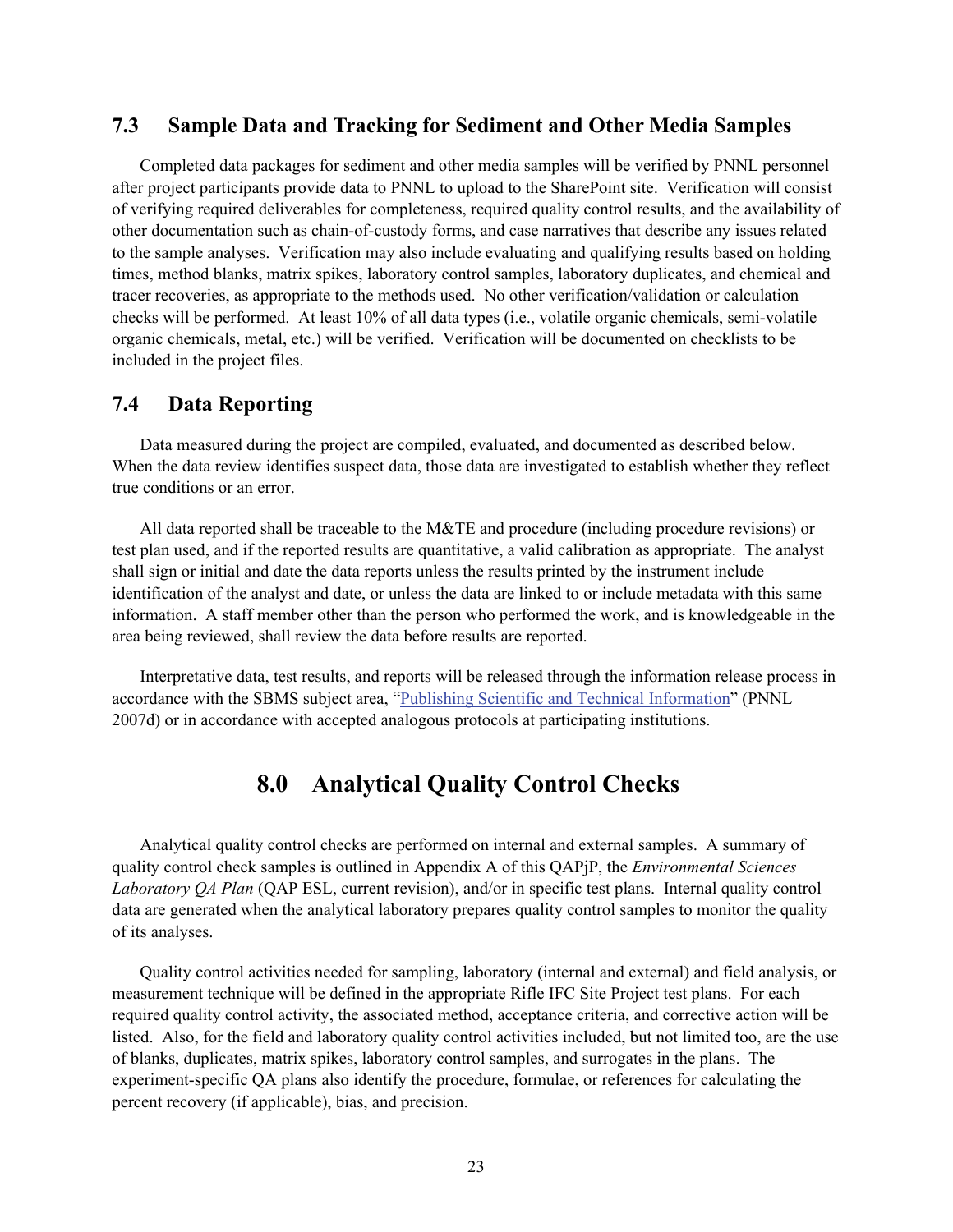## 7.3 Sample Data and Tracking for Sediment and Other Media Samples

Completed data packages for sediment and other media samples will be verified by PNNL personnel after project participants provide data to PNNL to upload to the SharePoint site. Verification will consist of verifying required deliverables for completeness, required quality control results, and the availability of other documentation such as chain-of-custody forms, and case narratives that describe any issues related to the sample analyses. Verification may also include evaluating and qualifying results based on holding times, method blanks, matrix spikes, laboratory control samples, laboratory duplicates, and chemical and tracer recoveries, as appropriate to the methods used. No other verification/validation or calculation checks will be performed. At least 10% of all data types (i.e., volatile organic chemicals, semi-volatile organic chemicals, metal, etc.) will be verified. Verification will be documented on checklists to be included in the project files.

## 7.4 Data Reporting

Data measured during the project are compiled, evaluated, and documented as described below. When the data review identifies suspect data, those data are investigated to establish whether they reflect true conditions or an error.

All data reported shall be traceable to the M&TE and procedure (including procedure revisions) or test plan used, and if the reported results are quantitative, a valid calibration as appropriate. The analyst shall sign or initial and date the data reports unless the results printed by the instrument include identification of the analyst and date, or unless the data are linked to or include metadata with this same information. A staff member other than the person who performed the work, and is knowledgeable in the area being reviewed, shall review the data before results are reported.

Interpretative data, test results, and reports will be released through the information release process in accordance with the SBMS subject area, "Publishing Scientific and Technical Information" (PNNL 2007d) or in accordance with accepted analogous protocols at participating institutions.

# 8.0 Analytical Quality Control Checks

Analytical quality control checks are performed on internal and external samples. A summary of quality control check samples is outlined in Appendix A of this QAPjP, the *Environmental Sciences Laboratory QA Plan* (QAP ESL, current revision), and/or in specific test plans. Internal quality control data are generated when the analytical laboratory prepares quality control samples to monitor the quality of its analyses.

Quality control activities needed for sampling, laboratory (internal and external) and field analysis, or measurement technique will be defined in the appropriate Rifle IFC Site Project test plans. For each required quality control activity, the associated method, acceptance criteria, and corrective action will be listed. Also, for the field and laboratory quality control activities included, but not limited too, are the use of blanks, duplicates, matrix spikes, laboratory control samples, and surrogates in the plans. The experiment-specific QA plans also identify the procedure, formulae, or references for calculating the percent recovery (if applicable), bias, and precision.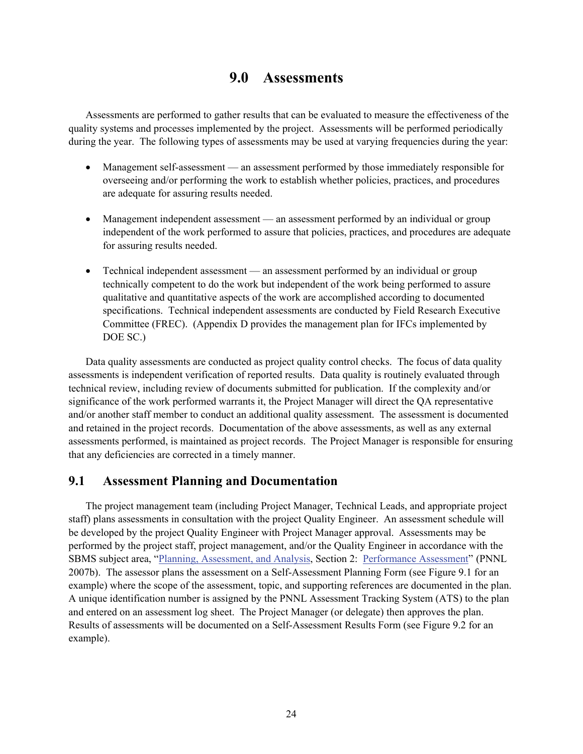# 9.0 Assessments

Assessments are performed to gather results that can be evaluated to measure the effectiveness of the quality systems and processes implemented by the project. Assessments will be performed periodically during the year. The following types of assessments may be used at varying frequencies during the year:

- Management self-assessment — an assessment performed by those immediately responsible for overseeing and/or performing the work to establish whether policies, practices, and procedures are adequate for assuring results needed.
- Management independent assessment — an assessment performed by an individual or group independent of the work performed to assure that policies, practices, and procedures are adequate for assuring results needed.
- Technical independent assessment — an assessment performed by an individual or group technically competent to do the work but independent of the work being performed to assure qualitative and quantitative aspects of the work are accomplished according to documented specifications. Technical independent assessments are conducted by Field Research Executive Committee (FREC). (Appendix D provides the management plan for IFCs implemented by DOE SC.)

Data quality assessments are conducted as project quality control checks. The focus of data quality assessments is independent verification of reported results. Data quality is routinely evaluated through technical review, including review of documents submitted for publication. If the complexity and/or significance of the work performed warrants it, the Project Manager will direct the QA representative and/or another staff member to conduct an additional quality assessment. The assessment is documented and retained in the project records. Documentation of the above assessments, as well as any external assessments performed, is maintained as project records. The Project Manager is responsible for ensuring that any deficiencies are corrected in a timely manner.

## 9.1 Assessment Planning and Documentation

The project management team (including Project Manager, Technical Leads, and appropriate project staff) plans assessments in consultation with the project Quality Engineer. An assessment schedule will be developed by the project Quality Engineer with Project Manager approval. Assessments may be performed by the project staff, project management, and/or the Quality Engineer in accordance with the SBMS subject area, "Planning, Assessment, and Analysis, Section 2: Performance Assessment" (PNNL 2007b). The assessor plans the assessment on a Self-Assessment Planning Form (see Figure 9.1 for an example) where the scope of the assessment, topic, and supporting references are documented in the plan. A unique identification number is assigned by the PNNL Assessment Tracking System (ATS) to the plan and entered on an assessment log sheet. The Project Manager (or delegate) then approves the plan. Results of assessments will be documented on a Self-Assessment Results Form (see Figure 9.2 for an example).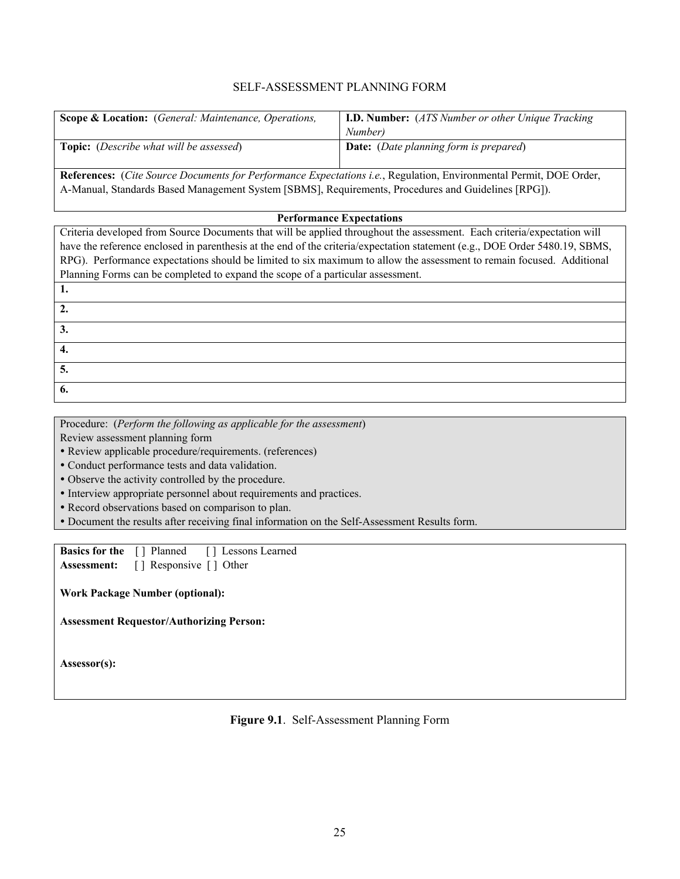SELF-ASSESSMENT PLANNING FORM

| **Scope & Location:** (*General: Maintenance, Operations,* | **I.D. Number:** (*ATS Number or other Unique Tracking Number)* |
| --- | --- |
| **Topic:** (*Describe what will be assessed*) | **Date:** (*Date planning form is prepared*) |
| **References:** (*Cite Source Documents for Performance Expectations i.e.*, Regulation, Environmental Permit, DOE Order, A-Manual, Standards Based Management System [SBMS], Requirements, Procedures and Guidelines [RPG]). | |

**Performance Expectations**

| Criteria developed from Source Documents that will be applied throughout the assessment. Each criteria/expectation will have the reference enclosed in parenthesis at the end of the criteria/expectation statement (e.g., DOE Order 5480.19, SBMS, RPG). Performance expectations should be limited to six maximum to allow the assessment to remain focused. Additional Planning Forms can be completed to expand the scope of a particular assessment. |
| --- |
| **1.** |
| **2.** |
| **3.** |
| **4.** |
| **5.** |
| **6.** |

Procedure: (*Perform the following as applicable for the assessment*)
Review assessment planning form

- Review applicable procedure/requirements. (references)
- Conduct performance tests and data validation.
- Observe the activity controlled by the procedure.
- Interview appropriate personnel about requirements and practices.
- Record observations based on comparison to plan.
- Document the results after receiving final information on the Self-Assessment Results form.

**Basics for the Assessment:** [ ] Planned [ ] Lessons Learned [ ] Responsive [ ] Other

**Work Package Number (optional):**

**Assessment Requestor/Authorizing Person:**

**Assessor(s):**

**Figure 9.1**. Self-Assessment Planning Form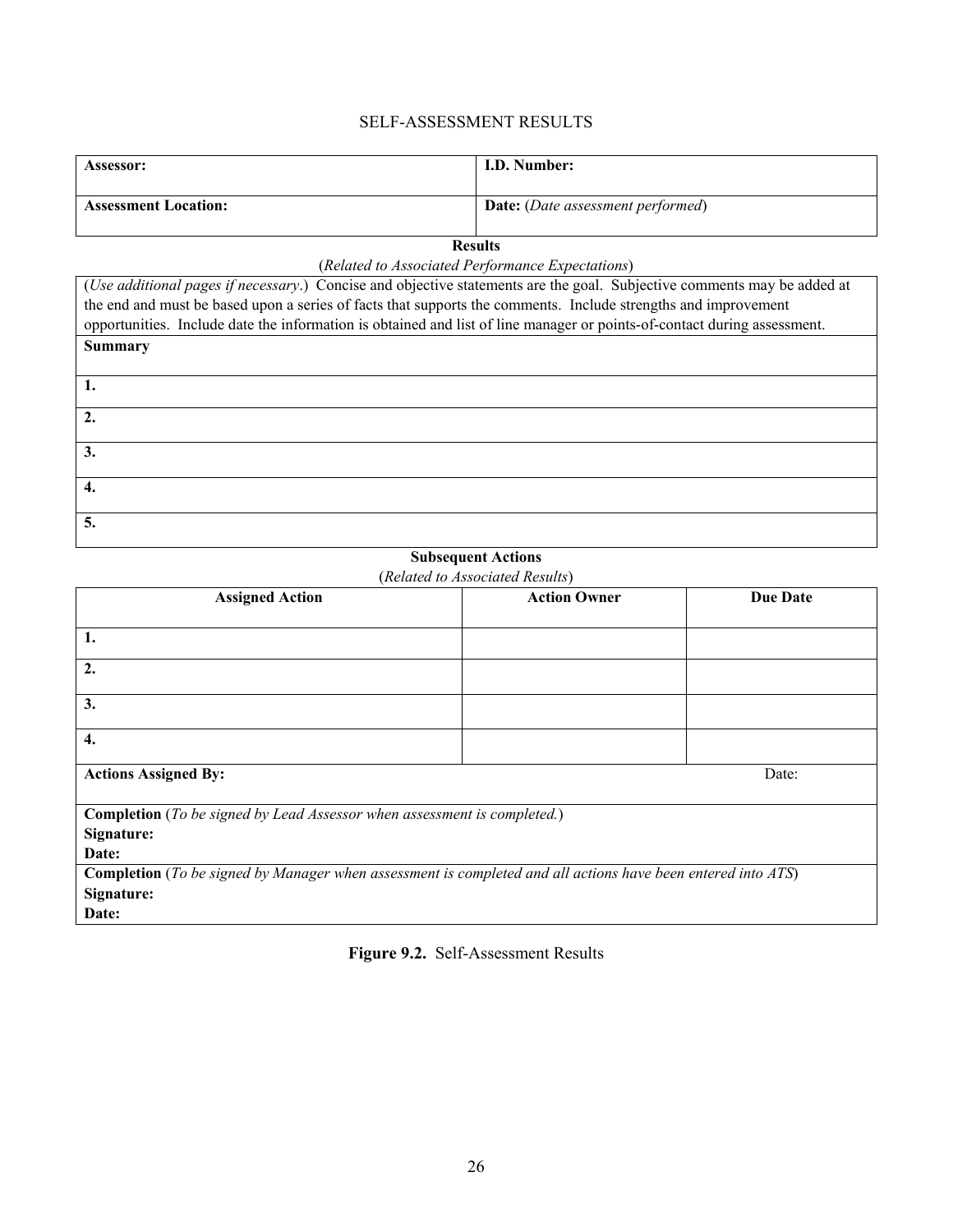# SELF-ASSESSMENT RESULTS

| **Assessor:** | **I.D. Number:** |
|---|---|
| **Assessment Location:** | **Date:** (*Date assessment performed*) |

**Results**

(*Related to Associated Performance Expectations*)

| (*Use additional pages if necessary*.) Concise and objective statements are the goal. Subjective comments may be added at the end and must be based upon a series of facts that supports the comments. Include strengths and improvement opportunities. Include date the information is obtained and list of line manager or points-of-contact during assessment. |
|---|
| **Summary** |
| **1.** |
| **2.** |
| **3.** |
| **4.** |
| **5.** |

**Subsequent Actions**

(*Related to Associated Results*)

| **Assigned Action** | **Action Owner** | **Due Date** |
|---|---|---|
| **1.** | | |
| **2.** | | |
| **3.** | | |
| **4.** | | |
| **Actions Assigned By:** | | Date: |
| **Completion** (*To be signed by Lead Assessor when assessment is completed.*)<br>**Signature:**<br>**Date:** | | |
| **Completion** (*To be signed by Manager when assessment is completed and all actions have been entered into ATS*)<br>**Signature:**<br>**Date:** | | |

**Figure 9.2.** Self-Assessment Results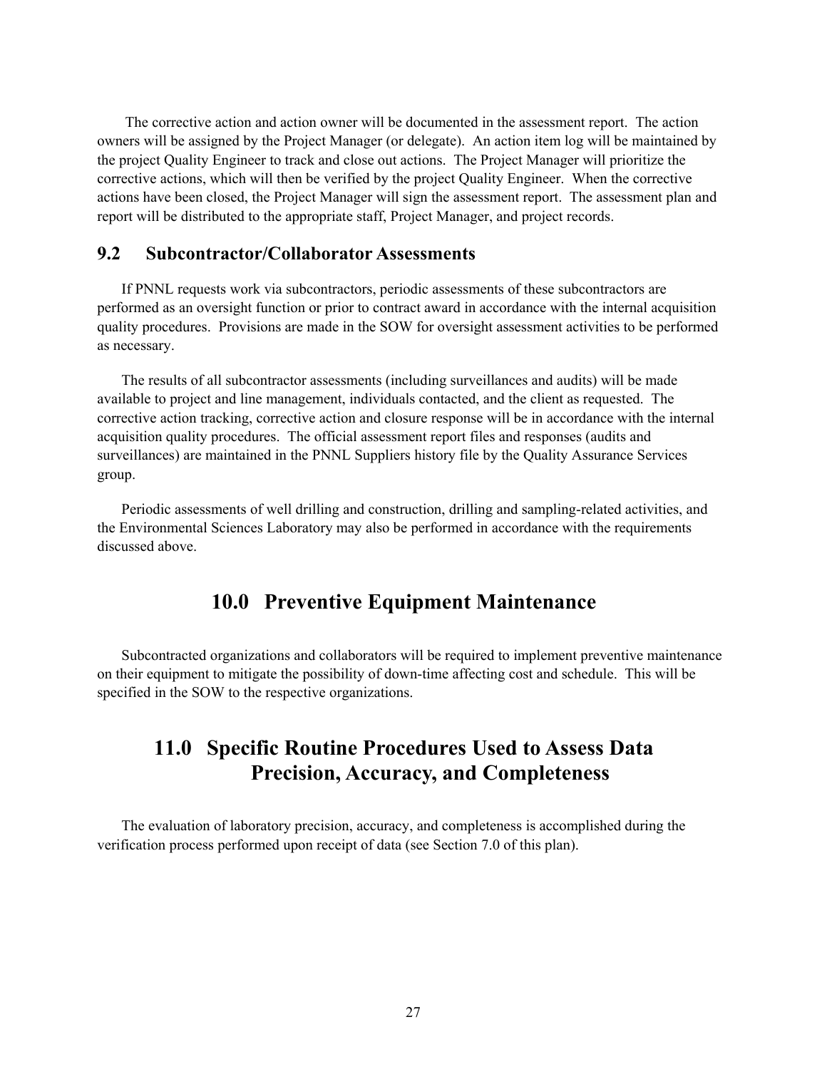The corrective action and action owner will be documented in the assessment report. The action owners will be assigned by the Project Manager (or delegate). An action item log will be maintained by the project Quality Engineer to track and close out actions. The Project Manager will prioritize the corrective actions, which will then be verified by the project Quality Engineer. When the corrective actions have been closed, the Project Manager will sign the assessment report. The assessment plan and report will be distributed to the appropriate staff, Project Manager, and project records.

## 9.2 Subcontractor/Collaborator Assessments

If PNNL requests work via subcontractors, periodic assessments of these subcontractors are performed as an oversight function or prior to contract award in accordance with the internal acquisition quality procedures. Provisions are made in the SOW for oversight assessment activities to be performed as necessary.

The results of all subcontractor assessments (including surveillances and audits) will be made available to project and line management, individuals contacted, and the client as requested. The corrective action tracking, corrective action and closure response will be in accordance with the internal acquisition quality procedures. The official assessment report files and responses (audits and surveillances) are maintained in the PNNL Suppliers history file by the Quality Assurance Services group.

Periodic assessments of well drilling and construction, drilling and sampling-related activities, and the Environmental Sciences Laboratory may also be performed in accordance with the requirements discussed above.

# 10.0 Preventive Equipment Maintenance

Subcontracted organizations and collaborators will be required to implement preventive maintenance on their equipment to mitigate the possibility of down-time affecting cost and schedule. This will be specified in the SOW to the respective organizations.

# 11.0 Specific Routine Procedures Used to Assess Data Precision, Accuracy, and Completeness

The evaluation of laboratory precision, accuracy, and completeness is accomplished during the verification process performed upon receipt of data (see Section 7.0 of this plan).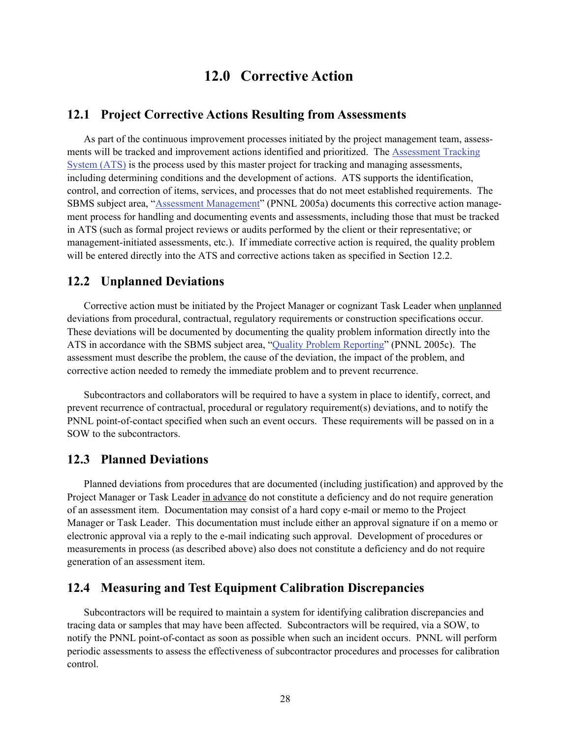# 12.0 Corrective Action

## 12.1 Project Corrective Actions Resulting from Assessments

As part of the continuous improvement processes initiated by the project management team, assessments will be tracked and improvement actions identified and prioritized. The Assessment Tracking System (ATS) is the process used by this master project for tracking and managing assessments, including determining conditions and the development of actions. ATS supports the identification, control, and correction of items, services, and processes that do not meet established requirements. The SBMS subject area, "Assessment Management" (PNNL 2005a) documents this corrective action management process for handling and documenting events and assessments, including those that must be tracked in ATS (such as formal project reviews or audits performed by the client or their representative; or management-initiated assessments, etc.). If immediate corrective action is required, the quality problem will be entered directly into the ATS and corrective actions taken as specified in Section 12.2.

## 12.2 Unplanned Deviations

Corrective action must be initiated by the Project Manager or cognizant Task Leader when unplanned deviations from procedural, contractual, regulatory requirements or construction specifications occur. These deviations will be documented by documenting the quality problem information directly into the ATS in accordance with the SBMS subject area, "Quality Problem Reporting" (PNNL 2005c). The assessment must describe the problem, the cause of the deviation, the impact of the problem, and corrective action needed to remedy the immediate problem and to prevent recurrence.

Subcontractors and collaborators will be required to have a system in place to identify, correct, and prevent recurrence of contractual, procedural or regulatory requirement(s) deviations, and to notify the PNNL point-of-contact specified when such an event occurs. These requirements will be passed on in a SOW to the subcontractors.

## 12.3 Planned Deviations

Planned deviations from procedures that are documented (including justification) and approved by the Project Manager or Task Leader in advance do not constitute a deficiency and do not require generation of an assessment item. Documentation may consist of a hard copy e-mail or memo to the Project Manager or Task Leader. This documentation must include either an approval signature if on a memo or electronic approval via a reply to the e-mail indicating such approval. Development of procedures or measurements in process (as described above) also does not constitute a deficiency and do not require generation of an assessment item.

## 12.4 Measuring and Test Equipment Calibration Discrepancies

Subcontractors will be required to maintain a system for identifying calibration discrepancies and tracing data or samples that may have been affected. Subcontractors will be required, via a SOW, to notify the PNNL point-of-contact as soon as possible when such an incident occurs. PNNL will perform periodic assessments to assess the effectiveness of subcontractor procedures and processes for calibration control.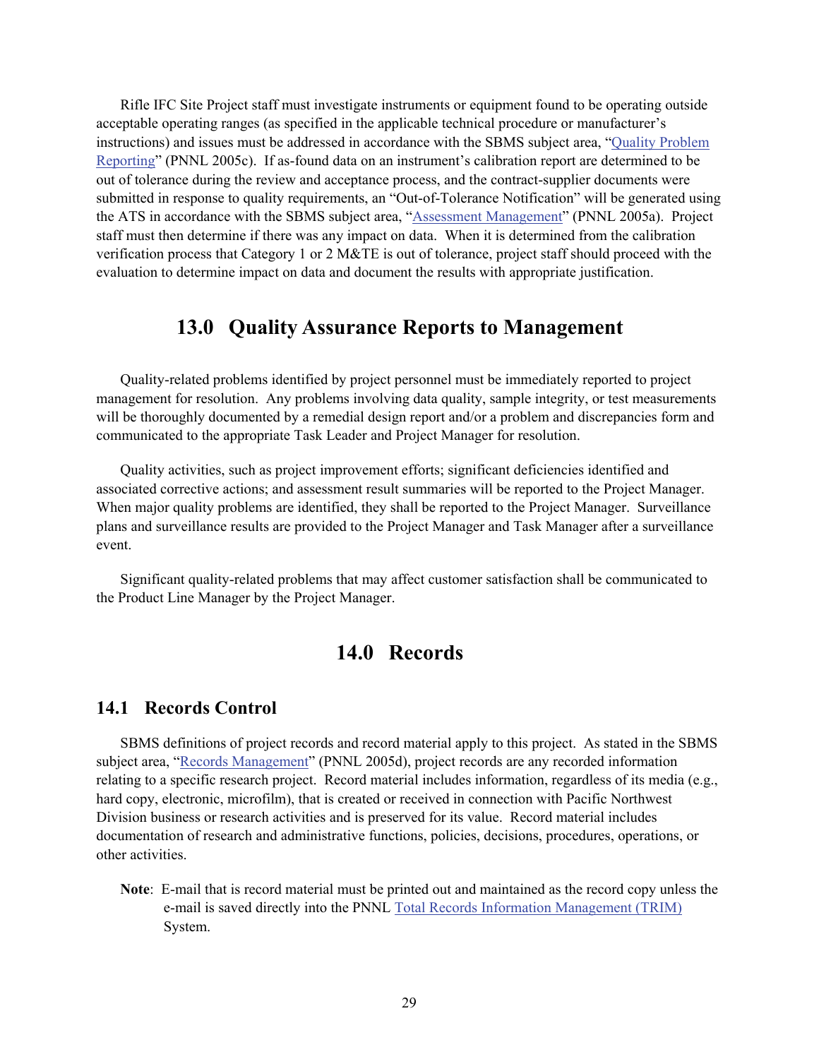Rifle IFC Site Project staff must investigate instruments or equipment found to be operating outside acceptable operating ranges (as specified in the applicable technical procedure or manufacturer's instructions) and issues must be addressed in accordance with the SBMS subject area, "Quality Problem Reporting" (PNNL 2005c). If as-found data on an instrument's calibration report are determined to be out of tolerance during the review and acceptance process, and the contract-supplier documents were submitted in response to quality requirements, an "Out-of-Tolerance Notification" will be generated using the ATS in accordance with the SBMS subject area, "Assessment Management" (PNNL 2005a). Project staff must then determine if there was any impact on data. When it is determined from the calibration verification process that Category 1 or 2 M&TE is out of tolerance, project staff should proceed with the evaluation to determine impact on data and document the results with appropriate justification.

# 13.0 Quality Assurance Reports to Management

Quality-related problems identified by project personnel must be immediately reported to project management for resolution. Any problems involving data quality, sample integrity, or test measurements will be thoroughly documented by a remedial design report and/or a problem and discrepancies form and communicated to the appropriate Task Leader and Project Manager for resolution.

Quality activities, such as project improvement efforts; significant deficiencies identified and associated corrective actions; and assessment result summaries will be reported to the Project Manager. When major quality problems are identified, they shall be reported to the Project Manager. Surveillance plans and surveillance results are provided to the Project Manager and Task Manager after a surveillance event.

Significant quality-related problems that may affect customer satisfaction shall be communicated to the Product Line Manager by the Project Manager.

# 14.0 Records

## 14.1 Records Control

SBMS definitions of project records and record material apply to this project. As stated in the SBMS subject area, "Records Management" (PNNL 2005d), project records are any recorded information relating to a specific research project. Record material includes information, regardless of its media (e.g., hard copy, electronic, microfilm), that is created or received in connection with Pacific Northwest Division business or research activities and is preserved for its value. Record material includes documentation of research and administrative functions, policies, decisions, procedures, operations, or other activities.

**Note**: E-mail that is record material must be printed out and maintained as the record copy unless the e-mail is saved directly into the PNNL Total Records Information Management (TRIM) System.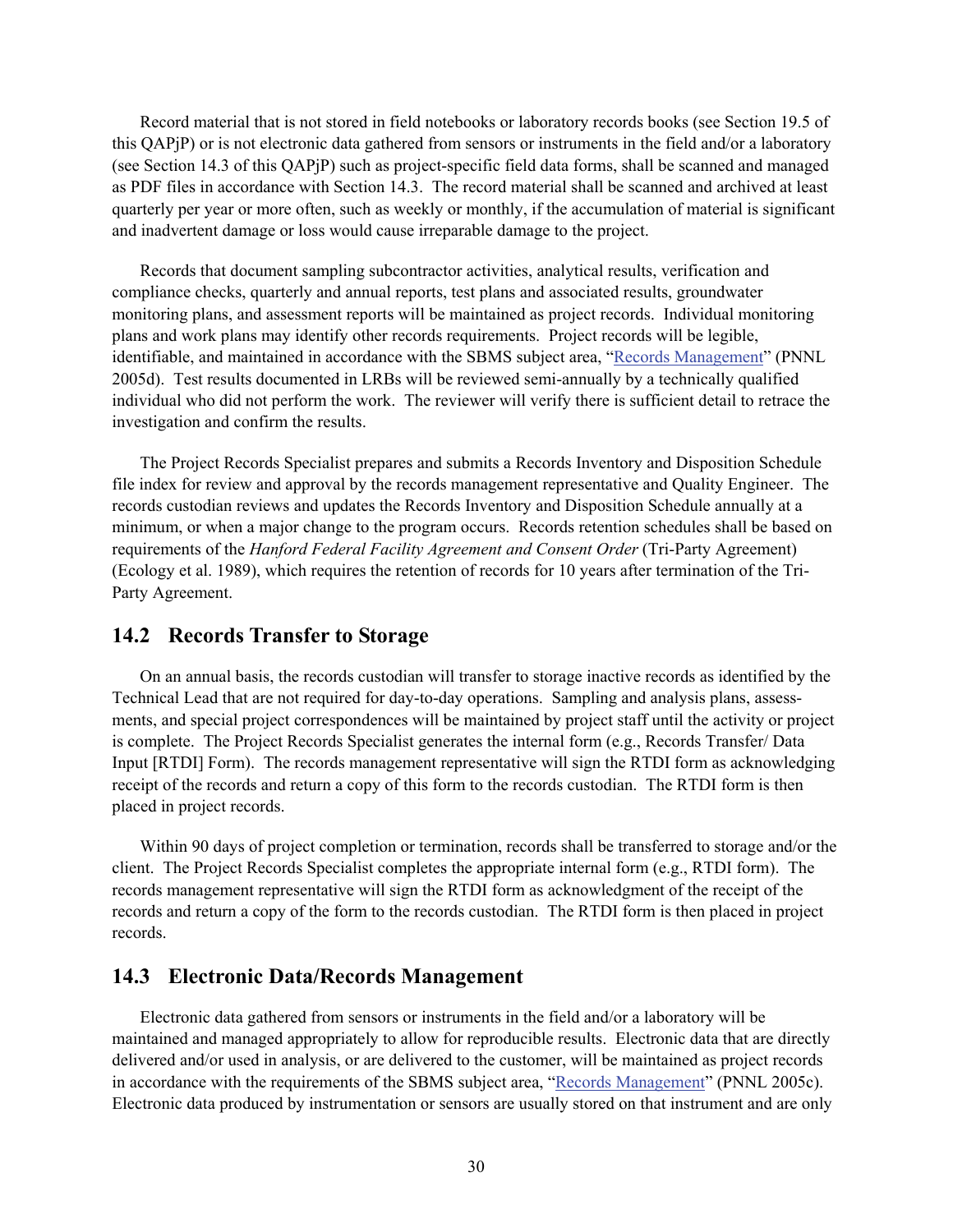Record material that is not stored in field notebooks or laboratory records books (see Section 19.5 of this QAPjP) or is not electronic data gathered from sensors or instruments in the field and/or a laboratory (see Section 14.3 of this QAPjP) such as project-specific field data forms, shall be scanned and managed as PDF files in accordance with Section 14.3. The record material shall be scanned and archived at least quarterly per year or more often, such as weekly or monthly, if the accumulation of material is significant and inadvertent damage or loss would cause irreparable damage to the project.

Records that document sampling subcontractor activities, analytical results, verification and compliance checks, quarterly and annual reports, test plans and associated results, groundwater monitoring plans, and assessment reports will be maintained as project records. Individual monitoring plans and work plans may identify other records requirements. Project records will be legible, identifiable, and maintained in accordance with the SBMS subject area, "Records Management" (PNNL 2005d). Test results documented in LRBs will be reviewed semi-annually by a technically qualified individual who did not perform the work. The reviewer will verify there is sufficient detail to retrace the investigation and confirm the results.

The Project Records Specialist prepares and submits a Records Inventory and Disposition Schedule file index for review and approval by the records management representative and Quality Engineer. The records custodian reviews and updates the Records Inventory and Disposition Schedule annually at a minimum, or when a major change to the program occurs. Records retention schedules shall be based on requirements of the *Hanford Federal Facility Agreement and Consent Order* (Tri-Party Agreement) (Ecology et al. 1989), which requires the retention of records for 10 years after termination of the Tri-Party Agreement.

## 14.2 Records Transfer to Storage

On an annual basis, the records custodian will transfer to storage inactive records as identified by the Technical Lead that are not required for day-to-day operations. Sampling and analysis plans, assessments, and special project correspondences will be maintained by project staff until the activity or project is complete. The Project Records Specialist generates the internal form (e.g., Records Transfer/ Data Input [RTDI] Form). The records management representative will sign the RTDI form as acknowledging receipt of the records and return a copy of this form to the records custodian. The RTDI form is then placed in project records.

Within 90 days of project completion or termination, records shall be transferred to storage and/or the client. The Project Records Specialist completes the appropriate internal form (e.g., RTDI form). The records management representative will sign the RTDI form as acknowledgment of the receipt of the records and return a copy of the form to the records custodian. The RTDI form is then placed in project records.

## 14.3 Electronic Data/Records Management

Electronic data gathered from sensors or instruments in the field and/or a laboratory will be maintained and managed appropriately to allow for reproducible results. Electronic data that are directly delivered and/or used in analysis, or are delivered to the customer, will be maintained as project records in accordance with the requirements of the SBMS subject area, "Records Management" (PNNL 2005c). Electronic data produced by instrumentation or sensors are usually stored on that instrument and are only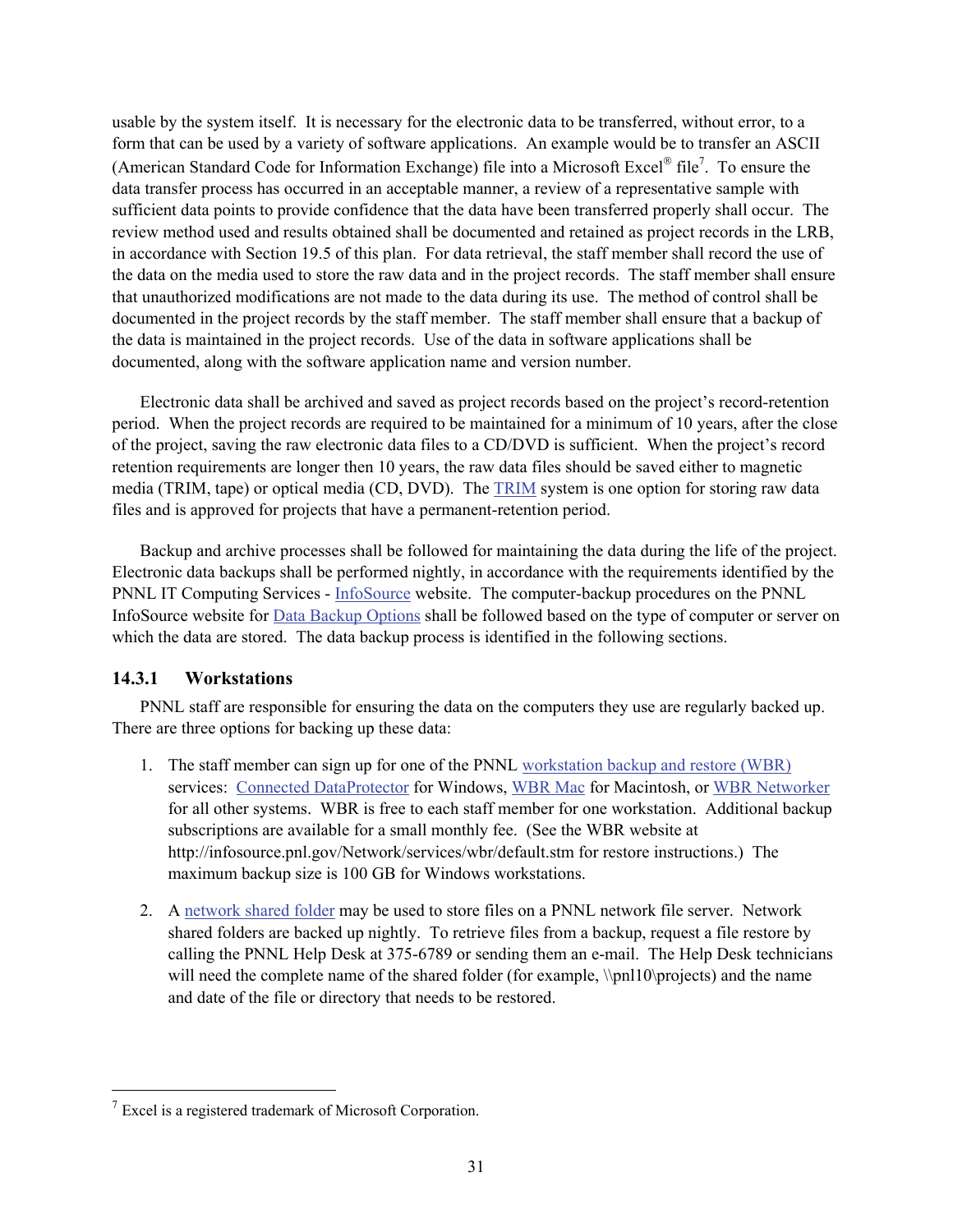usable by the system itself. It is necessary for the electronic data to be transferred, without error, to a form that can be used by a variety of software applications. An example would be to transfer an ASCII (American Standard Code for Information Exchange) file into a Microsoft Excel® file[7]. To ensure the data transfer process has occurred in an acceptable manner, a review of a representative sample with sufficient data points to provide confidence that the data have been transferred properly shall occur. The review method used and results obtained shall be documented and retained as project records in the LRB, in accordance with Section 19.5 of this plan. For data retrieval, the staff member shall record the use of the data on the media used to store the raw data and in the project records. The staff member shall ensure that unauthorized modifications are not made to the data during its use. The method of control shall be documented in the project records by the staff member. The staff member shall ensure that a backup of the data is maintained in the project records. Use of the data in software applications shall be documented, along with the software application name and version number.

Electronic data shall be archived and saved as project records based on the project's record-retention period. When the project records are required to be maintained for a minimum of 10 years, after the close of the project, saving the raw electronic data files to a CD/DVD is sufficient. When the project's record retention requirements are longer then 10 years, the raw data files should be saved either to magnetic media (TRIM, tape) or optical media (CD, DVD). The TRIM system is one option for storing raw data files and is approved for projects that have a permanent-retention period.

Backup and archive processes shall be followed for maintaining the data during the life of the project. Electronic data backups shall be performed nightly, in accordance with the requirements identified by the PNNL IT Computing Services - InfoSource website. The computer-backup procedures on the PNNL InfoSource website for Data Backup Options shall be followed based on the type of computer or server on which the data are stored. The data backup process is identified in the following sections.

### 14.3.1 Workstations

PNNL staff are responsible for ensuring the data on the computers they use are regularly backed up. There are three options for backing up these data:

1. The staff member can sign up for one of the PNNL workstation backup and restore (WBR) services: Connected DataProtector for Windows, WBR Mac for Macintosh, or WBR Networker for all other systems. WBR is free to each staff member for one workstation. Additional backup subscriptions are available for a small monthly fee. (See the WBR website at http://infosource.pnl.gov/Network/services/wbr/default.stm for restore instructions.) The maximum backup size is 100 GB for Windows workstations.

2. A network shared folder may be used to store files on a PNNL network file server. Network shared folders are backed up nightly. To retrieve files from a backup, request a file restore by calling the PNNL Help Desk at 375-6789 or sending them an e-mail. The Help Desk technicians will need the complete name of the shared folder (for example, \\pnl10\projects) and the name and date of the file or directory that needs to be restored.

[7] Excel is a registered trademark of Microsoft Corporation.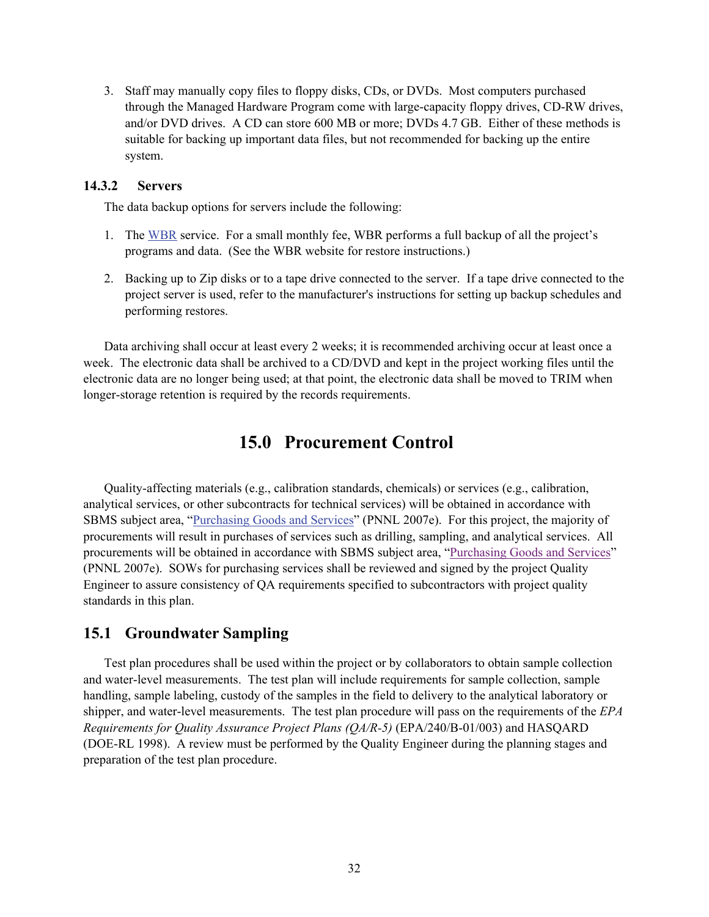3. Staff may manually copy files to floppy disks, CDs, or DVDs. Most computers purchased through the Managed Hardware Program come with large-capacity floppy drives, CD-RW drives, and/or DVD drives. A CD can store 600 MB or more; DVDs 4.7 GB. Either of these methods is suitable for backing up important data files, but not recommended for backing up the entire system.

### 14.3.2 Servers

The data backup options for servers include the following:

1. The WBR service. For a small monthly fee, WBR performs a full backup of all the project's programs and data. (See the WBR website for restore instructions.)

2. Backing up to Zip disks or to a tape drive connected to the server. If a tape drive connected to the project server is used, refer to the manufacturer's instructions for setting up backup schedules and performing restores.

Data archiving shall occur at least every 2 weeks; it is recommended archiving occur at least once a week. The electronic data shall be archived to a CD/DVD and kept in the project working files until the electronic data are no longer being used; at that point, the electronic data shall be moved to TRIM when longer-storage retention is required by the records requirements.

# 15.0 Procurement Control

Quality-affecting materials (e.g., calibration standards, chemicals) or services (e.g., calibration, analytical services, or other subcontracts for technical services) will be obtained in accordance with SBMS subject area, "Purchasing Goods and Services" (PNNL 2007e). For this project, the majority of procurements will result in purchases of services such as drilling, sampling, and analytical services. All procurements will be obtained in accordance with SBMS subject area, "Purchasing Goods and Services" (PNNL 2007e). SOWs for purchasing services shall be reviewed and signed by the project Quality Engineer to assure consistency of QA requirements specified to subcontractors with project quality standards in this plan.

## 15.1 Groundwater Sampling

Test plan procedures shall be used within the project or by collaborators to obtain sample collection and water-level measurements. The test plan will include requirements for sample collection, sample handling, sample labeling, custody of the samples in the field to delivery to the analytical laboratory or shipper, and water-level measurements. The test plan procedure will pass on the requirements of the *EPA Requirements for Quality Assurance Project Plans (QA/R-5)* (EPA/240/B-01/003) and HASQARD (DOE-RL 1998). A review must be performed by the Quality Engineer during the planning stages and preparation of the test plan procedure.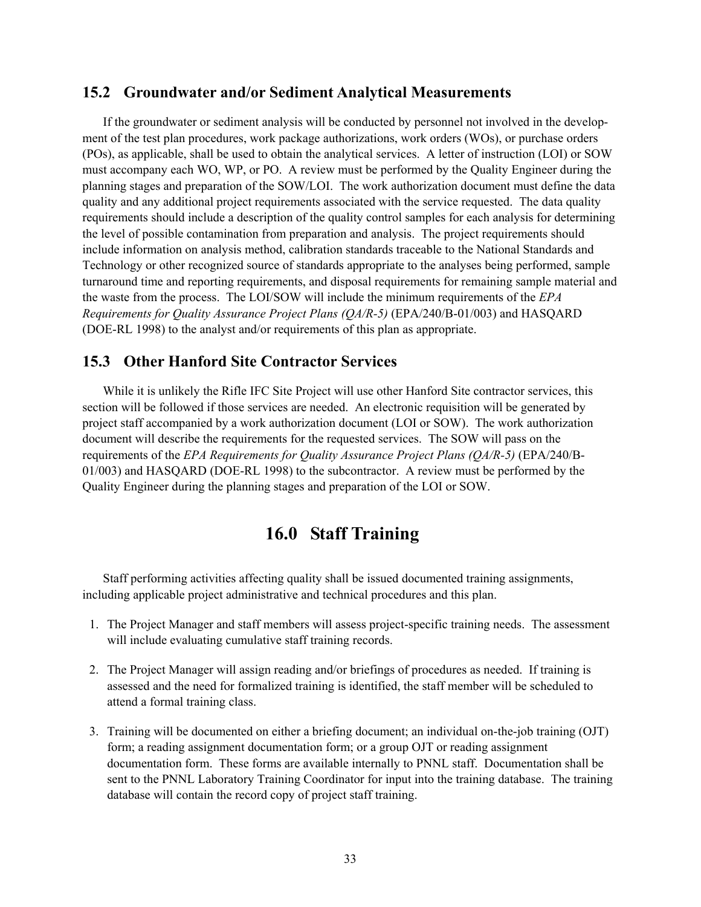## 15.2 Groundwater and/or Sediment Analytical Measurements

If the groundwater or sediment analysis will be conducted by personnel not involved in the development of the test plan procedures, work package authorizations, work orders (WOs), or purchase orders (POs), as applicable, shall be used to obtain the analytical services. A letter of instruction (LOI) or SOW must accompany each WO, WP, or PO. A review must be performed by the Quality Engineer during the planning stages and preparation of the SOW/LOI. The work authorization document must define the data quality and any additional project requirements associated with the service requested. The data quality requirements should include a description of the quality control samples for each analysis for determining the level of possible contamination from preparation and analysis. The project requirements should include information on analysis method, calibration standards traceable to the National Standards and Technology or other recognized source of standards appropriate to the analyses being performed, sample turnaround time and reporting requirements, and disposal requirements for remaining sample material and the waste from the process. The LOI/SOW will include the minimum requirements of the *EPA Requirements for Quality Assurance Project Plans (QA/R-5)* (EPA/240/B-01/003) and HASQARD (DOE-RL 1998) to the analyst and/or requirements of this plan as appropriate.

## 15.3 Other Hanford Site Contractor Services

While it is unlikely the Rifle IFC Site Project will use other Hanford Site contractor services, this section will be followed if those services are needed. An electronic requisition will be generated by project staff accompanied by a work authorization document (LOI or SOW). The work authorization document will describe the requirements for the requested services. The SOW will pass on the requirements of the *EPA Requirements for Quality Assurance Project Plans (QA/R-5)* (EPA/240/B-01/003) and HASQARD (DOE-RL 1998) to the subcontractor. A review must be performed by the Quality Engineer during the planning stages and preparation of the LOI or SOW.

# 16.0 Staff Training

Staff performing activities affecting quality shall be issued documented training assignments, including applicable project administrative and technical procedures and this plan.

1. The Project Manager and staff members will assess project-specific training needs. The assessment will include evaluating cumulative staff training records.

2. The Project Manager will assign reading and/or briefings of procedures as needed. If training is assessed and the need for formalized training is identified, the staff member will be scheduled to attend a formal training class.

3. Training will be documented on either a briefing document; an individual on-the-job training (OJT) form; a reading assignment documentation form; or a group OJT or reading assignment documentation form. These forms are available internally to PNNL staff. Documentation shall be sent to the PNNL Laboratory Training Coordinator for input into the training database. The training database will contain the record copy of project staff training.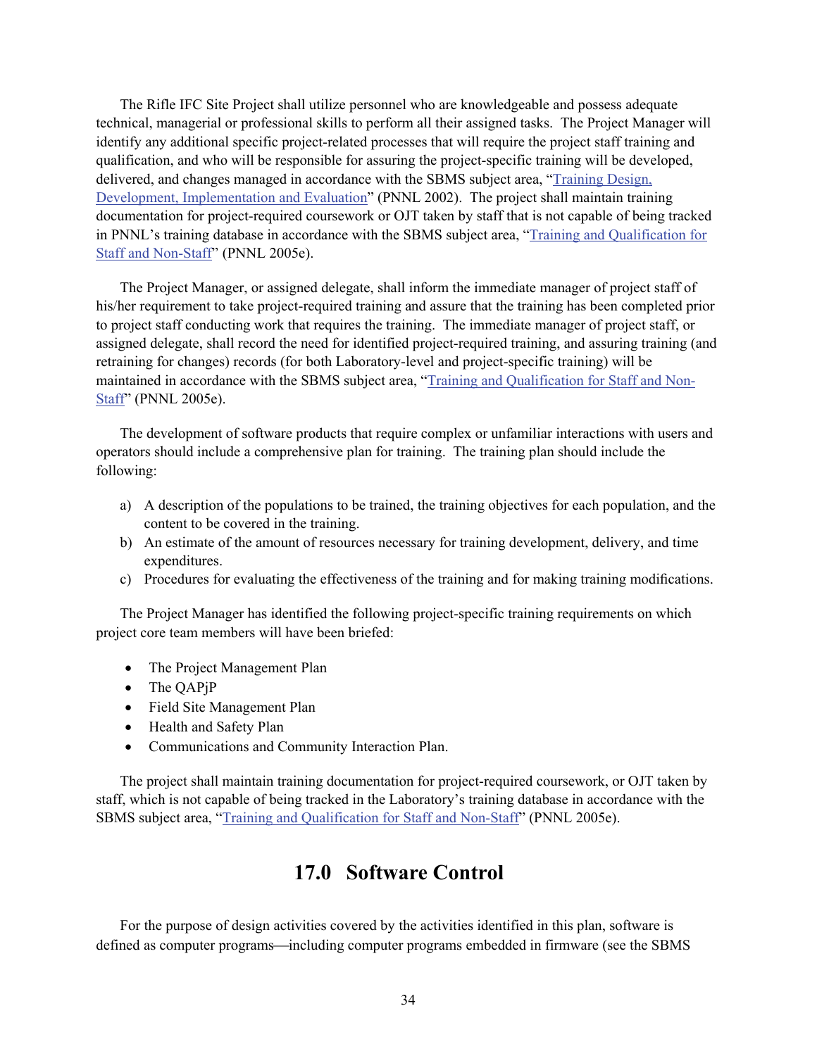The Rifle IFC Site Project shall utilize personnel who are knowledgeable and possess adequate technical, managerial or professional skills to perform all their assigned tasks. The Project Manager will identify any additional specific project-related processes that will require the project staff training and qualification, and who will be responsible for assuring the project-specific training will be developed, delivered, and changes managed in accordance with the SBMS subject area, "Training Design, Development, Implementation and Evaluation" (PNNL 2002). The project shall maintain training documentation for project-required coursework or OJT taken by staff that is not capable of being tracked in PNNL's training database in accordance with the SBMS subject area, "Training and Qualification for Staff and Non-Staff" (PNNL 2005e).

The Project Manager, or assigned delegate, shall inform the immediate manager of project staff of his/her requirement to take project-required training and assure that the training has been completed prior to project staff conducting work that requires the training. The immediate manager of project staff, or assigned delegate, shall record the need for identified project-required training, and assuring training (and retraining for changes) records (for both Laboratory-level and project-specific training) will be maintained in accordance with the SBMS subject area, "Training and Qualification for Staff and Non-Staff" (PNNL 2005e).

The development of software products that require complex or unfamiliar interactions with users and operators should include a comprehensive plan for training. The training plan should include the following:

a) A description of the populations to be trained, the training objectives for each population, and the content to be covered in the training.
b) An estimate of the amount of resources necessary for training development, delivery, and time expenditures.
c) Procedures for evaluating the effectiveness of the training and for making training modifications.

The Project Manager has identified the following project-specific training requirements on which project core team members will have been briefed:

- The Project Management Plan
- The QAPjP
- Field Site Management Plan
- Health and Safety Plan
- Communications and Community Interaction Plan.

The project shall maintain training documentation for project-required coursework, or OJT taken by staff, which is not capable of being tracked in the Laboratory's training database in accordance with the SBMS subject area, "Training and Qualification for Staff and Non-Staff" (PNNL 2005e).

# 17.0 Software Control

For the purpose of design activities covered by the activities identified in this plan, software is defined as computer programs—including computer programs embedded in firmware (see the SBMS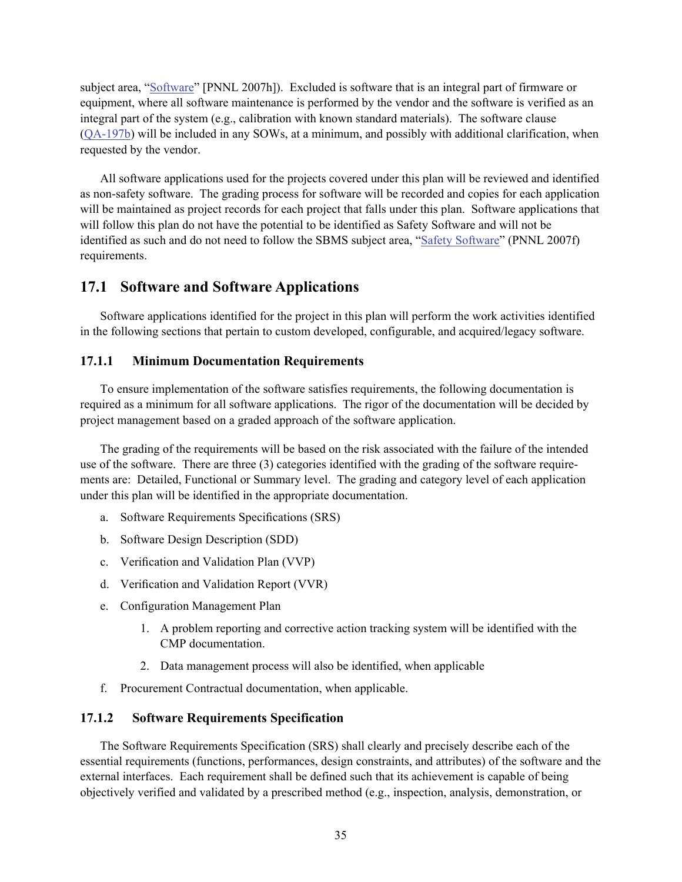subject area, "Software" [PNNL 2007h]). Excluded is software that is an integral part of firmware or equipment, where all software maintenance is performed by the vendor and the software is verified as an integral part of the system (e.g., calibration with known standard materials). The software clause (QA-197b) will be included in any SOWs, at a minimum, and possibly with additional clarification, when requested by the vendor.

All software applications used for the projects covered under this plan will be reviewed and identified as non-safety software. The grading process for software will be recorded and copies for each application will be maintained as project records for each project that falls under this plan. Software applications that will follow this plan do not have the potential to be identified as Safety Software and will not be identified as such and do not need to follow the SBMS subject area, "Safety Software" (PNNL 2007f) requirements.

## 17.1 Software and Software Applications

Software applications identified for the project in this plan will perform the work activities identified in the following sections that pertain to custom developed, configurable, and acquired/legacy software.

### 17.1.1 Minimum Documentation Requirements

To ensure implementation of the software satisfies requirements, the following documentation is required as a minimum for all software applications. The rigor of the documentation will be decided by project management based on a graded approach of the software application.

The grading of the requirements will be based on the risk associated with the failure of the intended use of the software. There are three (3) categories identified with the grading of the software requirements are: Detailed, Functional or Summary level. The grading and category level of each application under this plan will be identified in the appropriate documentation.

a. Software Requirements Specifications (SRS)

b. Software Design Description (SDD)

c. Verification and Validation Plan (VVP)

d. Verification and Validation Report (VVR)

e. Configuration Management Plan

   1. A problem reporting and corrective action tracking system will be identified with the CMP documentation.

   2. Data management process will also be identified, when applicable

f. Procurement Contractual documentation, when applicable.

### 17.1.2 Software Requirements Specification

The Software Requirements Specification (SRS) shall clearly and precisely describe each of the essential requirements (functions, performances, design constraints, and attributes) of the software and the external interfaces. Each requirement shall be defined such that its achievement is capable of being objectively verified and validated by a prescribed method (e.g., inspection, analysis, demonstration, or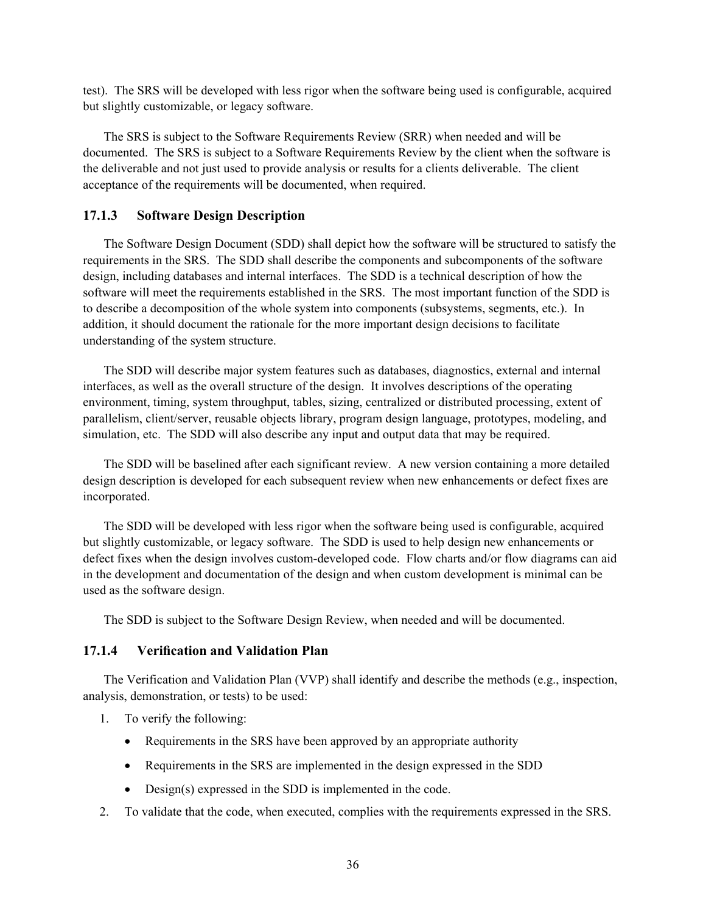test). The SRS will be developed with less rigor when the software being used is configurable, acquired but slightly customizable, or legacy software.

The SRS is subject to the Software Requirements Review (SRR) when needed and will be documented. The SRS is subject to a Software Requirements Review by the client when the software is the deliverable and not just used to provide analysis or results for a clients deliverable. The client acceptance of the requirements will be documented, when required.

### 17.1.3 Software Design Description

The Software Design Document (SDD) shall depict how the software will be structured to satisfy the requirements in the SRS. The SDD shall describe the components and subcomponents of the software design, including databases and internal interfaces. The SDD is a technical description of how the software will meet the requirements established in the SRS. The most important function of the SDD is to describe a decomposition of the whole system into components (subsystems, segments, etc.). In addition, it should document the rationale for the more important design decisions to facilitate understanding of the system structure.

The SDD will describe major system features such as databases, diagnostics, external and internal interfaces, as well as the overall structure of the design. It involves descriptions of the operating environment, timing, system throughput, tables, sizing, centralized or distributed processing, extent of parallelism, client/server, reusable objects library, program design language, prototypes, modeling, and simulation, etc. The SDD will also describe any input and output data that may be required.

The SDD will be baselined after each significant review. A new version containing a more detailed design description is developed for each subsequent review when new enhancements or defect fixes are incorporated.

The SDD will be developed with less rigor when the software being used is configurable, acquired but slightly customizable, or legacy software. The SDD is used to help design new enhancements or defect fixes when the design involves custom-developed code. Flow charts and/or flow diagrams can aid in the development and documentation of the design and when custom development is minimal can be used as the software design.

The SDD is subject to the Software Design Review, when needed and will be documented.

### 17.1.4 Verification and Validation Plan

The Verification and Validation Plan (VVP) shall identify and describe the methods (e.g., inspection, analysis, demonstration, or tests) to be used:

1. To verify the following:
   - Requirements in the SRS have been approved by an appropriate authority
   - Requirements in the SRS are implemented in the design expressed in the SDD
   - Design(s) expressed in the SDD is implemented in the code.
2. To validate that the code, when executed, complies with the requirements expressed in the SRS.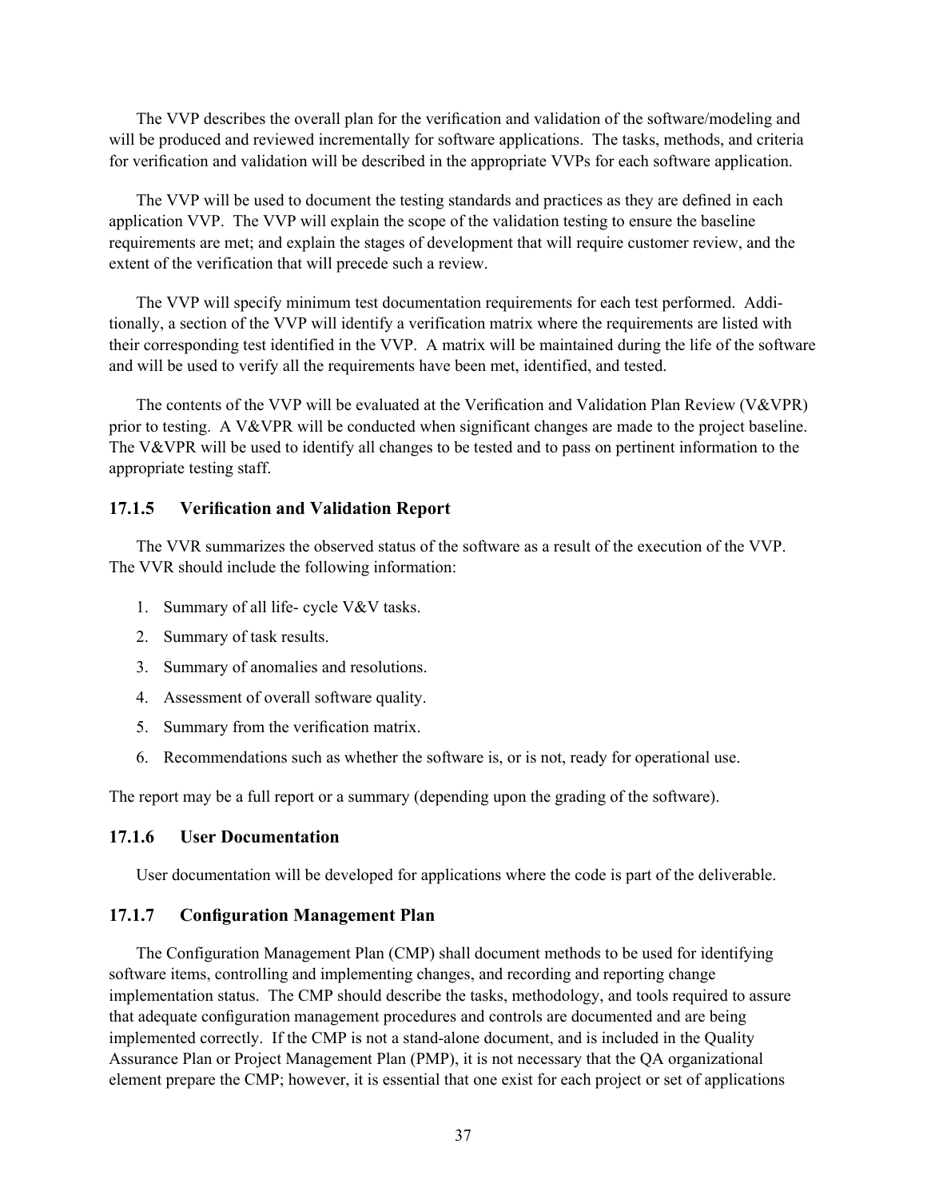The VVP describes the overall plan for the verification and validation of the software/modeling and will be produced and reviewed incrementally for software applications. The tasks, methods, and criteria for verification and validation will be described in the appropriate VVPs for each software application.

The VVP will be used to document the testing standards and practices as they are defined in each application VVP. The VVP will explain the scope of the validation testing to ensure the baseline requirements are met; and explain the stages of development that will require customer review, and the extent of the verification that will precede such a review.

The VVP will specify minimum test documentation requirements for each test performed. Additionally, a section of the VVP will identify a verification matrix where the requirements are listed with their corresponding test identified in the VVP. A matrix will be maintained during the life of the software and will be used to verify all the requirements have been met, identified, and tested.

The contents of the VVP will be evaluated at the Verification and Validation Plan Review (V&VPR) prior to testing. A V&VPR will be conducted when significant changes are made to the project baseline. The V&VPR will be used to identify all changes to be tested and to pass on pertinent information to the appropriate testing staff.

### 17.1.5 Verification and Validation Report

The VVR summarizes the observed status of the software as a result of the execution of the VVP. The VVR should include the following information:

1. Summary of all life- cycle V&V tasks.
2. Summary of task results.
3. Summary of anomalies and resolutions.
4. Assessment of overall software quality.
5. Summary from the verification matrix.
6. Recommendations such as whether the software is, or is not, ready for operational use.

The report may be a full report or a summary (depending upon the grading of the software).

### 17.1.6 User Documentation

User documentation will be developed for applications where the code is part of the deliverable.

### 17.1.7 Configuration Management Plan

The Configuration Management Plan (CMP) shall document methods to be used for identifying software items, controlling and implementing changes, and recording and reporting change implementation status. The CMP should describe the tasks, methodology, and tools required to assure that adequate configuration management procedures and controls are documented and are being implemented correctly. If the CMP is not a stand-alone document, and is included in the Quality Assurance Plan or Project Management Plan (PMP), it is not necessary that the QA organizational element prepare the CMP; however, it is essential that one exist for each project or set of applications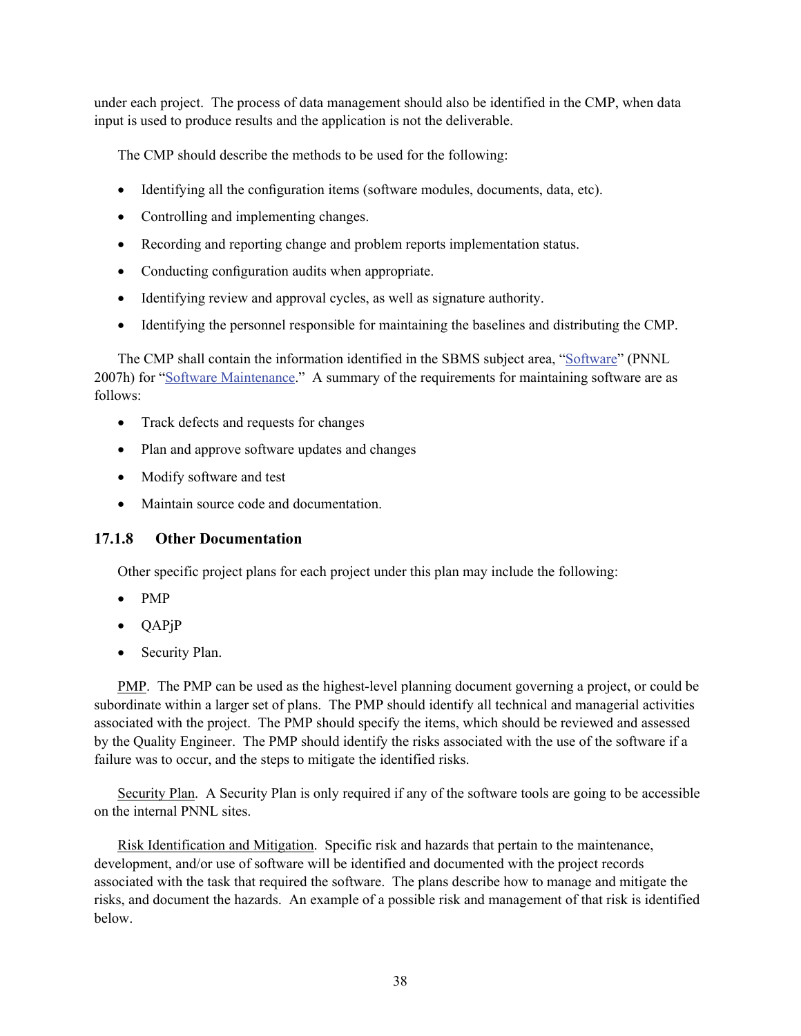under each project. The process of data management should also be identified in the CMP, when data input is used to produce results and the application is not the deliverable.

The CMP should describe the methods to be used for the following:

- Identifying all the configuration items (software modules, documents, data, etc).
- Controlling and implementing changes.
- Recording and reporting change and problem reports implementation status.
- Conducting configuration audits when appropriate.
- Identifying review and approval cycles, as well as signature authority.
- Identifying the personnel responsible for maintaining the baselines and distributing the CMP.

The CMP shall contain the information identified in the SBMS subject area, "Software" (PNNL 2007h) for "Software Maintenance." A summary of the requirements for maintaining software are as follows:

- Track defects and requests for changes
- Plan and approve software updates and changes
- Modify software and test
- Maintain source code and documentation.

### 17.1.8 Other Documentation

Other specific project plans for each project under this plan may include the following:

- PMP
- QAPjP
- Security Plan.

PMP. The PMP can be used as the highest-level planning document governing a project, or could be subordinate within a larger set of plans. The PMP should identify all technical and managerial activities associated with the project. The PMP should specify the items, which should be reviewed and assessed by the Quality Engineer. The PMP should identify the risks associated with the use of the software if a failure was to occur, and the steps to mitigate the identified risks.

Security Plan. A Security Plan is only required if any of the software tools are going to be accessible on the internal PNNL sites.

Risk Identification and Mitigation. Specific risk and hazards that pertain to the maintenance, development, and/or use of software will be identified and documented with the project records associated with the task that required the software. The plans describe how to manage and mitigate the risks, and document the hazards. An example of a possible risk and management of that risk is identified below.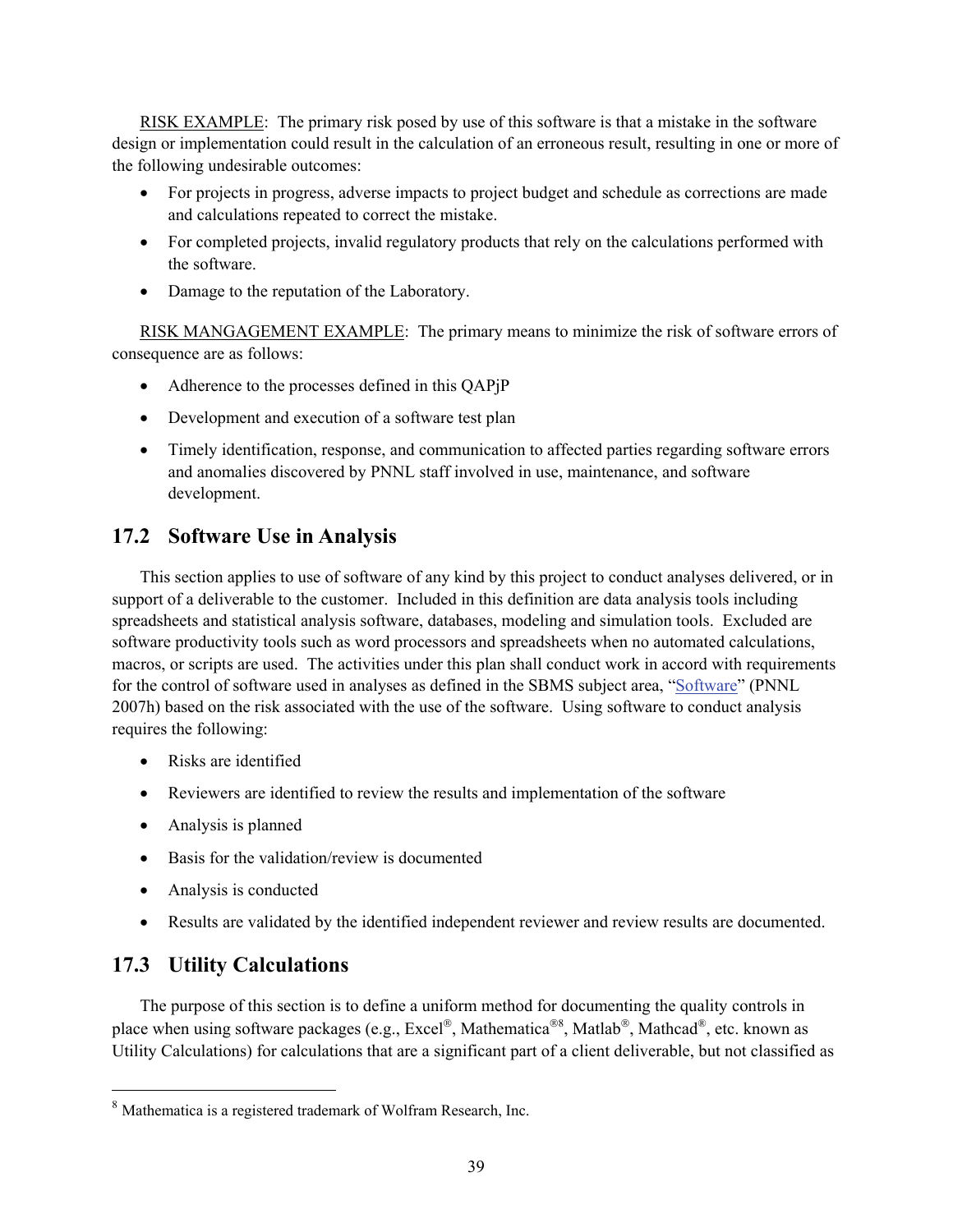RISK EXAMPLE: The primary risk posed by use of this software is that a mistake in the software design or implementation could result in the calculation of an erroneous result, resulting in one or more of the following undesirable outcomes:

- For projects in progress, adverse impacts to project budget and schedule as corrections are made and calculations repeated to correct the mistake.
- For completed projects, invalid regulatory products that rely on the calculations performed with the software.
- Damage to the reputation of the Laboratory.

RISK MANGAGEMENT EXAMPLE: The primary means to minimize the risk of software errors of consequence are as follows:

- Adherence to the processes defined in this QAPjP
- Development and execution of a software test plan
- Timely identification, response, and communication to affected parties regarding software errors and anomalies discovered by PNNL staff involved in use, maintenance, and software development.

## 17.2 Software Use in Analysis

This section applies to use of software of any kind by this project to conduct analyses delivered, or in support of a deliverable to the customer. Included in this definition are data analysis tools including spreadsheets and statistical analysis software, databases, modeling and simulation tools. Excluded are software productivity tools such as word processors and spreadsheets when no automated calculations, macros, or scripts are used. The activities under this plan shall conduct work in accord with requirements for the control of software used in analyses as defined in the SBMS subject area, "Software" (PNNL 2007h) based on the risk associated with the use of the software. Using software to conduct analysis requires the following:

- Risks are identified
- Reviewers are identified to review the results and implementation of the software
- Analysis is planned
- Basis for the validation/review is documented
- Analysis is conducted
- Results are validated by the identified independent reviewer and review results are documented.

## 17.3 Utility Calculations

The purpose of this section is to define a uniform method for documenting the quality controls in place when using software packages (e.g., Excel®, Mathematica®[8], Matlab®, Mathcad®, etc. known as Utility Calculations) for calculations that are a significant part of a client deliverable, but not classified as

[8] Mathematica is a registered trademark of Wolfram Research, Inc.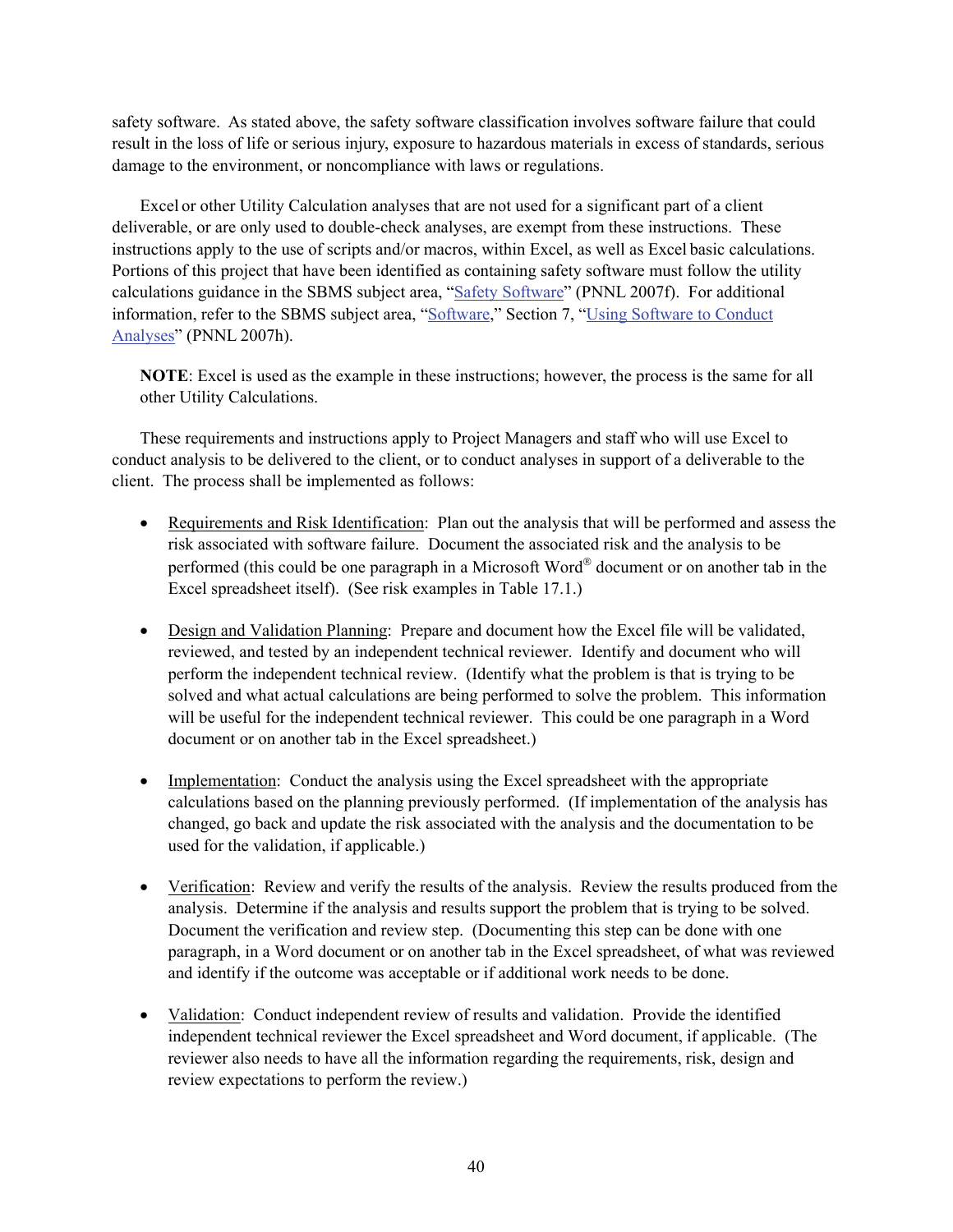safety software. As stated above, the safety software classification involves software failure that could result in the loss of life or serious injury, exposure to hazardous materials in excess of standards, serious damage to the environment, or noncompliance with laws or regulations.

Excel or other Utility Calculation analyses that are not used for a significant part of a client deliverable, or are only used to double-check analyses, are exempt from these instructions. These instructions apply to the use of scripts and/or macros, within Excel, as well as Excel basic calculations. Portions of this project that have been identified as containing safety software must follow the utility calculations guidance in the SBMS subject area, "Safety Software" (PNNL 2007f). For additional information, refer to the SBMS subject area, "Software," Section 7, "Using Software to Conduct Analyses" (PNNL 2007h).

> **NOTE**: Excel is used as the example in these instructions; however, the process is the same for all other Utility Calculations.

These requirements and instructions apply to Project Managers and staff who will use Excel to conduct analysis to be delivered to the client, or to conduct analyses in support of a deliverable to the client. The process shall be implemented as follows:

- Requirements and Risk Identification: Plan out the analysis that will be performed and assess the risk associated with software failure. Document the associated risk and the analysis to be performed (this could be one paragraph in a Microsoft Word® document or on another tab in the Excel spreadsheet itself). (See risk examples in Table 17.1.)

- Design and Validation Planning: Prepare and document how the Excel file will be validated, reviewed, and tested by an independent technical reviewer. Identify and document who will perform the independent technical review. (Identify what the problem is that is trying to be solved and what actual calculations are being performed to solve the problem. This information will be useful for the independent technical reviewer. This could be one paragraph in a Word document or on another tab in the Excel spreadsheet.)

- Implementation: Conduct the analysis using the Excel spreadsheet with the appropriate calculations based on the planning previously performed. (If implementation of the analysis has changed, go back and update the risk associated with the analysis and the documentation to be used for the validation, if applicable.)

- Verification: Review and verify the results of the analysis. Review the results produced from the analysis. Determine if the analysis and results support the problem that is trying to be solved. Document the verification and review step. (Documenting this step can be done with one paragraph, in a Word document or on another tab in the Excel spreadsheet, of what was reviewed and identify if the outcome was acceptable or if additional work needs to be done.

- Validation: Conduct independent review of results and validation. Provide the identified independent technical reviewer the Excel spreadsheet and Word document, if applicable. (The reviewer also needs to have all the information regarding the requirements, risk, design and review expectations to perform the review.)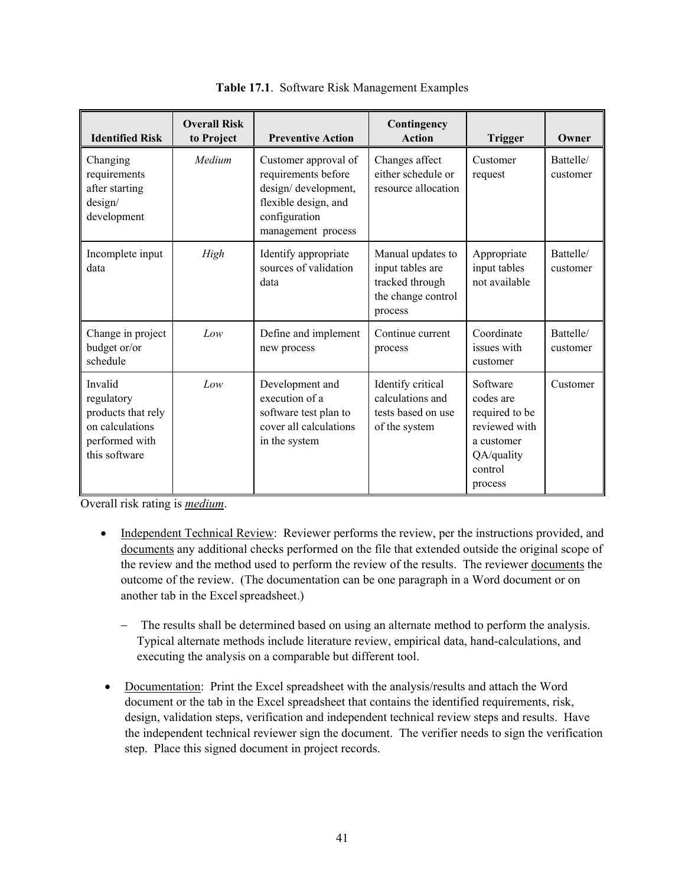**Table 17.1**. Software Risk Management Examples

| Identified Risk | Overall Risk to Project | Preventive Action | Contingency Action | Trigger | Owner |
|---|---|---|---|---|---|
| Changing requirements after starting design/ development | *Medium* | Customer approval of requirements before design/ development, flexible design, and configuration management process | Changes affect either schedule or resource allocation | Customer request | Battelle/ customer |
| Incomplete input data | *High* | Identify appropriate sources of validation data | Manual updates to input tables are tracked through the change control process | Appropriate input tables not available | Battelle/ customer |
| Change in project budget or/or schedule | *Low* | Define and implement new process | Continue current process | Coordinate issues with customer | Battelle/ customer |
| Invalid regulatory products that rely on calculations performed with this software | *Low* | Development and execution of a software test plan to cover all calculations in the system | Identify critical calculations and tests based on use of the system | Software codes are required to be reviewed with a customer QA/quality control process | Customer |

Overall risk rating is ***medium***.

- Independent Technical Review: Reviewer performs the review, per the instructions provided, and documents any additional checks performed on the file that extended outside the original scope of the review and the method used to perform the review of the results. The reviewer documents the outcome of the review. (The documentation can be one paragraph in a Word document or on another tab in the Excel spreadsheet.)
  - The results shall be determined based on using an alternate method to perform the analysis. Typical alternate methods include literature review, empirical data, hand-calculations, and executing the analysis on a comparable but different tool.
- Documentation: Print the Excel spreadsheet with the analysis/results and attach the Word document or the tab in the Excel spreadsheet that contains the identified requirements, risk, design, validation steps, verification and independent technical review steps and results. Have the independent technical reviewer sign the document. The verifier needs to sign the verification step. Place this signed document in project records.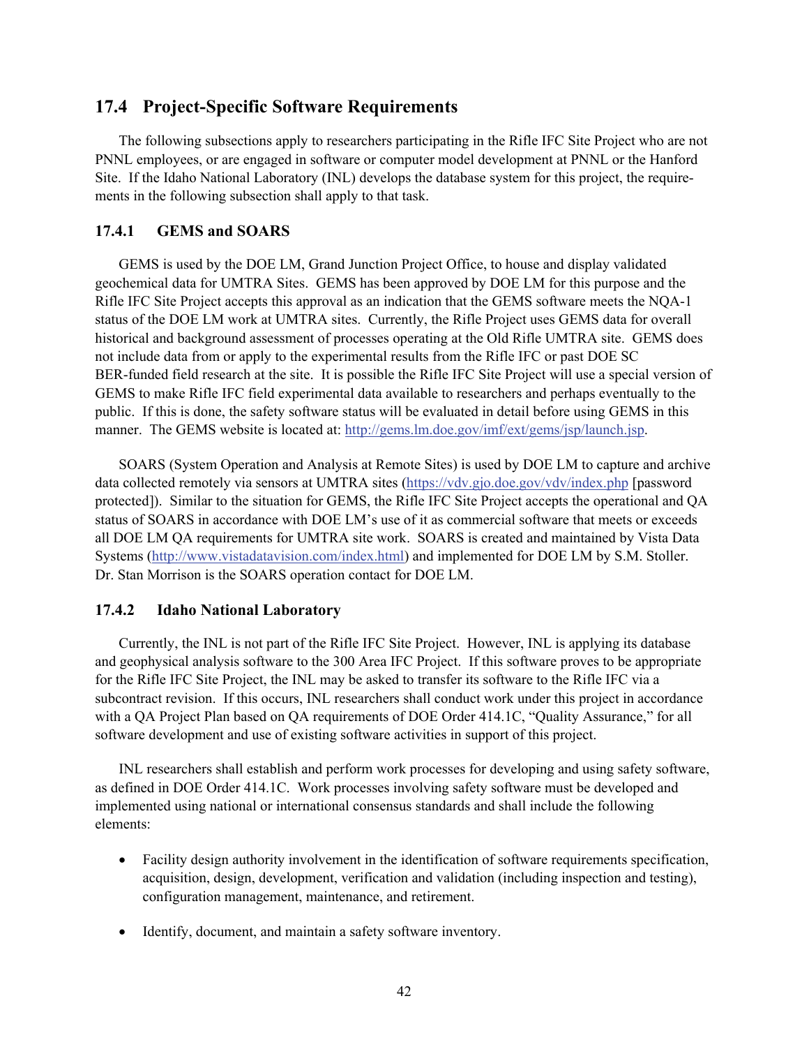## 17.4 Project-Specific Software Requirements

The following subsections apply to researchers participating in the Rifle IFC Site Project who are not PNNL employees, or are engaged in software or computer model development at PNNL or the Hanford Site. If the Idaho National Laboratory (INL) develops the database system for this project, the requirements in the following subsection shall apply to that task.

### 17.4.1 GEMS and SOARS

GEMS is used by the DOE LM, Grand Junction Project Office, to house and display validated geochemical data for UMTRA Sites. GEMS has been approved by DOE LM for this purpose and the Rifle IFC Site Project accepts this approval as an indication that the GEMS software meets the NQA-1 status of the DOE LM work at UMTRA sites. Currently, the Rifle Project uses GEMS data for overall historical and background assessment of processes operating at the Old Rifle UMTRA site. GEMS does not include data from or apply to the experimental results from the Rifle IFC or past DOE SC BER-funded field research at the site. It is possible the Rifle IFC Site Project will use a special version of GEMS to make Rifle IFC field experimental data available to researchers and perhaps eventually to the public. If this is done, the safety software status will be evaluated in detail before using GEMS in this manner. The GEMS website is located at: http://gems.lm.doe.gov/imf/ext/gems/jsp/launch.jsp.

SOARS (System Operation and Analysis at Remote Sites) is used by DOE LM to capture and archive data collected remotely via sensors at UMTRA sites (https://vdv.gjo.doe.gov/vdv/index.php [password protected]). Similar to the situation for GEMS, the Rifle IFC Site Project accepts the operational and QA status of SOARS in accordance with DOE LM's use of it as commercial software that meets or exceeds all DOE LM QA requirements for UMTRA site work. SOARS is created and maintained by Vista Data Systems (http://www.vistadatavision.com/index.html) and implemented for DOE LM by S.M. Stoller. Dr. Stan Morrison is the SOARS operation contact for DOE LM.

### 17.4.2 Idaho National Laboratory

Currently, the INL is not part of the Rifle IFC Site Project. However, INL is applying its database and geophysical analysis software to the 300 Area IFC Project. If this software proves to be appropriate for the Rifle IFC Site Project, the INL may be asked to transfer its software to the Rifle IFC via a subcontract revision. If this occurs, INL researchers shall conduct work under this project in accordance with a QA Project Plan based on QA requirements of DOE Order 414.1C, "Quality Assurance," for all software development and use of existing software activities in support of this project.

INL researchers shall establish and perform work processes for developing and using safety software, as defined in DOE Order 414.1C. Work processes involving safety software must be developed and implemented using national or international consensus standards and shall include the following elements:

- Facility design authority involvement in the identification of software requirements specification, acquisition, design, development, verification and validation (including inspection and testing), configuration management, maintenance, and retirement.
- Identify, document, and maintain a safety software inventory.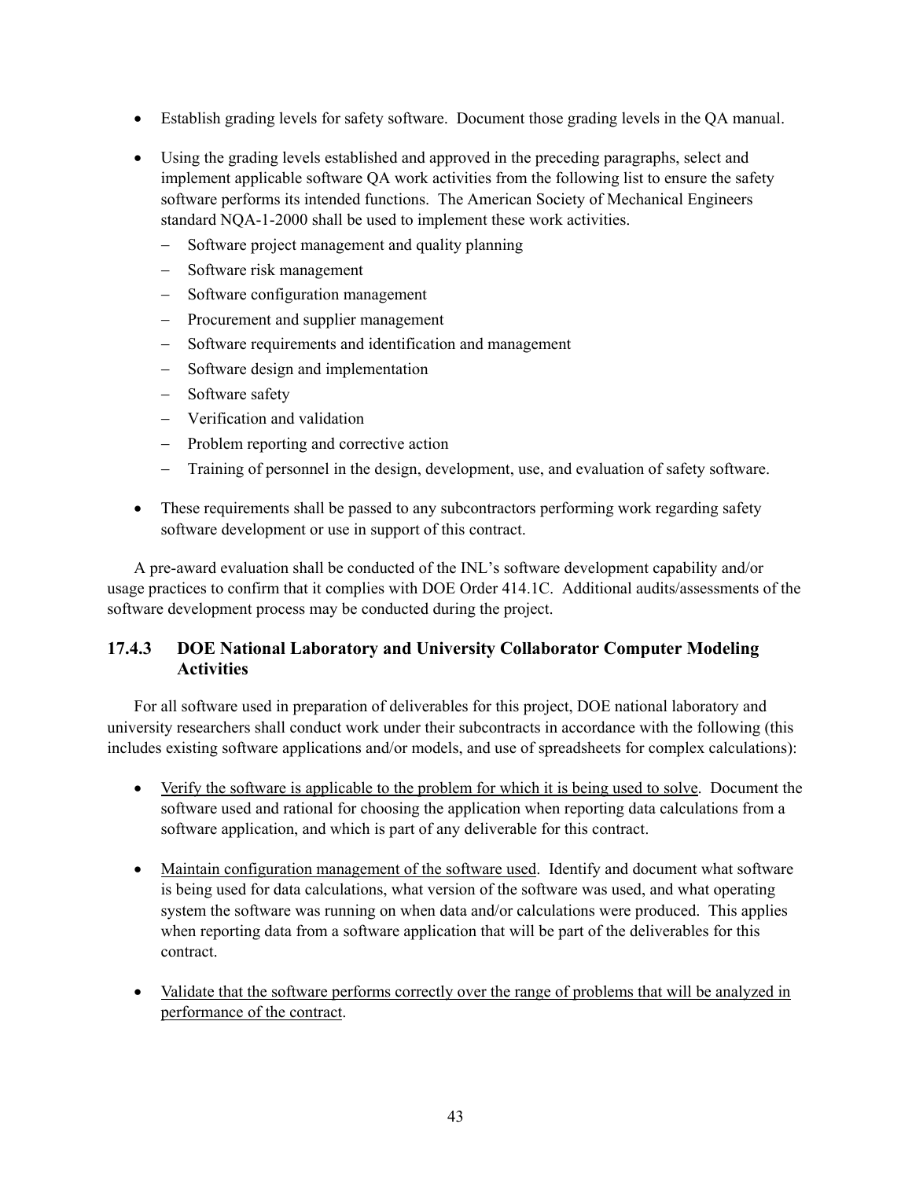- Establish grading levels for safety software. Document those grading levels in the QA manual.

- Using the grading levels established and approved in the preceding paragraphs, select and implement applicable software QA work activities from the following list to ensure the safety software performs its intended functions. The American Society of Mechanical Engineers standard NQA-1-2000 shall be used to implement these work activities.
  - Software project management and quality planning
  - Software risk management
  - Software configuration management
  - Procurement and supplier management
  - Software requirements and identification and management
  - Software design and implementation
  - Software safety
  - Verification and validation
  - Problem reporting and corrective action
  - Training of personnel in the design, development, use, and evaluation of safety software.

- These requirements shall be passed to any subcontractors performing work regarding safety software development or use in support of this contract.

A pre-award evaluation shall be conducted of the INL's software development capability and/or usage practices to confirm that it complies with DOE Order 414.1C. Additional audits/assessments of the software development process may be conducted during the project.

### 17.4.3 DOE National Laboratory and University Collaborator Computer Modeling Activities

For all software used in preparation of deliverables for this project, DOE national laboratory and university researchers shall conduct work under their subcontracts in accordance with the following (this includes existing software applications and/or models, and use of spreadsheets for complex calculations):

- <u>Verify the software is applicable to the problem for which it is being used to solve</u>. Document the software used and rational for choosing the application when reporting data calculations from a software application, and which is part of any deliverable for this contract.

- <u>Maintain configuration management of the software used</u>. Identify and document what software is being used for data calculations, what version of the software was used, and what operating system the software was running on when data and/or calculations were produced. This applies when reporting data from a software application that will be part of the deliverables for this contract.

- <u>Validate that the software performs correctly over the range of problems that will be analyzed in performance of the contract</u>.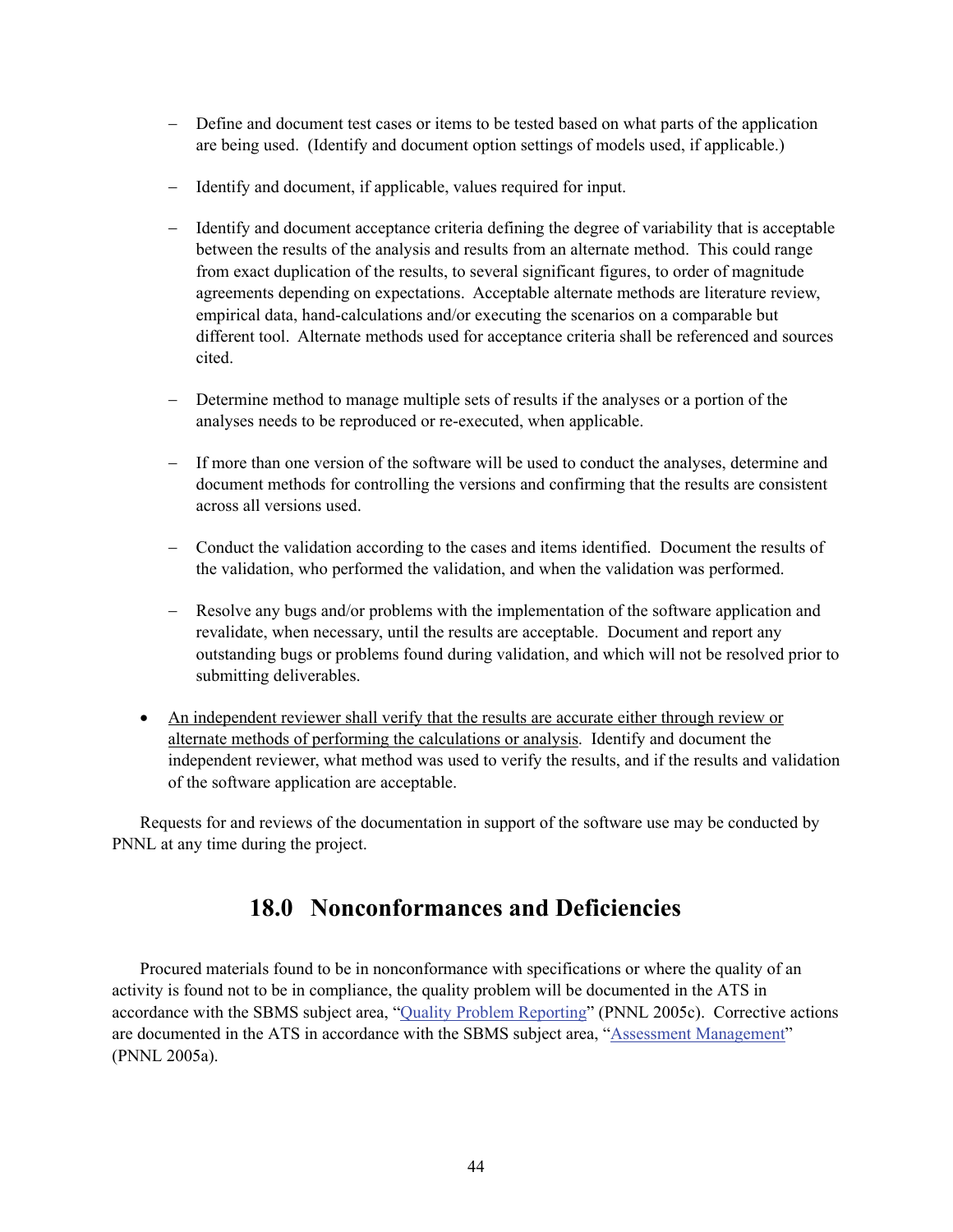- Define and document test cases or items to be tested based on what parts of the application are being used. (Identify and document option settings of models used, if applicable.)
  - Identify and document, if applicable, values required for input.
  - Identify and document acceptance criteria defining the degree of variability that is acceptable between the results of the analysis and results from an alternate method. This could range from exact duplication of the results, to several significant figures, to order of magnitude agreements depending on expectations. Acceptable alternate methods are literature review, empirical data, hand-calculations and/or executing the scenarios on a comparable but different tool. Alternate methods used for acceptance criteria shall be referenced and sources cited.
  - Determine method to manage multiple sets of results if the analyses or a portion of the analyses needs to be reproduced or re-executed, when applicable.
  - If more than one version of the software will be used to conduct the analyses, determine and document methods for controlling the versions and confirming that the results are consistent across all versions used.
  - Conduct the validation according to the cases and items identified. Document the results of the validation, who performed the validation, and when the validation was performed.
  - Resolve any bugs and/or problems with the implementation of the software application and revalidate, when necessary, until the results are acceptable. Document and report any outstanding bugs or problems found during validation, and which will not be resolved prior to submitting deliverables.

- <u>An independent reviewer shall verify that the results are accurate either through review or alternate methods of performing the calculations or analysis</u>. Identify and document the independent reviewer, what method was used to verify the results, and if the results and validation of the software application are acceptable.

Requests for and reviews of the documentation in support of the software use may be conducted by PNNL at any time during the project.

# 18.0 Nonconformances and Deficiencies

Procured materials found to be in nonconformance with specifications or where the quality of an activity is found not to be in compliance, the quality problem will be documented in the ATS in accordance with the SBMS subject area, "Quality Problem Reporting" (PNNL 2005c). Corrective actions are documented in the ATS in accordance with the SBMS subject area, "Assessment Management" (PNNL 2005a).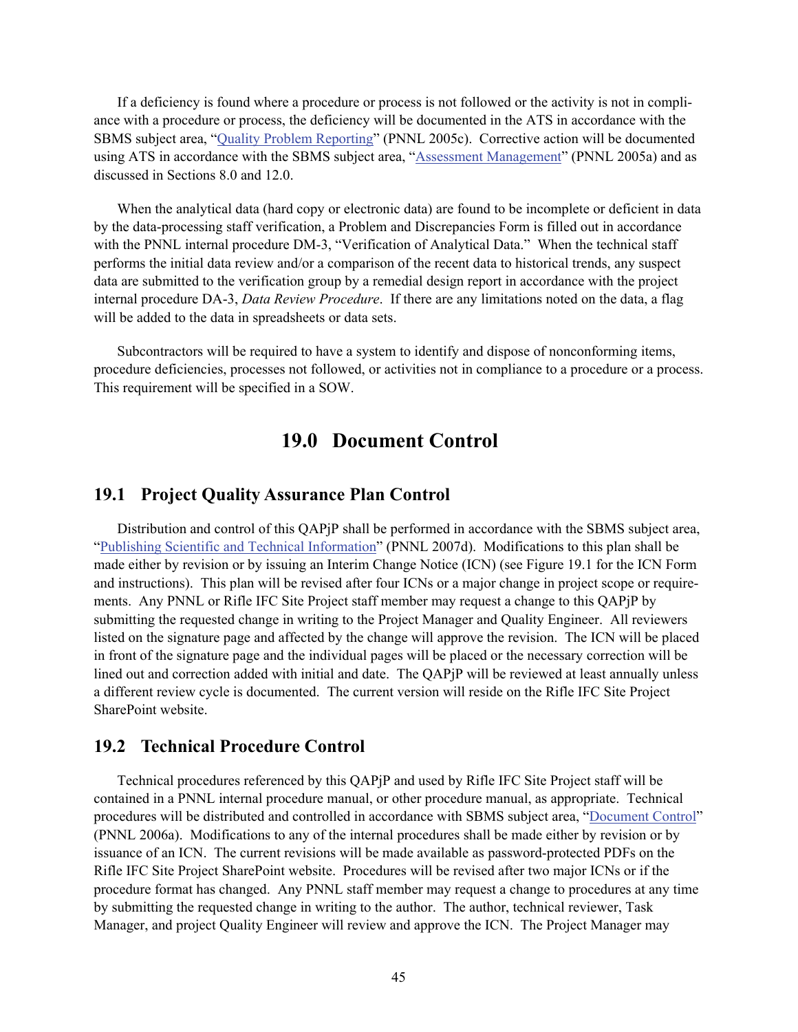If a deficiency is found where a procedure or process is not followed or the activity is not in compliance with a procedure or process, the deficiency will be documented in the ATS in accordance with the SBMS subject area, "Quality Problem Reporting" (PNNL 2005c). Corrective action will be documented using ATS in accordance with the SBMS subject area, "Assessment Management" (PNNL 2005a) and as discussed in Sections 8.0 and 12.0.

When the analytical data (hard copy or electronic data) are found to be incomplete or deficient in data by the data-processing staff verification, a Problem and Discrepancies Form is filled out in accordance with the PNNL internal procedure DM-3, "Verification of Analytical Data." When the technical staff performs the initial data review and/or a comparison of the recent data to historical trends, any suspect data are submitted to the verification group by a remedial design report in accordance with the project internal procedure DA-3, *Data Review Procedure*. If there are any limitations noted on the data, a flag will be added to the data in spreadsheets or data sets.

Subcontractors will be required to have a system to identify and dispose of nonconforming items, procedure deficiencies, processes not followed, or activities not in compliance to a procedure or a process. This requirement will be specified in a SOW.

# 19.0 Document Control

## 19.1 Project Quality Assurance Plan Control

Distribution and control of this QAPjP shall be performed in accordance with the SBMS subject area, "Publishing Scientific and Technical Information" (PNNL 2007d). Modifications to this plan shall be made either by revision or by issuing an Interim Change Notice (ICN) (see Figure 19.1 for the ICN Form and instructions). This plan will be revised after four ICNs or a major change in project scope or requirements. Any PNNL or Rifle IFC Site Project staff member may request a change to this QAPjP by submitting the requested change in writing to the Project Manager and Quality Engineer. All reviewers listed on the signature page and affected by the change will approve the revision. The ICN will be placed in front of the signature page and the individual pages will be placed or the necessary correction will be lined out and correction added with initial and date. The QAPjP will be reviewed at least annually unless a different review cycle is documented. The current version will reside on the Rifle IFC Site Project SharePoint website.

## 19.2 Technical Procedure Control

Technical procedures referenced by this QAPjP and used by Rifle IFC Site Project staff will be contained in a PNNL internal procedure manual, or other procedure manual, as appropriate. Technical procedures will be distributed and controlled in accordance with SBMS subject area, "Document Control" (PNNL 2006a). Modifications to any of the internal procedures shall be made either by revision or by issuance of an ICN. The current revisions will be made available as password-protected PDFs on the Rifle IFC Site Project SharePoint website. Procedures will be revised after two major ICNs or if the procedure format has changed. Any PNNL staff member may request a change to procedures at any time by submitting the requested change in writing to the author. The author, technical reviewer, Task Manager, and project Quality Engineer will review and approve the ICN. The Project Manager may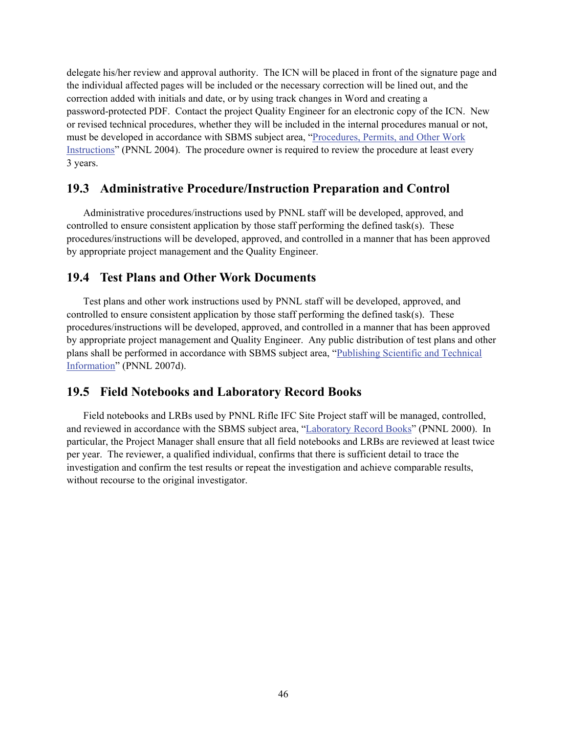delegate his/her review and approval authority. The ICN will be placed in front of the signature page and the individual affected pages will be included or the necessary correction will be lined out, and the correction added with initials and date, or by using track changes in Word and creating a password-protected PDF. Contact the project Quality Engineer for an electronic copy of the ICN. New or revised technical procedures, whether they will be included in the internal procedures manual or not, must be developed in accordance with SBMS subject area, "Procedures, Permits, and Other Work Instructions" (PNNL 2004). The procedure owner is required to review the procedure at least every 3 years.

## 19.3 Administrative Procedure/Instruction Preparation and Control

Administrative procedures/instructions used by PNNL staff will be developed, approved, and controlled to ensure consistent application by those staff performing the defined task(s). These procedures/instructions will be developed, approved, and controlled in a manner that has been approved by appropriate project management and the Quality Engineer.

## 19.4 Test Plans and Other Work Documents

Test plans and other work instructions used by PNNL staff will be developed, approved, and controlled to ensure consistent application by those staff performing the defined task(s). These procedures/instructions will be developed, approved, and controlled in a manner that has been approved by appropriate project management and Quality Engineer. Any public distribution of test plans and other plans shall be performed in accordance with SBMS subject area, "Publishing Scientific and Technical Information" (PNNL 2007d).

## 19.5 Field Notebooks and Laboratory Record Books

Field notebooks and LRBs used by PNNL Rifle IFC Site Project staff will be managed, controlled, and reviewed in accordance with the SBMS subject area, "Laboratory Record Books" (PNNL 2000). In particular, the Project Manager shall ensure that all field notebooks and LRBs are reviewed at least twice per year. The reviewer, a qualified individual, confirms that there is sufficient detail to trace the investigation and confirm the test results or repeat the investigation and achieve comparable results, without recourse to the original investigator.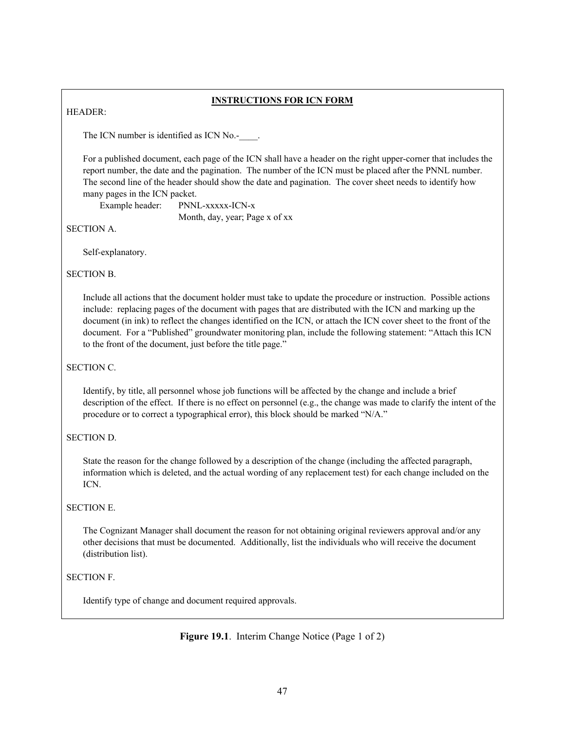## INSTRUCTIONS FOR ICN FORM

HEADER:

The ICN number is identified as ICN No.-____.

For a published document, each page of the ICN shall have a header on the right upper-corner that includes the report number, the date and the pagination. The number of the ICN must be placed after the PNNL number. The second line of the header should show the date and pagination. The cover sheet needs to identify how many pages in the ICN packet.

Example header: PNNL-xxxxx-ICN-x
Month, day, year; Page x of xx

SECTION A.

Self-explanatory.

SECTION B.

Include all actions that the document holder must take to update the procedure or instruction. Possible actions include: replacing pages of the document with pages that are distributed with the ICN and marking up the document (in ink) to reflect the changes identified on the ICN, or attach the ICN cover sheet to the front of the document. For a "Published" groundwater monitoring plan, include the following statement: "Attach this ICN to the front of the document, just before the title page."

SECTION C.

Identify, by title, all personnel whose job functions will be affected by the change and include a brief description of the effect. If there is no effect on personnel (e.g., the change was made to clarify the intent of the procedure or to correct a typographical error), this block should be marked "N/A."

SECTION D.

State the reason for the change followed by a description of the change (including the affected paragraph, information which is deleted, and the actual wording of any replacement test) for each change included on the ICN.

SECTION E.

The Cognizant Manager shall document the reason for not obtaining original reviewers approval and/or any other decisions that must be documented. Additionally, list the individuals who will receive the document (distribution list).

SECTION F.

Identify type of change and document required approvals.

**Figure 19.1**. Interim Change Notice (Page 1 of 2)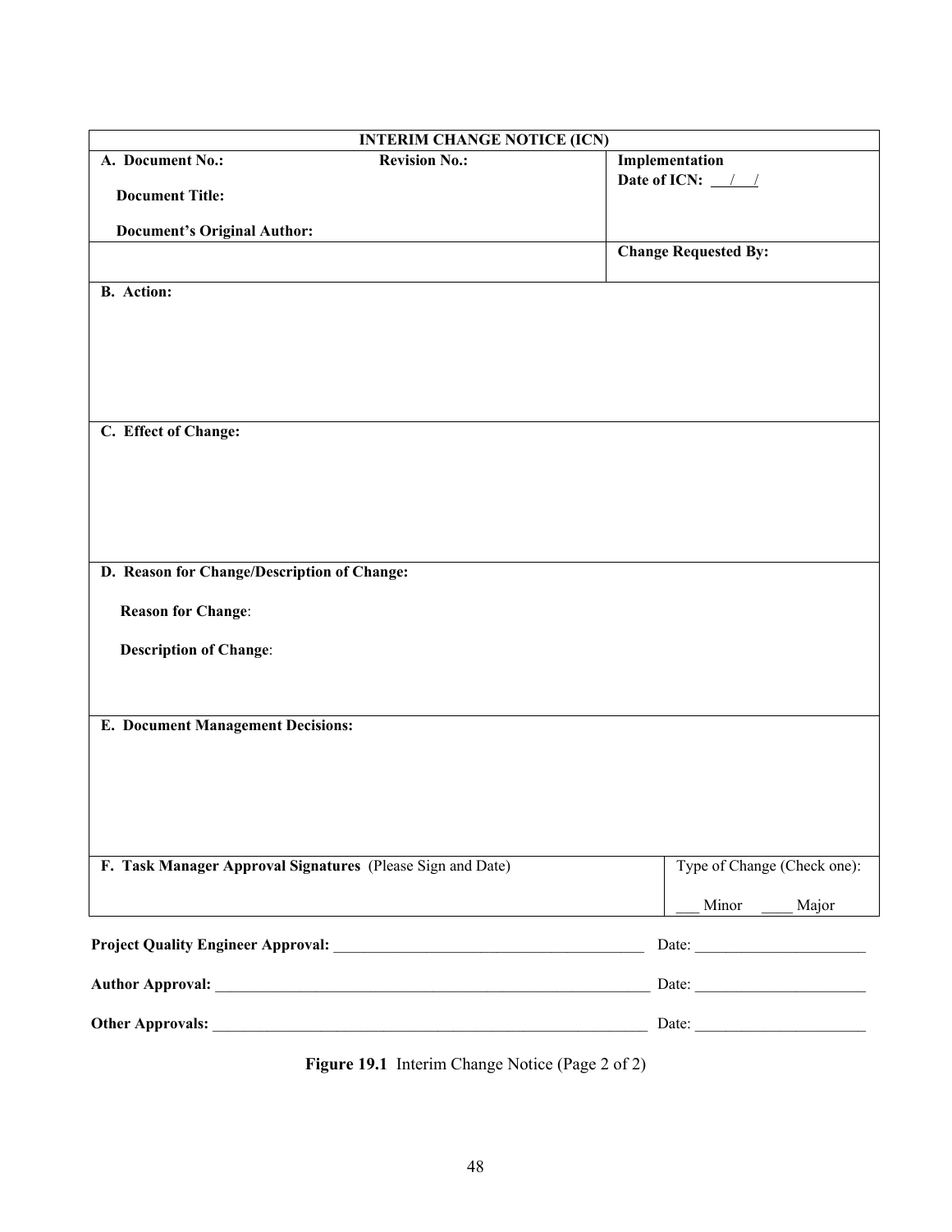| INTERIM CHANGE NOTICE (ICN) | |
|---|---|
| **A. Document No.:** **Revision No.:**<br><br>**Document Title:**<br><br>**Document's Original Author:** | **Implementation Date of ICN:** __/__/ |
| | **Change Requested By:** |
| **B. Action:** | |
| **C. Effect of Change:** | |
| **D. Reason for Change/Description of Change:**<br><br>**Reason for Change**:<br><br>**Description of Change**: | |
| **E. Document Management Decisions:** | |
| **F. Task Manager Approval Signatures** (Please Sign and Date) | Type of Change (Check one):<br><br>___ Minor ____ Major |

**Project Quality Engineer Approval:** ________________________________________ Date: ______________________

**Author Approval:** __________________________________________________________ Date: ______________________

**Other Approvals:** __________________________________________________________ Date: ______________________

**Figure 19.1** Interim Change Notice (Page 2 of 2)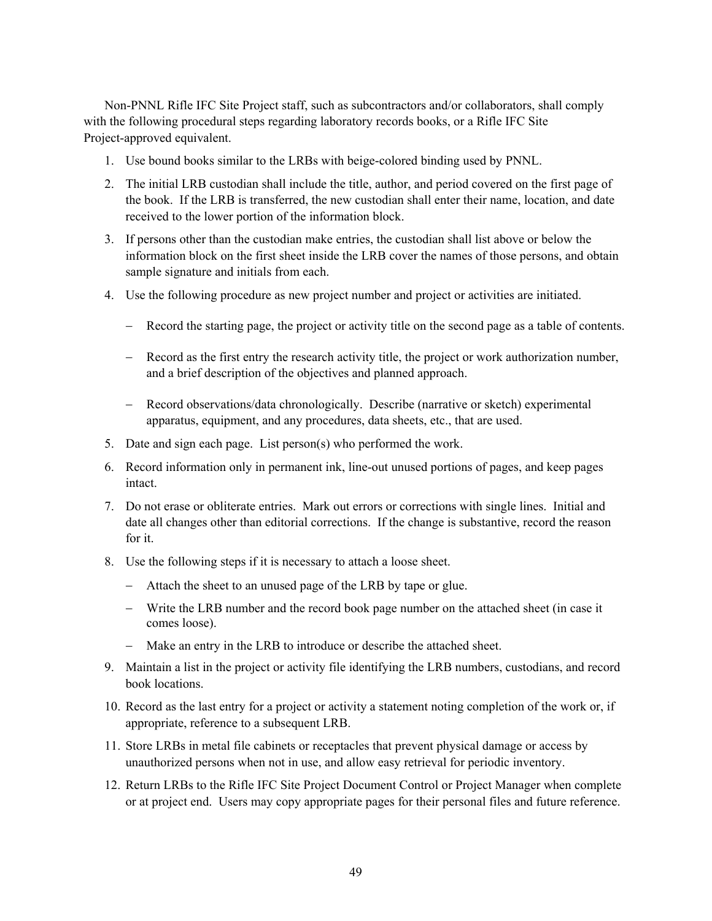Non-PNNL Rifle IFC Site Project staff, such as subcontractors and/or collaborators, shall comply with the following procedural steps regarding laboratory records books, or a Rifle IFC Site Project-approved equivalent.

1. Use bound books similar to the LRBs with beige-colored binding used by PNNL.
2. The initial LRB custodian shall include the title, author, and period covered on the first page of the book. If the LRB is transferred, the new custodian shall enter their name, location, and date received to the lower portion of the information block.
3. If persons other than the custodian make entries, the custodian shall list above or below the information block on the first sheet inside the LRB cover the names of those persons, and obtain sample signature and initials from each.
4. Use the following procedure as new project number and project or activities are initiated.
   - Record the starting page, the project or activity title on the second page as a table of contents.
   - Record as the first entry the research activity title, the project or work authorization number, and a brief description of the objectives and planned approach.
   - Record observations/data chronologically. Describe (narrative or sketch) experimental apparatus, equipment, and any procedures, data sheets, etc., that are used.
5. Date and sign each page. List person(s) who performed the work.
6. Record information only in permanent ink, line-out unused portions of pages, and keep pages intact.
7. Do not erase or obliterate entries. Mark out errors or corrections with single lines. Initial and date all changes other than editorial corrections. If the change is substantive, record the reason for it.
8. Use the following steps if it is necessary to attach a loose sheet.
   - Attach the sheet to an unused page of the LRB by tape or glue.
   - Write the LRB number and the record book page number on the attached sheet (in case it comes loose).
   - Make an entry in the LRB to introduce or describe the attached sheet.
9. Maintain a list in the project or activity file identifying the LRB numbers, custodians, and record book locations.
10. Record as the last entry for a project or activity a statement noting completion of the work or, if appropriate, reference to a subsequent LRB.
11. Store LRBs in metal file cabinets or receptacles that prevent physical damage or access by unauthorized persons when not in use, and allow easy retrieval for periodic inventory.
12. Return LRBs to the Rifle IFC Site Project Document Control or Project Manager when complete or at project end. Users may copy appropriate pages for their personal files and future reference.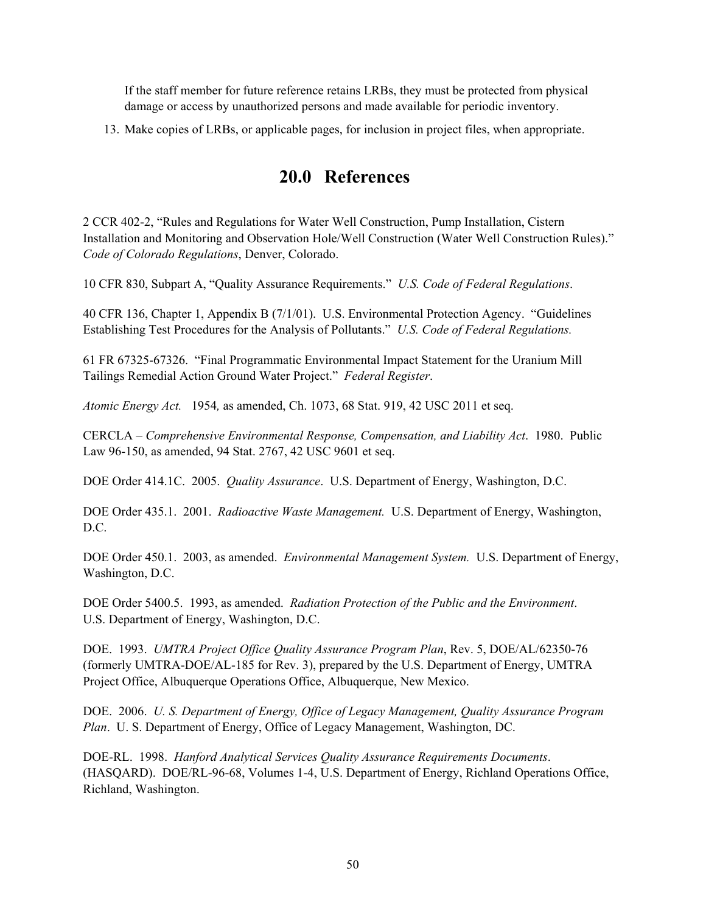If the staff member for future reference retains LRBs, they must be protected from physical damage or access by unauthorized persons and made available for periodic inventory.

13. Make copies of LRBs, or applicable pages, for inclusion in project files, when appropriate.

# 20.0 References

2 CCR 402-2, "Rules and Regulations for Water Well Construction, Pump Installation, Cistern Installation and Monitoring and Observation Hole/Well Construction (Water Well Construction Rules)." *Code of Colorado Regulations*, Denver, Colorado.

10 CFR 830, Subpart A, "Quality Assurance Requirements." *U.S. Code of Federal Regulations*.

40 CFR 136, Chapter 1, Appendix B (7/1/01). U.S. Environmental Protection Agency. "Guidelines Establishing Test Procedures for the Analysis of Pollutants." *U.S. Code of Federal Regulations.*

61 FR 67325-67326. "Final Programmatic Environmental Impact Statement for the Uranium Mill Tailings Remedial Action Ground Water Project." *Federal Register*.

*Atomic Energy Act.* 1954*,* as amended, Ch. 1073, 68 Stat. 919, 42 USC 2011 et seq.

CERCLA – *Comprehensive Environmental Response, Compensation, and Liability Act*. 1980. Public Law 96-150, as amended, 94 Stat. 2767, 42 USC 9601 et seq.

DOE Order 414.1C. 2005. *Quality Assurance*. U.S. Department of Energy, Washington, D.C.

DOE Order 435.1. 2001. *Radioactive Waste Management.* U.S. Department of Energy, Washington, D.C.

DOE Order 450.1. 2003, as amended. *Environmental Management System.* U.S. Department of Energy, Washington, D.C.

DOE Order 5400.5. 1993, as amended. *Radiation Protection of the Public and the Environment*. U.S. Department of Energy, Washington, D.C.

DOE. 1993. *UMTRA Project Office Quality Assurance Program Plan*, Rev. 5, DOE/AL/62350-76 (formerly UMTRA-DOE/AL-185 for Rev. 3), prepared by the U.S. Department of Energy, UMTRA Project Office, Albuquerque Operations Office, Albuquerque, New Mexico.

DOE. 2006. *U. S. Department of Energy, Office of Legacy Management, Quality Assurance Program Plan*. U. S. Department of Energy, Office of Legacy Management, Washington, DC.

DOE-RL. 1998. *Hanford Analytical Services Quality Assurance Requirements Documents*. (HASQARD). DOE/RL-96-68, Volumes 1-4, U.S. Department of Energy, Richland Operations Office, Richland, Washington.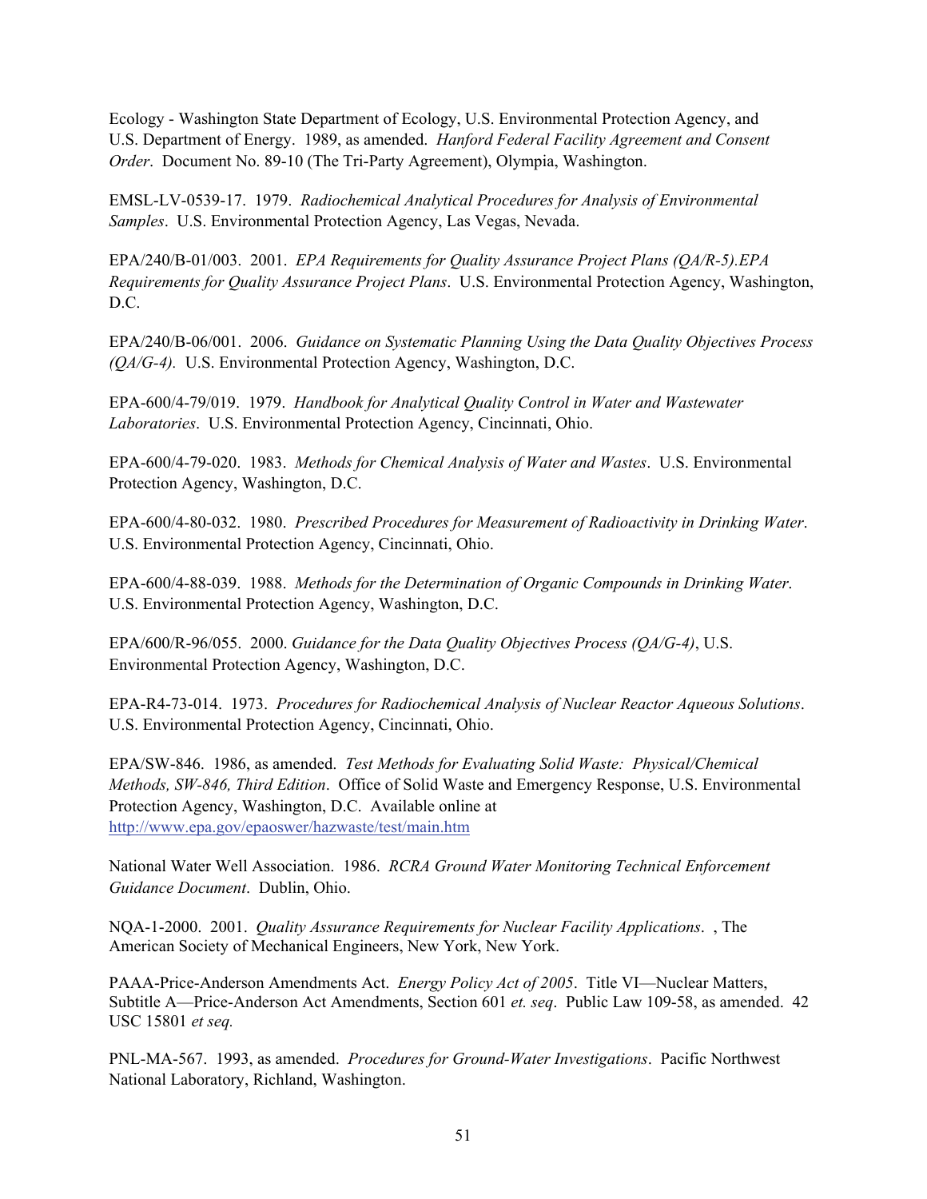Ecology - Washington State Department of Ecology, U.S. Environmental Protection Agency, and U.S. Department of Energy. 1989, as amended. *Hanford Federal Facility Agreement and Consent Order*. Document No. 89-10 (The Tri-Party Agreement), Olympia, Washington.

EMSL-LV-0539-17. 1979. *Radiochemical Analytical Procedures for Analysis of Environmental Samples*. U.S. Environmental Protection Agency, Las Vegas, Nevada.

EPA/240/B-01/003. 2001. *EPA Requirements for Quality Assurance Project Plans (QA/R-5).EPA Requirements for Quality Assurance Project Plans*. U.S. Environmental Protection Agency, Washington, D.C.

EPA/240/B-06/001. 2006. *Guidance on Systematic Planning Using the Data Quality Objectives Process (QA/G-4).* U.S. Environmental Protection Agency, Washington, D.C.

EPA-600/4-79/019. 1979. *Handbook for Analytical Quality Control in Water and Wastewater Laboratories*. U.S. Environmental Protection Agency, Cincinnati, Ohio.

EPA-600/4-79-020. 1983. *Methods for Chemical Analysis of Water and Wastes*. U.S. Environmental Protection Agency, Washington, D.C.

EPA-600/4-80-032. 1980. *Prescribed Procedures for Measurement of Radioactivity in Drinking Water*. U.S. Environmental Protection Agency, Cincinnati, Ohio.

EPA-600/4-88-039. 1988. *Methods for the Determination of Organic Compounds in Drinking Water*. U.S. Environmental Protection Agency, Washington, D.C.

EPA/600/R-96/055. 2000. *Guidance for the Data Quality Objectives Process (QA/G-4)*, U.S. Environmental Protection Agency, Washington, D.C.

EPA-R4-73-014. 1973. *Procedures for Radiochemical Analysis of Nuclear Reactor Aqueous Solutions*. U.S. Environmental Protection Agency, Cincinnati, Ohio.

EPA/SW-846. 1986, as amended. *Test Methods for Evaluating Solid Waste: Physical/Chemical Methods, SW-846, Third Edition*. Office of Solid Waste and Emergency Response, U.S. Environmental Protection Agency, Washington, D.C. Available online at http://www.epa.gov/epaoswer/hazwaste/test/main.htm

National Water Well Association. 1986. *RCRA Ground Water Monitoring Technical Enforcement Guidance Document*. Dublin, Ohio.

NQA-1-2000. 2001. *Quality Assurance Requirements for Nuclear Facility Applications*. , The American Society of Mechanical Engineers, New York, New York.

PAAA-Price-Anderson Amendments Act. *Energy Policy Act of 2005*. Title VI—Nuclear Matters, Subtitle A—Price-Anderson Act Amendments, Section 601 *et. seq*. Public Law 109-58, as amended. 42 USC 15801 *et seq.*

PNL-MA-567. 1993, as amended. *Procedures for Ground-Water Investigations*. Pacific Northwest National Laboratory, Richland, Washington.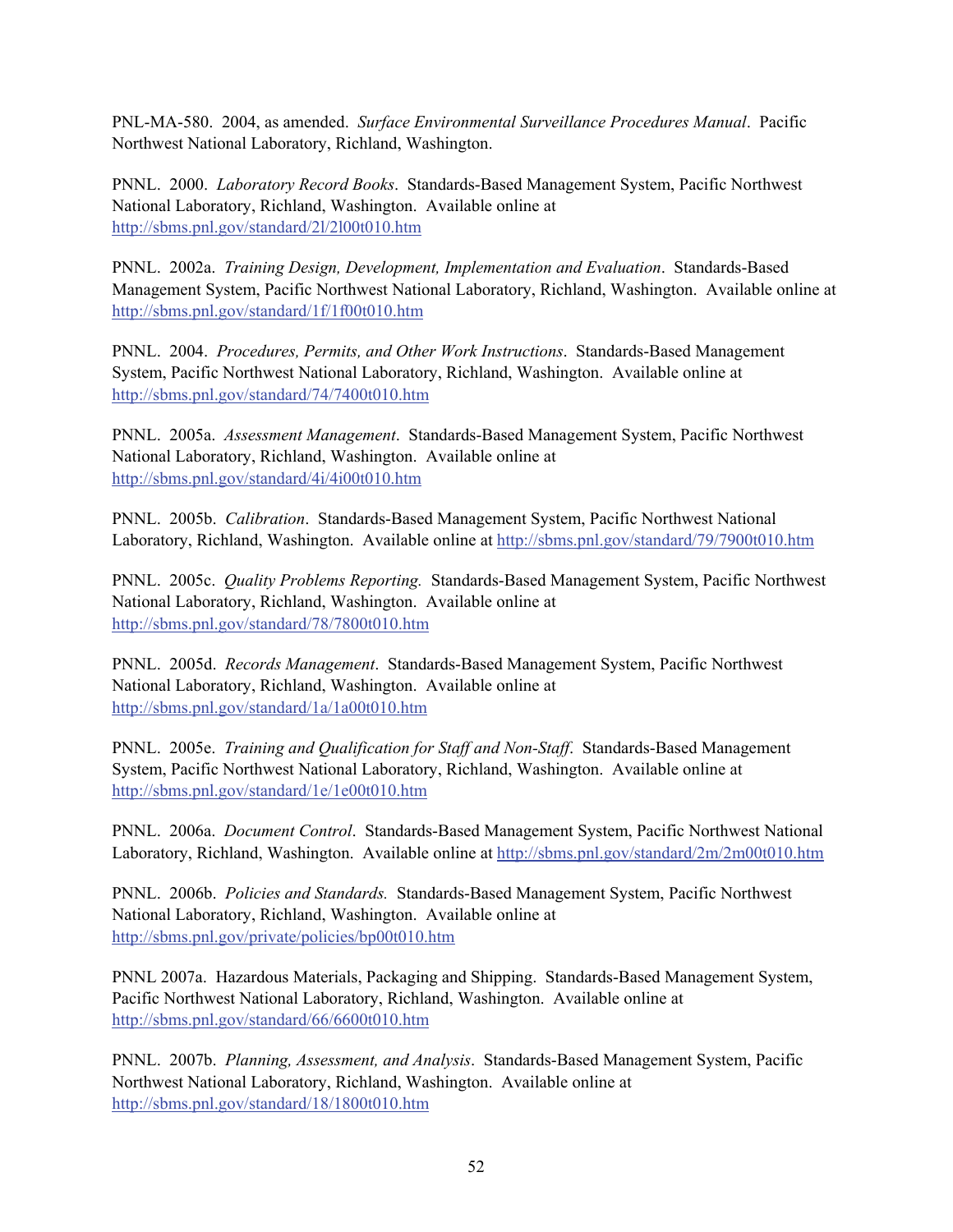PNL-MA-580. 2004, as amended. *Surface Environmental Surveillance Procedures Manual*. Pacific Northwest National Laboratory, Richland, Washington.

PNNL. 2000. *Laboratory Record Books*. Standards-Based Management System, Pacific Northwest National Laboratory, Richland, Washington. Available online at http://sbms.pnl.gov/standard/2l/2l00t010.htm

PNNL. 2002a. *Training Design, Development, Implementation and Evaluation*. Standards-Based Management System, Pacific Northwest National Laboratory, Richland, Washington. Available online at http://sbms.pnl.gov/standard/1f/1f00t010.htm

PNNL. 2004. *Procedures, Permits, and Other Work Instructions*. Standards-Based Management System, Pacific Northwest National Laboratory, Richland, Washington. Available online at http://sbms.pnl.gov/standard/74/7400t010.htm

PNNL. 2005a. *Assessment Management*. Standards-Based Management System, Pacific Northwest National Laboratory, Richland, Washington. Available online at http://sbms.pnl.gov/standard/4i/4i00t010.htm

PNNL. 2005b. *Calibration*. Standards-Based Management System, Pacific Northwest National Laboratory, Richland, Washington. Available online at http://sbms.pnl.gov/standard/79/7900t010.htm

PNNL. 2005c. *Quality Problems Reporting.* Standards-Based Management System, Pacific Northwest National Laboratory, Richland, Washington. Available online at http://sbms.pnl.gov/standard/78/7800t010.htm

PNNL. 2005d. *Records Management*. Standards-Based Management System, Pacific Northwest National Laboratory, Richland, Washington. Available online at http://sbms.pnl.gov/standard/1a/1a00t010.htm

PNNL. 2005e. *Training and Qualification for Staff and Non-Staff*. Standards-Based Management System, Pacific Northwest National Laboratory, Richland, Washington. Available online at http://sbms.pnl.gov/standard/1e/1e00t010.htm

PNNL. 2006a. *Document Control*. Standards-Based Management System, Pacific Northwest National Laboratory, Richland, Washington. Available online at http://sbms.pnl.gov/standard/2m/2m00t010.htm

PNNL. 2006b. *Policies and Standards.* Standards-Based Management System, Pacific Northwest National Laboratory, Richland, Washington. Available online at http://sbms.pnl.gov/private/policies/bp00t010.htm

PNNL 2007a. Hazardous Materials, Packaging and Shipping. Standards-Based Management System, Pacific Northwest National Laboratory, Richland, Washington. Available online at http://sbms.pnl.gov/standard/66/6600t010.htm

PNNL. 2007b. *Planning, Assessment, and Analysis*. Standards-Based Management System, Pacific Northwest National Laboratory, Richland, Washington. Available online at http://sbms.pnl.gov/standard/18/1800t010.htm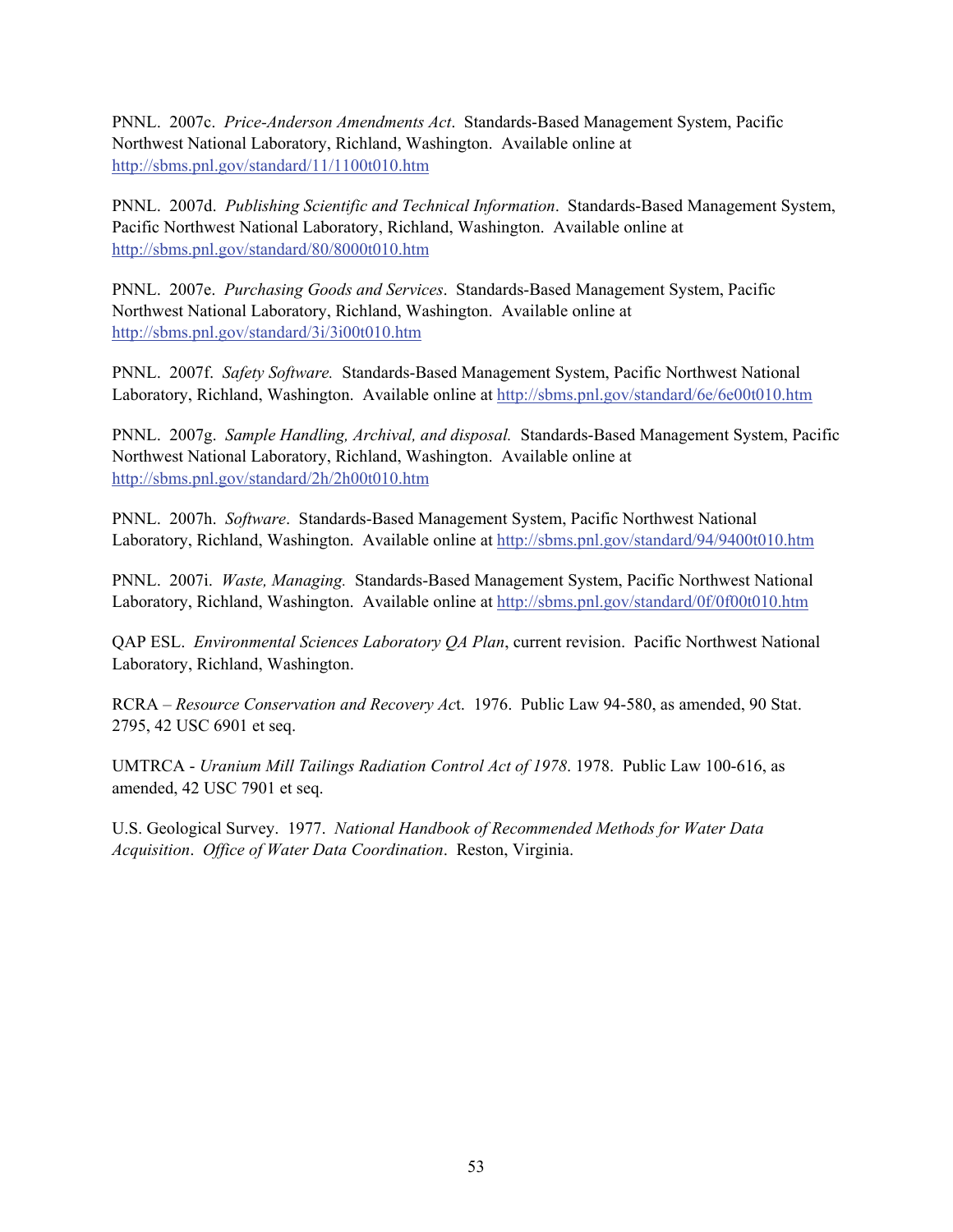PNNL. 2007c. *Price-Anderson Amendments Act*. Standards-Based Management System, Pacific Northwest National Laboratory, Richland, Washington. Available online at http://sbms.pnl.gov/standard/11/1100t010.htm

PNNL. 2007d. *Publishing Scientific and Technical Information*. Standards-Based Management System, Pacific Northwest National Laboratory, Richland, Washington. Available online at http://sbms.pnl.gov/standard/80/8000t010.htm

PNNL. 2007e. *Purchasing Goods and Services*. Standards-Based Management System, Pacific Northwest National Laboratory, Richland, Washington. Available online at http://sbms.pnl.gov/standard/3i/3i00t010.htm

PNNL. 2007f. *Safety Software.* Standards-Based Management System, Pacific Northwest National Laboratory, Richland, Washington. Available online at http://sbms.pnl.gov/standard/6e/6e00t010.htm

PNNL. 2007g. *Sample Handling, Archival, and disposal.* Standards-Based Management System, Pacific Northwest National Laboratory, Richland, Washington. Available online at http://sbms.pnl.gov/standard/2h/2h00t010.htm

PNNL. 2007h. *Software*. Standards-Based Management System, Pacific Northwest National Laboratory, Richland, Washington. Available online at http://sbms.pnl.gov/standard/94/9400t010.htm

PNNL. 2007i. *Waste, Managing.* Standards-Based Management System, Pacific Northwest National Laboratory, Richland, Washington. Available online at http://sbms.pnl.gov/standard/0f/0f00t010.htm

QAP ESL. *Environmental Sciences Laboratory QA Plan*, current revision. Pacific Northwest National Laboratory, Richland, Washington.

RCRA – *Resource Conservation and Recovery Ac*t. 1976. Public Law 94-580, as amended, 90 Stat. 2795, 42 USC 6901 et seq.

UMTRCA - *Uranium Mill Tailings Radiation Control Act of 1978*. 1978. Public Law 100-616, as amended, 42 USC 7901 et seq.

U.S. Geological Survey. 1977. *National Handbook of Recommended Methods for Water Data Acquisition*. *Office of Water Data Coordination*. Reston, Virginia.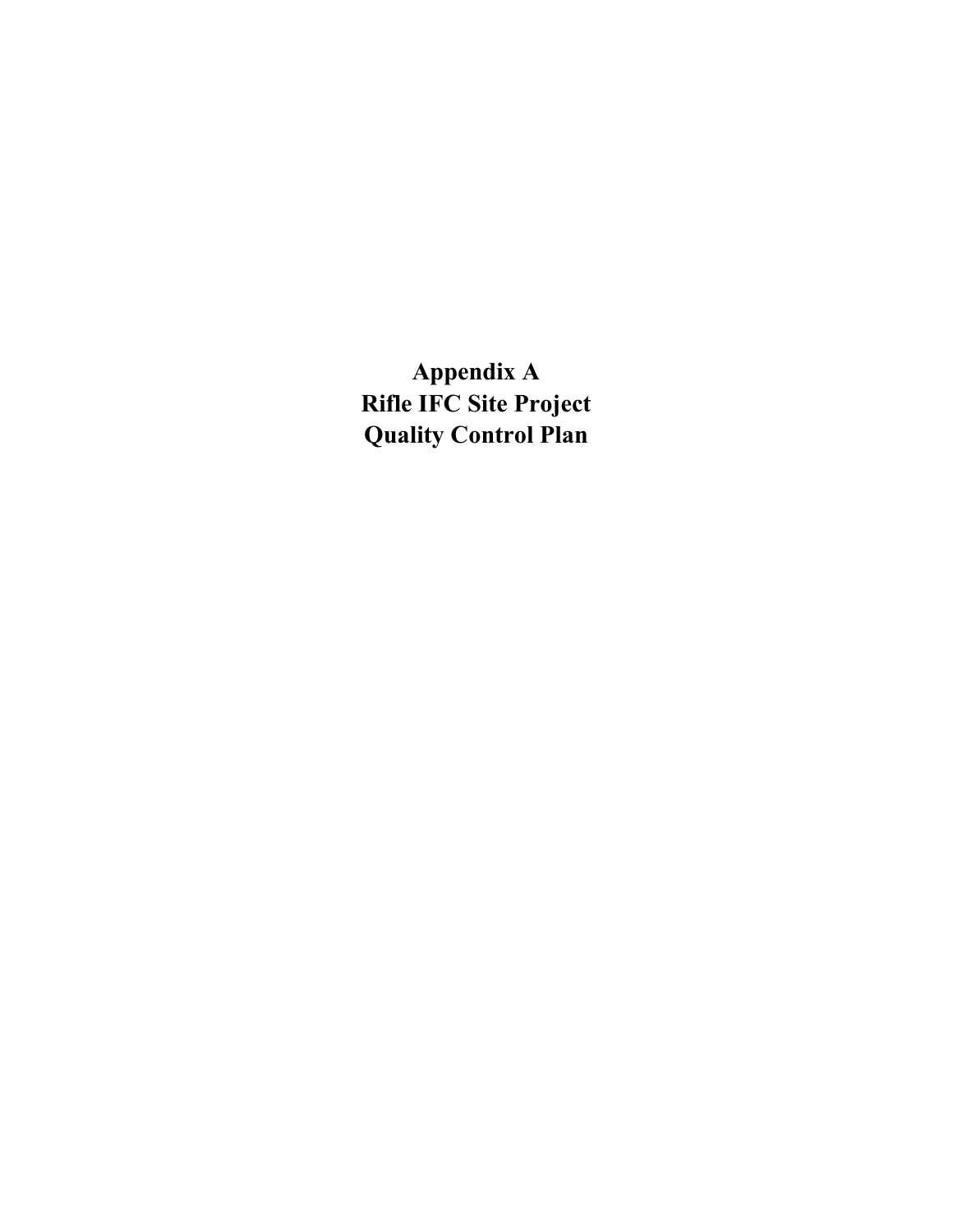# Appendix A
# Rifle IFC Site Project
# Quality Control Plan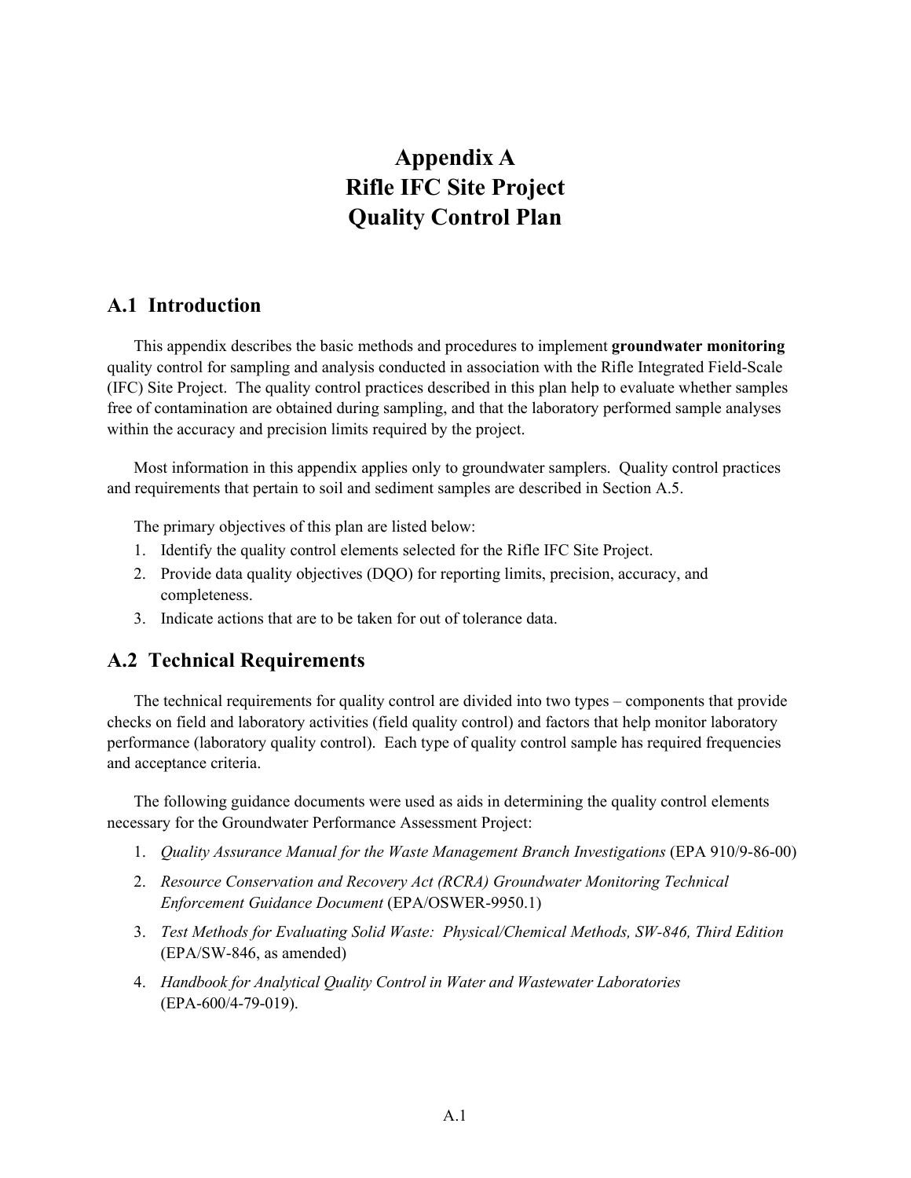# Appendix A
# Rifle IFC Site Project
# Quality Control Plan

## A.1 Introduction

This appendix describes the basic methods and procedures to implement **groundwater monitoring** quality control for sampling and analysis conducted in association with the Rifle Integrated Field-Scale (IFC) Site Project. The quality control practices described in this plan help to evaluate whether samples free of contamination are obtained during sampling, and that the laboratory performed sample analyses within the accuracy and precision limits required by the project.

Most information in this appendix applies only to groundwater samplers. Quality control practices and requirements that pertain to soil and sediment samples are described in Section A.5.

The primary objectives of this plan are listed below:

1. Identify the quality control elements selected for the Rifle IFC Site Project.
2. Provide data quality objectives (DQO) for reporting limits, precision, accuracy, and completeness.
3. Indicate actions that are to be taken for out of tolerance data.

## A.2 Technical Requirements

The technical requirements for quality control are divided into two types – components that provide checks on field and laboratory activities (field quality control) and factors that help monitor laboratory performance (laboratory quality control). Each type of quality control sample has required frequencies and acceptance criteria.

The following guidance documents were used as aids in determining the quality control elements necessary for the Groundwater Performance Assessment Project:

1. *Quality Assurance Manual for the Waste Management Branch Investigations* (EPA 910/9-86-00)
2. *Resource Conservation and Recovery Act (RCRA) Groundwater Monitoring Technical Enforcement Guidance Document* (EPA/OSWER-9950.1)
3. *Test Methods for Evaluating Solid Waste: Physical/Chemical Methods, SW-846, Third Edition* (EPA/SW-846, as amended)
4. *Handbook for Analytical Quality Control in Water and Wastewater Laboratories* (EPA-600/4-79-019).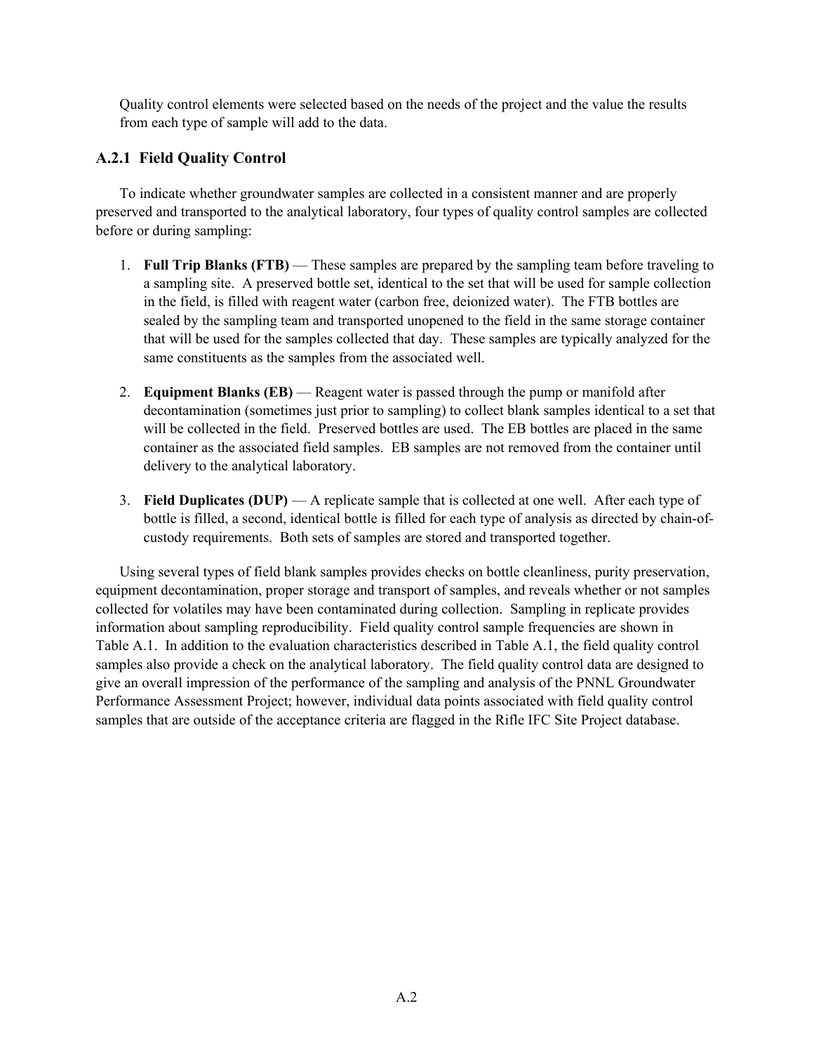Quality control elements were selected based on the needs of the project and the value the results from each type of sample will add to the data.

### A.2.1 Field Quality Control

To indicate whether groundwater samples are collected in a consistent manner and are properly preserved and transported to the analytical laboratory, four types of quality control samples are collected before or during sampling:

1. **Full Trip Blanks (FTB)** — These samples are prepared by the sampling team before traveling to a sampling site. A preserved bottle set, identical to the set that will be used for sample collection in the field, is filled with reagent water (carbon free, deionized water). The FTB bottles are sealed by the sampling team and transported unopened to the field in the same storage container that will be used for the samples collected that day. These samples are typically analyzed for the same constituents as the samples from the associated well.

2. **Equipment Blanks (EB)** — Reagent water is passed through the pump or manifold after decontamination (sometimes just prior to sampling) to collect blank samples identical to a set that will be collected in the field. Preserved bottles are used. The EB bottles are placed in the same container as the associated field samples. EB samples are not removed from the container until delivery to the analytical laboratory.

3. **Field Duplicates (DUP)** — A replicate sample that is collected at one well. After each type of bottle is filled, a second, identical bottle is filled for each type of analysis as directed by chain-of-custody requirements. Both sets of samples are stored and transported together.

Using several types of field blank samples provides checks on bottle cleanliness, purity preservation, equipment decontamination, proper storage and transport of samples, and reveals whether or not samples collected for volatiles may have been contaminated during collection. Sampling in replicate provides information about sampling reproducibility. Field quality control sample frequencies are shown in Table A.1. In addition to the evaluation characteristics described in Table A.1, the field quality control samples also provide a check on the analytical laboratory. The field quality control data are designed to give an overall impression of the performance of the sampling and analysis of the PNNL Groundwater Performance Assessment Project; however, individual data points associated with field quality control samples that are outside of the acceptance criteria are flagged in the Rifle IFC Site Project database.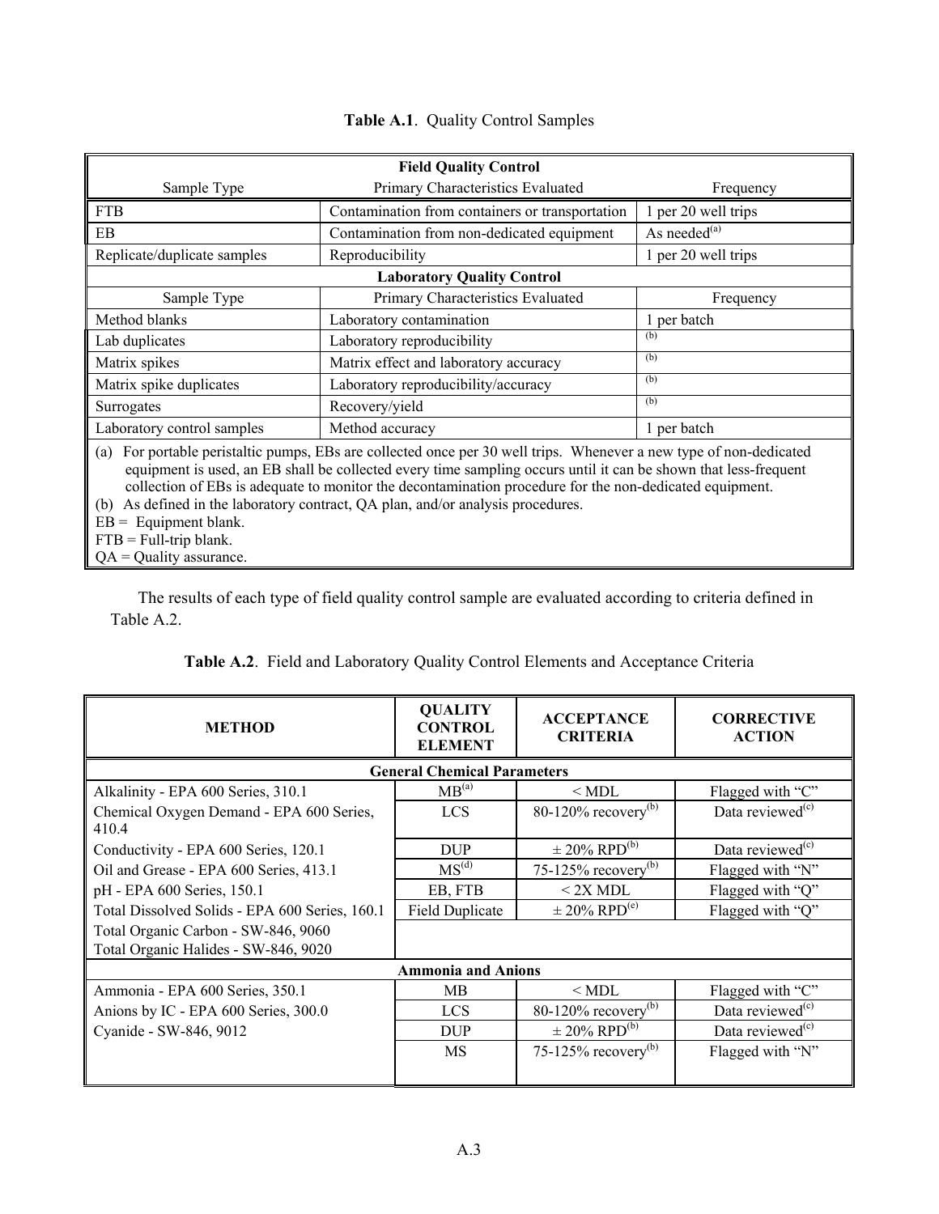**Table A.1**. Quality Control Samples

| Field Quality Control | | |
|---|---|---|
| Sample Type | Primary Characteristics Evaluated | Frequency |
| FTB | Contamination from containers or transportation | 1 per 20 well trips |
| EB | Contamination from non-dedicated equipment | As needed[(a)] |
| Replicate/duplicate samples | Reproducibility | 1 per 20 well trips |
| **Laboratory Quality Control** | | |
| Sample Type | Primary Characteristics Evaluated | Frequency |
| Method blanks | Laboratory contamination | 1 per batch |
| Lab duplicates | Laboratory reproducibility | [(b)] |
| Matrix spikes | Matrix effect and laboratory accuracy | [(b)] |
| Matrix spike duplicates | Laboratory reproducibility/accuracy | [(b)] |
| Surrogates | Recovery/yield | [(b)] |
| Laboratory control samples | Method accuracy | 1 per batch |

(a) For portable peristaltic pumps, EBs are collected once per 30 well trips. Whenever a new type of non-dedicated equipment is used, an EB shall be collected every time sampling occurs until it can be shown that less-frequent collection of EBs is adequate to monitor the decontamination procedure for the non-dedicated equipment.
(b) As defined in the laboratory contract, QA plan, and/or analysis procedures.
EB = Equipment blank.
FTB = Full-trip blank.
QA = Quality assurance.

The results of each type of field quality control sample are evaluated according to criteria defined in Table A.2.

**Table A.2**. Field and Laboratory Quality Control Elements and Acceptance Criteria

| METHOD | QUALITY CONTROL ELEMENT | ACCEPTANCE CRITERIA | CORRECTIVE ACTION |
|---|---|---|---|
| **General Chemical Parameters** | | | |
| Alkalinity - EPA 600 Series, 310.1 | MB[(a)] | < MDL | Flagged with "C" |
| Chemical Oxygen Demand - EPA 600 Series, 410.4 | LCS | 80-120% recovery[(b)] | Data reviewed[(c)] |
| Conductivity - EPA 600 Series, 120.1 | DUP | ± 20% RPD[(b)] | Data reviewed[(c)] |
| Oil and Grease - EPA 600 Series, 413.1 | MS[(d)] | 75-125% recovery[(b)] | Flagged with "N" |
| pH - EPA 600 Series, 150.1 | EB, FTB | < 2X MDL | Flagged with "Q" |
| Total Dissolved Solids - EPA 600 Series, 160.1 | Field Duplicate | ± 20% RPD[(e)] | Flagged with "Q" |
| Total Organic Carbon - SW-846, 9060 | | | |
| Total Organic Halides - SW-846, 9020 | | | |
| **Ammonia and Anions** | | | |
| Ammonia - EPA 600 Series, 350.1 | MB | < MDL | Flagged with "C" |
| Anions by IC - EPA 600 Series, 300.0 | LCS | 80-120% recovery[(b)] | Data reviewed[(c)] |
| Cyanide - SW-846, 9012 | DUP | ± 20% RPD[(b)] | Data reviewed[(c)] |
| | MS | 75-125% recovery[(b)] | Flagged with "N" |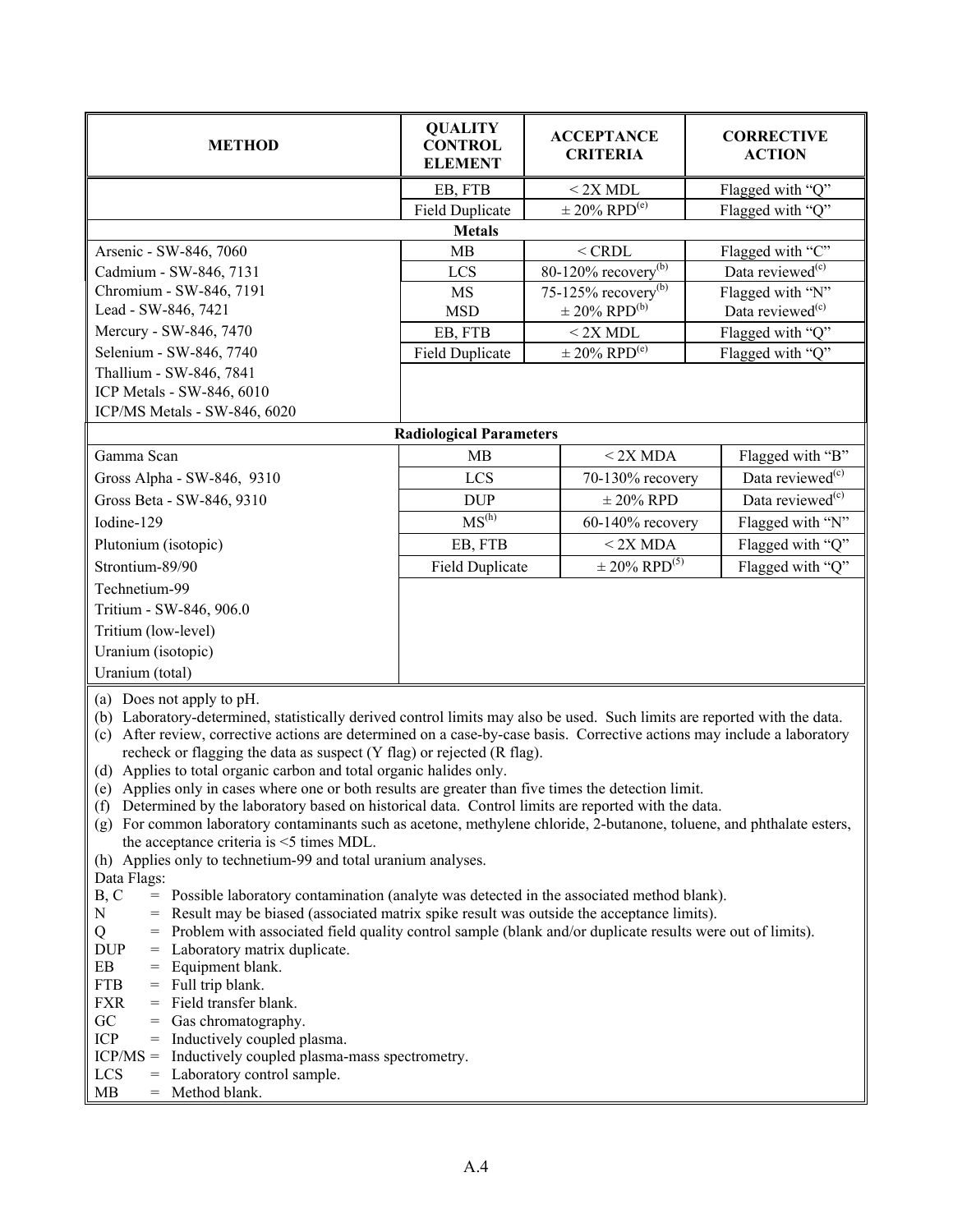| METHOD | QUALITY CONTROL ELEMENT | ACCEPTANCE CRITERIA | CORRECTIVE ACTION |
|---|---|---|---|
| | EB, FTB | < 2X MDL | Flagged with "Q" |
| | Field Duplicate | ± 20% RPD[(e)] | Flagged with "Q" |
| **Metals** | | | |
| Arsenic - SW-846, 7060 | MB | < CRDL | Flagged with "C" |
| Cadmium - SW-846, 7131 | LCS | 80-120% recovery[(b)] | Data reviewed[(c)] |
| Chromium - SW-846, 7191 | MS | 75-125% recovery[(b)] | Flagged with "N" |
| Lead - SW-846, 7421 | MSD | ± 20% RPD[(b)] | Data reviewed[(c)] |
| Mercury - SW-846, 7470 | EB, FTB | < 2X MDL | Flagged with "Q" |
| Selenium - SW-846, 7740 | Field Duplicate | ± 20% RPD[(e)] | Flagged with "Q" |
| Thallium - SW-846, 7841 | | | |
| ICP Metals - SW-846, 6010 | | | |
| ICP/MS Metals - SW-846, 6020 | | | |
| **Radiological Parameters** | | | |
| Gamma Scan | MB | < 2X MDA | Flagged with "B" |
| Gross Alpha - SW-846, 9310 | LCS | 70-130% recovery | Data reviewed[(c)] |
| Gross Beta - SW-846, 9310 | DUP | ± 20% RPD | Data reviewed[(c)] |
| Iodine-129 | MS[(h)] | 60-140% recovery | Flagged with "N" |
| Plutonium (isotopic) | EB, FTB | < 2X MDA | Flagged with "Q" |
| Strontium-89/90 | Field Duplicate | ± 20% RPD[(5)] | Flagged with "Q" |
| Technetium-99 | | | |
| Tritium - SW-846, 906.0 | | | |
| Tritium (low-level) | | | |
| Uranium (isotopic) | | | |
| Uranium (total) | | | |

(a) Does not apply to pH.
(b) Laboratory-determined, statistically derived control limits may also be used. Such limits are reported with the data.
(c) After review, corrective actions are determined on a case-by-case basis. Corrective actions may include a laboratory recheck or flagging the data as suspect (Y flag) or rejected (R flag).
(d) Applies to total organic carbon and total organic halides only.
(e) Applies only in cases where one or both results are greater than five times the detection limit.
(f) Determined by the laboratory based on historical data. Control limits are reported with the data.
(g) For common laboratory contaminants such as acetone, methylene chloride, 2-butanone, toluene, and phthalate esters, the acceptance criteria is <5 times MDL.
(h) Applies only to technetium-99 and total uranium analyses.

Data Flags:
B, C = Possible laboratory contamination (analyte was detected in the associated method blank).
N = Result may be biased (associated matrix spike result was outside the acceptance limits).
Q = Problem with associated field quality control sample (blank and/or duplicate results were out of limits).
DUP = Laboratory matrix duplicate.
EB = Equipment blank.
FTB = Full trip blank.
FXR = Field transfer blank.
GC = Gas chromatography.
ICP = Inductively coupled plasma.
ICP/MS = Inductively coupled plasma-mass spectrometry.
LCS = Laboratory control sample.
MB = Method blank.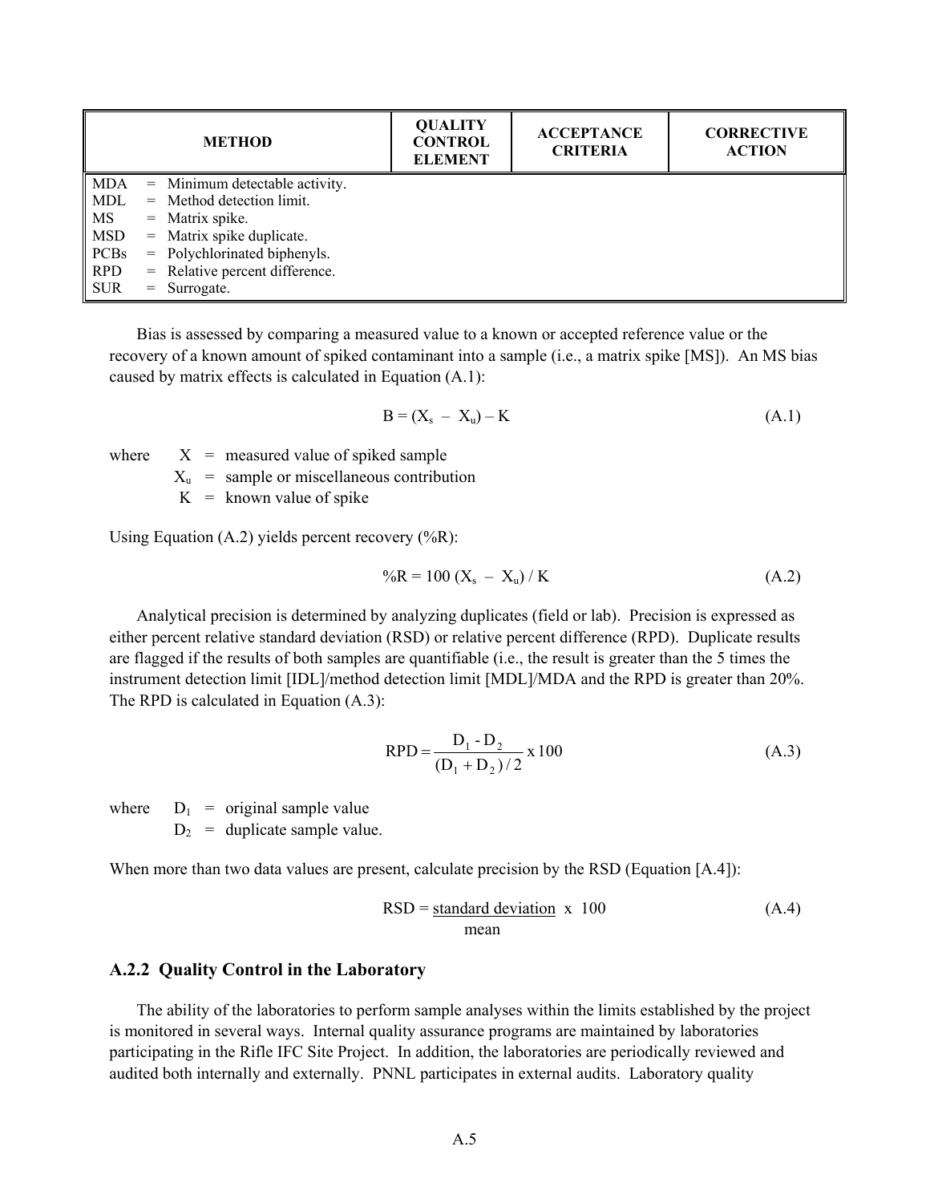| METHOD | QUALITY CONTROL ELEMENT | ACCEPTANCE CRITERIA | CORRECTIVE ACTION |
|---|---|---|---|
| MDA = Minimum detectable activity.<br>MDL = Method detection limit.<br>MS = Matrix spike.<br>MSD = Matrix spike duplicate.<br>PCBs = Polychlorinated biphenyls.<br>RPD = Relative percent difference.<br>SUR = Surrogate. | | | |

Bias is assessed by comparing a measured value to a known or accepted reference value or the recovery of a known amount of spiked contaminant into a sample (i.e., a matrix spike [MS]). An MS bias caused by matrix effects is calculated in Equation (A.1):

$$B = (X_s - X_u) - K \tag{A.1}$$

where $X$ = measured value of spiked sample
$X_u$ = sample or miscellaneous contribution
$K$ = known value of spike

Using Equation (A.2) yields percent recovery (%R):

$$\%R = 100\,(X_s - X_u) / K \tag{A.2}$$

Analytical precision is determined by analyzing duplicates (field or lab). Precision is expressed as either percent relative standard deviation (RSD) or relative percent difference (RPD). Duplicate results are flagged if the results of both samples are quantifiable (i.e., the result is greater than the 5 times the instrument detection limit [IDL]/method detection limit [MDL]/MDA and the RPD is greater than 20%. The RPD is calculated in Equation (A.3):

$$\text{RPD} = \frac{D_1 - D_2}{(D_1 + D_2)/2} \times 100 \tag{A.3}$$

where $D_1$ = original sample value
$D_2$ = duplicate sample value.

When more than two data values are present, calculate precision by the RSD (Equation [A.4]):

$$\text{RSD} = \frac{\text{standard deviation}}{\text{mean}} \times 100 \tag{A.4}$$

### A.2.2 Quality Control in the Laboratory

The ability of the laboratories to perform sample analyses within the limits established by the project is monitored in several ways. Internal quality assurance programs are maintained by laboratories participating in the Rifle IFC Site Project. In addition, the laboratories are periodically reviewed and audited both internally and externally. PNNL participates in external audits. Laboratory quality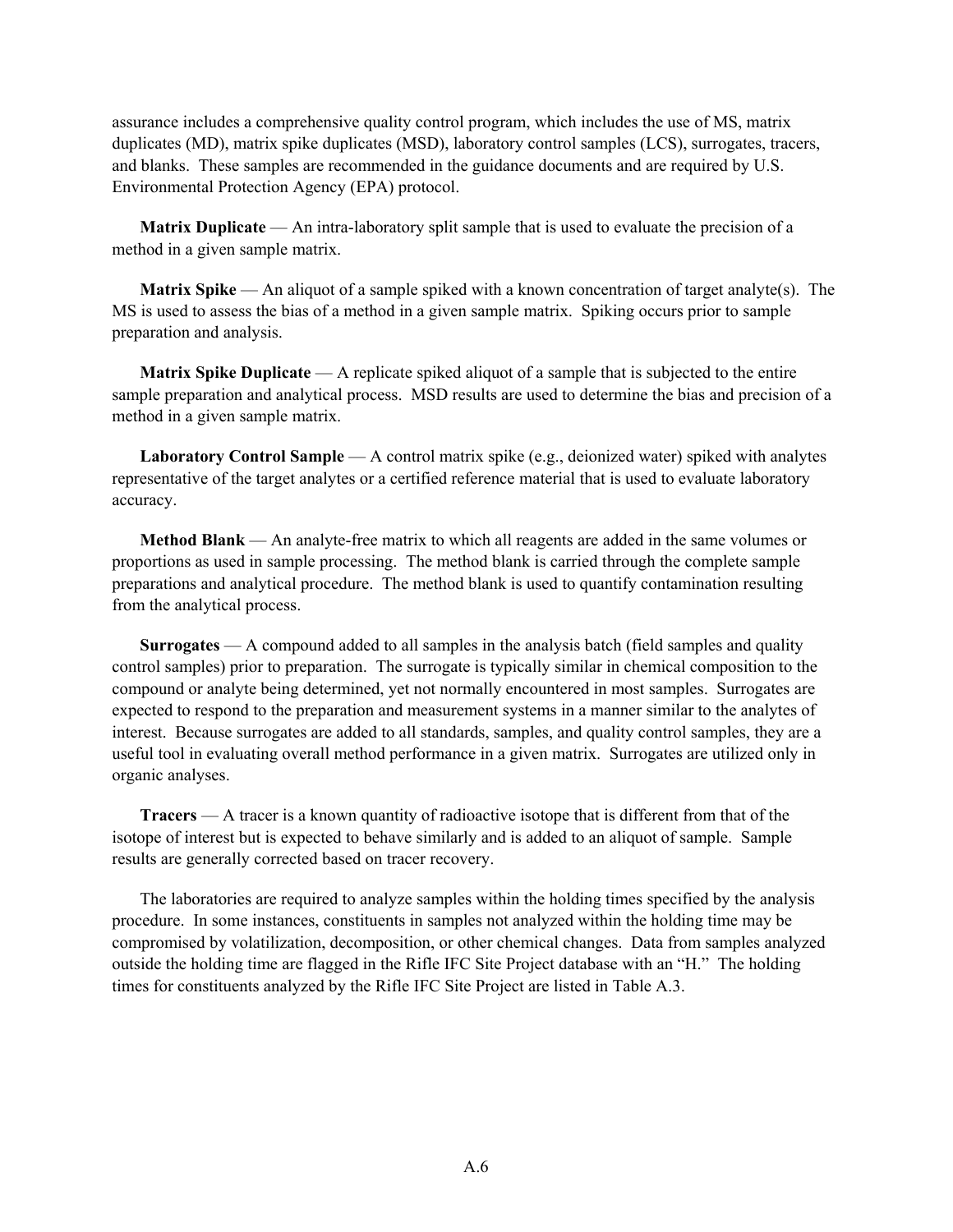assurance includes a comprehensive quality control program, which includes the use of MS, matrix duplicates (MD), matrix spike duplicates (MSD), laboratory control samples (LCS), surrogates, tracers, and blanks. These samples are recommended in the guidance documents and are required by U.S. Environmental Protection Agency (EPA) protocol.

**Matrix Duplicate** — An intra-laboratory split sample that is used to evaluate the precision of a method in a given sample matrix.

**Matrix Spike** — An aliquot of a sample spiked with a known concentration of target analyte(s). The MS is used to assess the bias of a method in a given sample matrix. Spiking occurs prior to sample preparation and analysis.

**Matrix Spike Duplicate** — A replicate spiked aliquot of a sample that is subjected to the entire sample preparation and analytical process. MSD results are used to determine the bias and precision of a method in a given sample matrix.

**Laboratory Control Sample** — A control matrix spike (e.g., deionized water) spiked with analytes representative of the target analytes or a certified reference material that is used to evaluate laboratory accuracy.

**Method Blank** — An analyte-free matrix to which all reagents are added in the same volumes or proportions as used in sample processing. The method blank is carried through the complete sample preparations and analytical procedure. The method blank is used to quantify contamination resulting from the analytical process.

**Surrogates** — A compound added to all samples in the analysis batch (field samples and quality control samples) prior to preparation. The surrogate is typically similar in chemical composition to the compound or analyte being determined, yet not normally encountered in most samples. Surrogates are expected to respond to the preparation and measurement systems in a manner similar to the analytes of interest. Because surrogates are added to all standards, samples, and quality control samples, they are a useful tool in evaluating overall method performance in a given matrix. Surrogates are utilized only in organic analyses.

**Tracers** — A tracer is a known quantity of radioactive isotope that is different from that of the isotope of interest but is expected to behave similarly and is added to an aliquot of sample. Sample results are generally corrected based on tracer recovery.

The laboratories are required to analyze samples within the holding times specified by the analysis procedure. In some instances, constituents in samples not analyzed within the holding time may be compromised by volatilization, decomposition, or other chemical changes. Data from samples analyzed outside the holding time are flagged in the Rifle IFC Site Project database with an "H." The holding times for constituents analyzed by the Rifle IFC Site Project are listed in Table A.3.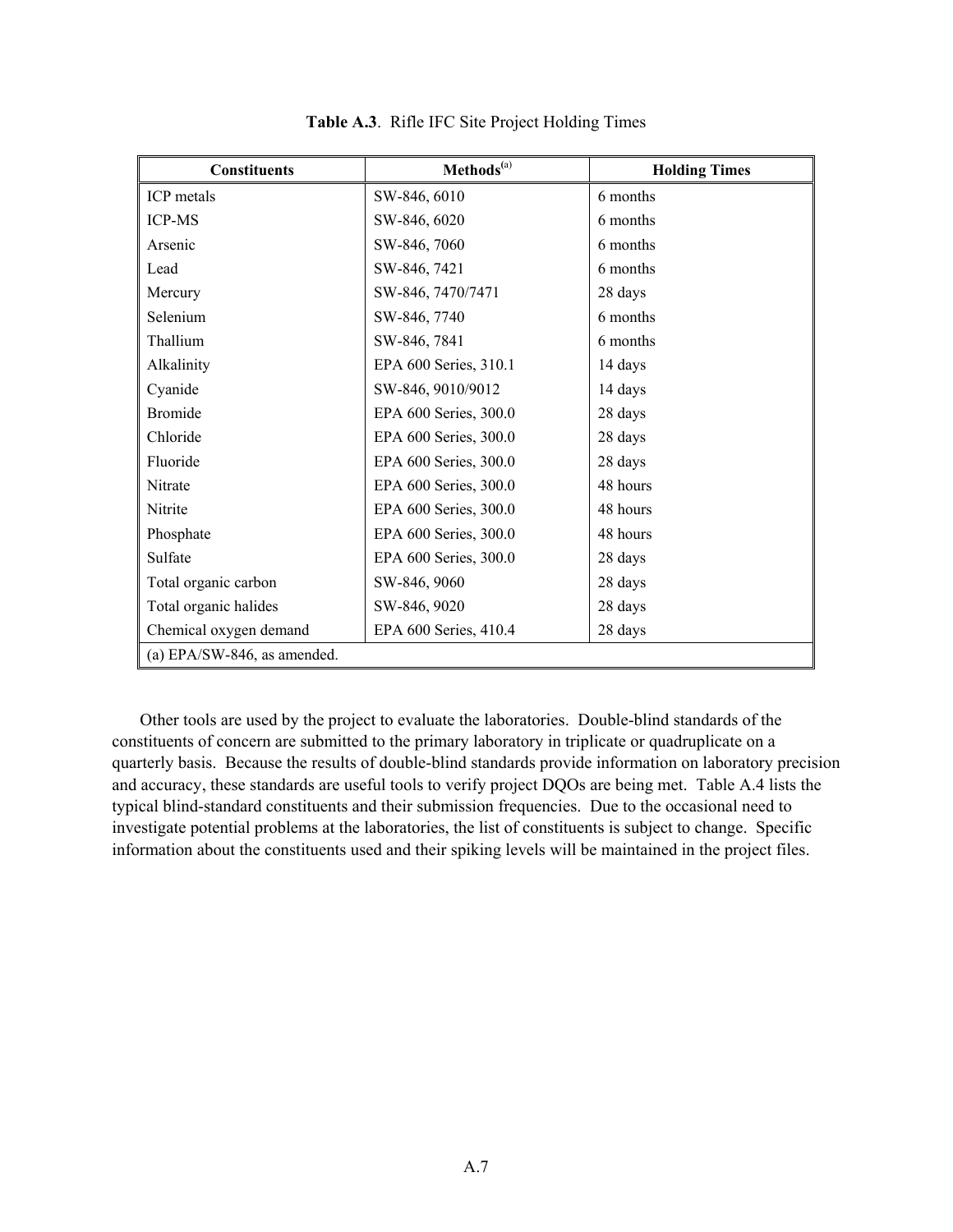**Table A.3**. Rifle IFC Site Project Holding Times

| Constituents | Methods[a] | Holding Times |
|---|---|---|
| ICP metals | SW-846, 6010 | 6 months |
| ICP-MS | SW-846, 6020 | 6 months |
| Arsenic | SW-846, 7060 | 6 months |
| Lead | SW-846, 7421 | 6 months |
| Mercury | SW-846, 7470/7471 | 28 days |
| Selenium | SW-846, 7740 | 6 months |
| Thallium | SW-846, 7841 | 6 months |
| Alkalinity | EPA 600 Series, 310.1 | 14 days |
| Cyanide | SW-846, 9010/9012 | 14 days |
| Bromide | EPA 600 Series, 300.0 | 28 days |
| Chloride | EPA 600 Series, 300.0 | 28 days |
| Fluoride | EPA 600 Series, 300.0 | 28 days |
| Nitrate | EPA 600 Series, 300.0 | 48 hours |
| Nitrite | EPA 600 Series, 300.0 | 48 hours |
| Phosphate | EPA 600 Series, 300.0 | 48 hours |
| Sulfate | EPA 600 Series, 300.0 | 28 days |
| Total organic carbon | SW-846, 9060 | 28 days |
| Total organic halides | SW-846, 9020 | 28 days |
| Chemical oxygen demand | EPA 600 Series, 410.4 | 28 days |

(a) EPA/SW-846, as amended.

Other tools are used by the project to evaluate the laboratories. Double-blind standards of the constituents of concern are submitted to the primary laboratory in triplicate or quadruplicate on a quarterly basis. Because the results of double-blind standards provide information on laboratory precision and accuracy, these standards are useful tools to verify project DQOs are being met. Table A.4 lists the typical blind-standard constituents and their submission frequencies. Due to the occasional need to investigate potential problems at the laboratories, the list of constituents is subject to change. Specific information about the constituents used and their spiking levels will be maintained in the project files.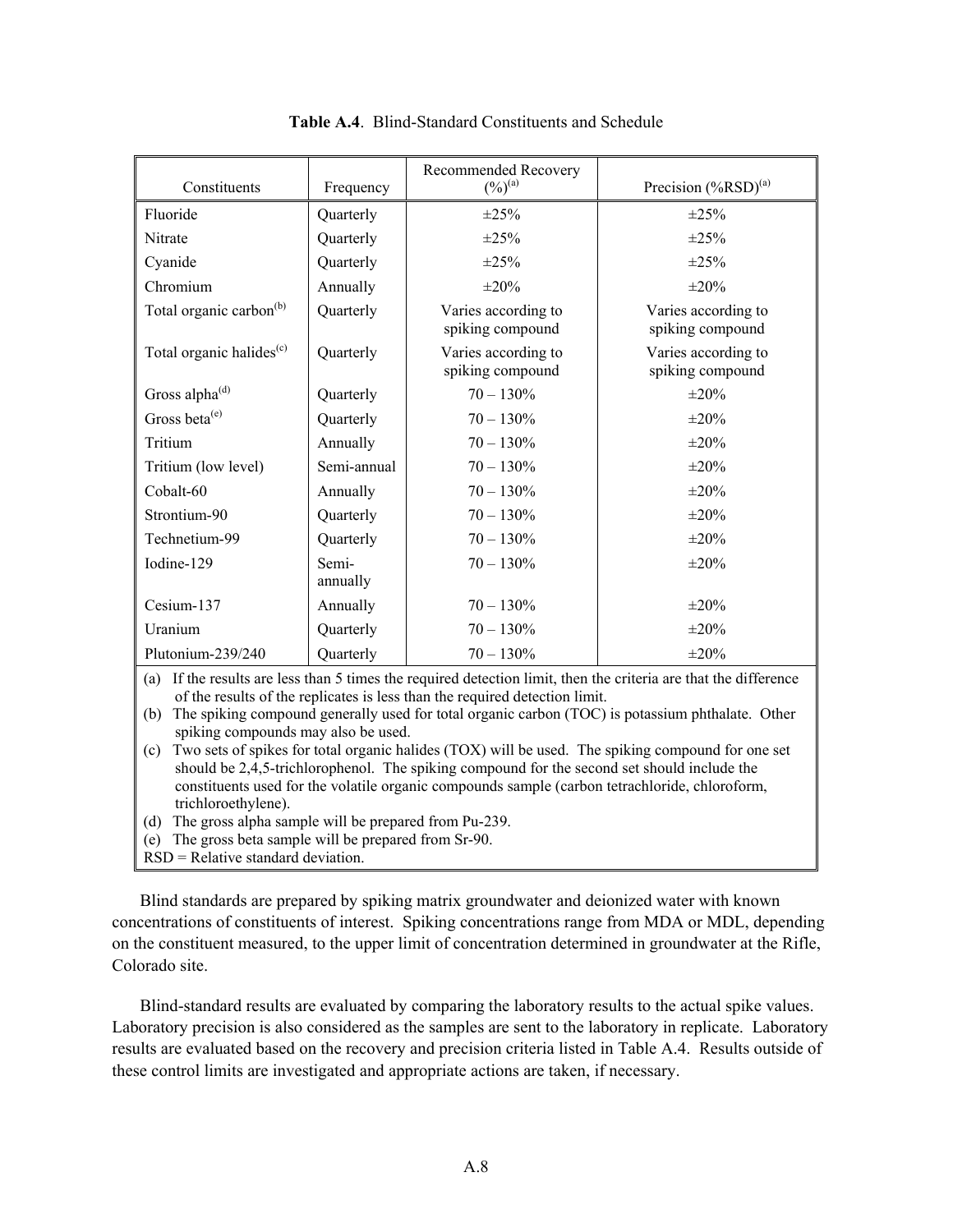**Table A.4**. Blind-Standard Constituents and Schedule

| Constituents | Frequency | Recommended Recovery (%)[(a)] | Precision (%RSD)[(a)] |
|---|---|---|---|
| Fluoride | Quarterly | ±25% | ±25% |
| Nitrate | Quarterly | ±25% | ±25% |
| Cyanide | Quarterly | ±25% | ±25% |
| Chromium | Annually | ±20% | ±20% |
| Total organic carbon[(b)] | Quarterly | Varies according to spiking compound | Varies according to spiking compound |
| Total organic halides[(c)] | Quarterly | Varies according to spiking compound | Varies according to spiking compound |
| Gross alpha[(d)] | Quarterly | 70 – 130% | ±20% |
| Gross beta[(e)] | Quarterly | 70 – 130% | ±20% |
| Tritium | Annually | 70 – 130% | ±20% |
| Tritium (low level) | Semi-annual | 70 – 130% | ±20% |
| Cobalt-60 | Annually | 70 – 130% | ±20% |
| Strontium-90 | Quarterly | 70 – 130% | ±20% |
| Technetium-99 | Quarterly | 70 – 130% | ±20% |
| Iodine-129 | Semi-annually | 70 – 130% | ±20% |
| Cesium-137 | Annually | 70 – 130% | ±20% |
| Uranium | Quarterly | 70 – 130% | ±20% |
| Plutonium-239/240 | Quarterly | 70 – 130% | ±20% |

(a) If the results are less than 5 times the required detection limit, then the criteria are that the difference of the results of the replicates is less than the required detection limit.
(b) The spiking compound generally used for total organic carbon (TOC) is potassium phthalate. Other spiking compounds may also be used.
(c) Two sets of spikes for total organic halides (TOX) will be used. The spiking compound for one set should be 2,4,5-trichlorophenol. The spiking compound for the second set should include the constituents used for the volatile organic compounds sample (carbon tetrachloride, chloroform, trichloroethylene).
(d) The gross alpha sample will be prepared from Pu-239.
(e) The gross beta sample will be prepared from Sr-90.
RSD = Relative standard deviation.

Blind standards are prepared by spiking matrix groundwater and deionized water with known concentrations of constituents of interest. Spiking concentrations range from MDA or MDL, depending on the constituent measured, to the upper limit of concentration determined in groundwater at the Rifle, Colorado site.

Blind-standard results are evaluated by comparing the laboratory results to the actual spike values. Laboratory precision is also considered as the samples are sent to the laboratory in replicate. Laboratory results are evaluated based on the recovery and precision criteria listed in Table A.4. Results outside of these control limits are investigated and appropriate actions are taken, if necessary.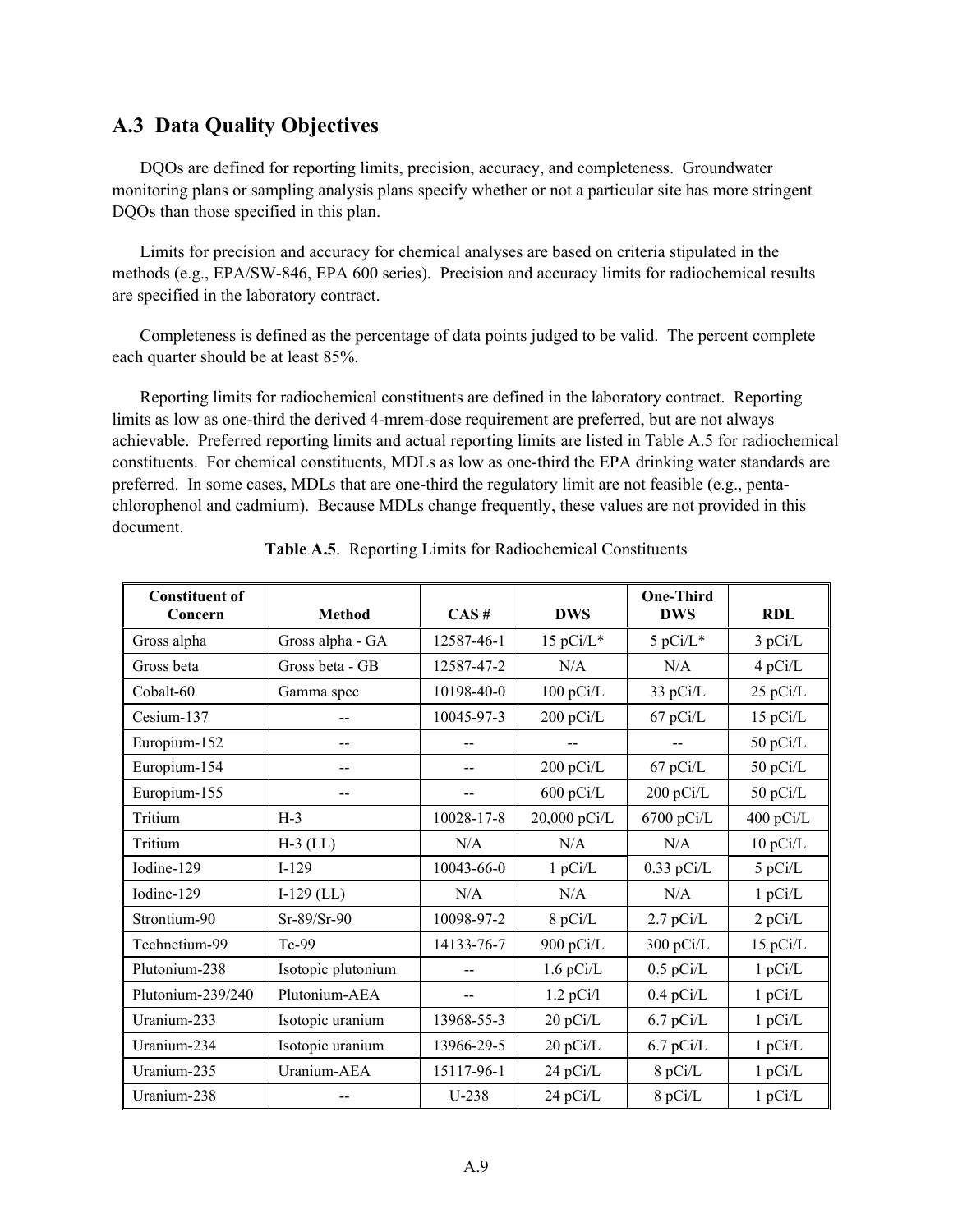## A.3 Data Quality Objectives

DQOs are defined for reporting limits, precision, accuracy, and completeness. Groundwater monitoring plans or sampling analysis plans specify whether or not a particular site has more stringent DQOs than those specified in this plan.

Limits for precision and accuracy for chemical analyses are based on criteria stipulated in the methods (e.g., EPA/SW-846, EPA 600 series). Precision and accuracy limits for radiochemical results are specified in the laboratory contract.

Completeness is defined as the percentage of data points judged to be valid. The percent complete each quarter should be at least 85%.

Reporting limits for radiochemical constituents are defined in the laboratory contract. Reporting limits as low as one-third the derived 4-mrem-dose requirement are preferred, but are not always achievable. Preferred reporting limits and actual reporting limits are listed in Table A.5 for radiochemical constituents. For chemical constituents, MDLs as low as one-third the EPA drinking water standards are preferred. In some cases, MDLs that are one-third the regulatory limit are not feasible (e.g., pentachlorophenol and cadmium). Because MDLs change frequently, these values are not provided in this document.

**Table A.5**. Reporting Limits for Radiochemical Constituents

| Constituent of Concern | Method | CAS # | DWS | One-Third DWS | RDL |
|---|---|---|---|---|---|
| Gross alpha | Gross alpha - GA | 12587-46-1 | 15 pCi/L* | 5 pCi/L* | 3 pCi/L |
| Gross beta | Gross beta - GB | 12587-47-2 | N/A | N/A | 4 pCi/L |
| Cobalt-60 | Gamma spec | 10198-40-0 | 100 pCi/L | 33 pCi/L | 25 pCi/L |
| Cesium-137 | -- | 10045-97-3 | 200 pCi/L | 67 pCi/L | 15 pCi/L |
| Europium-152 | -- | -- | -- | -- | 50 pCi/L |
| Europium-154 | -- | -- | 200 pCi/L | 67 pCi/L | 50 pCi/L |
| Europium-155 | -- | -- | 600 pCi/L | 200 pCi/L | 50 pCi/L |
| Tritium | H-3 | 10028-17-8 | 20,000 pCi/L | 6700 pCi/L | 400 pCi/L |
| Tritium | H-3 (LL) | N/A | N/A | N/A | 10 pCi/L |
| Iodine-129 | I-129 | 10043-66-0 | 1 pCi/L | 0.33 pCi/L | 5 pCi/L |
| Iodine-129 | I-129 (LL) | N/A | N/A | N/A | 1 pCi/L |
| Strontium-90 | Sr-89/Sr-90 | 10098-97-2 | 8 pCi/L | 2.7 pCi/L | 2 pCi/L |
| Technetium-99 | Tc-99 | 14133-76-7 | 900 pCi/L | 300 pCi/L | 15 pCi/L |
| Plutonium-238 | Isotopic plutonium | -- | 1.6 pCi/L | 0.5 pCi/L | 1 pCi/L |
| Plutonium-239/240 | Plutonium-AEA | -- | 1.2 pCi/l | 0.4 pCi/L | 1 pCi/L |
| Uranium-233 | Isotopic uranium | 13968-55-3 | 20 pCi/L | 6.7 pCi/L | 1 pCi/L |
| Uranium-234 | Isotopic uranium | 13966-29-5 | 20 pCi/L | 6.7 pCi/L | 1 pCi/L |
| Uranium-235 | Uranium-AEA | 15117-96-1 | 24 pCi/L | 8 pCi/L | 1 pCi/L |
| Uranium-238 | -- | U-238 | 24 pCi/L | 8 pCi/L | 1 pCi/L |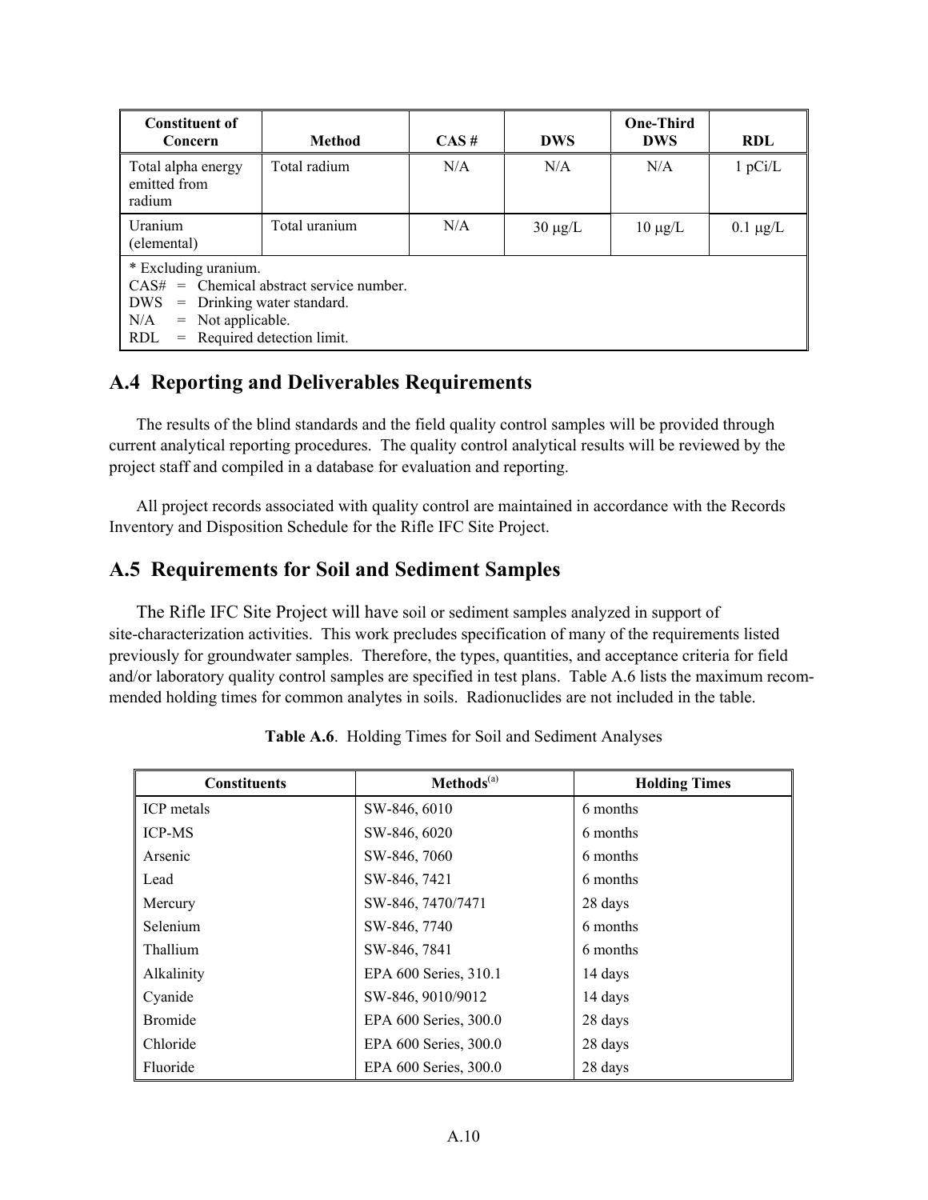| Constituent of Concern | Method | CAS # | DWS | One-Third DWS | RDL |
|---|---|---|---|---|---|
| Total alpha energy emitted from radium | Total radium | N/A | N/A | N/A | 1 pCi/L |
| Uranium (elemental) | Total uranium | N/A | 30 μg/L | 10 μg/L | 0.1 μg/L |

* Excluding uranium.
CAS# = Chemical abstract service number.
DWS = Drinking water standard.
N/A = Not applicable.
RDL = Required detection limit.

## A.4 Reporting and Deliverables Requirements

The results of the blind standards and the field quality control samples will be provided through current analytical reporting procedures. The quality control analytical results will be reviewed by the project staff and compiled in a database for evaluation and reporting.

All project records associated with quality control are maintained in accordance with the Records Inventory and Disposition Schedule for the Rifle IFC Site Project.

## A.5 Requirements for Soil and Sediment Samples

The Rifle IFC Site Project will have soil or sediment samples analyzed in support of site-characterization activities. This work precludes specification of many of the requirements listed previously for groundwater samples. Therefore, the types, quantities, and acceptance criteria for field and/or laboratory quality control samples are specified in test plans. Table A.6 lists the maximum recommended holding times for common analytes in soils. Radionuclides are not included in the table.

**Table A.6**. Holding Times for Soil and Sediment Analyses

| Constituents | Methods[(a)] | Holding Times |
|---|---|---|
| ICP metals | SW-846, 6010 | 6 months |
| ICP-MS | SW-846, 6020 | 6 months |
| Arsenic | SW-846, 7060 | 6 months |
| Lead | SW-846, 7421 | 6 months |
| Mercury | SW-846, 7470/7471 | 28 days |
| Selenium | SW-846, 7740 | 6 months |
| Thallium | SW-846, 7841 | 6 months |
| Alkalinity | EPA 600 Series, 310.1 | 14 days |
| Cyanide | SW-846, 9010/9012 | 14 days |
| Bromide | EPA 600 Series, 300.0 | 28 days |
| Chloride | EPA 600 Series, 300.0 | 28 days |
| Fluoride | EPA 600 Series, 300.0 | 28 days |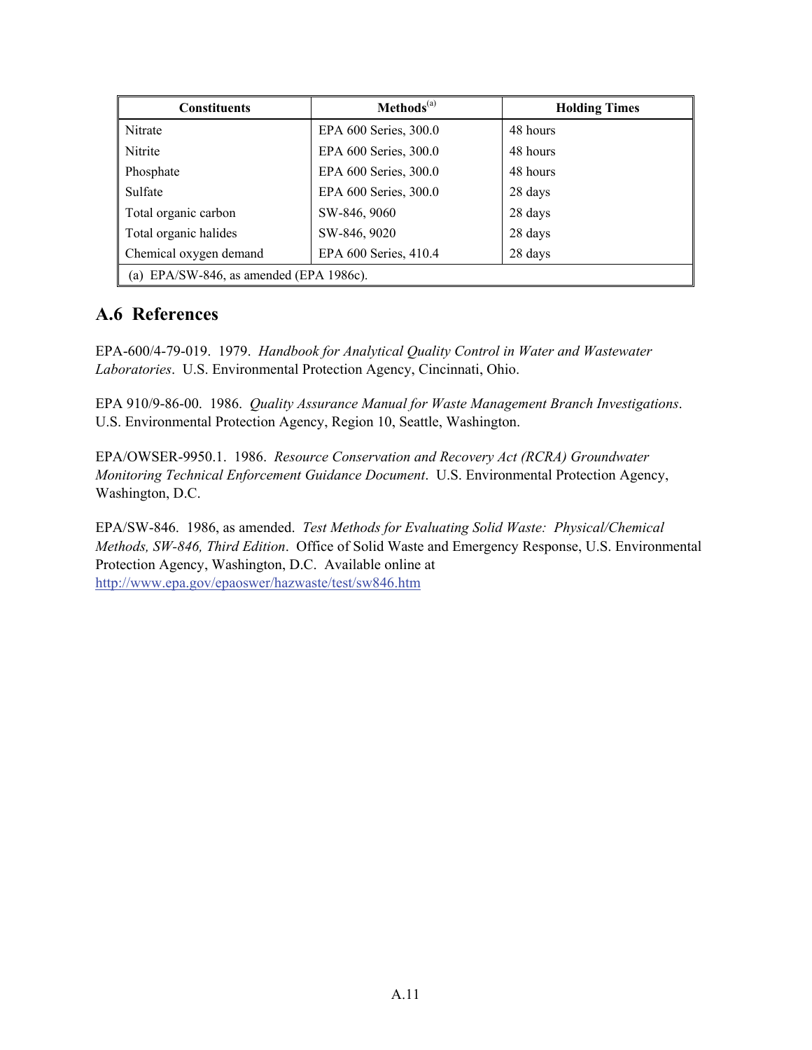| Constituents | Methods[a] | Holding Times |
|---|---|---|
| Nitrate | EPA 600 Series, 300.0 | 48 hours |
| Nitrite | EPA 600 Series, 300.0 | 48 hours |
| Phosphate | EPA 600 Series, 300.0 | 48 hours |
| Sulfate | EPA 600 Series, 300.0 | 28 days |
| Total organic carbon | SW-846, 9060 | 28 days |
| Total organic halides | SW-846, 9020 | 28 days |
| Chemical oxygen demand | EPA 600 Series, 410.4 | 28 days |
| (a) EPA/SW-846, as amended (EPA 1986c). | | |

## A.6 References

EPA-600/4-79-019. 1979. *Handbook for Analytical Quality Control in Water and Wastewater Laboratories*. U.S. Environmental Protection Agency, Cincinnati, Ohio.

EPA 910/9-86-00. 1986. *Quality Assurance Manual for Waste Management Branch Investigations*. U.S. Environmental Protection Agency, Region 10, Seattle, Washington.

EPA/OWSER-9950.1. 1986. *Resource Conservation and Recovery Act (RCRA) Groundwater Monitoring Technical Enforcement Guidance Document*. U.S. Environmental Protection Agency, Washington, D.C.

EPA/SW-846. 1986, as amended. *Test Methods for Evaluating Solid Waste: Physical/Chemical Methods, SW-846, Third Edition*. Office of Solid Waste and Emergency Response, U.S. Environmental Protection Agency, Washington, D.C. Available online at http://www.epa.gov/epaoswer/hazwaste/test/sw846.htm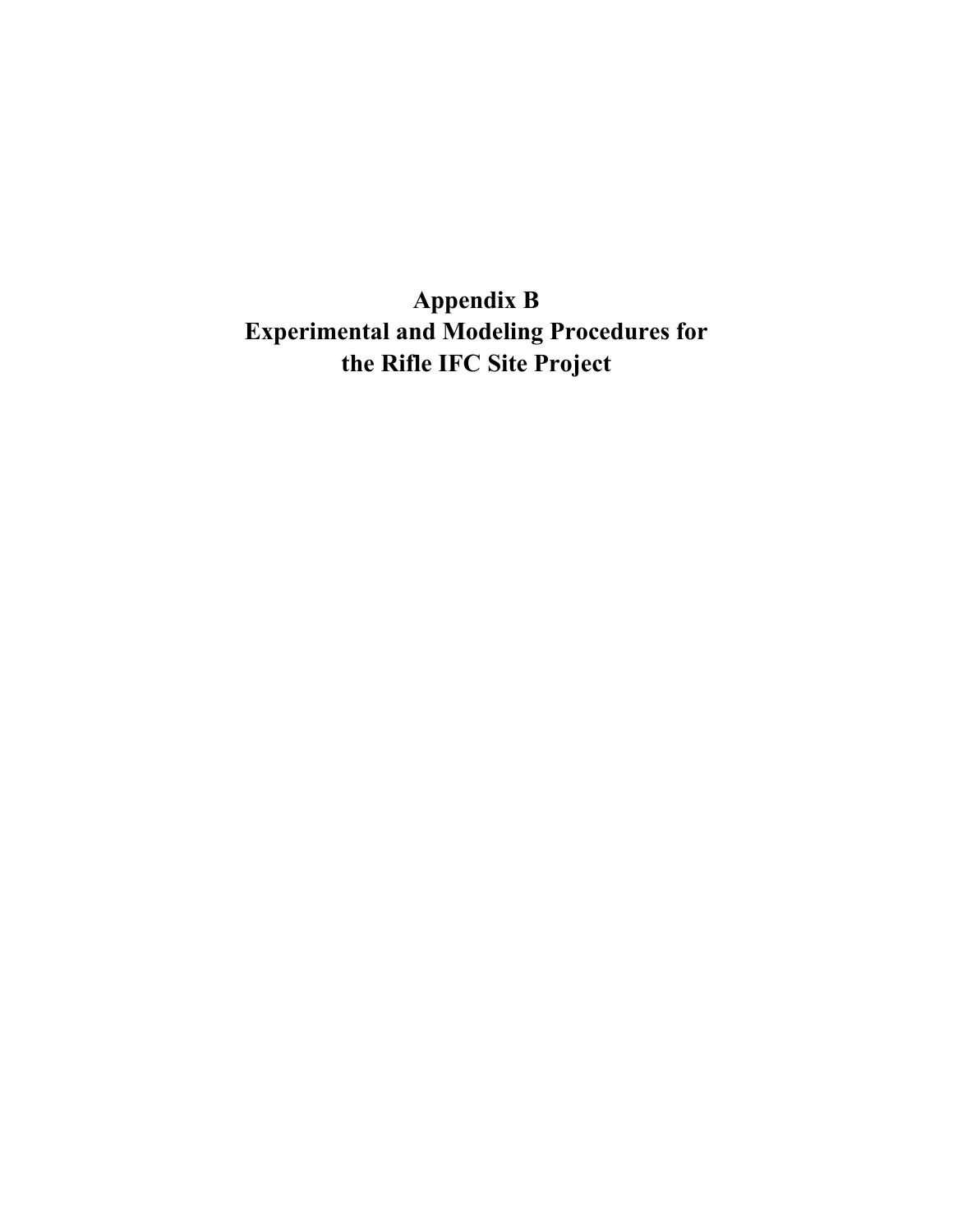# Appendix B
# Experimental and Modeling Procedures for the Rifle IFC Site Project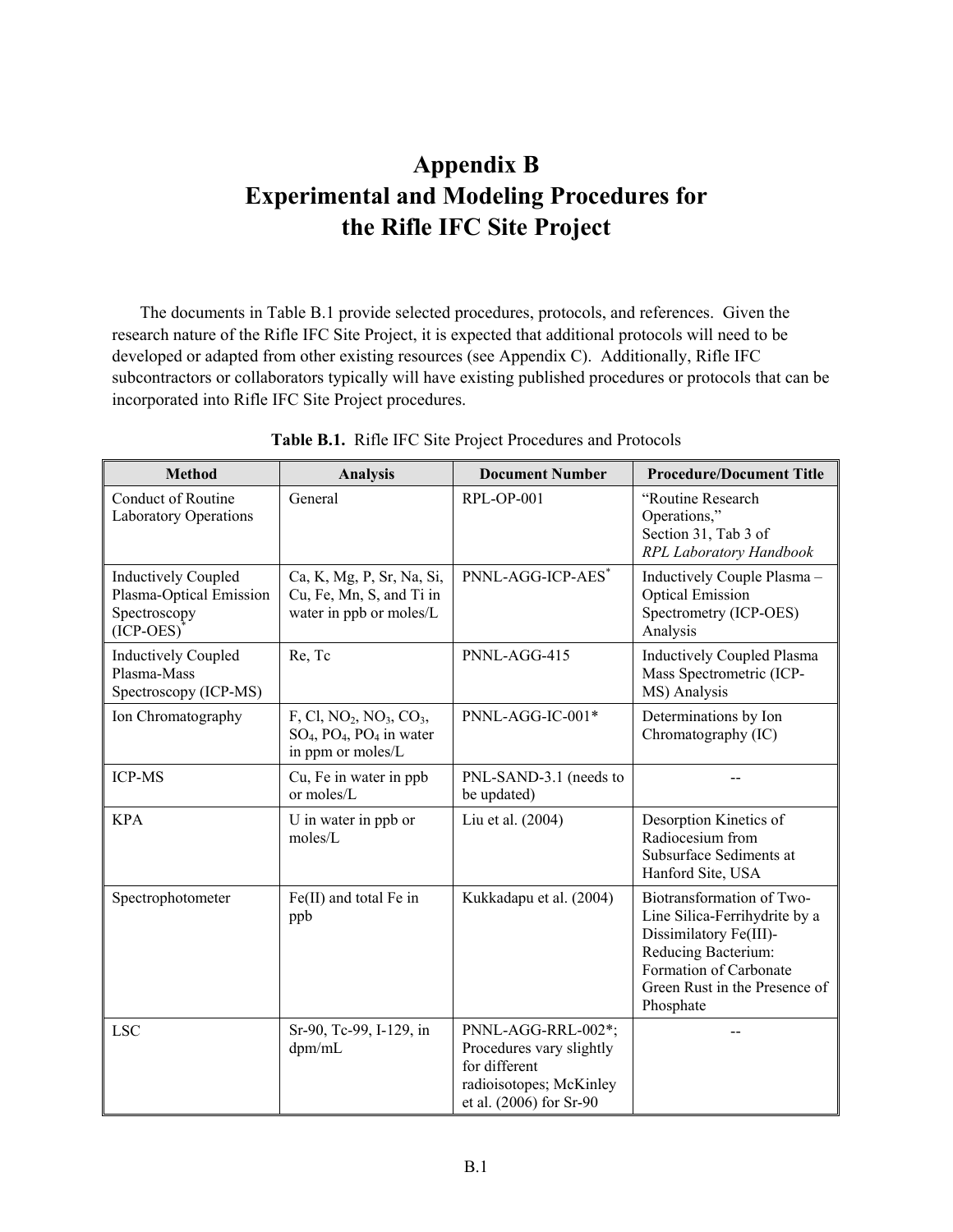# Appendix B
# Experimental and Modeling Procedures for the Rifle IFC Site Project

The documents in Table B.1 provide selected procedures, protocols, and references. Given the research nature of the Rifle IFC Site Project, it is expected that additional protocols will need to be developed or adapted from other existing resources (see Appendix C). Additionally, Rifle IFC subcontractors or collaborators typically will have existing published procedures or protocols that can be incorporated into Rifle IFC Site Project procedures.

**Table B.1.** Rifle IFC Site Project Procedures and Protocols

| Method | Analysis | Document Number | Procedure/Document Title |
|---|---|---|---|
| Conduct of Routine Laboratory Operations | General | RPL-OP-001 | "Routine Research Operations," Section 31, Tab 3 of *RPL Laboratory Handbook* |
| Inductively Coupled Plasma-Optical Emission Spectroscopy (ICP-OES)* | Ca, K, Mg, P, Sr, Na, Si, Cu, Fe, Mn, S, and Ti in water in ppb or moles/L | PNNL-AGG-ICP-AES* | Inductively Couple Plasma – Optical Emission Spectrometry (ICP-OES) Analysis |
| Inductively Coupled Plasma-Mass Spectroscopy (ICP-MS) | Re, Tc | PNNL-AGG-415 | Inductively Coupled Plasma Mass Spectrometric (ICP-MS) Analysis |
| Ion Chromatography | F, Cl, $NO_2$, $NO_3$, $CO_3$, $SO_4$, $PO_4$, $PO_4$ in water in ppm or moles/L | PNNL-AGG-IC-001* | Determinations by Ion Chromatography (IC) |
| ICP-MS | Cu, Fe in water in ppb or moles/L | PNL-SAND-3.1 (needs to be updated) | -- |
| KPA | U in water in ppb or moles/L | Liu et al. (2004) | Desorption Kinetics of Radiocesium from Subsurface Sediments at Hanford Site, USA |
| Spectrophotometer | Fe(II) and total Fe in ppb | Kukkadapu et al. (2004) | Biotransformation of Two-Line Silica-Ferrihydrite by a Dissimilatory Fe(III)-Reducing Bacterium: Formation of Carbonate Green Rust in the Presence of Phosphate |
| LSC | Sr-90, Tc-99, I-129, in dpm/mL | PNNL-AGG-RRL-002*; Procedures vary slightly for different radioisotopes; McKinley et al. (2006) for Sr-90 | -- |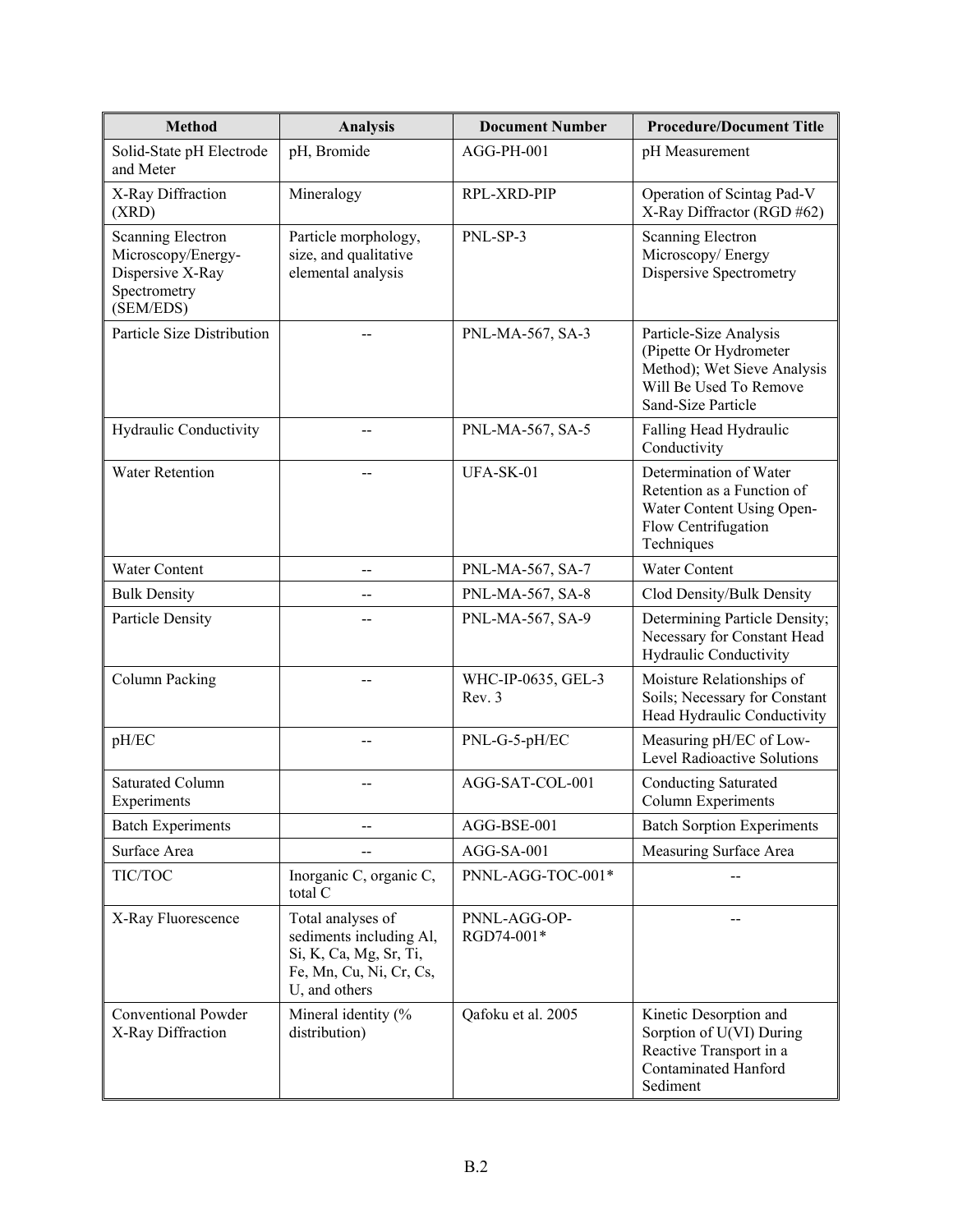| Method | Analysis | Document Number | Procedure/Document Title |
|---|---|---|---|
| Solid-State pH Electrode and Meter | pH, Bromide | AGG-PH-001 | pH Measurement |
| X-Ray Diffraction (XRD) | Mineralogy | RPL-XRD-PIP | Operation of Scintag Pad-V X-Ray Diffractor (RGD #62) |
| Scanning Electron Microscopy/Energy-Dispersive X-Ray Spectrometry (SEM/EDS) | Particle morphology, size, and qualitative elemental analysis | PNL-SP-3 | Scanning Electron Microscopy/ Energy Dispersive Spectrometry |
| Particle Size Distribution | -- | PNL-MA-567, SA-3 | Particle-Size Analysis (Pipette Or Hydrometer Method); Wet Sieve Analysis Will Be Used To Remove Sand-Size Particle |
| Hydraulic Conductivity | -- | PNL-MA-567, SA-5 | Falling Head Hydraulic Conductivity |
| Water Retention | -- | UFA-SK-01 | Determination of Water Retention as a Function of Water Content Using Open-Flow Centrifugation Techniques |
| Water Content | -- | PNL-MA-567, SA-7 | Water Content |
| Bulk Density | -- | PNL-MA-567, SA-8 | Clod Density/Bulk Density |
| Particle Density | -- | PNL-MA-567, SA-9 | Determining Particle Density; Necessary for Constant Head Hydraulic Conductivity |
| Column Packing | -- | WHC-IP-0635, GEL-3 Rev. 3 | Moisture Relationships of Soils; Necessary for Constant Head Hydraulic Conductivity |
| pH/EC | -- | PNL-G-5-pH/EC | Measuring pH/EC of Low-Level Radioactive Solutions |
| Saturated Column Experiments | -- | AGG-SAT-COL-001 | Conducting Saturated Column Experiments |
| Batch Experiments | -- | AGG-BSE-001 | Batch Sorption Experiments |
| Surface Area | -- | AGG-SA-001 | Measuring Surface Area |
| TIC/TOC | Inorganic C, organic C, total C | PNNL-AGG-TOC-001* | -- |
| X-Ray Fluorescence | Total analyses of sediments including Al, Si, K, Ca, Mg, Sr, Ti, Fe, Mn, Cu, Ni, Cr, Cs, U, and others | PNNL-AGG-OP-RGD74-001* | -- |
| Conventional Powder X-Ray Diffraction | Mineral identity (% distribution) | Qafoku et al. 2005 | Kinetic Desorption and Sorption of U(VI) During Reactive Transport in a Contaminated Hanford Sediment |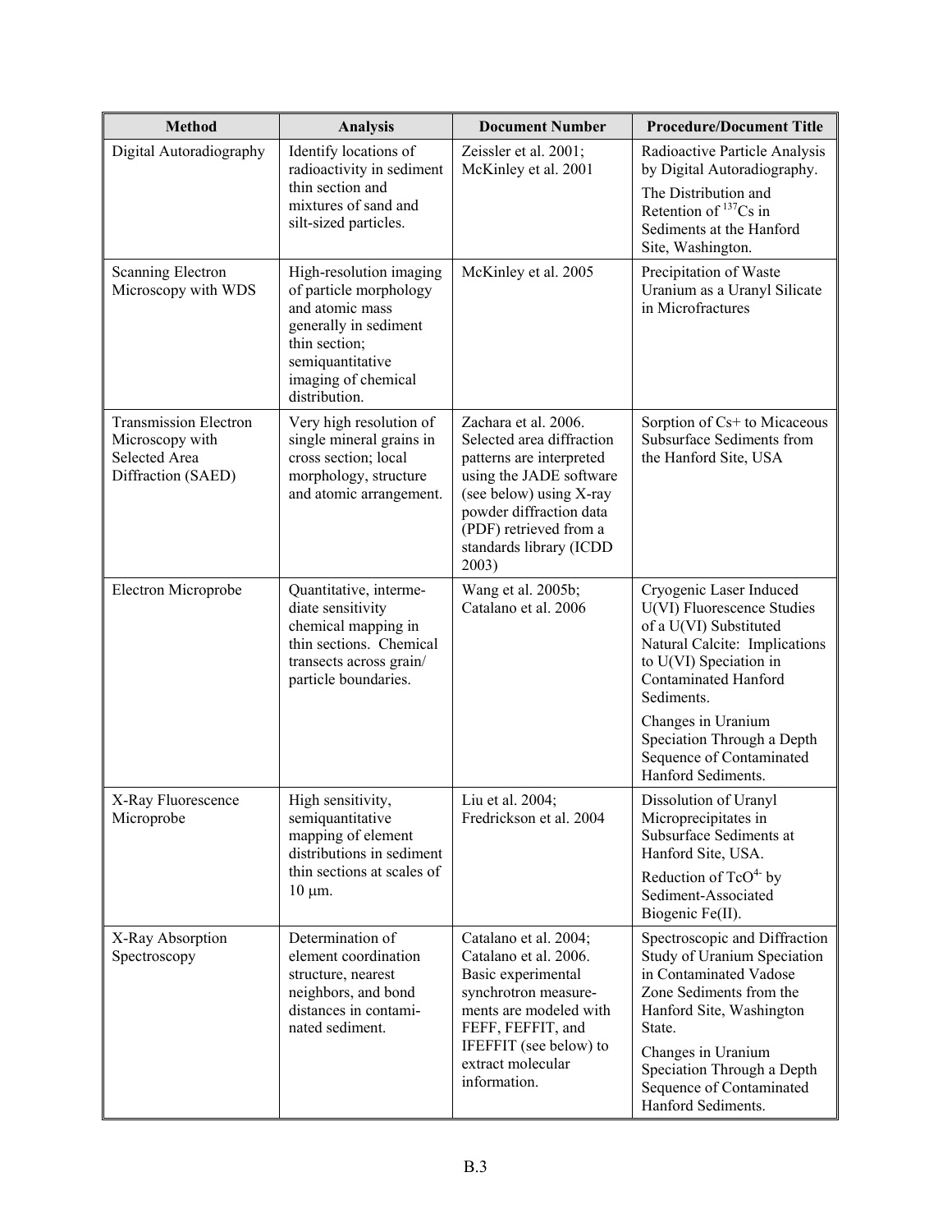| Method | Analysis | Document Number | Procedure/Document Title |
|---|---|---|---|
| Digital Autoradiography | Identify locations of radioactivity in sediment thin section and mixtures of sand and silt-sized particles. | Zeissler et al. 2001; McKinley et al. 2001 | Radioactive Particle Analysis by Digital Autoradiography. The Distribution and Retention of $^{137}Cs$ in Sediments at the Hanford Site, Washington. |
| Scanning Electron Microscopy with WDS | High-resolution imaging of particle morphology and atomic mass generally in sediment thin section; semiquantitative imaging of chemical distribution. | McKinley et al. 2005 | Precipitation of Waste Uranium as a Uranyl Silicate in Microfractures |
| Transmission Electron Microscopy with Selected Area Diffraction (SAED) | Very high resolution of single mineral grains in cross section; local morphology, structure and atomic arrangement. | Zachara et al. 2006. Selected area diffraction patterns are interpreted using the JADE software (see below) using X-ray powder diffraction data (PDF) retrieved from a standards library (ICDD 2003) | Sorption of Cs+ to Micaceous Subsurface Sediments from the Hanford Site, USA |
| Electron Microprobe | Quantitative, intermediate sensitivity chemical mapping in thin sections. Chemical transects across grain/ particle boundaries. | Wang et al. 2005b; Catalano et al. 2006 | Cryogenic Laser Induced U(VI) Fluorescence Studies of a U(VI) Substituted Natural Calcite: Implications to U(VI) Speciation in Contaminated Hanford Sediments. Changes in Uranium Speciation Through a Depth Sequence of Contaminated Hanford Sediments. |
| X-Ray Fluorescence Microprobe | High sensitivity, semiquantitative mapping of element distributions in sediment thin sections at scales of 10 μm. | Liu et al. 2004; Fredrickson et al. 2004 | Dissolution of Uranyl Microprecipitates in Subsurface Sediments at Hanford Site, USA. Reduction of $TcO^{4-}$ by Sediment-Associated Biogenic Fe(II). |
| X-Ray Absorption Spectroscopy | Determination of element coordination structure, nearest neighbors, and bond distances in contaminated sediment. | Catalano et al. 2004; Catalano et al. 2006. Basic experimental synchrotron measurements are modeled with FEFF, FEFFIT, and IFEFFIT (see below) to extract molecular information. | Spectroscopic and Diffraction Study of Uranium Speciation in Contaminated Vadose Zone Sediments from the Hanford Site, Washington State. Changes in Uranium Speciation Through a Depth Sequence of Contaminated Hanford Sediments. |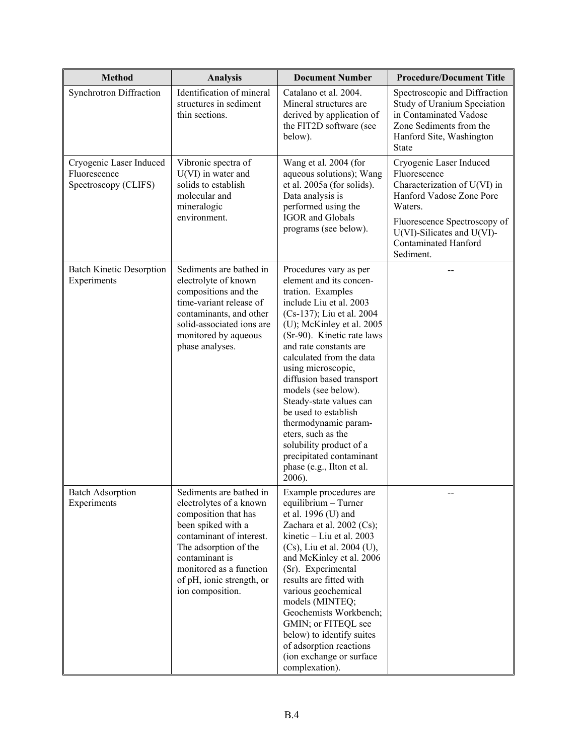| Method | Analysis | Document Number | Procedure/Document Title |
|---|---|---|---|
| Synchrotron Diffraction | Identification of mineral structures in sediment thin sections. | Catalano et al. 2004. Mineral structures are derived by application of the FIT2D software (see below). | Spectroscopic and Diffraction Study of Uranium Speciation in Contaminated Vadose Zone Sediments from the Hanford Site, Washington State |
| Cryogenic Laser Induced Fluorescence Spectroscopy (CLIFS) | Vibronic spectra of U(VI) in water and solids to establish molecular and mineralogic environment. | Wang et al. 2004 (for aqueous solutions); Wang et al. 2005a (for solids). Data analysis is performed using the IGOR and Globals programs (see below). | Cryogenic Laser Induced Fluorescence Characterization of U(VI) in Hanford Vadose Zone Pore Waters.<br><br>Fluorescence Spectroscopy of U(VI)-Silicates and U(VI)-Contaminated Hanford Sediment. |
| Batch Kinetic Desorption Experiments | Sediments are bathed in electrolyte of known compositions and the time-variant release of contaminants, and other solid-associated ions are monitored by aqueous phase analyses. | Procedures vary as per element and its concentration. Examples include Liu et al. 2003 (Cs-137); Liu et al. 2004 (U); McKinley et al. 2005 (Sr-90). Kinetic rate laws and rate constants are calculated from the data using microscopic, diffusion based transport models (see below). Steady-state values can be used to establish thermodynamic parameters, such as the solubility product of a precipitated contaminant phase (e.g., Ilton et al. 2006). | -- |
| Batch Adsorption Experiments | Sediments are bathed in electrolytes of a known composition that has been spiked with a contaminant of interest. The adsorption of the contaminant is monitored as a function of pH, ionic strength, or ion composition. | Example procedures are equilibrium – Turner et al. 1996 (U) and Zachara et al. 2002 (Cs); kinetic – Liu et al. 2003 (Cs), Liu et al. 2004 (U), and McKinley et al. 2006 (Sr). Experimental results are fitted with various geochemical models (MINTEQ; Geochemists Workbench; GMIN; or FITEQL see below) to identify suites of adsorption reactions (ion exchange or surface complexation). | -- |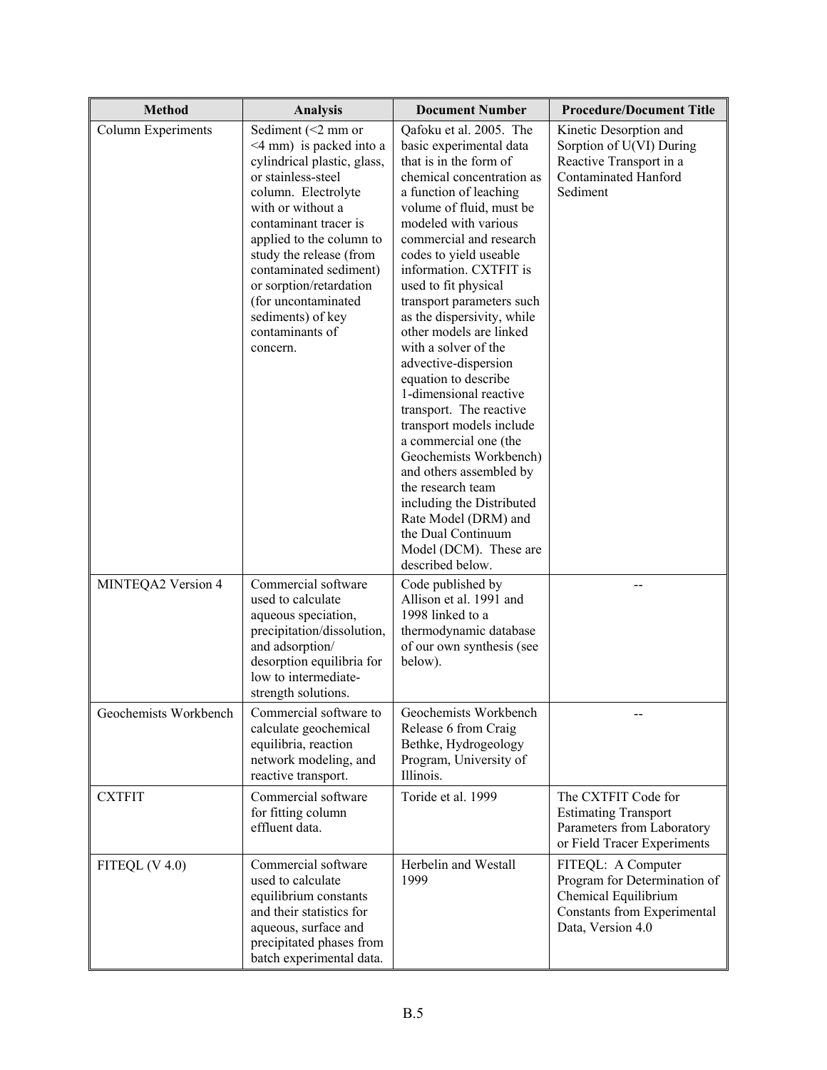| Method | Analysis | Document Number | Procedure/Document Title |
|---|---|---|---|
| Column Experiments | Sediment (<2 mm or <4 mm) is packed into a cylindrical plastic, glass, or stainless-steel column. Electrolyte with or without a contaminant tracer is applied to the column to study the release (from contaminated sediment) or sorption/retardation (for uncontaminated sediments) of key contaminants of concern. | Qafoku et al. 2005. The basic experimental data that is in the form of chemical concentration as a function of leaching volume of fluid, must be modeled with various commercial and research codes to yield useable information. CXTFIT is used to fit physical transport parameters such as the dispersivity, while other models are linked with a solver of the advective-dispersion equation to describe 1-dimensional reactive transport. The reactive transport models include a commercial one (the Geochemists Workbench) and others assembled by the research team including the Distributed Rate Model (DRM) and the Dual Continuum Model (DCM). These are described below. | Kinetic Desorption and Sorption of U(VI) During Reactive Transport in a Contaminated Hanford Sediment |
| MINTEQA2 Version 4 | Commercial software used to calculate aqueous speciation, precipitation/dissolution, and adsorption/desorption equilibria for low to intermediate-strength solutions. | Code published by Allison et al. 1991 and 1998 linked to a thermodynamic database of our own synthesis (see below). | -- |
| Geochemists Workbench | Commercial software to calculate geochemical equilibria, reaction network modeling, and reactive transport. | Geochemists Workbench Release 6 from Craig Bethke, Hydrogeology Program, University of Illinois. | -- |
| CXTFIT | Commercial software for fitting column effluent data. | Toride et al. 1999 | The CXTFIT Code for Estimating Transport Parameters from Laboratory or Field Tracer Experiments |
| FITEQL (V 4.0) | Commercial software used to calculate equilibrium constants and their statistics for aqueous, surface and precipitated phases from batch experimental data. | Herbelin and Westall 1999 | FITEQL: A Computer Program for Determination of Chemical Equilibrium Constants from Experimental Data, Version 4.0 |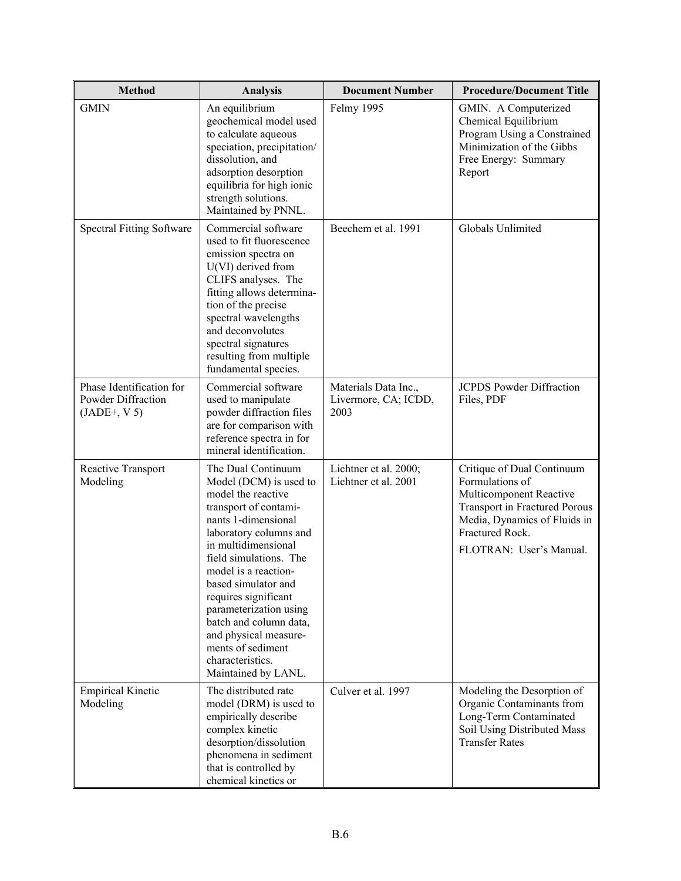| Method | Analysis | Document Number | Procedure/Document Title |
|---|---|---|---|
| GMIN | An equilibrium geochemical model used to calculate aqueous speciation, precipitation/ dissolution, and adsorption desorption equilibria for high ionic strength solutions. Maintained by PNNL. | Felmy 1995 | GMIN. A Computerized Chemical Equilibrium Program Using a Constrained Minimization of the Gibbs Free Energy: Summary Report |
| Spectral Fitting Software | Commercial software used to fit fluorescence emission spectra on U(VI) derived from CLIFS analyses. The fitting allows determination of the precise spectral wavelengths and deconvolutes spectral signatures resulting from multiple fundamental species. | Beechem et al. 1991 | Globals Unlimited |
| Phase Identification for Powder Diffraction (JADE+, V 5) | Commercial software used to manipulate powder diffraction files are for comparison with reference spectra in for mineral identification. | Materials Data Inc., Livermore, CA; ICDD, 2003 | JCPDS Powder Diffraction Files, PDF |
| Reactive Transport Modeling | The Dual Continuum Model (DCM) is used to model the reactive transport of contaminants 1-dimensional laboratory columns and in multidimensional field simulations. The model is a reaction-based simulator and requires significant parameterization using batch and column data, and physical measurements of sediment characteristics. Maintained by LANL. | Lichtner et al. 2000; Lichtner et al. 2001 | Critique of Dual Continuum Formulations of Multicomponent Reactive Transport in Fractured Porous Media, Dynamics of Fluids in Fractured Rock.<br>FLOTRAN: User's Manual. |
| Empirical Kinetic Modeling | The distributed rate model (DRM) is used to empirically describe complex kinetic desorption/dissolution phenomena in sediment that is controlled by chemical kinetics or | Culver et al. 1997 | Modeling the Desorption of Organic Contaminants from Long-Term Contaminated Soil Using Distributed Mass Transfer Rates |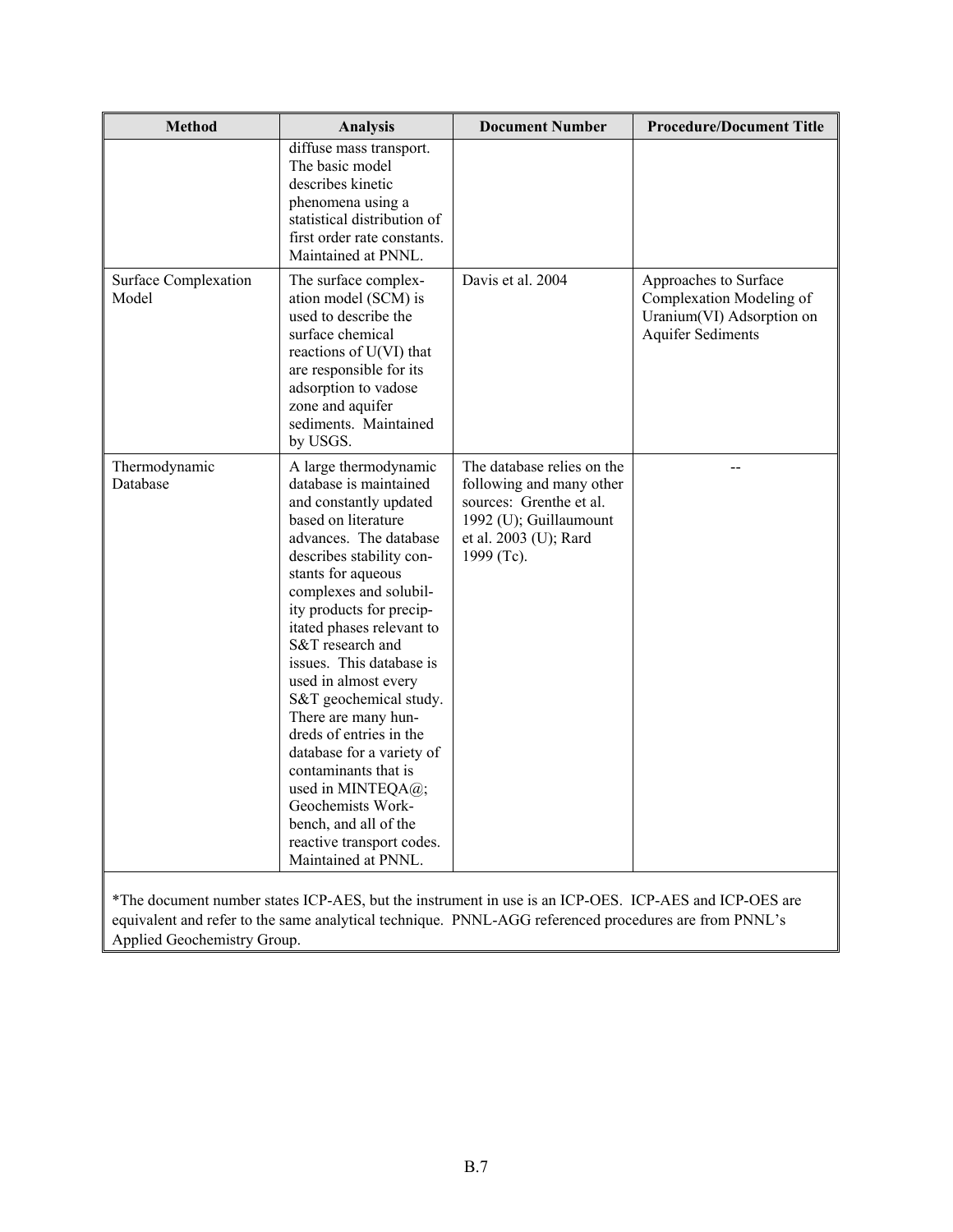| Method | Analysis | Document Number | Procedure/Document Title |
|---|---|---|---|
| | diffuse mass transport. The basic model describes kinetic phenomena using a statistical distribution of first order rate constants. Maintained at PNNL. | | |
| Surface Complexation Model | The surface complexation model (SCM) is used to describe the surface chemical reactions of U(VI) that are responsible for its adsorption to vadose zone and aquifer sediments. Maintained by USGS. | Davis et al. 2004 | Approaches to Surface Complexation Modeling of Uranium(VI) Adsorption on Aquifer Sediments |
| Thermodynamic Database | A large thermodynamic database is maintained and constantly updated based on literature advances. The database describes stability constants for aqueous complexes and solubility products for precipitated phases relevant to S&T research and issues. This database is used in almost every S&T geochemical study. There are many hundreds of entries in the database for a variety of contaminants that is used in MINTEQA@; Geochemists Workbench, and all of the reactive transport codes. Maintained at PNNL. | The database relies on the following and many other sources: Grenthe et al. 1992 (U); Guillaumount et al. 2003 (U); Rard 1999 (Tc). | -- |

*The document number states ICP-AES, but the instrument in use is an ICP-OES. ICP-AES and ICP-OES are equivalent and refer to the same analytical technique. PNNL-AGG referenced procedures are from PNNL's Applied Geochemistry Group.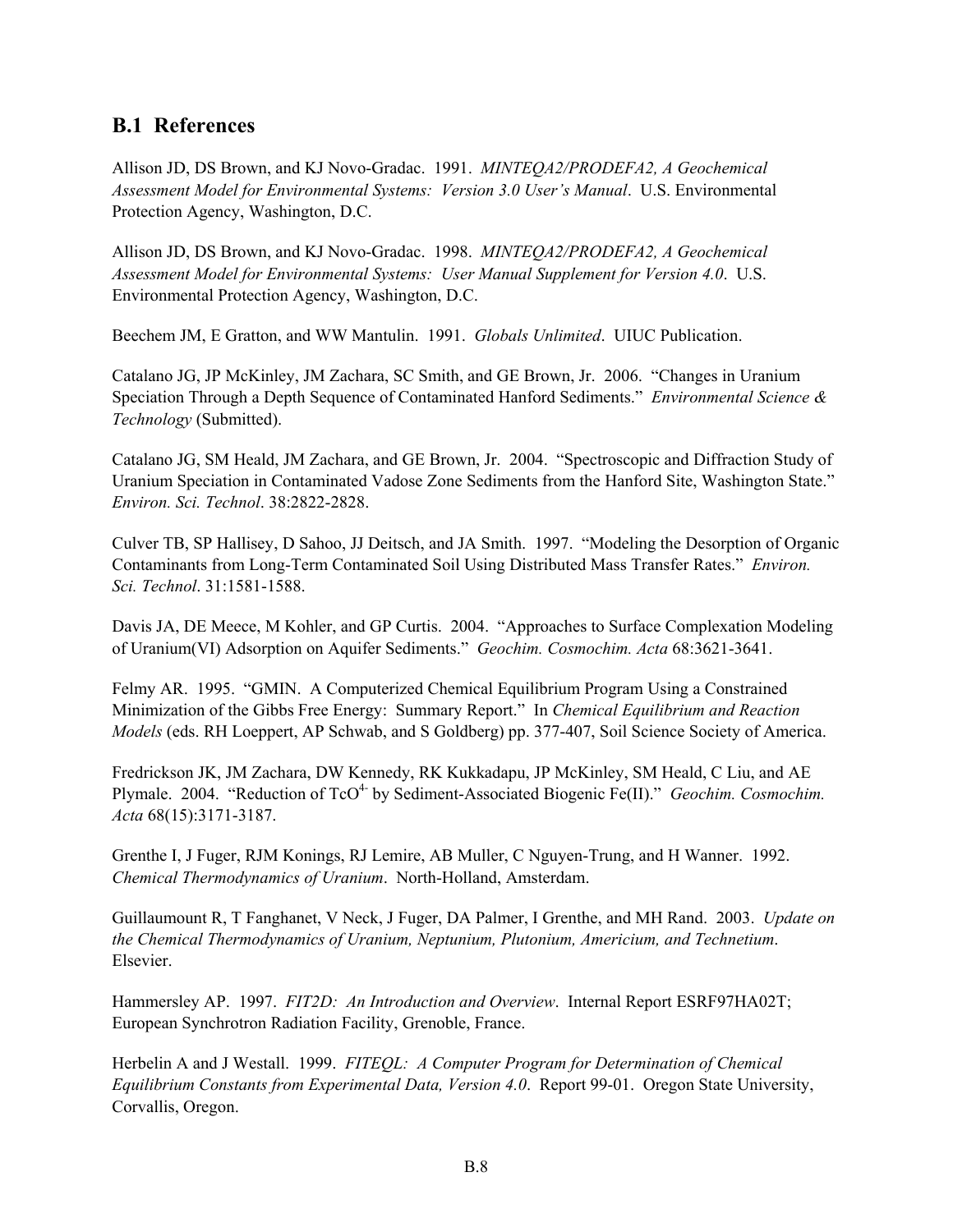## B.1 References

Allison JD, DS Brown, and KJ Novo-Gradac. 1991. *MINTEQA2/PRODEFA2, A Geochemical Assessment Model for Environmental Systems: Version 3.0 User's Manual*. U.S. Environmental Protection Agency, Washington, D.C.

Allison JD, DS Brown, and KJ Novo-Gradac. 1998. *MINTEQA2/PRODEFA2, A Geochemical Assessment Model for Environmental Systems: User Manual Supplement for Version 4.0*. U.S. Environmental Protection Agency, Washington, D.C.

Beechem JM, E Gratton, and WW Mantulin. 1991. *Globals Unlimited*. UIUC Publication.

Catalano JG, JP McKinley, JM Zachara, SC Smith, and GE Brown, Jr. 2006. "Changes in Uranium Speciation Through a Depth Sequence of Contaminated Hanford Sediments." *Environmental Science & Technology* (Submitted).

Catalano JG, SM Heald, JM Zachara, and GE Brown, Jr. 2004. "Spectroscopic and Diffraction Study of Uranium Speciation in Contaminated Vadose Zone Sediments from the Hanford Site, Washington State." *Environ. Sci. Technol*. 38:2822-2828.

Culver TB, SP Hallisey, D Sahoo, JJ Deitsch, and JA Smith. 1997. "Modeling the Desorption of Organic Contaminants from Long-Term Contaminated Soil Using Distributed Mass Transfer Rates." *Environ. Sci. Technol*. 31:1581-1588.

Davis JA, DE Meece, M Kohler, and GP Curtis. 2004. "Approaches to Surface Complexation Modeling of Uranium(VI) Adsorption on Aquifer Sediments." *Geochim. Cosmochim. Acta* 68:3621-3641.

Felmy AR. 1995. "GMIN. A Computerized Chemical Equilibrium Program Using a Constrained Minimization of the Gibbs Free Energy: Summary Report." In *Chemical Equilibrium and Reaction Models* (eds. RH Loeppert, AP Schwab, and S Goldberg) pp. 377-407, Soil Science Society of America.

Fredrickson JK, JM Zachara, DW Kennedy, RK Kukkadapu, JP McKinley, SM Heald, C Liu, and AE Plymale. 2004. "Reduction of $TcO^{4-}$ by Sediment-Associated Biogenic Fe(II)." *Geochim. Cosmochim. Acta* 68(15):3171-3187.

Grenthe I, J Fuger, RJM Konings, RJ Lemire, AB Muller, C Nguyen-Trung, and H Wanner. 1992. *Chemical Thermodynamics of Uranium*. North-Holland, Amsterdam.

Guillaumount R, T Fanghanet, V Neck, J Fuger, DA Palmer, I Grenthe, and MH Rand. 2003. *Update on the Chemical Thermodynamics of Uranium, Neptunium, Plutonium, Americium, and Technetium*. Elsevier.

Hammersley AP. 1997. *FIT2D: An Introduction and Overview*. Internal Report ESRF97HA02T; European Synchrotron Radiation Facility, Grenoble, France.

Herbelin A and J Westall. 1999. *FITEQL: A Computer Program for Determination of Chemical Equilibrium Constants from Experimental Data, Version 4.0*. Report 99-01. Oregon State University, Corvallis, Oregon.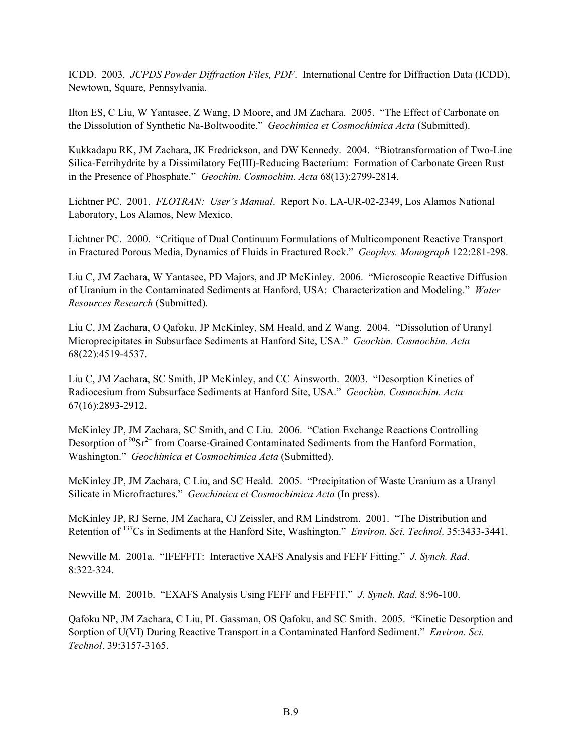ICDD. 2003. *JCPDS Powder Diffraction Files, PDF*. International Centre for Diffraction Data (ICDD), Newtown, Square, Pennsylvania.

Ilton ES, C Liu, W Yantasee, Z Wang, D Moore, and JM Zachara. 2005. "The Effect of Carbonate on the Dissolution of Synthetic Na-Boltwoodite." *Geochimica et Cosmochimica Acta* (Submitted).

Kukkadapu RK, JM Zachara, JK Fredrickson, and DW Kennedy. 2004. "Biotransformation of Two-Line Silica-Ferrihydrite by a Dissimilatory Fe(III)-Reducing Bacterium: Formation of Carbonate Green Rust in the Presence of Phosphate." *Geochim. Cosmochim. Acta* 68(13):2799-2814.

Lichtner PC. 2001. *FLOTRAN: User's Manual*. Report No. LA-UR-02-2349, Los Alamos National Laboratory, Los Alamos, New Mexico.

Lichtner PC. 2000. "Critique of Dual Continuum Formulations of Multicomponent Reactive Transport in Fractured Porous Media, Dynamics of Fluids in Fractured Rock." *Geophys. Monograph* 122:281-298.

Liu C, JM Zachara, W Yantasee, PD Majors, and JP McKinley. 2006. "Microscopic Reactive Diffusion of Uranium in the Contaminated Sediments at Hanford, USA: Characterization and Modeling." *Water Resources Research* (Submitted).

Liu C, JM Zachara, O Qafoku, JP McKinley, SM Heald, and Z Wang. 2004. "Dissolution of Uranyl Microprecipitates in Subsurface Sediments at Hanford Site, USA." *Geochim. Cosmochim. Acta* 68(22):4519-4537.

Liu C, JM Zachara, SC Smith, JP McKinley, and CC Ainsworth. 2003. "Desorption Kinetics of Radiocesium from Subsurface Sediments at Hanford Site, USA." *Geochim. Cosmochim. Acta* 67(16):2893-2912.

McKinley JP, JM Zachara, SC Smith, and C Liu. 2006. "Cation Exchange Reactions Controlling Desorption of $^{90}Sr^{2+}$ from Coarse-Grained Contaminated Sediments from the Hanford Formation, Washington." *Geochimica et Cosmochimica Acta* (Submitted).

McKinley JP, JM Zachara, C Liu, and SC Heald. 2005. "Precipitation of Waste Uranium as a Uranyl Silicate in Microfractures." *Geochimica et Cosmochimica Acta* (In press).

McKinley JP, RJ Serne, JM Zachara, CJ Zeissler, and RM Lindstrom. 2001. "The Distribution and Retention of $^{137}Cs$ in Sediments at the Hanford Site, Washington." *Environ. Sci. Technol*. 35:3433-3441.

Newville M. 2001a. "IFEFFIT: Interactive XAFS Analysis and FEFF Fitting." *J. Synch. Rad*. 8:322-324.

Newville M. 2001b. "EXAFS Analysis Using FEFF and FEFFIT." *J. Synch. Rad*. 8:96-100.

Qafoku NP, JM Zachara, C Liu, PL Gassman, OS Qafoku, and SC Smith. 2005. "Kinetic Desorption and Sorption of U(VI) During Reactive Transport in a Contaminated Hanford Sediment." *Environ. Sci. Technol*. 39:3157-3165.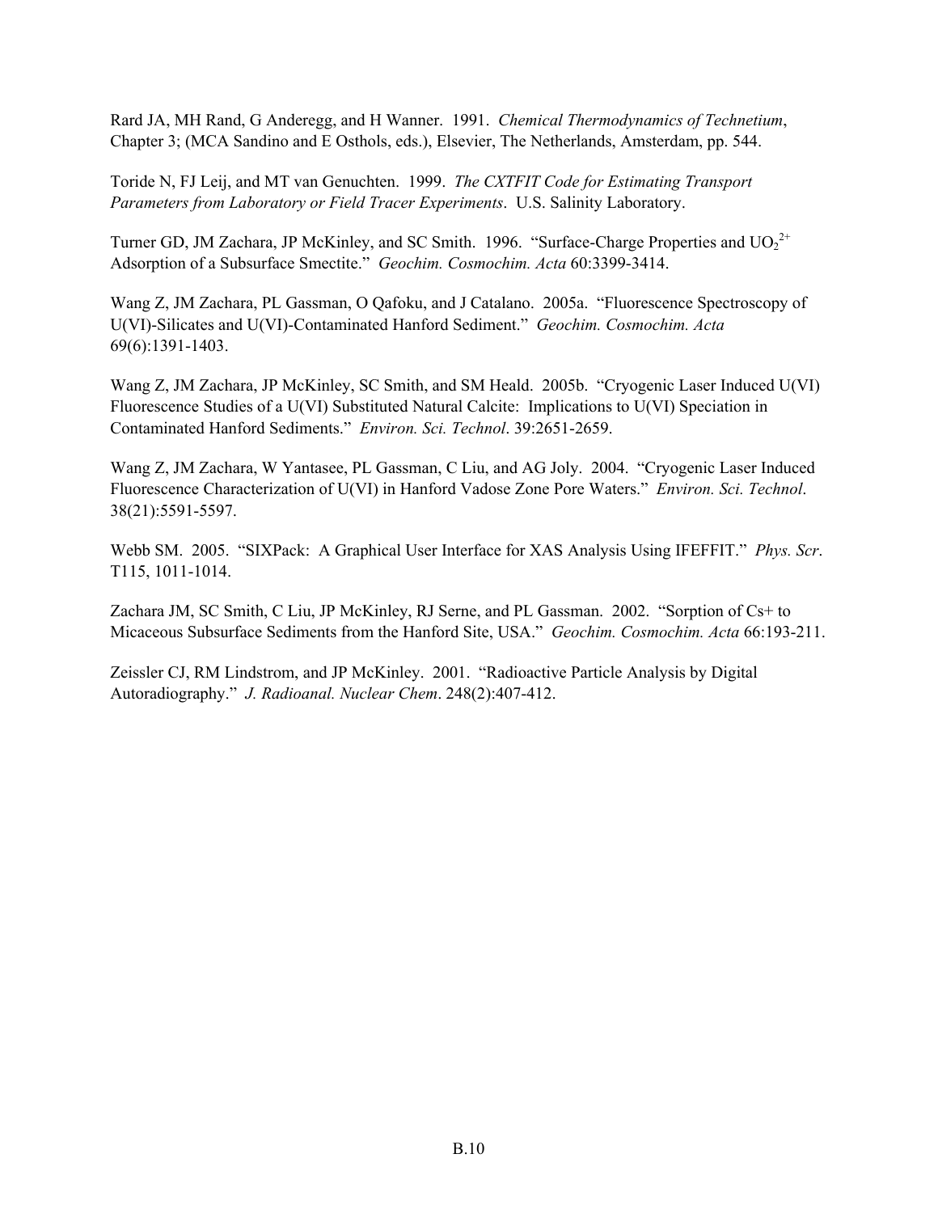Rard JA, MH Rand, G Anderegg, and H Wanner. 1991. *Chemical Thermodynamics of Technetium*, Chapter 3; (MCA Sandino and E Osthols, eds.), Elsevier, The Netherlands, Amsterdam, pp. 544.

Toride N, FJ Leij, and MT van Genuchten. 1999. *The CXTFIT Code for Estimating Transport Parameters from Laboratory or Field Tracer Experiments*. U.S. Salinity Laboratory.

Turner GD, JM Zachara, JP McKinley, and SC Smith. 1996. "Surface-Charge Properties and $UO_2^{2+}$ Adsorption of a Subsurface Smectite." *Geochim. Cosmochim. Acta* 60:3399-3414.

Wang Z, JM Zachara, PL Gassman, O Qafoku, and J Catalano. 2005a. "Fluorescence Spectroscopy of U(VI)-Silicates and U(VI)-Contaminated Hanford Sediment." *Geochim. Cosmochim. Acta* 69(6):1391-1403.

Wang Z, JM Zachara, JP McKinley, SC Smith, and SM Heald. 2005b. "Cryogenic Laser Induced U(VI) Fluorescence Studies of a U(VI) Substituted Natural Calcite: Implications to U(VI) Speciation in Contaminated Hanford Sediments." *Environ. Sci. Technol*. 39:2651-2659.

Wang Z, JM Zachara, W Yantasee, PL Gassman, C Liu, and AG Joly. 2004. "Cryogenic Laser Induced Fluorescence Characterization of U(VI) in Hanford Vadose Zone Pore Waters." *Environ. Sci. Technol*. 38(21):5591-5597.

Webb SM. 2005. "SIXPack: A Graphical User Interface for XAS Analysis Using IFEFFIT." *Phys. Scr*. T115, 1011-1014.

Zachara JM, SC Smith, C Liu, JP McKinley, RJ Serne, and PL Gassman. 2002. "Sorption of Cs+ to Micaceous Subsurface Sediments from the Hanford Site, USA." *Geochim. Cosmochim. Acta* 66:193-211.

Zeissler CJ, RM Lindstrom, and JP McKinley. 2001. "Radioactive Particle Analysis by Digital Autoradiography." *J. Radioanal. Nuclear Chem*. 248(2):407-412.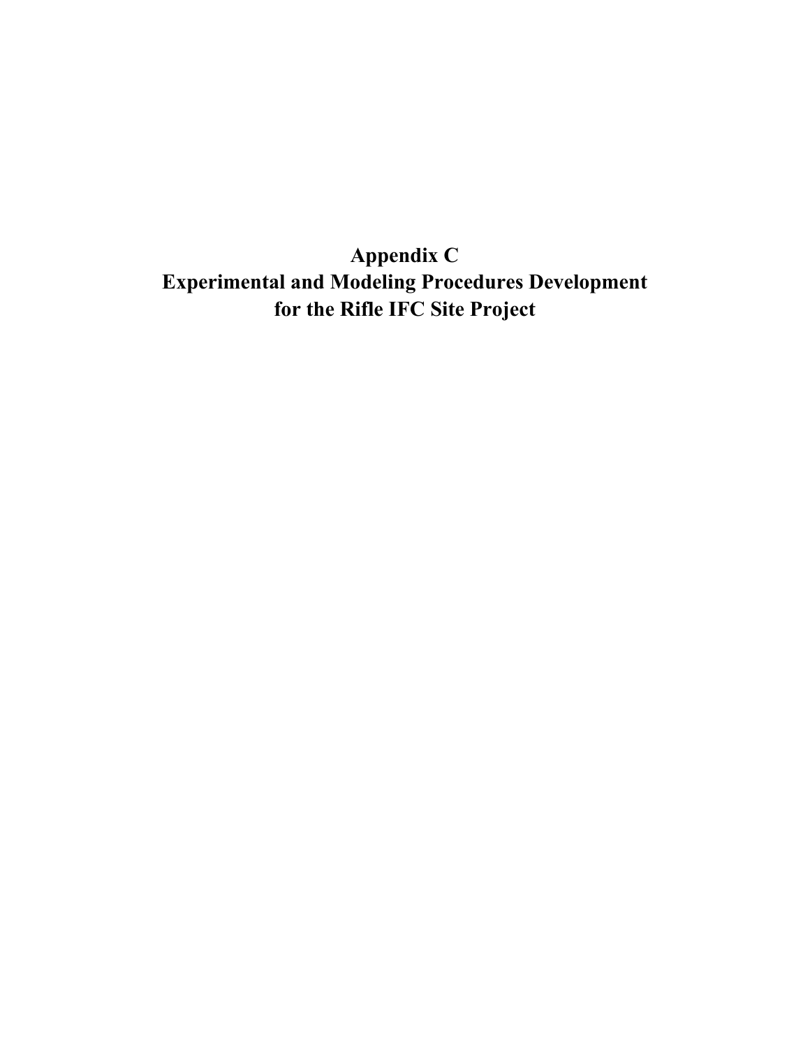# Appendix C
# Experimental and Modeling Procedures Development for the Rifle IFC Site Project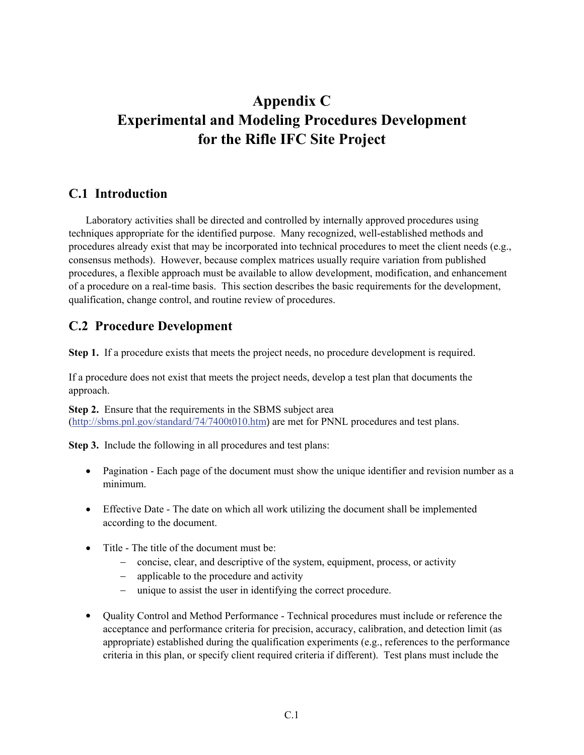# Appendix C
# Experimental and Modeling Procedures Development for the Rifle IFC Site Project

## C.1 Introduction

Laboratory activities shall be directed and controlled by internally approved procedures using techniques appropriate for the identified purpose. Many recognized, well-established methods and procedures already exist that may be incorporated into technical procedures to meet the client needs (e.g., consensus methods). However, because complex matrices usually require variation from published procedures, a flexible approach must be available to allow development, modification, and enhancement of a procedure on a real-time basis. This section describes the basic requirements for the development, qualification, change control, and routine review of procedures.

## C.2 Procedure Development

**Step 1.** If a procedure exists that meets the project needs, no procedure development is required.

If a procedure does not exist that meets the project needs, develop a test plan that documents the approach.

**Step 2.** Ensure that the requirements in the SBMS subject area (http://sbms.pnl.gov/standard/74/7400t010.htm) are met for PNNL procedures and test plans.

**Step 3.** Include the following in all procedures and test plans:

- Pagination - Each page of the document must show the unique identifier and revision number as a minimum.
- Effective Date - The date on which all work utilizing the document shall be implemented according to the document.
- Title - The title of the document must be:
  - concise, clear, and descriptive of the system, equipment, process, or activity
  - applicable to the procedure and activity
  - unique to assist the user in identifying the correct procedure.
- Quality Control and Method Performance - Technical procedures must include or reference the acceptance and performance criteria for precision, accuracy, calibration, and detection limit (as appropriate) established during the qualification experiments (e.g., references to the performance criteria in this plan, or specify client required criteria if different). Test plans must include the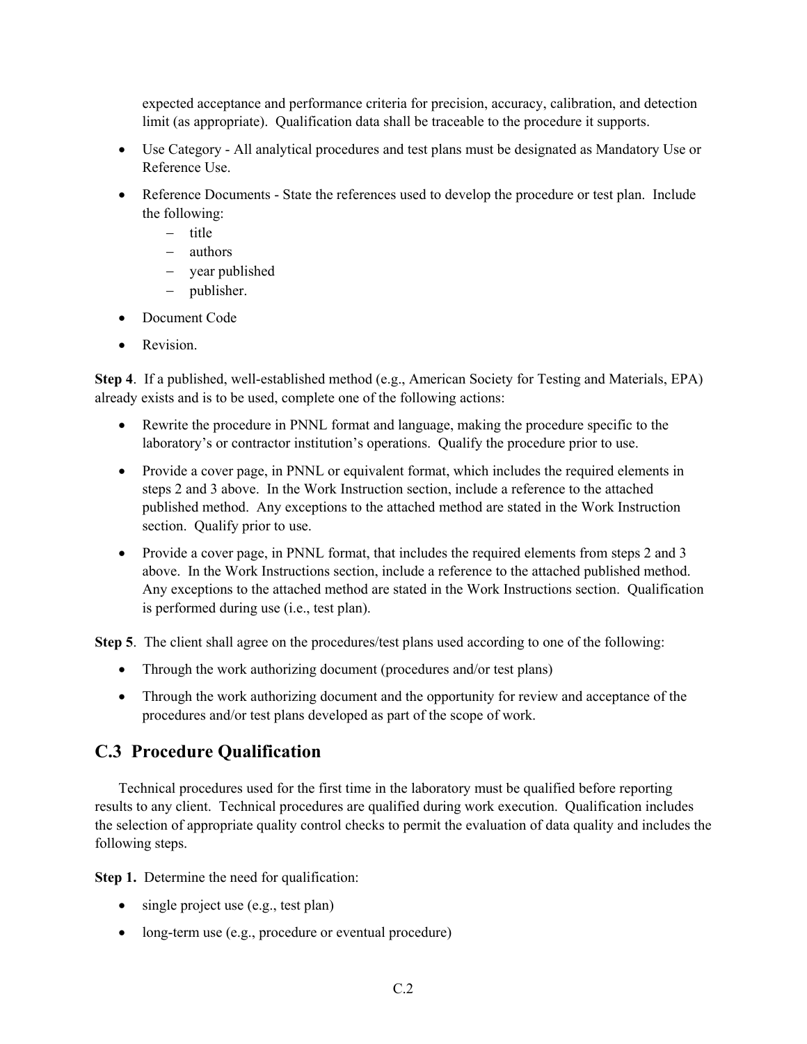expected acceptance and performance criteria for precision, accuracy, calibration, and detection limit (as appropriate). Qualification data shall be traceable to the procedure it supports.

- Use Category - All analytical procedures and test plans must be designated as Mandatory Use or Reference Use.
- Reference Documents - State the references used to develop the procedure or test plan. Include the following:
  - title
  - authors
  - year published
  - publisher.
- Document Code
- Revision.

**Step 4**. If a published, well-established method (e.g., American Society for Testing and Materials, EPA) already exists and is to be used, complete one of the following actions:

- Rewrite the procedure in PNNL format and language, making the procedure specific to the laboratory's or contractor institution's operations. Qualify the procedure prior to use.
- Provide a cover page, in PNNL or equivalent format, which includes the required elements in steps 2 and 3 above. In the Work Instruction section, include a reference to the attached published method. Any exceptions to the attached method are stated in the Work Instruction section. Qualify prior to use.
- Provide a cover page, in PNNL format, that includes the required elements from steps 2 and 3 above. In the Work Instructions section, include a reference to the attached published method. Any exceptions to the attached method are stated in the Work Instructions section. Qualification is performed during use (i.e., test plan).

**Step 5**. The client shall agree on the procedures/test plans used according to one of the following:

- Through the work authorizing document (procedures and/or test plans)
- Through the work authorizing document and the opportunity for review and acceptance of the procedures and/or test plans developed as part of the scope of work.

## C.3 Procedure Qualification

Technical procedures used for the first time in the laboratory must be qualified before reporting results to any client. Technical procedures are qualified during work execution. Qualification includes the selection of appropriate quality control checks to permit the evaluation of data quality and includes the following steps.

**Step 1.** Determine the need for qualification:

- single project use (e.g., test plan)
- long-term use (e.g., procedure or eventual procedure)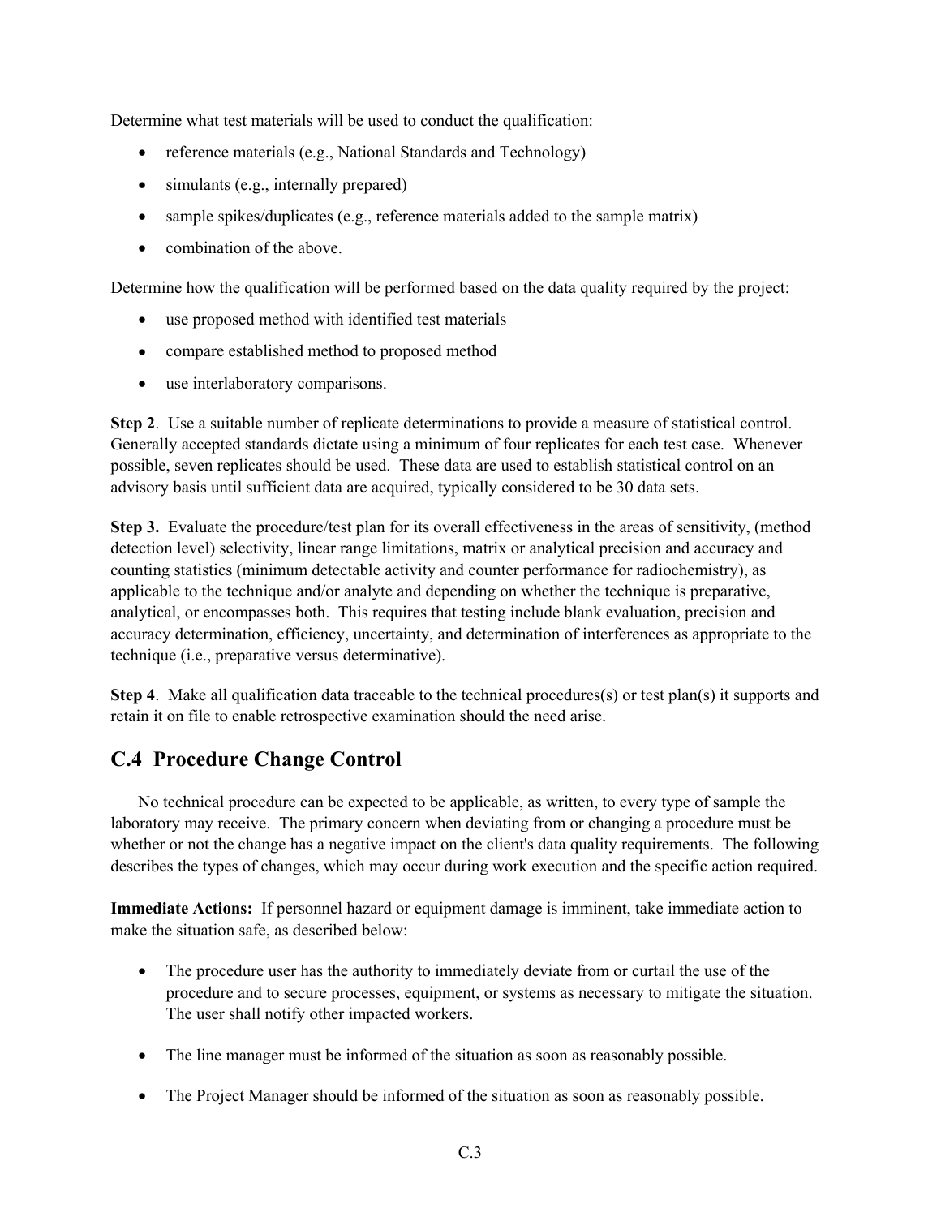Determine what test materials will be used to conduct the qualification:

- reference materials (e.g., National Standards and Technology)
- simulants (e.g., internally prepared)
- sample spikes/duplicates (e.g., reference materials added to the sample matrix)
- combination of the above.

Determine how the qualification will be performed based on the data quality required by the project:

- use proposed method with identified test materials
- compare established method to proposed method
- use interlaboratory comparisons.

**Step 2**. Use a suitable number of replicate determinations to provide a measure of statistical control. Generally accepted standards dictate using a minimum of four replicates for each test case. Whenever possible, seven replicates should be used. These data are used to establish statistical control on an advisory basis until sufficient data are acquired, typically considered to be 30 data sets.

**Step 3.** Evaluate the procedure/test plan for its overall effectiveness in the areas of sensitivity, (method detection level) selectivity, linear range limitations, matrix or analytical precision and accuracy and counting statistics (minimum detectable activity and counter performance for radiochemistry), as applicable to the technique and/or analyte and depending on whether the technique is preparative, analytical, or encompasses both. This requires that testing include blank evaluation, precision and accuracy determination, efficiency, uncertainty, and determination of interferences as appropriate to the technique (i.e., preparative versus determinative).

**Step 4**. Make all qualification data traceable to the technical procedures(s) or test plan(s) it supports and retain it on file to enable retrospective examination should the need arise.

## C.4 Procedure Change Control

No technical procedure can be expected to be applicable, as written, to every type of sample the laboratory may receive. The primary concern when deviating from or changing a procedure must be whether or not the change has a negative impact on the client's data quality requirements. The following describes the types of changes, which may occur during work execution and the specific action required.

**Immediate Actions:** If personnel hazard or equipment damage is imminent, take immediate action to make the situation safe, as described below:

- The procedure user has the authority to immediately deviate from or curtail the use of the procedure and to secure processes, equipment, or systems as necessary to mitigate the situation. The user shall notify other impacted workers.
- The line manager must be informed of the situation as soon as reasonably possible.
- The Project Manager should be informed of the situation as soon as reasonably possible.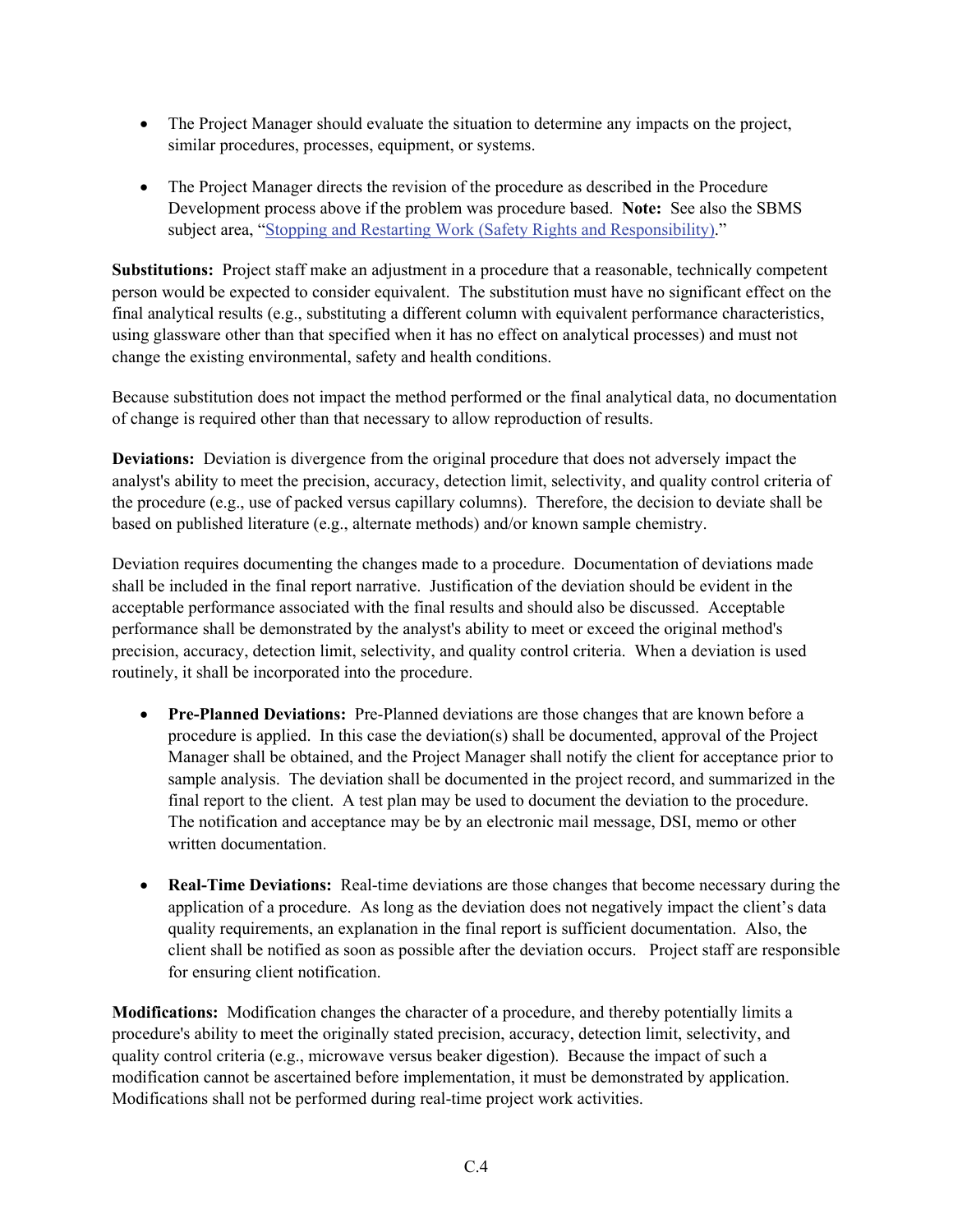- The Project Manager should evaluate the situation to determine any impacts on the project, similar procedures, processes, equipment, or systems.

- The Project Manager directs the revision of the procedure as described in the Procedure Development process above if the problem was procedure based. **Note:** See also the SBMS subject area, "Stopping and Restarting Work (Safety Rights and Responsibility)."

**Substitutions:** Project staff make an adjustment in a procedure that a reasonable, technically competent person would be expected to consider equivalent. The substitution must have no significant effect on the final analytical results (e.g., substituting a different column with equivalent performance characteristics, using glassware other than that specified when it has no effect on analytical processes) and must not change the existing environmental, safety and health conditions.

Because substitution does not impact the method performed or the final analytical data, no documentation of change is required other than that necessary to allow reproduction of results.

**Deviations:** Deviation is divergence from the original procedure that does not adversely impact the analyst's ability to meet the precision, accuracy, detection limit, selectivity, and quality control criteria of the procedure (e.g., use of packed versus capillary columns). Therefore, the decision to deviate shall be based on published literature (e.g., alternate methods) and/or known sample chemistry.

Deviation requires documenting the changes made to a procedure. Documentation of deviations made shall be included in the final report narrative. Justification of the deviation should be evident in the acceptable performance associated with the final results and should also be discussed. Acceptable performance shall be demonstrated by the analyst's ability to meet or exceed the original method's precision, accuracy, detection limit, selectivity, and quality control criteria. When a deviation is used routinely, it shall be incorporated into the procedure.

- **Pre-Planned Deviations:** Pre-Planned deviations are those changes that are known before a procedure is applied. In this case the deviation(s) shall be documented, approval of the Project Manager shall be obtained, and the Project Manager shall notify the client for acceptance prior to sample analysis. The deviation shall be documented in the project record, and summarized in the final report to the client. A test plan may be used to document the deviation to the procedure. The notification and acceptance may be by an electronic mail message, DSI, memo or other written documentation.

- **Real-Time Deviations:** Real-time deviations are those changes that become necessary during the application of a procedure. As long as the deviation does not negatively impact the client's data quality requirements, an explanation in the final report is sufficient documentation. Also, the client shall be notified as soon as possible after the deviation occurs. Project staff are responsible for ensuring client notification.

**Modifications:** Modification changes the character of a procedure, and thereby potentially limits a procedure's ability to meet the originally stated precision, accuracy, detection limit, selectivity, and quality control criteria (e.g., microwave versus beaker digestion). Because the impact of such a modification cannot be ascertained before implementation, it must be demonstrated by application. Modifications shall not be performed during real-time project work activities.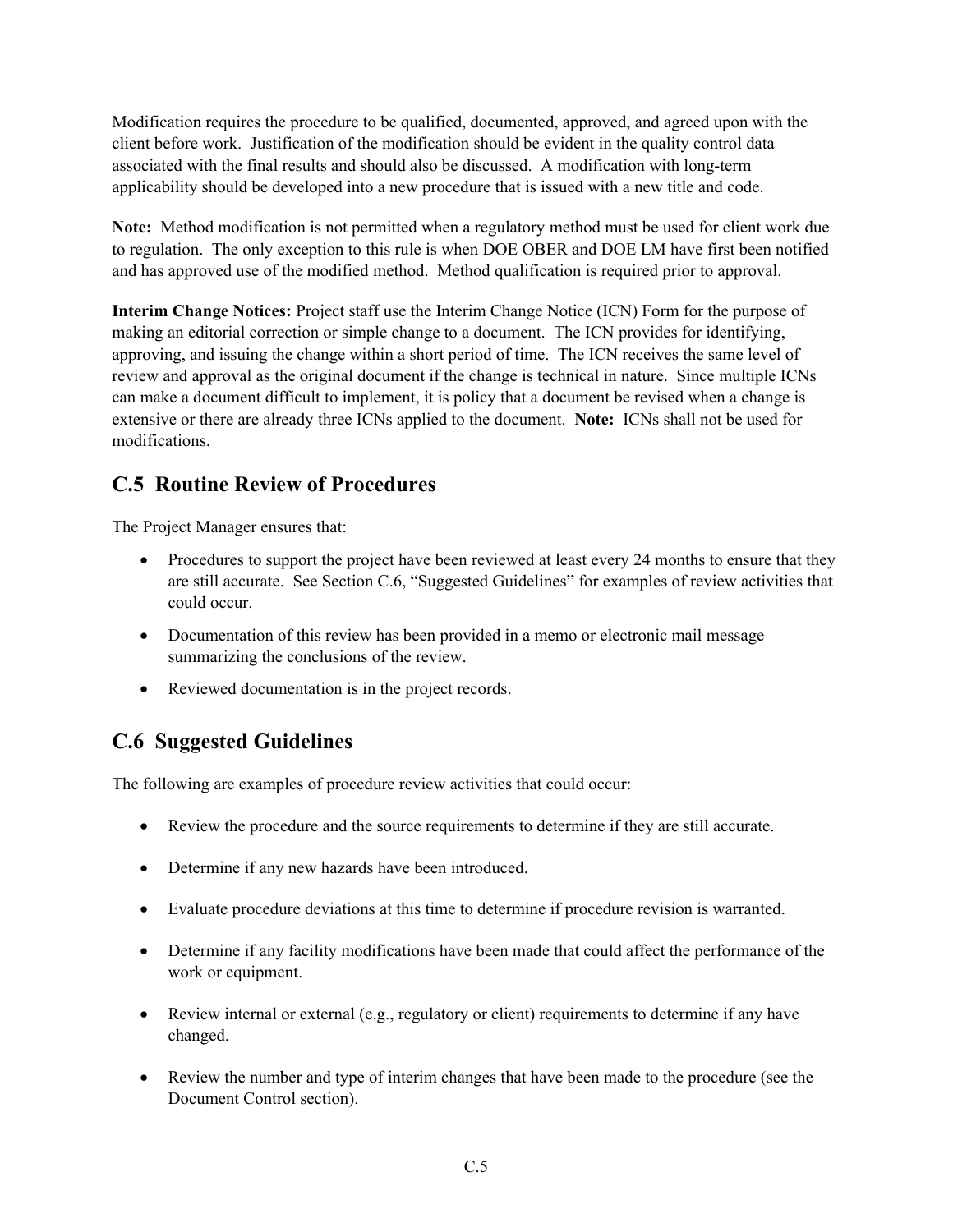Modification requires the procedure to be qualified, documented, approved, and agreed upon with the client before work. Justification of the modification should be evident in the quality control data associated with the final results and should also be discussed. A modification with long-term applicability should be developed into a new procedure that is issued with a new title and code.

**Note:** Method modification is not permitted when a regulatory method must be used for client work due to regulation. The only exception to this rule is when DOE OBER and DOE LM have first been notified and has approved use of the modified method. Method qualification is required prior to approval.

**Interim Change Notices:** Project staff use the Interim Change Notice (ICN) Form for the purpose of making an editorial correction or simple change to a document. The ICN provides for identifying, approving, and issuing the change within a short period of time. The ICN receives the same level of review and approval as the original document if the change is technical in nature. Since multiple ICNs can make a document difficult to implement, it is policy that a document be revised when a change is extensive or there are already three ICNs applied to the document. **Note:** ICNs shall not be used for modifications.

## C.5 Routine Review of Procedures

The Project Manager ensures that:

- Procedures to support the project have been reviewed at least every 24 months to ensure that they are still accurate. See Section C.6, "Suggested Guidelines" for examples of review activities that could occur.
- Documentation of this review has been provided in a memo or electronic mail message summarizing the conclusions of the review.
- Reviewed documentation is in the project records.

## C.6 Suggested Guidelines

The following are examples of procedure review activities that could occur:

- Review the procedure and the source requirements to determine if they are still accurate.
- Determine if any new hazards have been introduced.
- Evaluate procedure deviations at this time to determine if procedure revision is warranted.
- Determine if any facility modifications have been made that could affect the performance of the work or equipment.
- Review internal or external (e.g., regulatory or client) requirements to determine if any have changed.
- Review the number and type of interim changes that have been made to the procedure (see the Document Control section).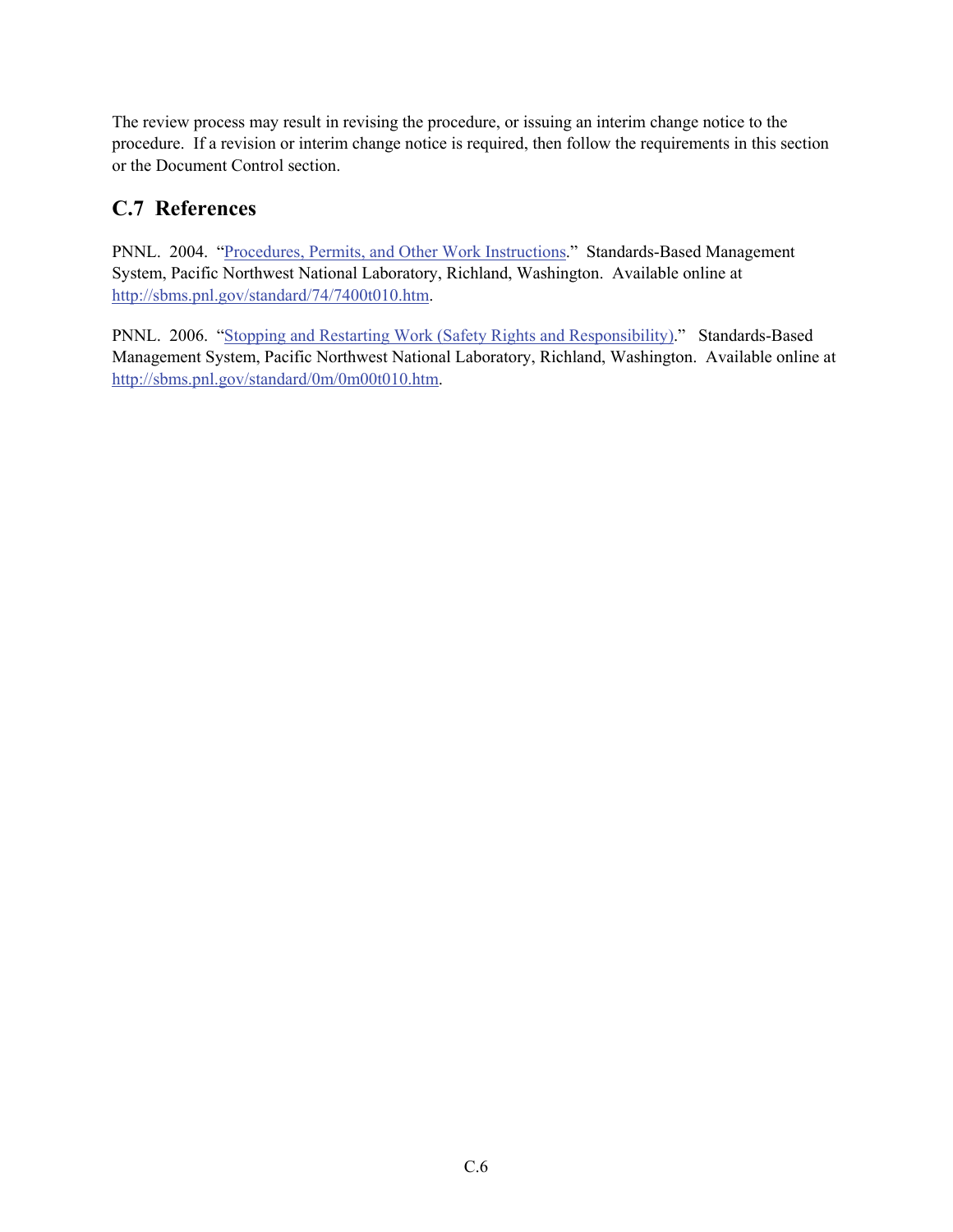The review process may result in revising the procedure, or issuing an interim change notice to the procedure. If a revision or interim change notice is required, then follow the requirements in this section or the Document Control section.

## C.7 References

PNNL. 2004. "Procedures, Permits, and Other Work Instructions." Standards-Based Management System, Pacific Northwest National Laboratory, Richland, Washington. Available online at http://sbms.pnl.gov/standard/74/7400t010.htm.

PNNL. 2006. "Stopping and Restarting Work (Safety Rights and Responsibility)." Standards-Based Management System, Pacific Northwest National Laboratory, Richland, Washington. Available online at http://sbms.pnl.gov/standard/0m/0m00t010.htm.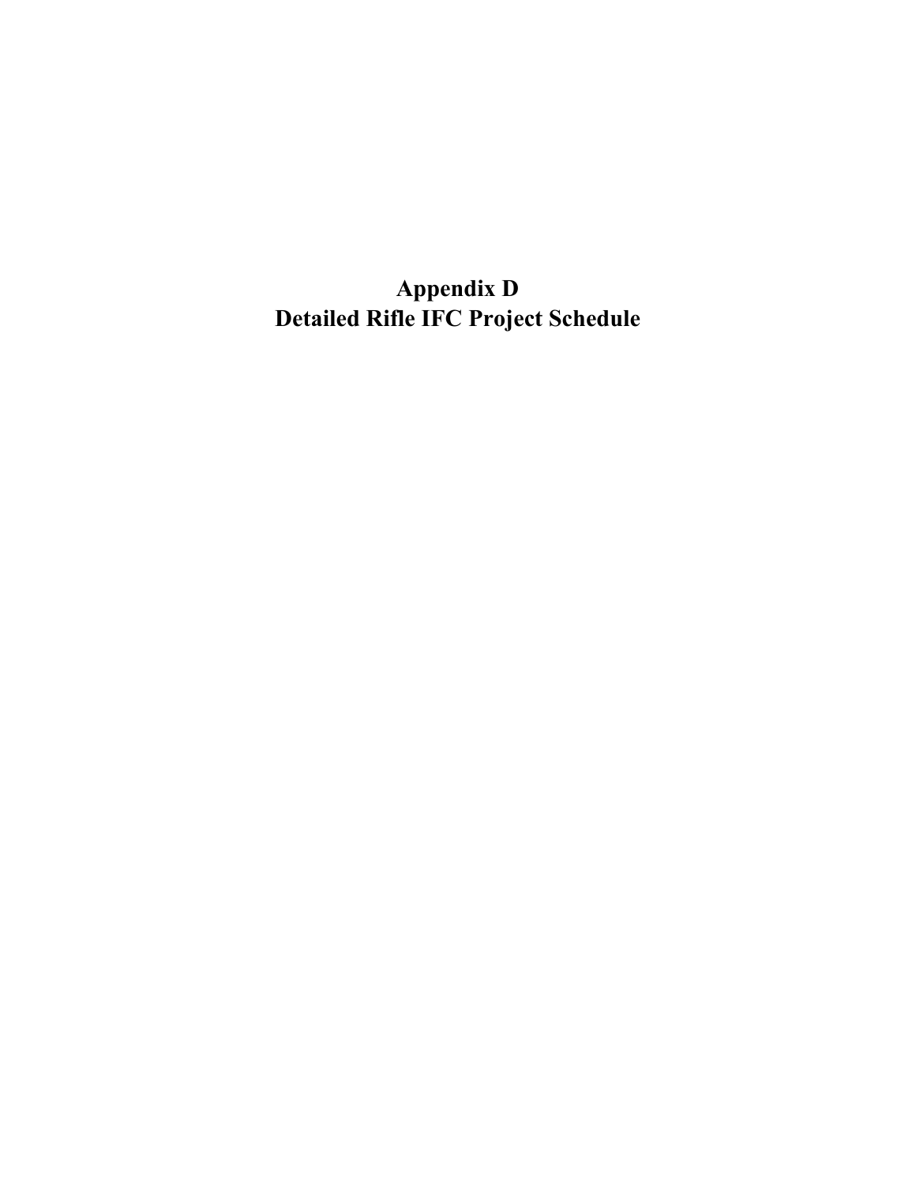# Appendix D
# Detailed Rifle IFC Project Schedule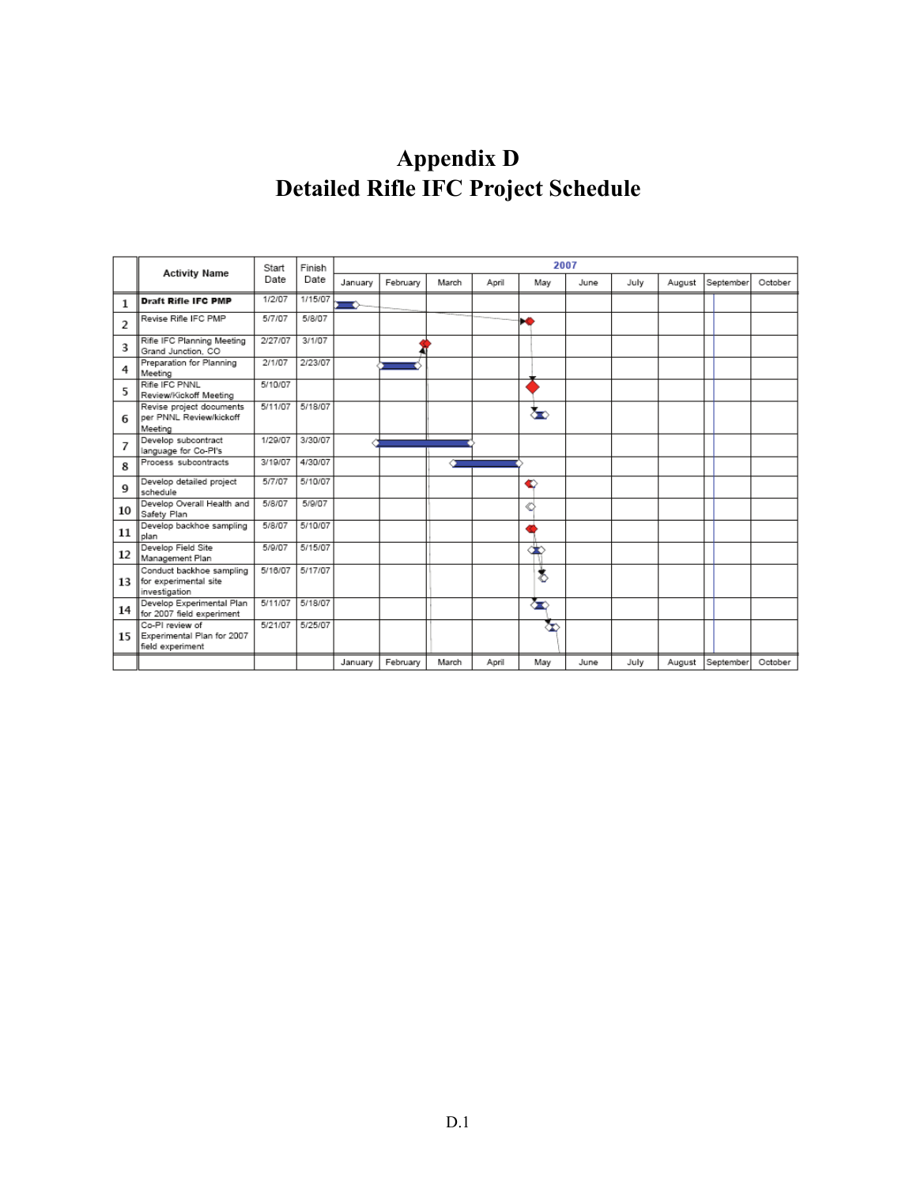# Appendix D
# Detailed Rifle IFC Project Schedule

| | Activity Name | Start Date | Finish Date |
|---|---|---|---|
| 1 | **Draft Rifle IFC PMP** | 1/2/07 | 1/15/07 |
| 2 | Revise Rifle IFC PMP | 5/7/07 | 5/8/07 |
| 3 | Rifle IFC Planning Meeting Grand Junction, CO | 2/27/07 | 3/1/07 |
| 4 | Preparation for Planning Meeting | 2/1/07 | 2/23/07 |
| 5 | Rifle IFC PNNL Review/Kickoff Meeting | 5/10/07 | |
| 6 | Revise project documents per PNNL Review/kickoff Meeting | 5/11/07 | 5/18/07 |
| 7 | Develop subcontract language for Co-PI's | 1/29/07 | 3/30/07 |
| 8 | Process subcontracts | 3/19/07 | 4/30/07 |
| 9 | Develop detailed project schedule | 5/7/07 | 5/10/07 |
| 10 | Develop Overall Health and Safety Plan | 5/8/07 | 5/9/07 |
| 11 | Develop backhoe sampling plan | 5/8/07 | 5/10/07 |
| 12 | Develop Field Site Management Plan | 5/9/07 | 5/15/07 |
| 13 | Conduct backhoe sampling for experimental site investigation | 5/16/07 | 5/17/07 |
| 14 | Develop Experimental Plan for 2007 field experiment | 5/11/07 | 5/18/07 |
| 15 | Co-PI review of Experimental Plan for 2007 field experiment | 5/21/07 | 5/25/07 |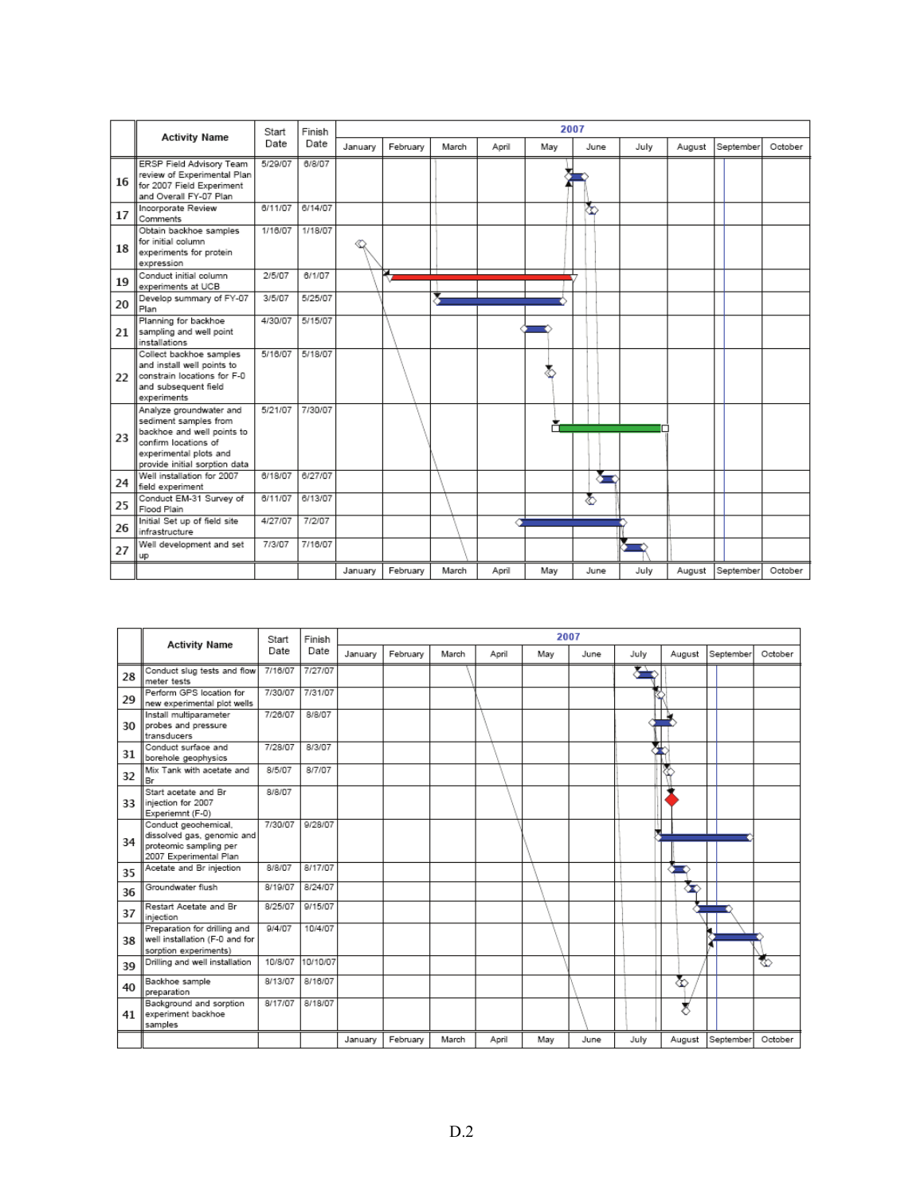| | Activity Name | Start Date | Finish Date |
|---|---|---|---|
| 16 | ERSP Field Advisory Team review of Experimental Plan for 2007 Field Experiment and Overall FY-07 Plan | 5/29/07 | 6/8/07 |
| 17 | Incorporate Review Comments | 6/11/07 | 6/14/07 |
| 18 | Obtain backhoe samples for initial column experiments for protein expression | 1/16/07 | 1/18/07 |
| 19 | Conduct initial column experiments at UCB | 2/5/07 | 6/1/07 |
| 20 | Develop summary of FY-07 Plan | 3/5/07 | 5/25/07 |
| 21 | Planning for backhoe sampling and well point installations | 4/30/07 | 5/15/07 |
| 22 | Collect backhoe samples and install well points to constrain locations for F-0 and subsequent field experiments | 5/16/07 | 5/18/07 |
| 23 | Analyze groundwater and sediment samples from backhoe and well points to confirm locations of experimental plots and provide initial sorption data | 5/21/07 | 7/30/07 |
| 24 | Well installation for 2007 field experiment | 6/18/07 | 6/27/07 |
| 25 | Conduct EM-31 Survey of Flood Plain | 6/11/07 | 6/13/07 |
| 26 | Initial Set up of field site infrastructure | 4/27/07 | 7/2/07 |
| 27 | Well development and set up | 7/3/07 | 7/16/07 |

| | Activity Name | Start Date | Finish Date |
|---|---|---|---|
| 28 | Conduct slug tests and flow meter tests | 7/16/07 | 7/27/07 |
| 29 | Perform GPS location for new experimental plot wells | 7/30/07 | 7/31/07 |
| 30 | Install multiparameter probes and pressure transducers | 7/26/07 | 8/8/07 |
| 31 | Conduct surface and borehole geophysics | 7/28/07 | 8/3/07 |
| 32 | Mix Tank with acetate and Br | 8/5/07 | 8/7/07 |
| 33 | Start acetate and Br injection for 2007 Experiemnt (F-0) | 8/8/07 | |
| 34 | Conduct geochemical, dissolved gas, genomic and proteomic sampling per 2007 Experimental Plan | 7/30/07 | 9/28/07 |
| 35 | Acetate and Br injection | 8/8/07 | 8/17/07 |
| 36 | Groundwater flush | 8/19/07 | 8/24/07 |
| 37 | Restart Acetate and Br injection | 8/25/07 | 9/15/07 |
| 38 | Preparation for drilling and well installation (F-0 and for sorption experiments) | 9/4/07 | 10/4/07 |
| 39 | Drilling and well installation | 10/8/07 | 10/10/07 |
| 40 | Backhoe sample preparation | 8/13/07 | 8/16/07 |
| 41 | Background and sorption experiment backhoe samples | 8/17/07 | 8/18/07 |

D.2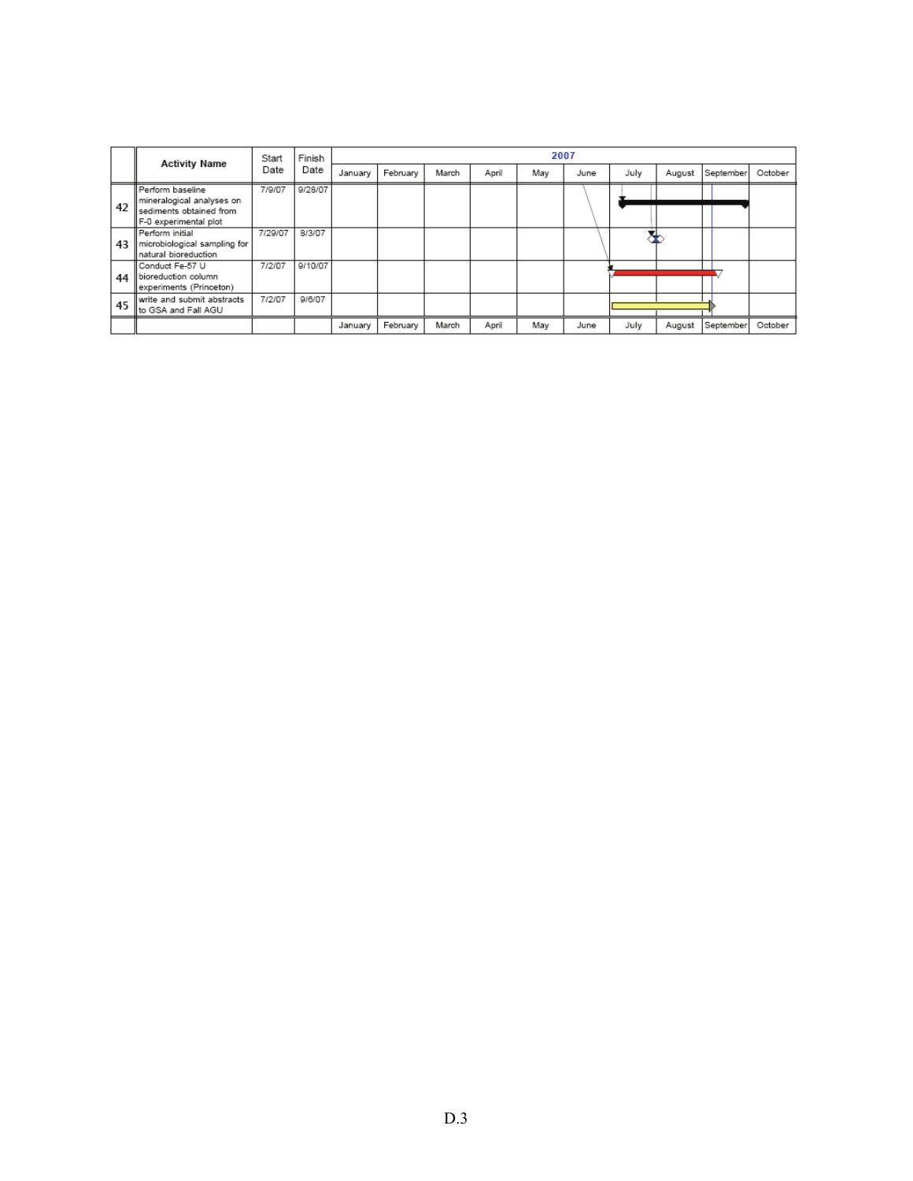| | Activity Name | Start Date | Finish Date | 2007 | | | | | | | | | |
|---|---|---|---|---|---|---|---|---|---|---|---|---|---|
| | | | | January | February | March | April | May | June | July | August | September | October |
| 42 | Perform baseline mineralogical analyses on sediments obtained from F-0 experimental plot | 7/9/07 | 9/28/07 | | | | | | | | | | |
| 43 | Perform initial microbiological sampling for natural bioreduction | 7/29/07 | 8/3/07 | | | | | | | | | | |
| 44 | Conduct Fe-57 U bioreduction column experiments (Princeton) | 7/2/07 | 9/10/07 | | | | | | | | | | |
| 45 | write and submit abstracts to GSA and Fall AGU | 7/2/07 | 9/6/07 | | | | | | | | | | |
| | | | | January | February | March | April | May | June | July | August | September | October |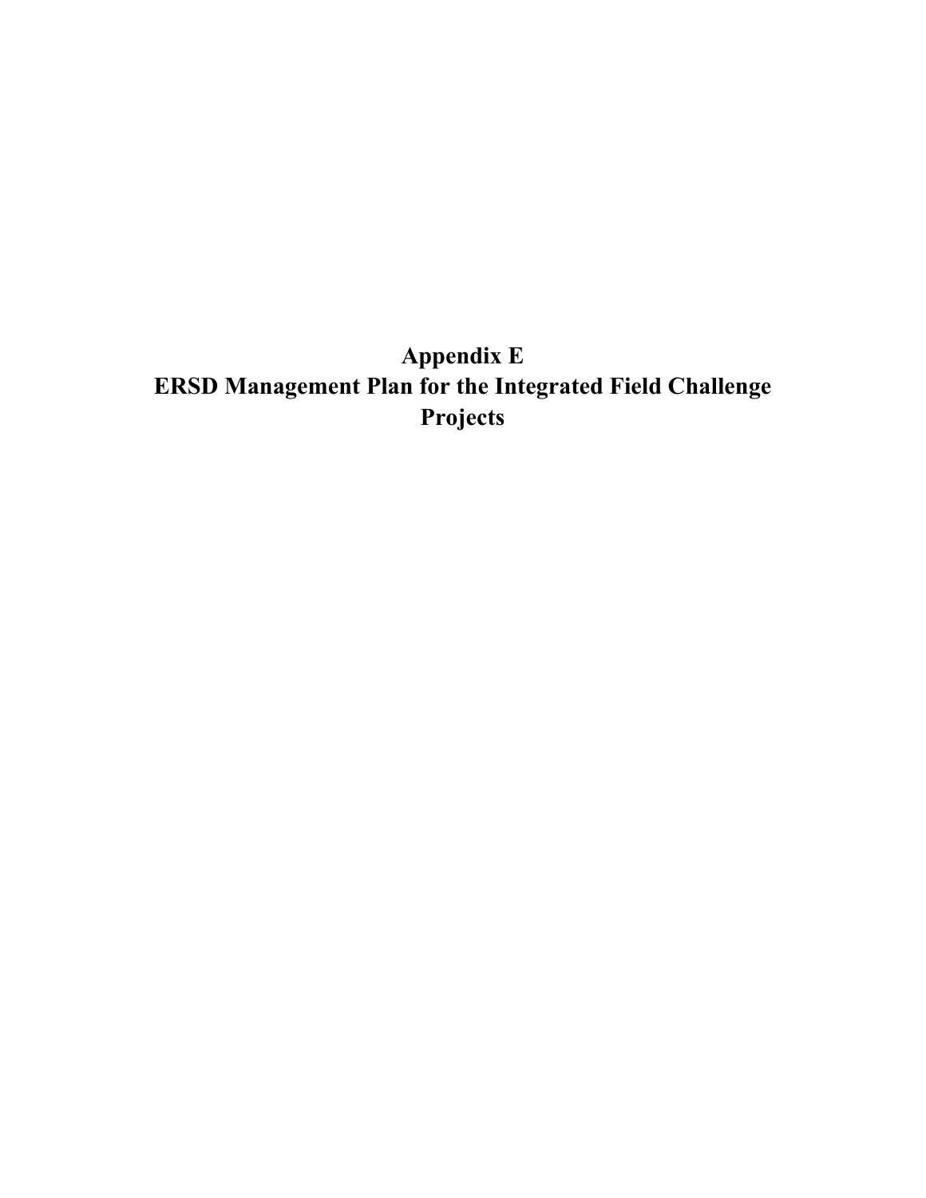# Appendix E
# ERSD Management Plan for the Integrated Field Challenge Projects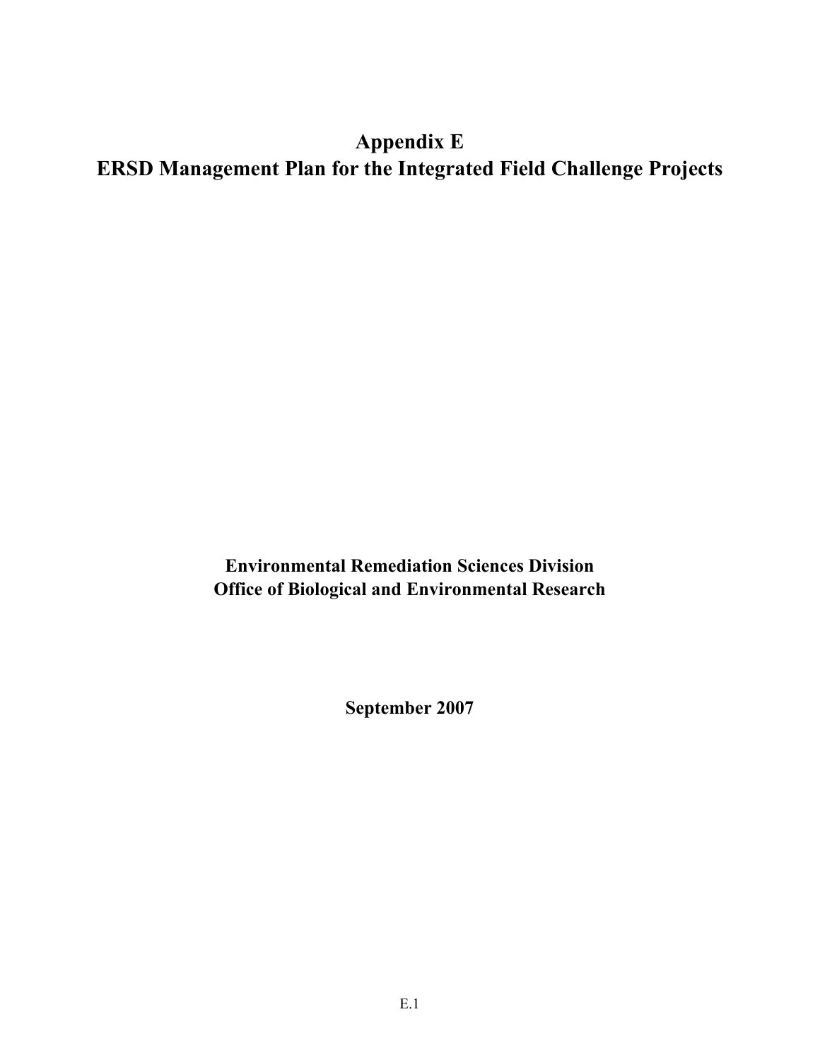# Appendix E
# ERSD Management Plan for the Integrated Field Challenge Projects

**Environmental Remediation Sciences Division**
**Office of Biological and Environmental Research**

**September 2007**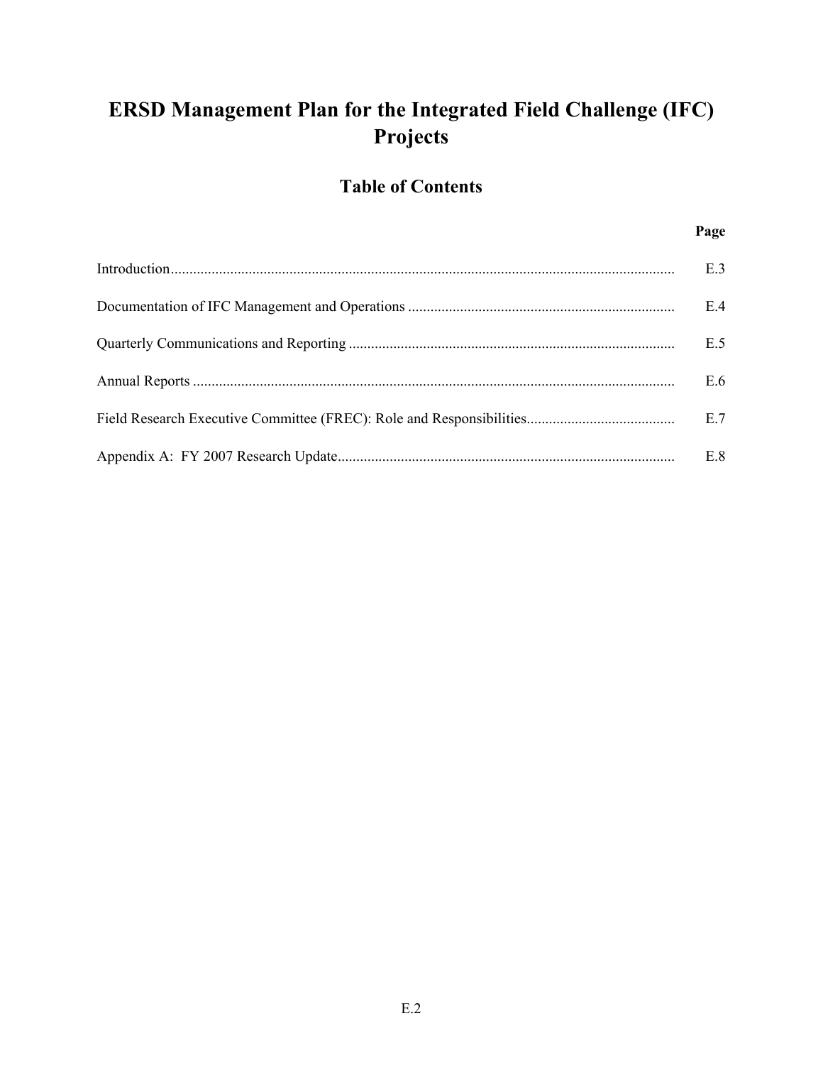# ERSD Management Plan for the Integrated Field Challenge (IFC) Projects

## Table of Contents

| | Page |
|---|---|
| Introduction | E.3 |
| Documentation of IFC Management and Operations | E.4 |
| Quarterly Communications and Reporting | E.5 |
| Annual Reports | E.6 |
| Field Research Executive Committee (FREC): Role and Responsibilities | E.7 |
| Appendix A: FY 2007 Research Update | E.8 |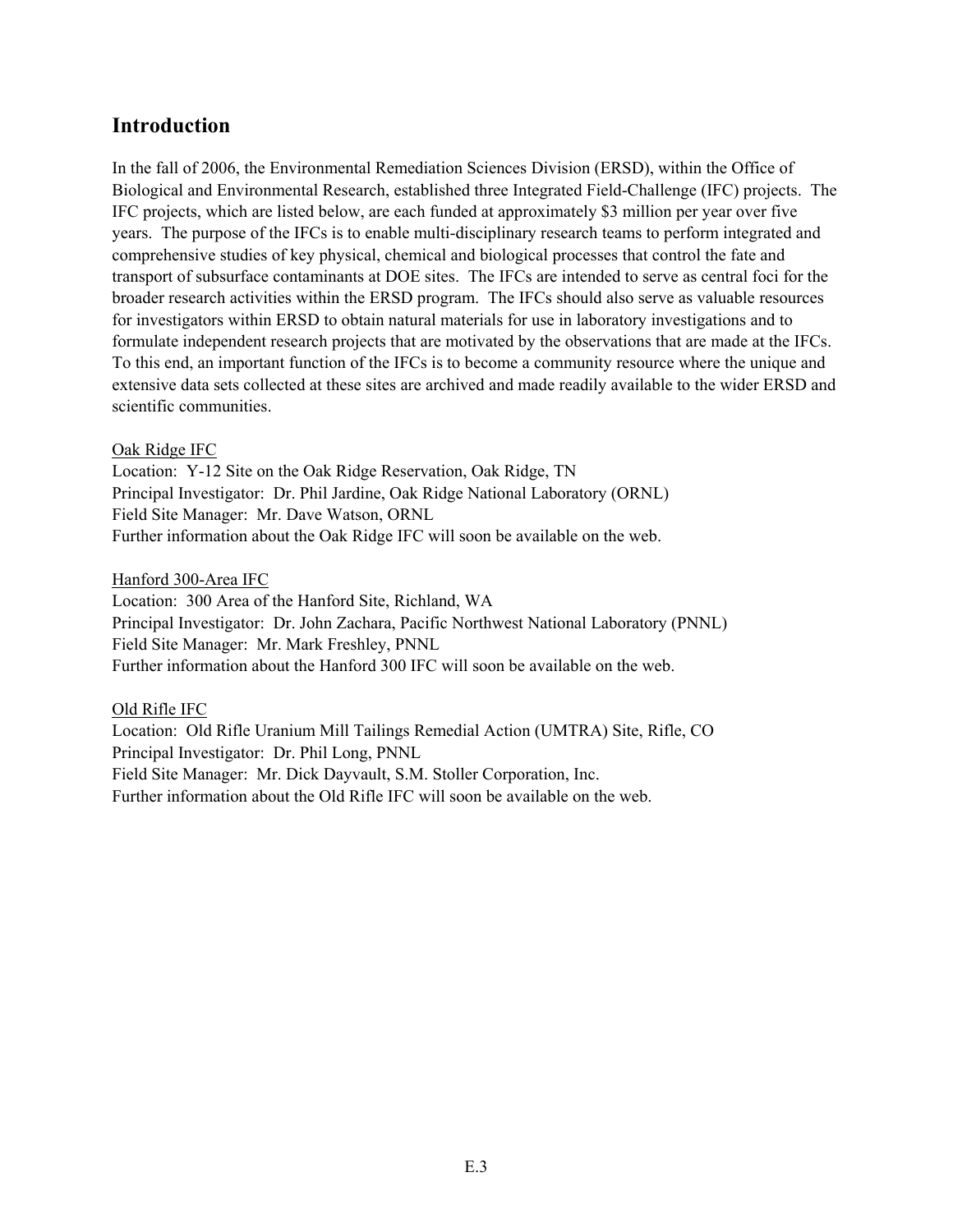## Introduction

In the fall of 2006, the Environmental Remediation Sciences Division (ERSD), within the Office of Biological and Environmental Research, established three Integrated Field-Challenge (IFC) projects. The IFC projects, which are listed below, are each funded at approximately $3 million per year over five years. The purpose of the IFCs is to enable multi-disciplinary research teams to perform integrated and comprehensive studies of key physical, chemical and biological processes that control the fate and transport of subsurface contaminants at DOE sites. The IFCs are intended to serve as central foci for the broader research activities within the ERSD program. The IFCs should also serve as valuable resources for investigators within ERSD to obtain natural materials for use in laboratory investigations and to formulate independent research projects that are motivated by the observations that are made at the IFCs. To this end, an important function of the IFCs is to become a community resource where the unique and extensive data sets collected at these sites are archived and made readily available to the wider ERSD and scientific communities.

Oak Ridge IFC
Location: Y-12 Site on the Oak Ridge Reservation, Oak Ridge, TN
Principal Investigator: Dr. Phil Jardine, Oak Ridge National Laboratory (ORNL)
Field Site Manager: Mr. Dave Watson, ORNL
Further information about the Oak Ridge IFC will soon be available on the web.

Hanford 300-Area IFC
Location: 300 Area of the Hanford Site, Richland, WA
Principal Investigator: Dr. John Zachara, Pacific Northwest National Laboratory (PNNL)
Field Site Manager: Mr. Mark Freshley, PNNL
Further information about the Hanford 300 IFC will soon be available on the web.

Old Rifle IFC
Location: Old Rifle Uranium Mill Tailings Remedial Action (UMTRA) Site, Rifle, CO
Principal Investigator: Dr. Phil Long, PNNL
Field Site Manager: Mr. Dick Dayvault, S.M. Stoller Corporation, Inc.
Further information about the Old Rifle IFC will soon be available on the web.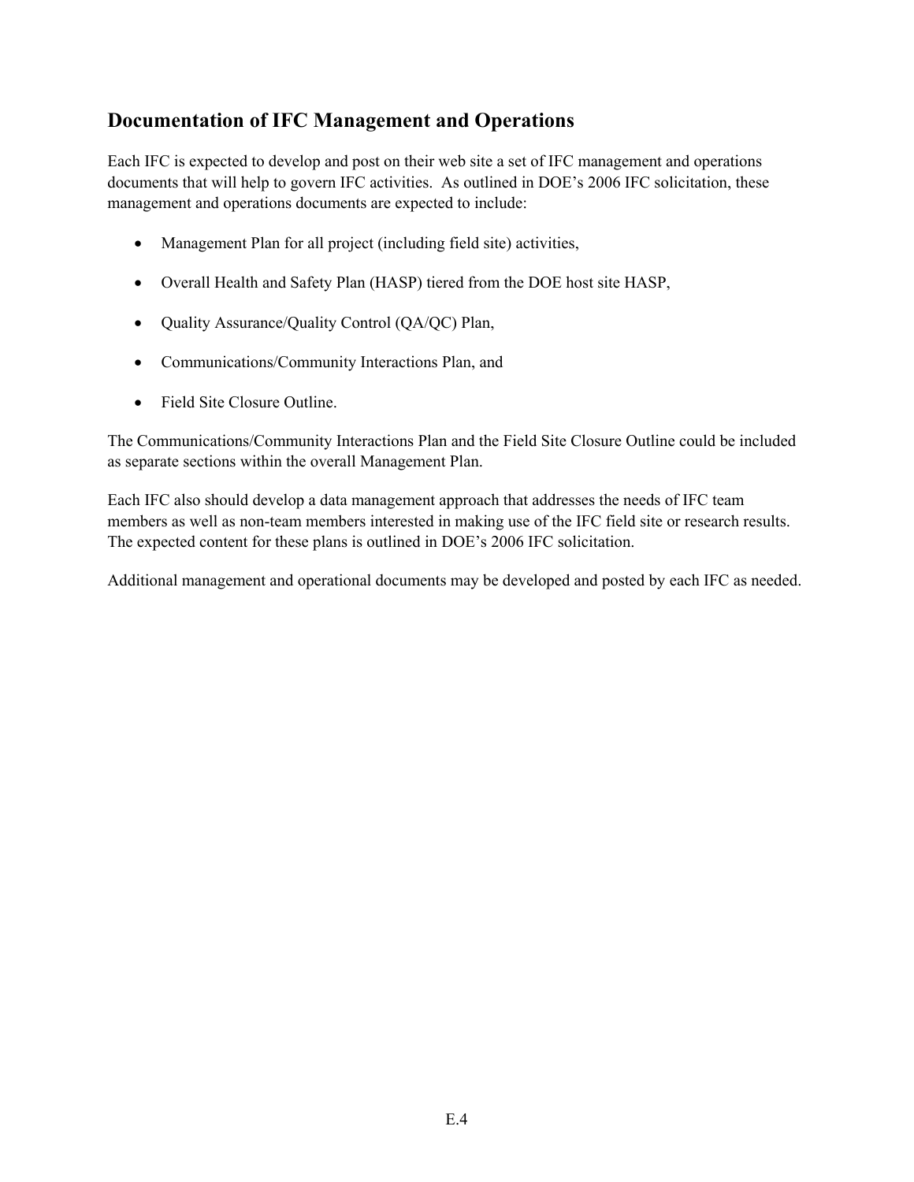## Documentation of IFC Management and Operations

Each IFC is expected to develop and post on their web site a set of IFC management and operations documents that will help to govern IFC activities. As outlined in DOE's 2006 IFC solicitation, these management and operations documents are expected to include:

- Management Plan for all project (including field site) activities,
- Overall Health and Safety Plan (HASP) tiered from the DOE host site HASP,
- Quality Assurance/Quality Control (QA/QC) Plan,
- Communications/Community Interactions Plan, and
- Field Site Closure Outline.

The Communications/Community Interactions Plan and the Field Site Closure Outline could be included as separate sections within the overall Management Plan.

Each IFC also should develop a data management approach that addresses the needs of IFC team members as well as non-team members interested in making use of the IFC field site or research results. The expected content for these plans is outlined in DOE's 2006 IFC solicitation.

Additional management and operational documents may be developed and posted by each IFC as needed.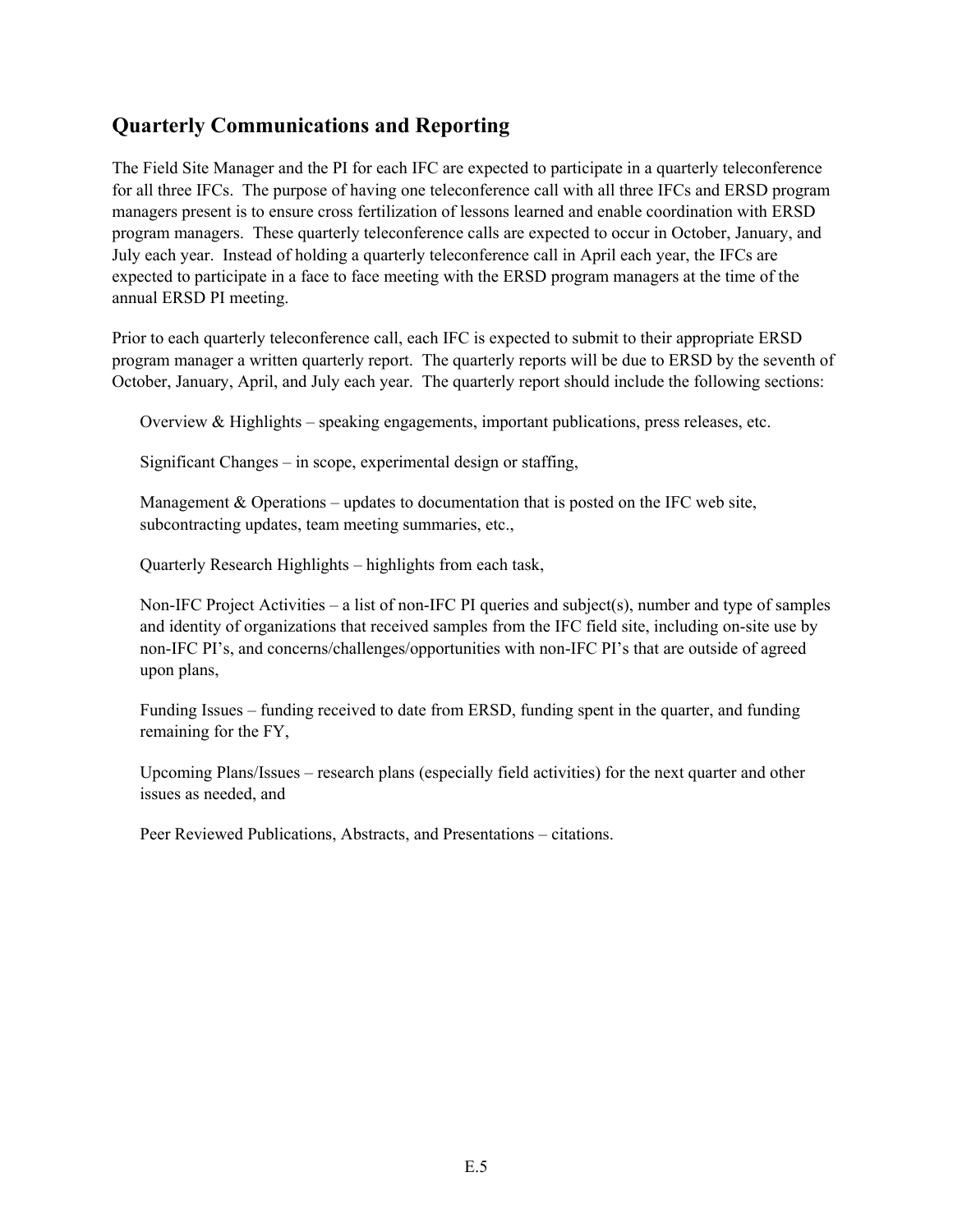## Quarterly Communications and Reporting

The Field Site Manager and the PI for each IFC are expected to participate in a quarterly teleconference for all three IFCs. The purpose of having one teleconference call with all three IFCs and ERSD program managers present is to ensure cross fertilization of lessons learned and enable coordination with ERSD program managers. These quarterly teleconference calls are expected to occur in October, January, and July each year. Instead of holding a quarterly teleconference call in April each year, the IFCs are expected to participate in a face to face meeting with the ERSD program managers at the time of the annual ERSD PI meeting.

Prior to each quarterly teleconference call, each IFC is expected to submit to their appropriate ERSD program manager a written quarterly report. The quarterly reports will be due to ERSD by the seventh of October, January, April, and July each year. The quarterly report should include the following sections:

Overview & Highlights – speaking engagements, important publications, press releases, etc.

Significant Changes – in scope, experimental design or staffing,

Management & Operations – updates to documentation that is posted on the IFC web site, subcontracting updates, team meeting summaries, etc.,

Quarterly Research Highlights – highlights from each task,

Non-IFC Project Activities – a list of non-IFC PI queries and subject(s), number and type of samples and identity of organizations that received samples from the IFC field site, including on-site use by non-IFC PI's, and concerns/challenges/opportunities with non-IFC PI's that are outside of agreed upon plans,

Funding Issues – funding received to date from ERSD, funding spent in the quarter, and funding remaining for the FY,

Upcoming Plans/Issues – research plans (especially field activities) for the next quarter and other issues as needed, and

Peer Reviewed Publications, Abstracts, and Presentations – citations.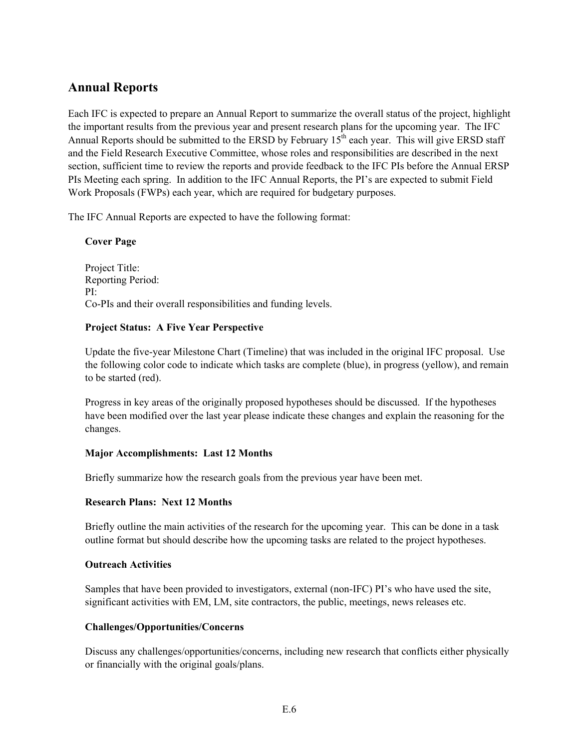## Annual Reports

Each IFC is expected to prepare an Annual Report to summarize the overall status of the project, highlight the important results from the previous year and present research plans for the upcoming year. The IFC Annual Reports should be submitted to the ERSD by February 15th each year. This will give ERSD staff and the Field Research Executive Committee, whose roles and responsibilities are described in the next section, sufficient time to review the reports and provide feedback to the IFC PIs before the Annual ERSP PIs Meeting each spring. In addition to the IFC Annual Reports, the PI's are expected to submit Field Work Proposals (FWPs) each year, which are required for budgetary purposes.

The IFC Annual Reports are expected to have the following format:

**Cover Page**

Project Title:
Reporting Period:
PI:
Co-PIs and their overall responsibilities and funding levels.

**Project Status: A Five Year Perspective**

Update the five-year Milestone Chart (Timeline) that was included in the original IFC proposal. Use the following color code to indicate which tasks are complete (blue), in progress (yellow), and remain to be started (red).

Progress in key areas of the originally proposed hypotheses should be discussed. If the hypotheses have been modified over the last year please indicate these changes and explain the reasoning for the changes.

**Major Accomplishments: Last 12 Months**

Briefly summarize how the research goals from the previous year have been met.

**Research Plans: Next 12 Months**

Briefly outline the main activities of the research for the upcoming year. This can be done in a task outline format but should describe how the upcoming tasks are related to the project hypotheses.

**Outreach Activities**

Samples that have been provided to investigators, external (non-IFC) PI's who have used the site, significant activities with EM, LM, site contractors, the public, meetings, news releases etc.

**Challenges/Opportunities/Concerns**

Discuss any challenges/opportunities/concerns, including new research that conflicts either physically or financially with the original goals/plans.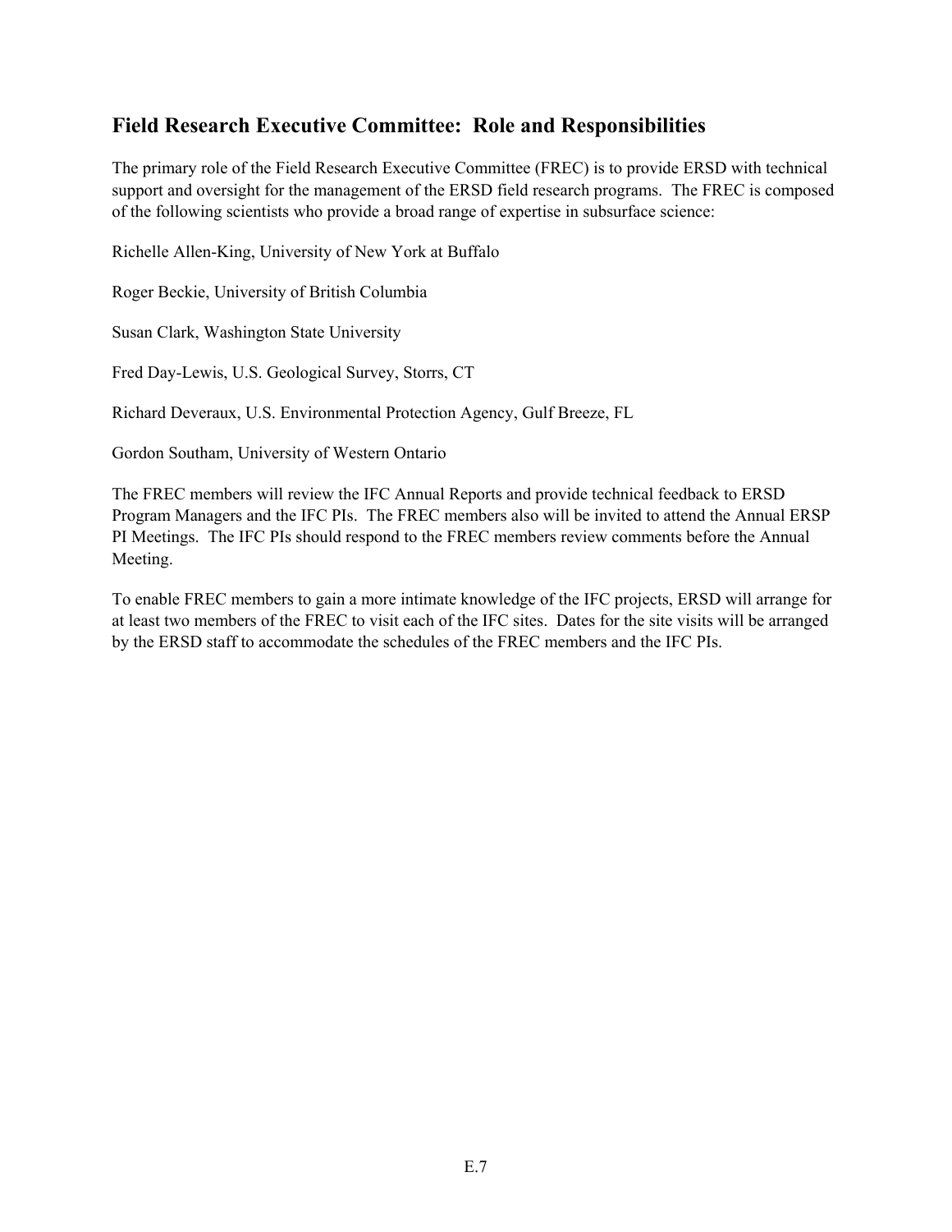## Field Research Executive Committee: Role and Responsibilities

The primary role of the Field Research Executive Committee (FREC) is to provide ERSD with technical support and oversight for the management of the ERSD field research programs. The FREC is composed of the following scientists who provide a broad range of expertise in subsurface science:

Richelle Allen-King, University of New York at Buffalo

Roger Beckie, University of British Columbia

Susan Clark, Washington State University

Fred Day-Lewis, U.S. Geological Survey, Storrs, CT

Richard Deveraux, U.S. Environmental Protection Agency, Gulf Breeze, FL

Gordon Southam, University of Western Ontario

The FREC members will review the IFC Annual Reports and provide technical feedback to ERSD Program Managers and the IFC PIs. The FREC members also will be invited to attend the Annual ERSP PI Meetings. The IFC PIs should respond to the FREC members review comments before the Annual Meeting.

To enable FREC members to gain a more intimate knowledge of the IFC projects, ERSD will arrange for at least two members of the FREC to visit each of the IFC sites. Dates for the site visits will be arranged by the ERSD staff to accommodate the schedules of the FREC members and the IFC PIs.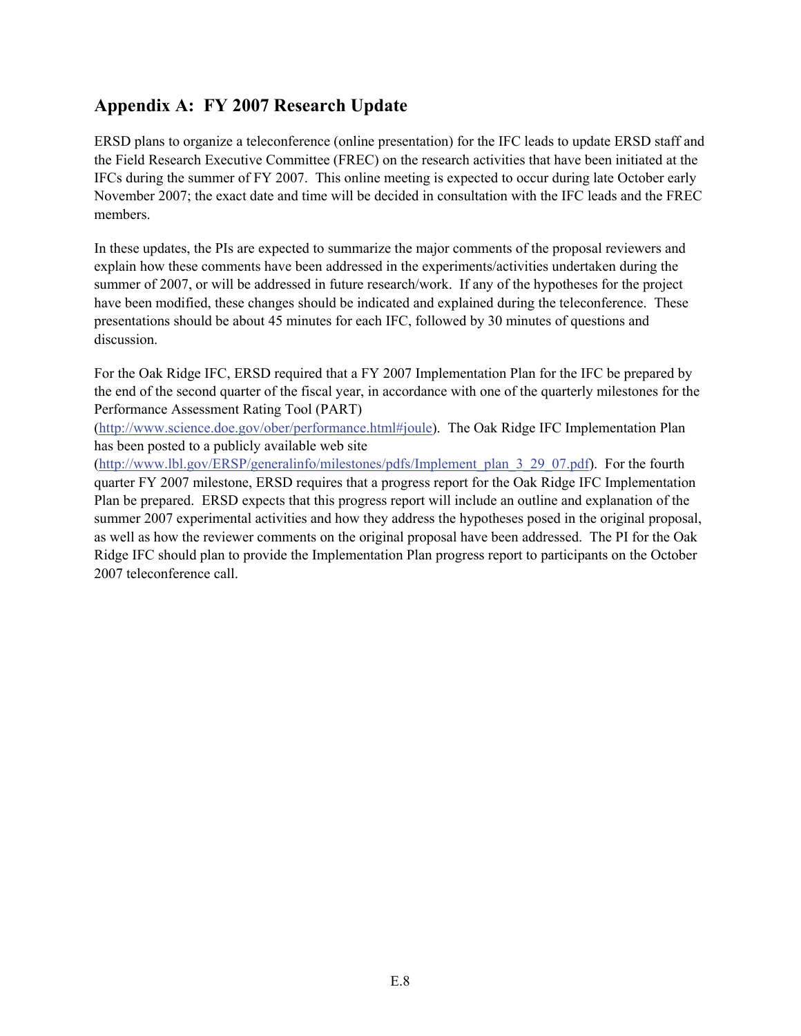## Appendix A: FY 2007 Research Update

ERSD plans to organize a teleconference (online presentation) for the IFC leads to update ERSD staff and the Field Research Executive Committee (FREC) on the research activities that have been initiated at the IFCs during the summer of FY 2007. This online meeting is expected to occur during late October early November 2007; the exact date and time will be decided in consultation with the IFC leads and the FREC members.

In these updates, the PIs are expected to summarize the major comments of the proposal reviewers and explain how these comments have been addressed in the experiments/activities undertaken during the summer of 2007, or will be addressed in future research/work. If any of the hypotheses for the project have been modified, these changes should be indicated and explained during the teleconference. These presentations should be about 45 minutes for each IFC, followed by 30 minutes of questions and discussion.

For the Oak Ridge IFC, ERSD required that a FY 2007 Implementation Plan for the IFC be prepared by the end of the second quarter of the fiscal year, in accordance with one of the quarterly milestones for the Performance Assessment Rating Tool (PART) (http://www.science.doe.gov/ober/performance.html#joule). The Oak Ridge IFC Implementation Plan has been posted to a publicly available web site (http://www.lbl.gov/ERSP/generalinfo/milestones/pdfs/Implement_plan_3_29_07.pdf). For the fourth quarter FY 2007 milestone, ERSD requires that a progress report for the Oak Ridge IFC Implementation Plan be prepared. ERSD expects that this progress report will include an outline and explanation of the summer 2007 experimental activities and how they address the hypotheses posed in the original proposal, as well as how the reviewer comments on the original proposal have been addressed. The PI for the Oak Ridge IFC should plan to provide the Implementation Plan progress report to participants on the October 2007 teleconference call.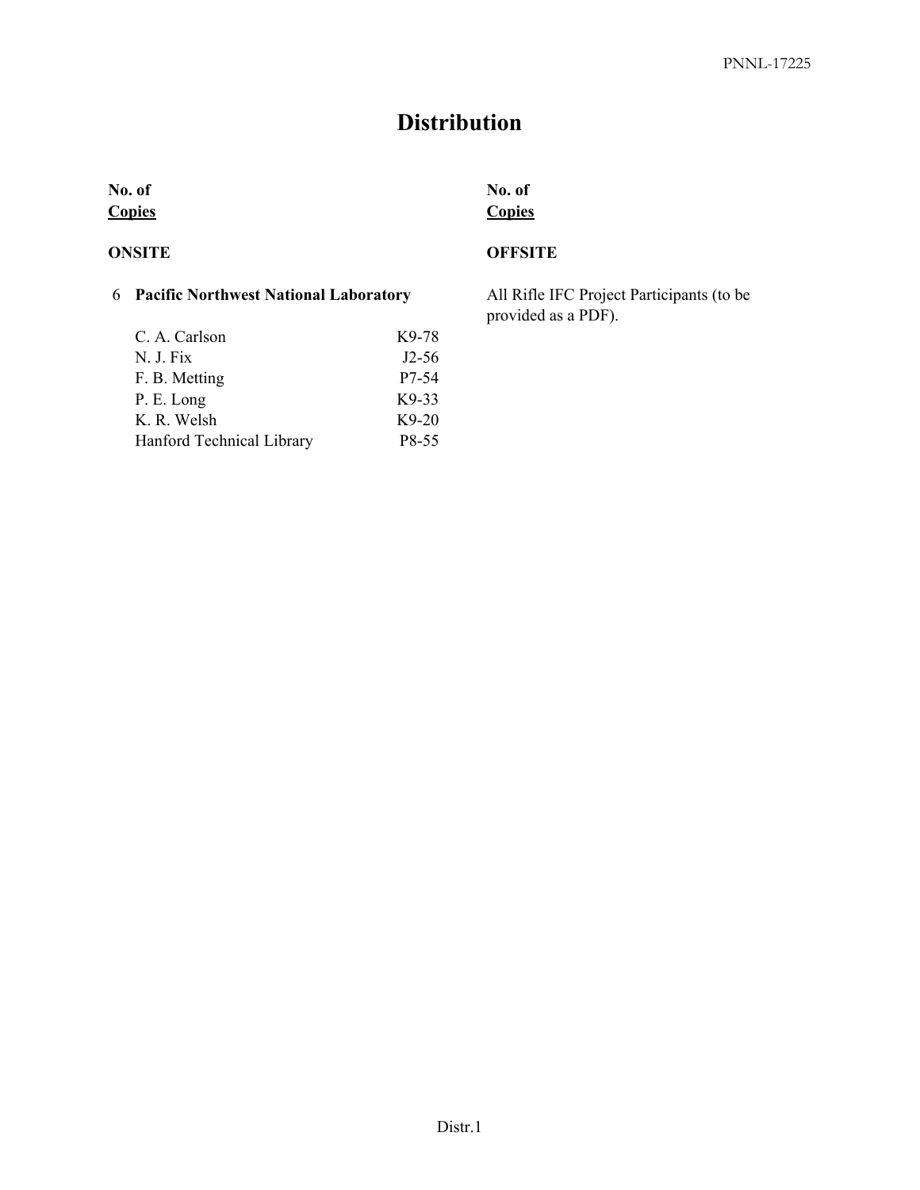# Distribution

**No. of**
**Copies**

**ONSITE**

6 **Pacific Northwest National Laboratory**

| | |
|---|---|
| C. A. Carlson | K9-78 |
| N. J. Fix | J2-56 |
| F. B. Metting | P7-54 |
| P. E. Long | K9-33 |
| K. R. Welsh | K9-20 |
| Hanford Technical Library | P8-55 |

**No. of**
**Copies**

**OFFSITE**

All Rifle IFC Project Participants (to be provided as a PDF).